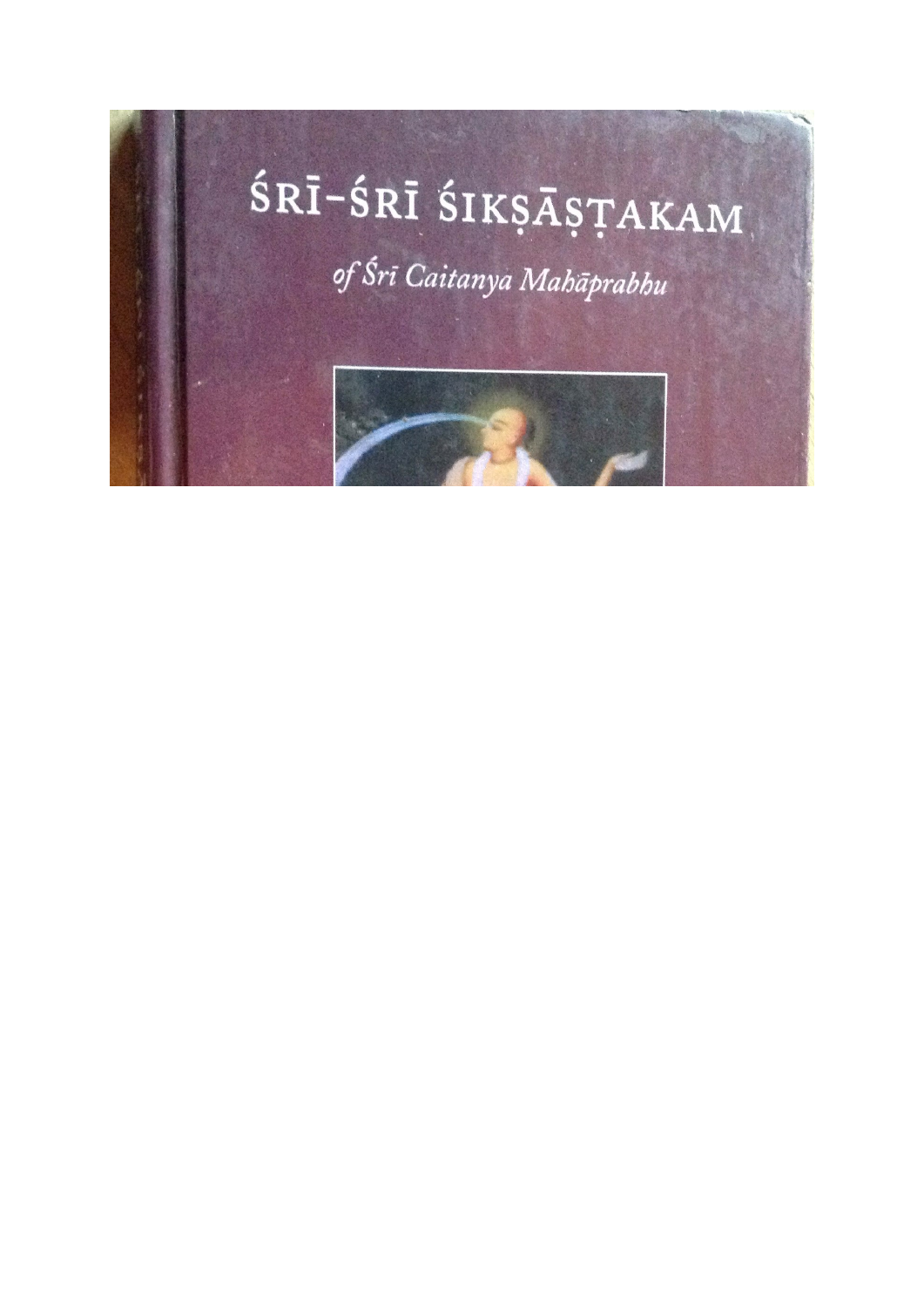# ŚRĪ-ŚRĪ ŚIKṢĀṢṬAKAM

*of Śrī Caitanya Mahāprabhu*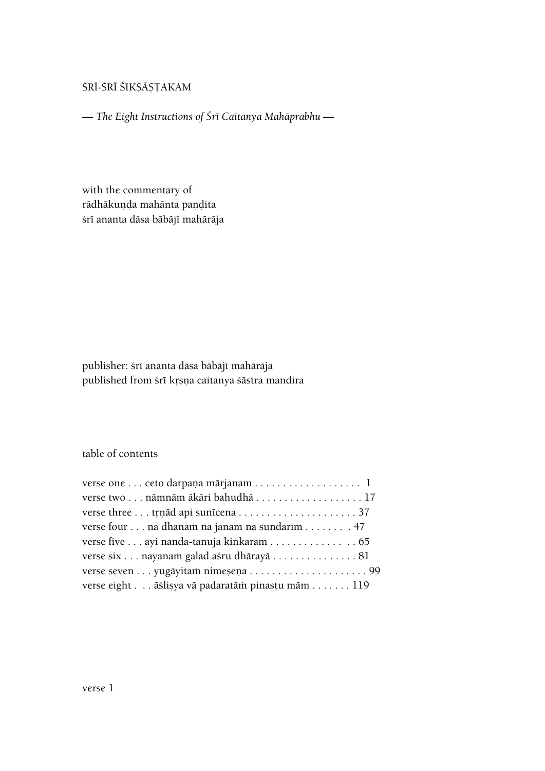# ŚRĪ-ŚRĪ ŚIKṢĀṢṬAKAM

— *The Eight Instructions of Śrī Caitanya Mahāprabhu* —

with the commentary of
rādhākuṇḍa mahānta paṇḍita
śrī ananta dāsa bābājī mahārāja

publisher: śrī ananta dāsa bābājī mahārāja
published from śrī kṛṣṇa caitanya śāstra mandira

## table of contents

verse one . . . ceto darpaṇa mārjanam . . . . . . . . . . . . . . . . . . . 1
verse two . . . nāmnām ākāri bahudhā . . . . . . . . . . . . . . . . . . . 17
verse three . . . tṛṇād api sunīcena . . . . . . . . . . . . . . . . . . . . . 37
verse four . . . na dhanaṁ na janaṁ na sundarīm . . . . . . . . 47
verse five . . . ayi nanda-tanuja kiṅkaram . . . . . . . . . . . . . . 65
verse six . . . nayanaṁ galad aśru dhārayā . . . . . . . . . . . . . . . 81
verse seven . . . yugāyitaṁ nimeṣeṇa . . . . . . . . . . . . . . . . . . . . . 99
verse eight . . . āśliṣya vā padaratāṁ pinaṣṭu mām . . . . . . . 119

verse 1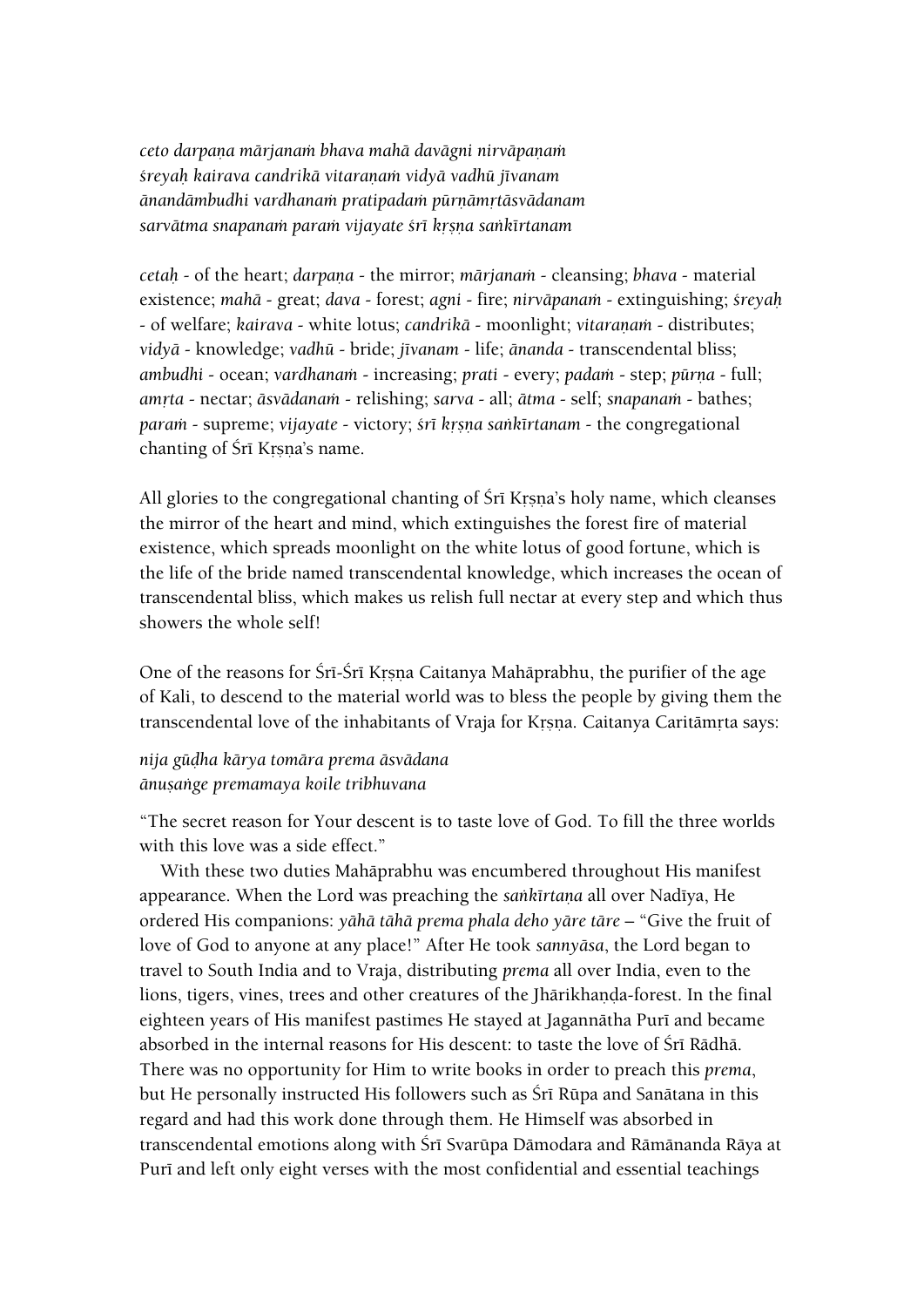*ceto darpaṇa mārjanaṁ bhava mahā davāgni nirvāpaṇaṁ*
*śreyaḥ kairava candrikā vitaraṇaṁ vidyā vadhū jīvanam*
*ānandāmbudhi vardhanaṁ pratipadaṁ pūrṇāmṛtāsvādanam*
*sarvātma snapanaṁ paraṁ vijayate śrī kṛṣṇa saṅkīrtanam*

*cetaḥ* - of the heart; *darpaṇa* - the mirror; *mārjanaṁ* - cleansing; *bhava* - material existence; *mahā* - great; *dava* - forest; *agni* - fire; *nirvāpanaṁ* - extinguishing; *śreyaḥ* - of welfare; *kairava* - white lotus; *candrikā* - moonlight; *vitaraṇaṁ* - distributes; *vidyā* - knowledge; *vadhū* - bride; *jīvanam* - life; *ānanda* - transcendental bliss; *ambudhi* - ocean; *vardhanaṁ* - increasing; *prati* - every; *padaṁ* - step; *pūrṇa* - full; *amṛta* - nectar; *āsvādanaṁ* - relishing; *sarva* - all; *ātma* - self; *snapanaṁ* - bathes; *paraṁ* - supreme; *vijayate* - victory; *śrī kṛṣṇa saṅkīrtanam* - the congregational chanting of Śrī Kṛṣṇa's name.

All glories to the congregational chanting of Śrī Kṛṣṇa's holy name, which cleanses the mirror of the heart and mind, which extinguishes the forest fire of material existence, which spreads moonlight on the white lotus of good fortune, which is the life of the bride named transcendental knowledge, which increases the ocean of transcendental bliss, which makes us relish full nectar at every step and which thus showers the whole self!

One of the reasons for Śrī-Śrī Kṛṣṇa Caitanya Mahāprabhu, the purifier of the age of Kali, to descend to the material world was to bless the people by giving them the transcendental love of the inhabitants of Vraja for Kṛṣṇa. Caitanya Caritāmṛta says:

*nija gūḍha kārya tomāra prema āsvādana*
*ānuṣaṅge premamaya koile tribhuvana*

"The secret reason for Your descent is to taste love of God. To fill the three worlds with this love was a side effect."

With these two duties Mahāprabhu was encumbered throughout His manifest appearance. When the Lord was preaching the *saṅkīrtaṇa* all over Nadīya, He ordered His companions: *yāhā tāhā prema phala deho yāre tāre* – "Give the fruit of love of God to anyone at any place!" After He took *sannyāsa*, the Lord began to travel to South India and to Vraja, distributing *prema* all over India, even to the lions, tigers, vines, trees and other creatures of the Jhārikhaṇḍa-forest. In the final eighteen years of His manifest pastimes He stayed at Jagannātha Purī and became absorbed in the internal reasons for His descent: to taste the love of Śrī Rādhā. There was no opportunity for Him to write books in order to preach this *prema*, but He personally instructed His followers such as Śrī Rūpa and Sanātana in this regard and had this work done through them. He Himself was absorbed in transcendental emotions along with Śrī Svarūpa Dāmodara and Rāmānanda Rāya at Purī and left only eight verses with the most confidential and essential teachings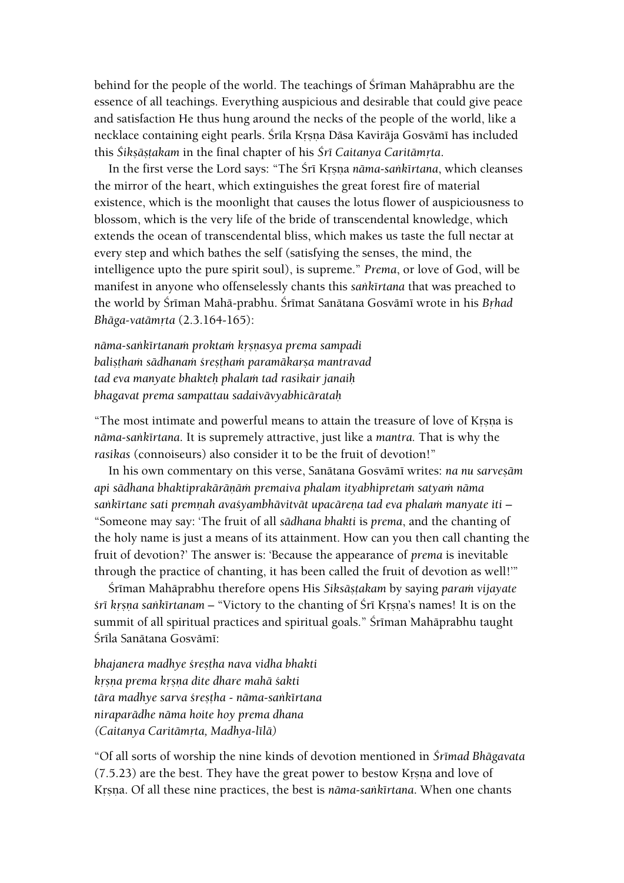behind for the people of the world. The teachings of Śrīman Mahāprabhu are the essence of all teachings. Everything auspicious and desirable that could give peace and satisfaction He thus hung around the necks of the people of the world, like a necklace containing eight pearls. Śrīla Kṛṣṇa Dāsa Kavirāja Gosvāmī has included this *Śikṣāṣṭakam* in the final chapter of his *Śrī Caitanya Caritāmṛta*.

In the first verse the Lord says: "The Śrī Kṛṣṇa *nāma-saṅkīrtana*, which cleanses the mirror of the heart, which extinguishes the great forest fire of material existence, which is the moonlight that causes the lotus flower of auspiciousness to blossom, which is the very life of the bride of transcendental knowledge, which extends the ocean of transcendental bliss, which makes us taste the full nectar at every step and which bathes the self (satisfying the senses, the mind, the intelligence upto the pure spirit soul), is supreme." *Prema*, or love of God, will be manifest in anyone who offenselessly chants this *saṅkīrtana* that was preached to the world by Śrīman Mahā-prabhu. Śrīmat Sanātana Gosvāmī wrote in his *Bṛhad Bhāga-vatāmṛta* (2.3.164-165):

*nāma-saṅkīrtanaṁ proktaṁ kṛṣṇasya prema sampadi*
*baliṣṭhaṁ sādhanaṁ śreṣṭhaṁ paramākarṣa mantravad*
*tad eva manyate bhakteḥ phalaṁ tad rasikair janaiḥ*
*bhagavat prema sampattau sadaivāvyabhicārataḥ*

"The most intimate and powerful means to attain the treasure of love of Kṛṣṇa is *nāma-saṅkīrtana*. It is supremely attractive, just like a *mantra*. That is why the *rasikas* (connoiseurs) also consider it to be the fruit of devotion!"

In his own commentary on this verse, Sanātana Gosvāmī writes: *na nu sarveṣām api sādhana bhaktiprakārāṇāṁ premaiva phalam ityabhipretaṁ satyaṁ nāma saṅkīrtane sati premṇah avaśyambhāvitvāt upacāreṇa tad eva phalaṁ manyate iti* – "Someone may say: 'The fruit of all *sādhana bhakti* is *prema*, and the chanting of the holy name is just a means of its attainment. How can you then call chanting the fruit of devotion?' The answer is: 'Because the appearance of *prema* is inevitable through the practice of chanting, it has been called the fruit of devotion as well!'"

Śrīman Mahāprabhu therefore opens His *Siksāṣṭakam* by saying *paraṁ vijayate śrī kṛṣṇa saṅkīrtanam* – "Victory to the chanting of Śrī Kṛṣṇa's names! It is on the summit of all spiritual practices and spiritual goals." Śrīman Mahāprabhu taught Śrīla Sanātana Gosvāmī:

*bhajanera madhye śreṣṭha nava vidha bhakti*
*kṛṣṇa prema kṛṣṇa dite dhare mahā śakti*
*tāra madhye sarva śreṣṭha - nāma-saṅkīrtana*
*niraparādhe nāma hoite hoy prema dhana*
*(Caitanya Caritāmṛta, Madhya-līlā)*

"Of all sorts of worship the nine kinds of devotion mentioned in *Śrīmad Bhāgavata* (7.5.23) are the best. They have the great power to bestow Kṛṣṇa and love of Kṛṣṇa. Of all these nine practices, the best is *nāma-saṅkīrtana*. When one chants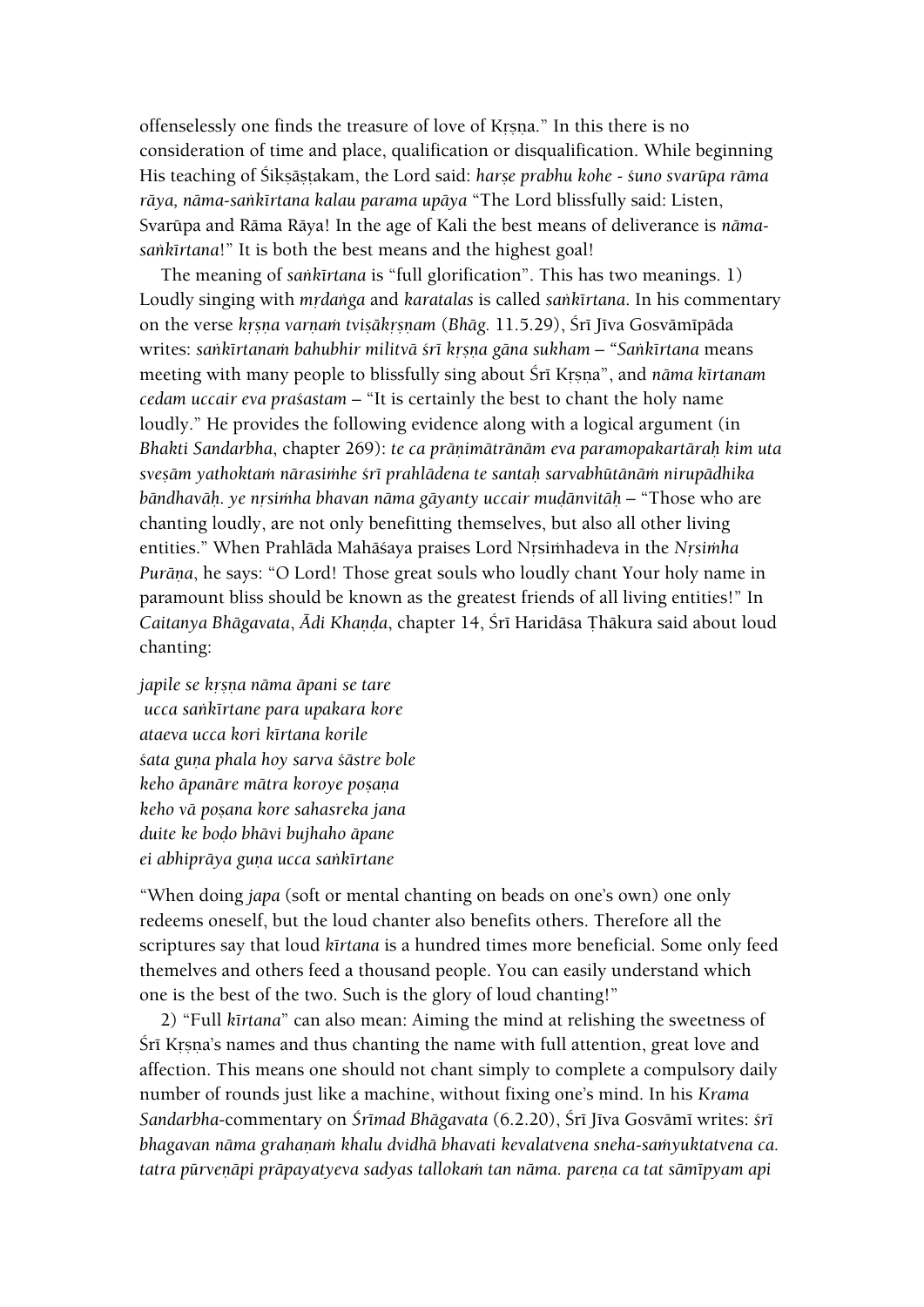offenselessly one finds the treasure of love of Kṛṣṇa." In this there is no consideration of time and place, qualification or disqualification. While beginning His teaching of Śikṣāṣṭakam, the Lord said: *harṣe prabhu kohe - śuno svarūpa rāma rāya, nāma-saṅkīrtana kalau parama upāya* "The Lord blissfully said: Listen, Svarūpa and Rāma Rāya! In the age of Kali the best means of deliverance is *nāma-saṅkīrtana*!" It is both the best means and the highest goal!

The meaning of *saṅkīrtana* is "full glorification". This has two meanings. 1) Loudly singing with *mṛdaṅga* and *karatalas* is called *saṅkīrtana*. In his commentary on the verse *kṛṣṇa varṇaṁ tviṣākṛṣṇam* (*Bhāg.* 11.5.29), Śrī Jīva Gosvāmīpāda writes: *saṅkīrtanaṁ bahubhir militvā śrī kṛṣṇa gāna sukham* – "*Saṅkīrtana* means meeting with many people to blissfully sing about Śrī Kṛṣṇa", and *nāma kīrtanam cedam uccair eva praśastam* – "It is certainly the best to chant the holy name loudly." He provides the following evidence along with a logical argument (in *Bhakti Sandarbha*, chapter 269): *te ca prāṇimātrāṇām eva paramopakartāraḥ kim uta sveṣām yathoktaṁ nārasiṁhe śrī prahlādena te santaḥ sarvabhūtānāṁ nirupādhika bāndhavāḥ. ye nṛsiṁha bhavan nāma gāyanty uccair muḍānvitāḥ* – "Those who are chanting loudly, are not only benefitting themselves, but also all other living entities." When Prahlāda Mahāśaya praises Lord Nṛsiṁhadeva in the *Nṛsiṁha Purāṇa*, he says: "O Lord! Those great souls who loudly chant Your holy name in paramount bliss should be known as the greatest friends of all living entities!" In *Caitanya Bhāgavata*, *Ādi Khaṇḍa*, chapter 14, Śrī Haridāsa Ṭhākura said about loud chanting:

*japile se kṛṣṇa nāma āpani se tare*
*ucca saṅkīrtane para upakara kore*
*ataeva ucca kori kīrtana korile*
*śata guṇa phala hoy sarva śāstre bole*
*keho āpanāre mātra koroye poṣaṇa*
*keho vā poṣana kore sahasreka jana*
*duite ke boḍo bhāvi bujhaho āpane*
*ei abhiprāya guṇa ucca saṅkīrtane*

"When doing *japa* (soft or mental chanting on beads on one's own) one only redeems oneself, but the loud chanter also benefits others. Therefore all the scriptures say that loud *kīrtana* is a hundred times more beneficial. Some only feed themelves and others feed a thousand people. You can easily understand which one is the best of the two. Such is the glory of loud chanting!"

2) "Full *kīrtana*" can also mean: Aiming the mind at relishing the sweetness of Śrī Kṛṣṇa's names and thus chanting the name with full attention, great love and affection. This means one should not chant simply to complete a compulsory daily number of rounds just like a machine, without fixing one's mind. In his *Krama Sandarbha*-commentary on *Śrīmad Bhāgavata* (6.2.20), Śrī Jīva Gosvāmī writes: *śrī bhagavan nāma grahaṇaṁ khalu dvidhā bhavati kevalatvena sneha-saṁyuktatvena ca. tatra pūrveṇāpi prāpayatyeva sadyas tallokaṁ tan nāma. pareṇa ca tat sāmīpyam api*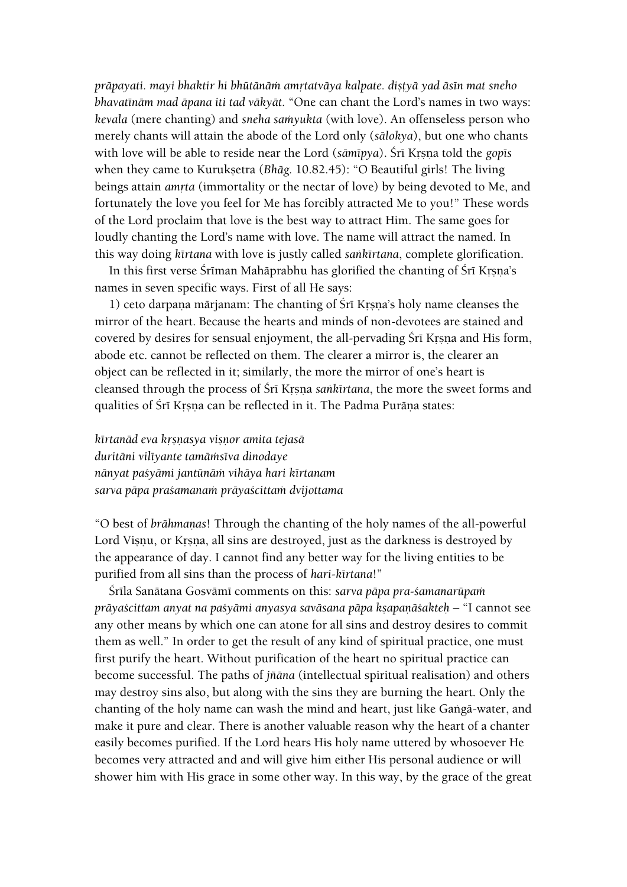*prāpayati. mayi bhaktir hi bhūtānāṁ amṛtatvāya kalpate. diṣṭyā yad āsīn mat sneho bhavatīnām mad āpana iti tad vākyāt.* "One can chant the Lord's names in two ways: *kevala* (mere chanting) and *sneha saṁyukta* (with love). An offenseless person who merely chants will attain the abode of the Lord only (*sālokya*), but one who chants with love will be able to reside near the Lord (*sāmīpya*). Śrī Kṛṣṇa told the *gopīs* when they came to Kurukṣetra (*Bhāg.* 10.82.45): "O Beautiful girls! The living beings attain *amṛta* (immortality or the nectar of love) by being devoted to Me, and fortunately the love you feel for Me has forcibly attracted Me to you!" These words of the Lord proclaim that love is the best way to attract Him. The same goes for loudly chanting the Lord's name with love. The name will attract the named. In this way doing *kīrtana* with love is justly called *saṅkīrtana*, complete glorification.

In this first verse Śrīman Mahāprabhu has glorified the chanting of Śrī Kṛṣṇa's names in seven specific ways. First of all He says:

1) ceto darpaṇa mārjanam: The chanting of Śrī Kṛṣṇa's holy name cleanses the mirror of the heart. Because the hearts and minds of non-devotees are stained and covered by desires for sensual enjoyment, the all-pervading Śrī Kṛṣṇa and His form, abode etc. cannot be reflected on them. The clearer a mirror is, the clearer an object can be reflected in it; similarly, the more the mirror of one's heart is cleansed through the process of Śrī Kṛṣṇa *saṅkīrtana*, the more the sweet forms and qualities of Śrī Kṛṣṇa can be reflected in it. The Padma Purāṇa states:

*kīrtanād eva kṛṣnasya viṣṇor amita tejasā*
*duritāni vilīyante tamāṁsīva dinodaye*
*nānyat paśyāmi jantūnāṁ vihāya hari kīrtanam*
*sarva pāpa praśamanaṁ prāyaścittaṁ dvijottama*

"O best of *brāhmaṇas*! Through the chanting of the holy names of the all-powerful Lord Viṣṇu, or Kṛṣṇa, all sins are destroyed, just as the darkness is destroyed by the appearance of day. I cannot find any better way for the living entities to be purified from all sins than the process of *hari-kīrtana*!"

Śrīla Sanātana Gosvāmī comments on this: *sarva pāpa pra-śamanarūpaṁ prāyaścittam anyat na paśyāmi anyasya savāsana pāpa kṣapaṇāśakteḥ* – "I cannot see any other means by which one can atone for all sins and destroy desires to commit them as well." In order to get the result of any kind of spiritual practice, one must first purify the heart. Without purification of the heart no spiritual practice can become successful. The paths of *jñāna* (intellectual spiritual realisation) and others may destroy sins also, but along with the sins they are burning the heart. Only the chanting of the holy name can wash the mind and heart, just like Gaṅgā-water, and make it pure and clear. There is another valuable reason why the heart of a chanter easily becomes purified. If the Lord hears His holy name uttered by whosoever He becomes very attracted and and will give him either His personal audience or will shower him with His grace in some other way. In this way, by the grace of the great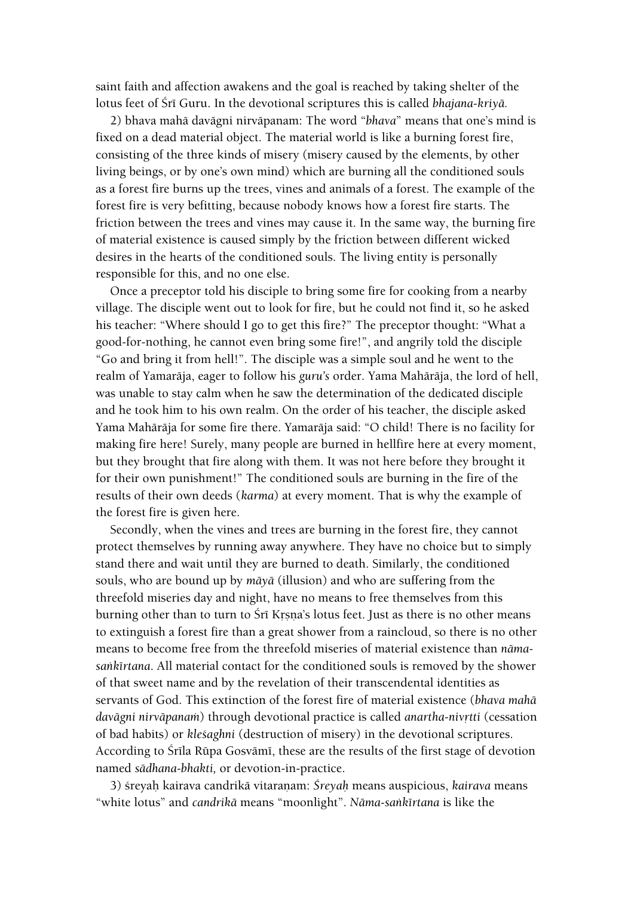saint faith and affection awakens and the goal is reached by taking shelter of the lotus feet of Śrī Guru. In the devotional scriptures this is called *bhajana-kriyā.*

2) bhava mahā davāgni nirvāpanam: The word "*bhava*" means that one's mind is fixed on a dead material object. The material world is like a burning forest fire, consisting of the three kinds of misery (misery caused by the elements, by other living beings, or by one's own mind) which are burning all the conditioned souls as a forest fire burns up the trees, vines and animals of a forest. The example of the forest fire is very befitting, because nobody knows how a forest fire starts. The friction between the trees and vines may cause it. In the same way, the burning fire of material existence is caused simply by the friction between different wicked desires in the hearts of the conditioned souls. The living entity is personally responsible for this, and no one else.

Once a preceptor told his disciple to bring some fire for cooking from a nearby village. The disciple went out to look for fire, but he could not find it, so he asked his teacher: "Where should I go to get this fire?" The preceptor thought: "What a good-for-nothing, he cannot even bring some fire!", and angrily told the disciple "Go and bring it from hell!". The disciple was a simple soul and he went to the realm of Yamarāja, eager to follow his *guru's* order. Yama Mahārāja, the lord of hell, was unable to stay calm when he saw the determination of the dedicated disciple and he took him to his own realm. On the order of his teacher, the disciple asked Yama Mahārāja for some fire there. Yamarāja said: "O child! There is no facility for making fire here! Surely, many people are burned in hellfire here at every moment, but they brought that fire along with them. It was not here before they brought it for their own punishment!" The conditioned souls are burning in the fire of the results of their own deeds (*karma*) at every moment. That is why the example of the forest fire is given here.

Secondly, when the vines and trees are burning in the forest fire, they cannot protect themselves by running away anywhere. They have no choice but to simply stand there and wait until they are burned to death. Similarly, the conditioned souls, who are bound up by *māyā* (illusion) and who are suffering from the threefold miseries day and night, have no means to free themselves from this burning other than to turn to Śrī Kṛṣṇa's lotus feet. Just as there is no other means to extinguish a forest fire than a great shower from a raincloud, so there is no other means to become free from the threefold miseries of material existence than *nāma-saṅkīrtana*. All material contact for the conditioned souls is removed by the shower of that sweet name and by the revelation of their transcendental identities as servants of God. This extinction of the forest fire of material existence (*bhava mahā davāgni nirvāpanaṁ*) through devotional practice is called *anartha-nivṛtti* (cessation of bad habits) or *kleśaghni* (destruction of misery) in the devotional scriptures. According to Śrīla Rūpa Gosvāmī, these are the results of the first stage of devotion named *sādhana-bhakti,* or devotion-in-practice.

3) śreyaḥ kairava candrikā vitaraṇam: *Śreyaḥ* means auspicious, *kairava* means "white lotus" and *candrikā* means "moonlight". *Nāma-saṅkīrtana* is like the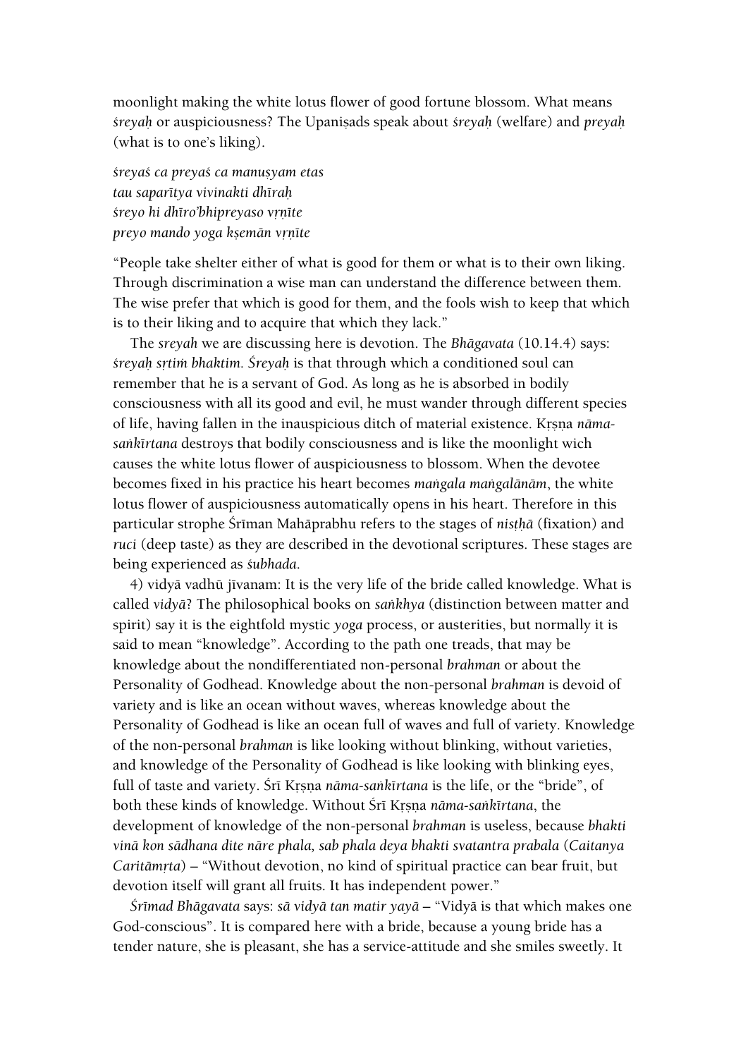moonlight making the white lotus flower of good fortune blossom. What means *śreyaḥ* or auspiciousness? The Upaniṣads speak about *śreyaḥ* (welfare) and *preyaḥ* (what is to one's liking).

*śreyaś ca preyaś ca manuṣyam etas*
*tau saparītya vivinakti dhīraḥ*
*śreyo hi dhīro'bhipreyaso vṛṇīte*
*preyo mando yoga kṣemān vṛṇīte*

"People take shelter either of what is good for them or what is to their own liking. Through discrimination a wise man can understand the difference between them. The wise prefer that which is good for them, and the fools wish to keep that which is to their liking and to acquire that which they lack."

The *sreyah* we are discussing here is devotion. The *Bhāgavata* (10.14.4) says: *śreyaḥ sṛtiṁ bhaktim. Śreyaḥ* is that through which a conditioned soul can remember that he is a servant of God. As long as he is absorbed in bodily consciousness with all its good and evil, he must wander through different species of life, having fallen in the inauspicious ditch of material existence. Kṛṣṇa *nāma-saṅkīrtana* destroys that bodily consciousness and is like the moonlight wich causes the white lotus flower of auspiciousness to blossom. When the devotee becomes fixed in his practice his heart becomes *maṅgala maṅgalānām*, the white lotus flower of auspiciousness automatically opens in his heart. Therefore in this particular strophe Śrīman Mahāprabhu refers to the stages of *nisṭhā* (fixation) and *ruci* (deep taste) as they are described in the devotional scriptures. These stages are being experienced as *śubhada*.

4) vidyā vadhū jīvanam: It is the very life of the bride called knowledge. What is called *vidyā*? The philosophical books on *saṅkhya* (distinction between matter and spirit) say it is the eightfold mystic *yoga* process, or austerities, but normally it is said to mean "knowledge". According to the path one treads, that may be knowledge about the nondifferentiated non-personal *brahman* or about the Personality of Godhead. Knowledge about the non-personal *brahman* is devoid of variety and is like an ocean without waves, whereas knowledge about the Personality of Godhead is like an ocean full of waves and full of variety. Knowledge of the non-personal *brahman* is like looking without blinking, without varieties, and knowledge of the Personality of Godhead is like looking with blinking eyes, full of taste and variety. Śrī Kṛṣṇa *nāma-saṅkīrtana* is the life, or the "bride", of both these kinds of knowledge. Without Śrī Kṛṣṇa *nāma-saṅkīrtana*, the development of knowledge of the non-personal *brahman* is useless, because *bhakti vinā kon sādhana dite nāre phala, sab phala deya bhakti svatantra prabala* (*Caitanya Caritāmṛta*) – "Without devotion, no kind of spiritual practice can bear fruit, but devotion itself will grant all fruits. It has independent power."

*Śrīmad Bhāgavata* says: *sā vidyā tan matir yayā* – "Vidyā is that which makes one God-conscious". It is compared here with a bride, because a young bride has a tender nature, she is pleasant, she has a service-attitude and she smiles sweetly. It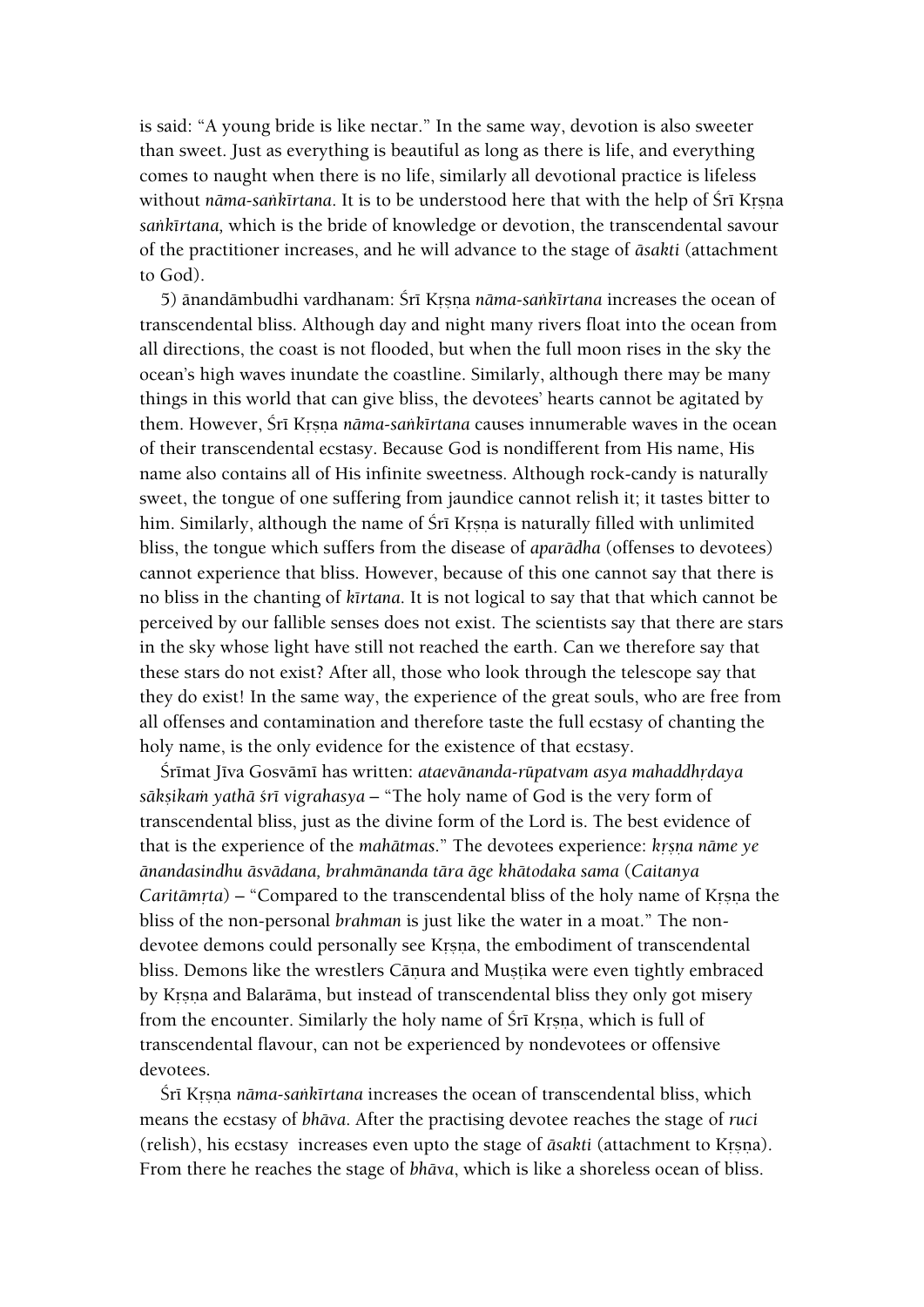is said: "A young bride is like nectar." In the same way, devotion is also sweeter than sweet. Just as everything is beautiful as long as there is life, and everything comes to naught when there is no life, similarly all devotional practice is lifeless without *nāma-saṅkīrtana*. It is to be understood here that with the help of Śrī Kṛṣṇa *saṅkīrtana,* which is the bride of knowledge or devotion, the transcendental savour of the practitioner increases, and he will advance to the stage of *āsakti* (attachment to God).

5) ānandāmbudhi vardhanam: Śrī Kṛṣṇa *nāma-saṅkīrtana* increases the ocean of transcendental bliss. Although day and night many rivers float into the ocean from all directions, the coast is not flooded, but when the full moon rises in the sky the ocean's high waves inundate the coastline. Similarly, although there may be many things in this world that can give bliss, the devotees' hearts cannot be agitated by them. However, Śrī Kṛṣṇa *nāma-saṅkīrtana* causes innumerable waves in the ocean of their transcendental ecstasy. Because God is nondifferent from His name, His name also contains all of His infinite sweetness. Although rock-candy is naturally sweet, the tongue of one suffering from jaundice cannot relish it; it tastes bitter to him. Similarly, although the name of Śrī Kṛṣṇa is naturally filled with unlimited bliss, the tongue which suffers from the disease of *aparādha* (offenses to devotees) cannot experience that bliss. However, because of this one cannot say that there is no bliss in the chanting of *kīrtana*. It is not logical to say that that which cannot be perceived by our fallible senses does not exist. The scientists say that there are stars in the sky whose light have still not reached the earth. Can we therefore say that these stars do not exist? After all, those who look through the telescope say that they do exist! In the same way, the experience of the great souls, who are free from all offenses and contamination and therefore taste the full ecstasy of chanting the holy name, is the only evidence for the existence of that ecstasy.

Śrīmat Jīva Gosvāmī has written: *ataevānanda-rūpatvam asya mahaddhṛdaya sākṣikaṁ yathā śrī vigrahasya* – "The holy name of God is the very form of transcendental bliss, just as the divine form of the Lord is. The best evidence of that is the experience of the *mahātmas*." The devotees experience: *kṛṣna nāme ye ānandasindhu āsvādana, brahmānanda tāra āge khātodaka sama* (*Caitanya Caritāmṛta*) – "Compared to the transcendental bliss of the holy name of Kṛṣṇa the bliss of the non-personal *brahman* is just like the water in a moat." The non-devotee demons could personally see Kṛṣṇa, the embodiment of transcendental bliss. Demons like the wrestlers Cāṇura and Muṣṭika were even tightly embraced by Kṛṣṇa and Balarāma, but instead of transcendental bliss they only got misery from the encounter. Similarly the holy name of Śrī Kṛṣṇa, which is full of transcendental flavour, can not be experienced by nondevotees or offensive devotees.

Śrī Kṛṣṇa *nāma-saṅkīrtana* increases the ocean of transcendental bliss, which means the ecstasy of *bhāva*. After the practising devotee reaches the stage of *ruci* (relish), his ecstasy increases even upto the stage of *āsakti* (attachment to Kṛṣṇa). From there he reaches the stage of *bhāva*, which is like a shoreless ocean of bliss.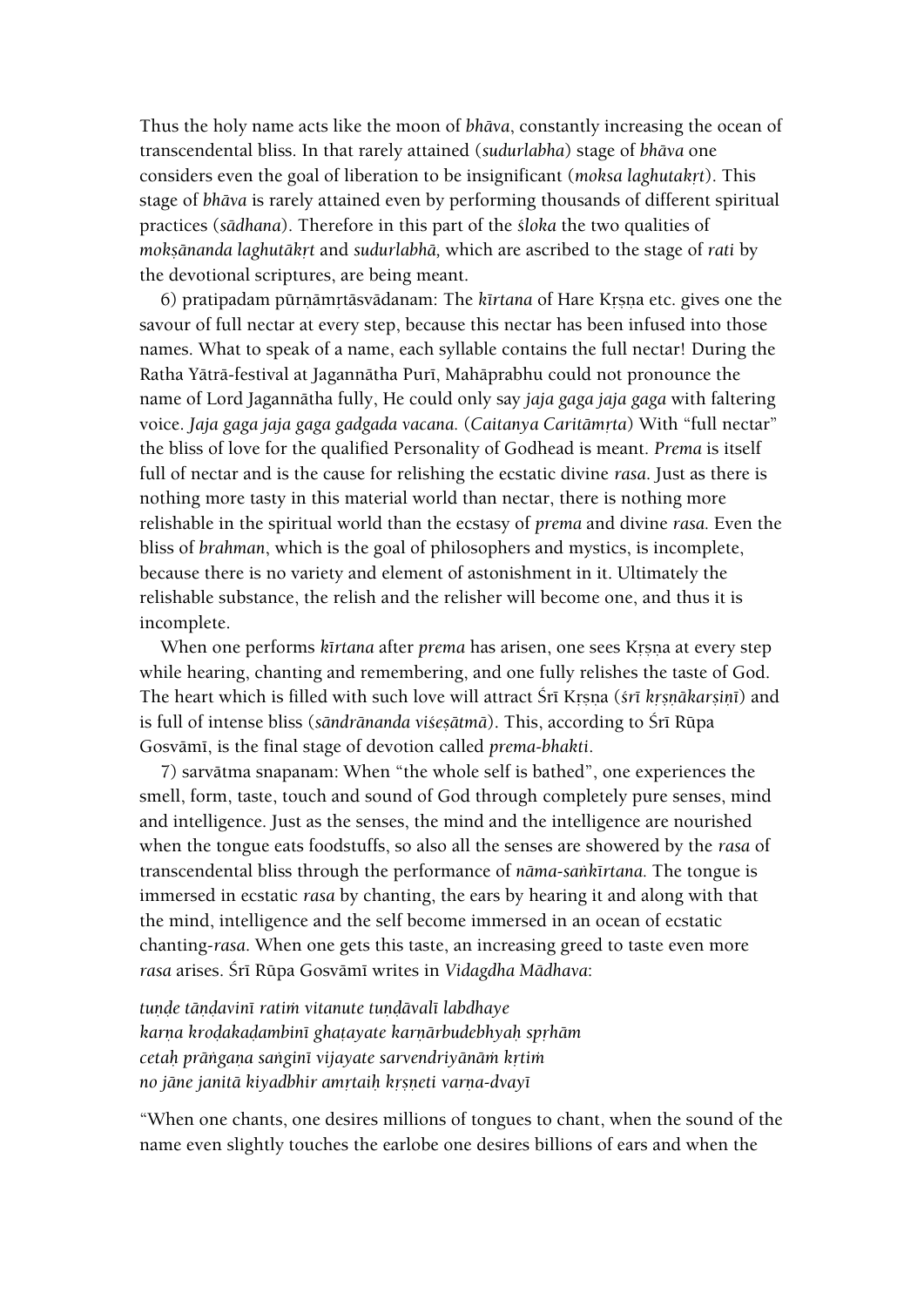Thus the holy name acts like the moon of *bhāva*, constantly increasing the ocean of transcendental bliss. In that rarely attained (*sudurlabha*) stage of *bhāva* one considers even the goal of liberation to be insignificant (*moksa laghutakṛt*). This stage of *bhāva* is rarely attained even by performing thousands of different spiritual practices (*sādhana*). Therefore in this part of the *śloka* the two qualities of *mokṣānanda laghutākṛt* and *sudurlabhā,* which are ascribed to the stage of *rati* by the devotional scriptures, are being meant.

6) pratipadam pūrṇāmṛtāsvādanam: The *kīrtana* of Hare Kṛṣṇa etc. gives one the savour of full nectar at every step, because this nectar has been infused into those names. What to speak of a name, each syllable contains the full nectar! During the Ratha Yātrā-festival at Jagannātha Purī, Mahāprabhu could not pronounce the name of Lord Jagannātha fully, He could only say *jaja gaga jaja gaga* with faltering voice. *Jaja gaga jaja gaga gadgada vacana.* (*Caitanya Caritāmṛta*) With "full nectar" the bliss of love for the qualified Personality of Godhead is meant. *Prema* is itself full of nectar and is the cause for relishing the ecstatic divine *rasa*. Just as there is nothing more tasty in this material world than nectar, there is nothing more relishable in the spiritual world than the ecstasy of *prema* and divine *rasa.* Even the bliss of *brahman*, which is the goal of philosophers and mystics, is incomplete, because there is no variety and element of astonishment in it. Ultimately the relishable substance, the relish and the relisher will become one, and thus it is incomplete.

When one performs *kīrtana* after *prema* has arisen, one sees Kṛṣṇa at every step while hearing, chanting and remembering, and one fully relishes the taste of God. The heart which is filled with such love will attract Śrī Kṛṣṇa (*śrī kṛṣṇākarṣiṇī*) and is full of intense bliss (*sāndrānanda viśeṣātmā*). This, according to Śrī Rūpa Gosvāmī, is the final stage of devotion called *prema-bhakti*.

7) sarvātma snapanam: When "the whole self is bathed", one experiences the smell, form, taste, touch and sound of God through completely pure senses, mind and intelligence. Just as the senses, the mind and the intelligence are nourished when the tongue eats foodstuffs, so also all the senses are showered by the *rasa* of transcendental bliss through the performance of *nāma-saṅkīrtana.* The tongue is immersed in ecstatic *rasa* by chanting, the ears by hearing it and along with that the mind, intelligence and the self become immersed in an ocean of ecstatic chanting-*rasa*. When one gets this taste, an increasing greed to taste even more *rasa* arises. Śrī Rūpa Gosvāmī writes in *Vidagdha Mādhava*:

*tuṇḍe tāṇḍavinī ratiṁ vitanute tuṇḍāvalī labdhaye*
*karṇa kroḍakaḍambinī ghaṭayate karṇārbudebhyaḥ spṛhām*
*cetaḥ prāṅgaṇa saṅginī vijayate sarvendriyānāṁ kṛtiṁ*
*no jāne janitā kiyadbhir amṛtaiḥ kṛṣṇeti varṇa-dvayī*

"When one chants, one desires millions of tongues to chant, when the sound of the name even slightly touches the earlobe one desires billions of ears and when the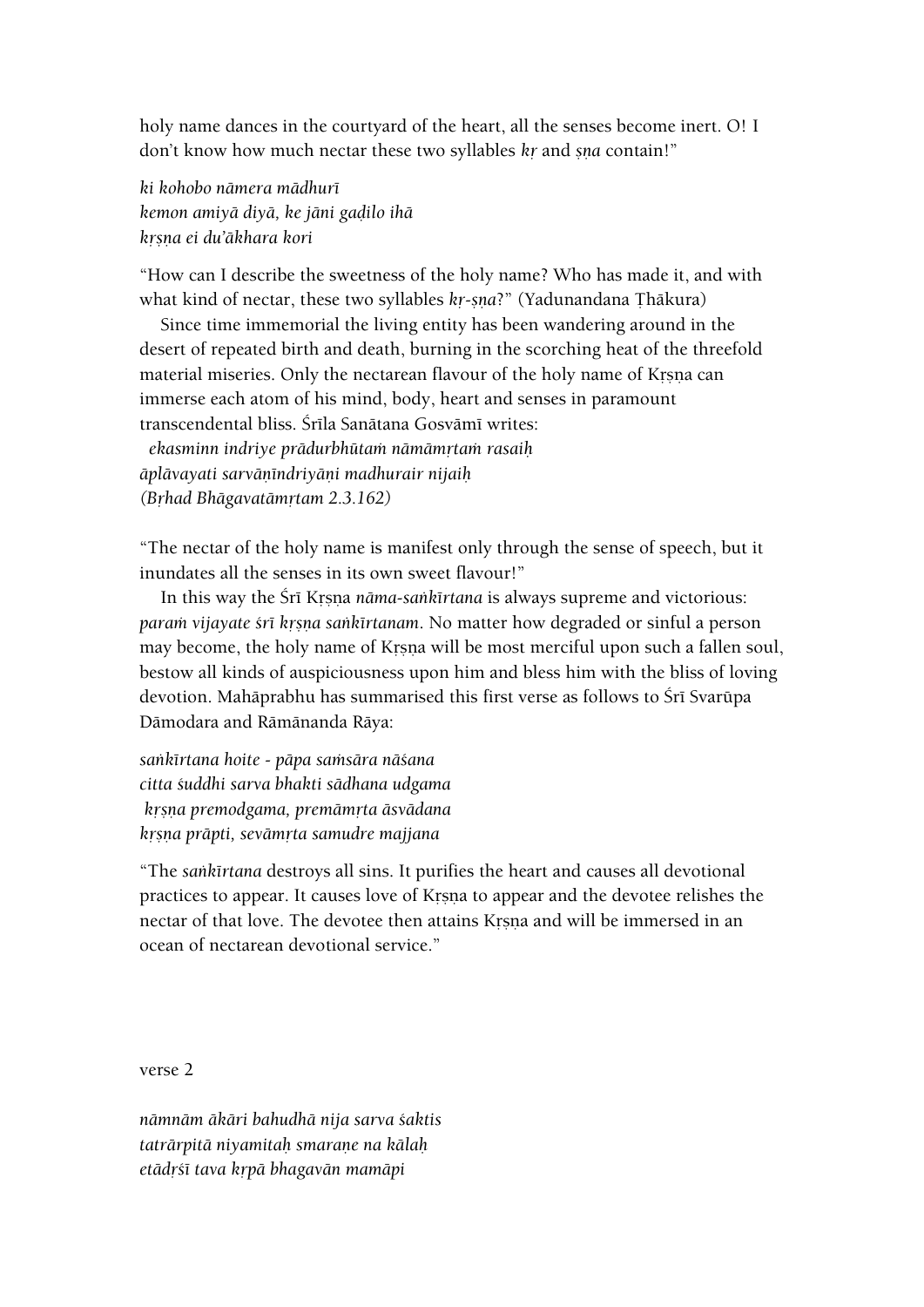holy name dances in the courtyard of the heart, all the senses become inert. O! I don't know how much nectar these two syllables *kṛ* and *ṣṇa* contain!"

*ki kohobo nāmera mādhurī*
*kemon amiyā diyā, ke jāni gaḍilo ihā*
*kṛṣṇa ei du'ākhara kori*

"How can I describe the sweetness of the holy name? Who has made it, and with what kind of nectar, these two syllables *kṛ-ṣṇa*?" (Yadunandana Ṭhākura)

Since time immemorial the living entity has been wandering around in the desert of repeated birth and death, burning in the scorching heat of the threefold material miseries. Only the nectarean flavour of the holy name of Kṛṣṇa can immerse each atom of his mind, body, heart and senses in paramount transcendental bliss. Śrīla Sanātana Gosvāmī writes:

*ekasminn indriye prādurbhūtaṁ nāmāmṛtaṁ rasaiḥ*
*āplāvayati sarvāṇīndriyāṇi madhurair nijaiḥ*
*(Bṛhad Bhāgavatāmṛtam 2.3.162)*

"The nectar of the holy name is manifest only through the sense of speech, but it inundates all the senses in its own sweet flavour!"

In this way the Śrī Kṛṣṇa *nāma-saṅkīrtana* is always supreme and victorious: *paraṁ vijayate śrī kṛṣṇa saṅkīrtanam*. No matter how degraded or sinful a person may become, the holy name of Kṛṣṇa will be most merciful upon such a fallen soul, bestow all kinds of auspiciousness upon him and bless him with the bliss of loving devotion. Mahāprabhu has summarised this first verse as follows to Śrī Svarūpa Dāmodara and Rāmānanda Rāya:

*saṅkīrtana hoite - pāpa saṁsāra nāśana*
*citta śuddhi sarva bhakti sādhana udgama*
*kṛṣṇa premodgama, premāmṛta āsvādana*
*kṛṣṇa prāpti, sevāmṛta samudre majjana*

"The *saṅkīrtana* destroys all sins. It purifies the heart and causes all devotional practices to appear. It causes love of Kṛṣṇa to appear and the devotee relishes the nectar of that love. The devotee then attains Kṛṣṇa and will be immersed in an ocean of nectarean devotional service."

verse 2

*nāmnām ākāri bahudhā nija sarva śaktis*
*tatrārpitā niyamitaḥ smaraṇe na kālaḥ*
*etādṛśī tava kṛpā bhagavān mamāpi*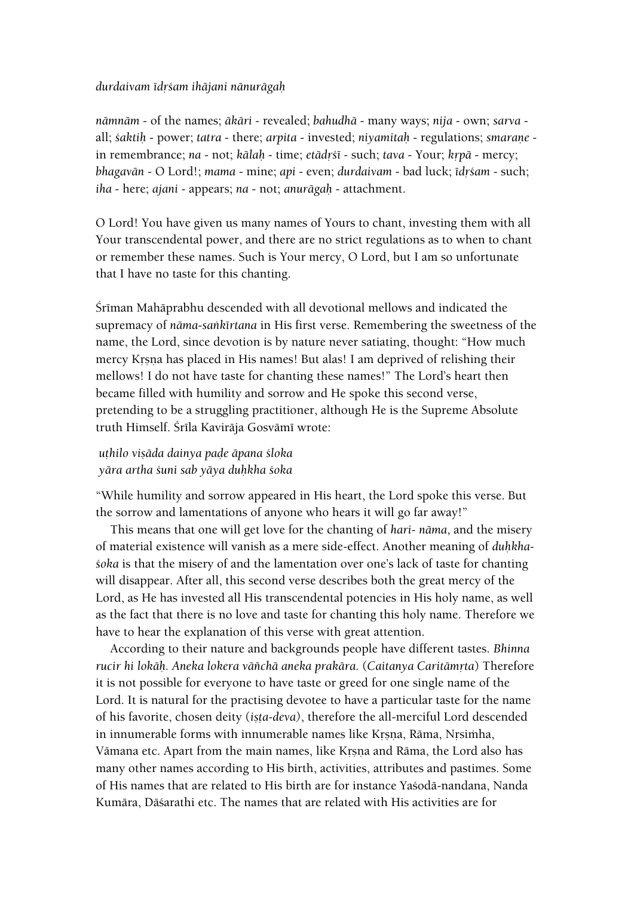*durdaivam īdṛśam ihājani nānurāgaḥ*

*nāmnām* - of the names; *ākāri* - revealed; *bahudhā* - many ways; *nija* - own; *sarva* - all; *śaktiḥ* - power; *tatra* - there; *arpita* - invested; *niyamitaḥ* - regulations; *smaraṇe* - in remembrance; *na* - not; *kālaḥ* - time; *etādṛśī* - such; *tava* - Your; *kṛpā* - mercy; *bhagavān* - O Lord!; *mama* - mine; *api* - even; *durdaivam* - bad luck; *īdṛśam* - such; *iha* - here; *ajani* - appears; *na* - not; *anurāgaḥ* - attachment.

O Lord! You have given us many names of Yours to chant, investing them with all Your transcendental power, and there are no strict regulations as to when to chant or remember these names. Such is Your mercy, O Lord, but I am so unfortunate that I have no taste for this chanting.

Śrīman Mahāprabhu descended with all devotional mellows and indicated the supremacy of *nāma-saṅkīrtana* in His first verse. Remembering the sweetness of the name, the Lord, since devotion is by nature never satiating, thought: "How much mercy Kṛṣṇa has placed in His names! But alas! I am deprived of relishing their mellows! I do not have taste for chanting these names!" The Lord's heart then became filled with humility and sorrow and He spoke this second verse, pretending to be a struggling practitioner, although He is the Supreme Absolute truth Himself. Śrīla Kavirāja Gosvāmī wrote:

*uṭhilo viṣāda dainya paḍe āpana śloka*
*yāra artha śuni sab yāya duḥkha śoka*

"While humility and sorrow appeared in His heart, the Lord spoke this verse. But the sorrow and lamentations of anyone who hears it will go far away!"

This means that one will get love for the chanting of *hari- nāma*, and the misery of material existence will vanish as a mere side-effect. Another meaning of *duḥkha-śoka* is that the misery of and the lamentation over one's lack of taste for chanting will disappear. After all, this second verse describes both the great mercy of the Lord, as He has invested all His transcendental potencies in His holy name, as well as the fact that there is no love and taste for chanting this holy name. Therefore we have to hear the explanation of this verse with great attention.

According to their nature and backgrounds people have different tastes. *Bhinna rucir hi lokāḥ. Aneka lokera vāñchā aneka prakāra.* (*Caitanya Caritāmṛta*) Therefore it is not possible for everyone to have taste or greed for one single name of the Lord. It is natural for the practising devotee to have a particular taste for the name of his favorite, chosen deity (*iṣṭa-deva)*, therefore the all-merciful Lord descended in innumerable forms with innumerable names like Kṛṣṇa, Rāma, Nṛsiṁha, Vāmana etc. Apart from the main names, like Kṛṣṇa and Rāma, the Lord also has many other names according to His birth, activities, attributes and pastimes. Some of His names that are related to His birth are for instance Yaśodā-nandana, Nanda Kumāra, Dāśarathi etc. The names that are related with His activities are for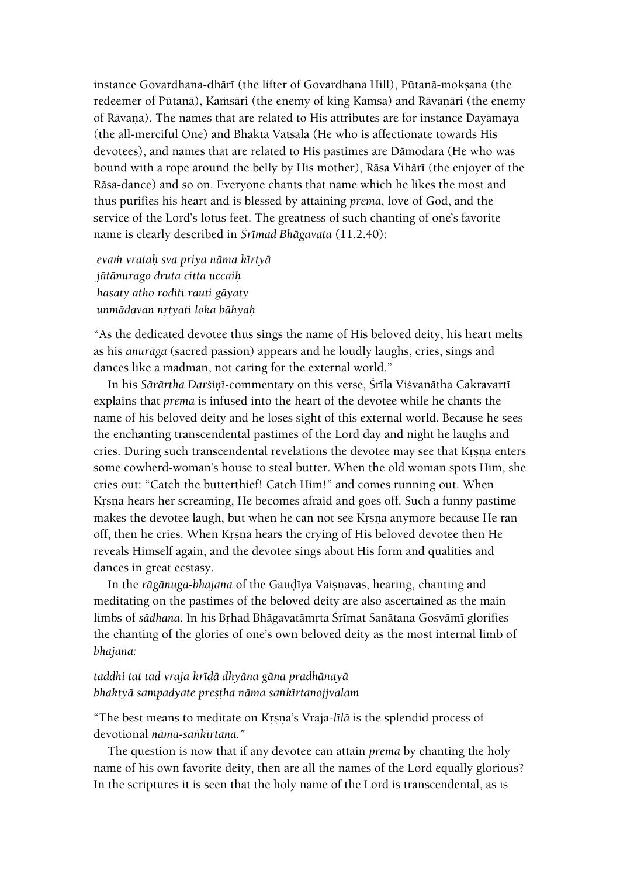instance Govardhana-dhārī (the lifter of Govardhana Hill), Pūtanā-mokṣana (the redeemer of Pūtanā), Kaṁsāri (the enemy of king Kaṁsa) and Rāvaṇāri (the enemy of Rāvaṇa). The names that are related to His attributes are for instance Dayāmaya (the all-merciful One) and Bhakta Vatsala (He who is affectionate towards His devotees), and names that are related to His pastimes are Dāmodara (He who was bound with a rope around the belly by His mother), Rāsa Vihārī (the enjoyer of the Rāsa-dance) and so on. Everyone chants that name which he likes the most and thus purifies his heart and is blessed by attaining *prema*, love of God, and the service of the Lord's lotus feet. The greatness of such chanting of one's favorite name is clearly described in *Śrīmad Bhāgavata* (11.2.40):

*evaṁ vrataḥ sva priya nāma kīrtyā*
*jātānurago druta citta uccaiḥ*
*hasaty atho roditi rauti gāyaty*
*unmādavan nṛtyati loka bāhyaḥ*

"As the dedicated devotee thus sings the name of His beloved deity, his heart melts as his *anurāga* (sacred passion) appears and he loudly laughs, cries, sings and dances like a madman, not caring for the external world."

In his *Sārārtha Darśiṇī*-commentary on this verse, Śrīla Viśvanātha Cakravartī explains that *prema* is infused into the heart of the devotee while he chants the name of his beloved deity and he loses sight of this external world. Because he sees the enchanting transcendental pastimes of the Lord day and night he laughs and cries. During such transcendental revelations the devotee may see that Kṛṣṇa enters some cowherd-woman's house to steal butter. When the old woman spots Him, she cries out: "Catch the butterthief! Catch Him!" and comes running out. When Kṛṣṇa hears her screaming, He becomes afraid and goes off. Such a funny pastime makes the devotee laugh, but when he can not see Kṛṣṇa anymore because He ran off, then he cries. When Kṛṣṇa hears the crying of His beloved devotee then He reveals Himself again, and the devotee sings about His form and qualities and dances in great ecstasy.

In the *rāgānuga-bhajana* of the Gauḍīya Vaiṣṇavas, hearing, chanting and meditating on the pastimes of the beloved deity are also ascertained as the main limbs of *sādhana.* In his Bṛhad Bhāgavatāmṛta Śrīmat Sanātana Gosvāmī glorifies the chanting of the glories of one's own beloved deity as the most internal limb of *bhajana:*

*taddhi tat tad vraja krīḍā dhyāna gāna pradhānayā*
*bhaktyā sampadyate preṣṭha nāma saṅkīrtanojjvalam*

"The best means to meditate on Kṛṣṇa's Vraja-*līlā* is the splendid process of devotional *nāma-saṅkīrtana."*

The question is now that if any devotee can attain *prema* by chanting the holy name of his own favorite deity, then are all the names of the Lord equally glorious? In the scriptures it is seen that the holy name of the Lord is transcendental, as is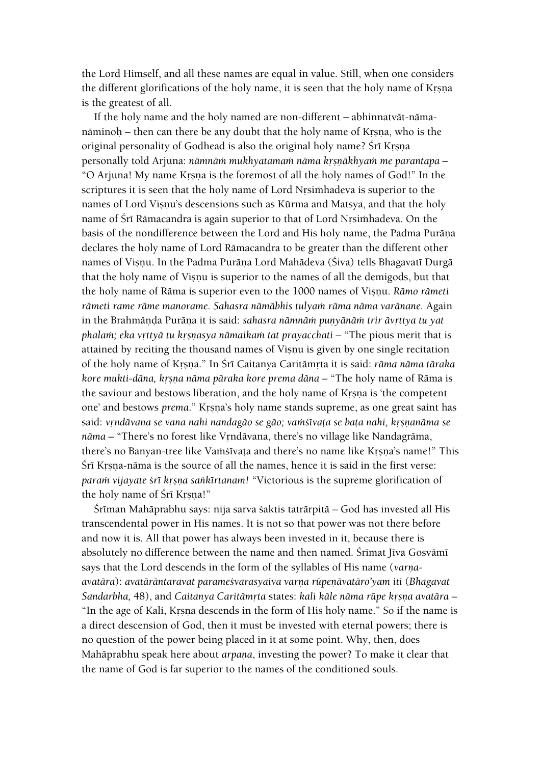the Lord Himself, and all these names are equal in value. Still, when one considers the different glorifications of the holy name, it is seen that the holy name of Kṛṣṇa is the greatest of all.

If the holy name and the holy named are non-different – abhinnatvāt-nāma-nāminoḥ – then can there be any doubt that the holy name of Kṛṣṇa, who is the original personality of Godhead is also the original holy name? Śrī Kṛṣṇa personally told Arjuna: *nāmnāṁ mukhyatamaṁ nāma kṛṣṇākhyaṁ me parantapa* – "O Arjuna! My name Kṛṣṇa is the foremost of all the holy names of God!" In the scriptures it is seen that the holy name of Lord Nṛsiṁhadeva is superior to the names of Lord Viṣṇu's descensions such as Kūrma and Matsya, and that the holy name of Śrī Rāmacandra is again superior to that of Lord Nṛsiṁhadeva. On the basis of the nondifference between the Lord and His holy name, the Padma Purāṇa declares the holy name of Lord Rāmacandra to be greater than the different other names of Viṣṇu. In the Padma Purāṇa Lord Mahādeva (Śiva) tells Bhagavatī Durgā that the holy name of Viṣṇu is superior to the names of all the demigods, but that the holy name of Rāma is superior even to the 1000 names of Viṣṇu. *Rāmo rāmeti rāmeti rame rāme manorame. Sahasra nāmābhis tulyaṁ rāma nāma varānane.* Again in the Brahmāṇḍa Purāṇa it is said: *sahasra nāmnāṁ puṇyānāṁ trir āvṛttya tu yat phalaṁ; eka vṛttyā tu kṛṣṇasya nāmaikaṁ tat prayacchati* – "The pious merit that is attained by reciting the thousand names of Viṣṇu is given by one single recitation of the holy name of Kṛṣṇa." In Śrī Caitanya Caritāmṛta it is said: *rāma nāma tāraka kore mukti-dāna, kṛṣṇa nāma pāraka kore prema dāna* – "The holy name of Rāma is the saviour and bestows liberation, and the holy name of Kṛṣṇa is 'the competent one' and bestows *prema*." Kṛṣṇa's holy name stands supreme, as one great saint has said: *vṛndāvana se vana nahi nandagāo se gāo; vaṁśīvaṭa se baṭa nahi, kṛṣṇanāma se nāma* – "There's no forest like Vṛndāvana, there's no village like Nandagrāma, there's no Banyan-tree like Vaṁśīvaṭa and there's no name like Kṛṣṇa's name!" This Śrī Kṛṣṇa-nāma is the source of all the names, hence it is said in the first verse: *paraṁ vijayate śrī kṛṣṇa saṅkīrtanam!* "Victorious is the supreme glorification of the holy name of Śrī Kṛṣṇa!"

Śrīman Mahāprabhu says: nija sarva śaktis tatrārpitā – God has invested all His transcendental power in His names. It is not so that power was not there before and now it is. All that power has always been invested in it, because there is absolutely no difference between the name and then named. Śrīmat Jīva Gosvāmī says that the Lord descends in the form of the syllables of His name (*varṇa-avatāra*): *avatārāntaravat parameśvarasyaiva varṇa rūpeṇāvatāro'yam iti* (*Bhagavat Sandarbha*, 48), and *Caitanya Caritāmṛta* states: *kali kāle nāma rūpe kṛṣṇa avatāra* – "In the age of Kali, Kṛṣṇa descends in the form of His holy name." So if the name is a direct descension of God, then it must be invested with eternal powers; there is no question of the power being placed in it at some point. Why, then, does Mahāprabhu speak here about *arpaṇa*, investing the power? To make it clear that the name of God is far superior to the names of the conditioned souls.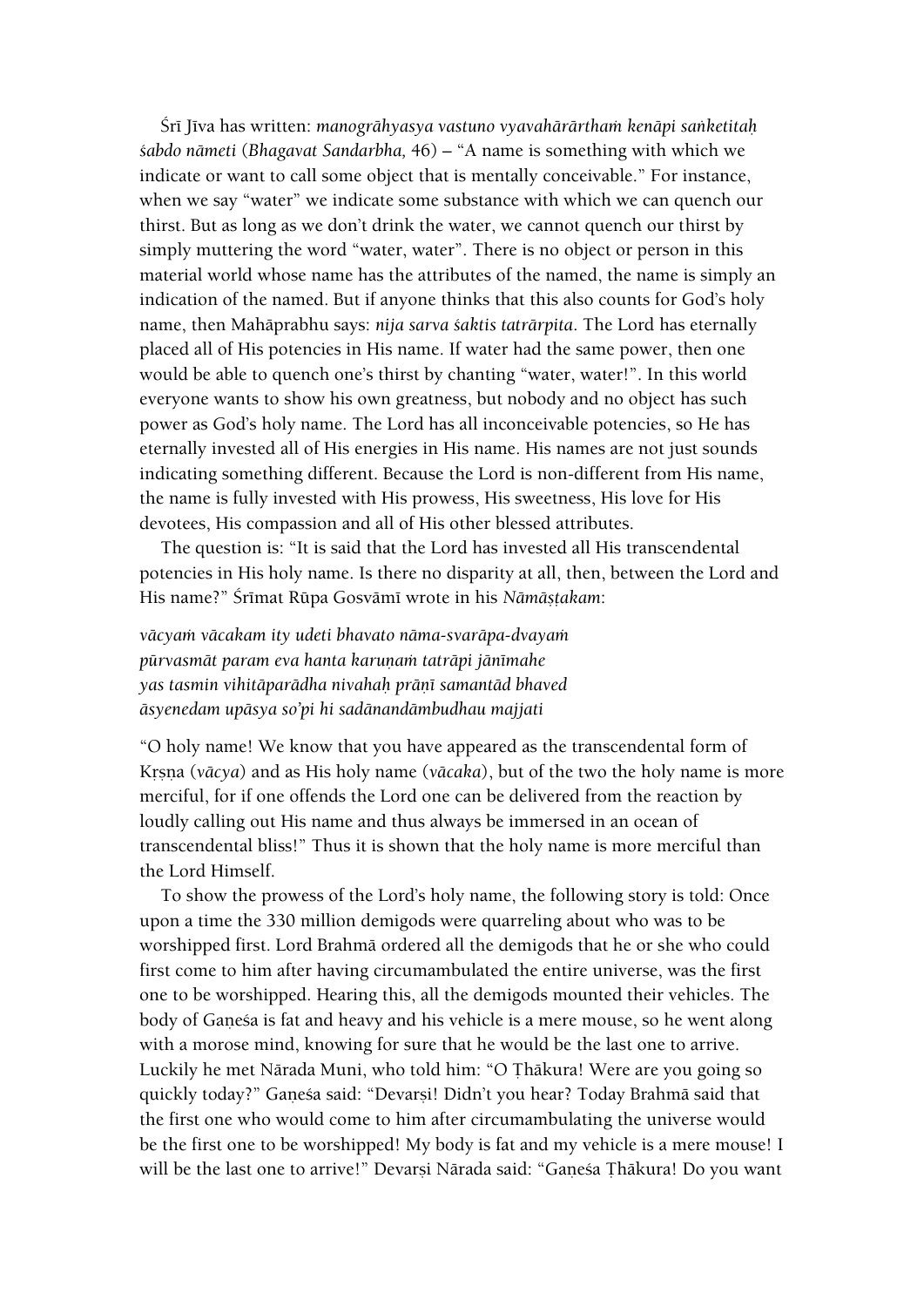Śrī Jīva has written: *manogrāhyasya vastuno vyavahārārthaṁ kenāpi saṅketitaḥ śabdo nāmeti* (*Bhagavat Sandarbha,* 46) – "A name is something with which we indicate or want to call some object that is mentally conceivable." For instance, when we say "water" we indicate some substance with which we can quench our thirst. But as long as we don't drink the water, we cannot quench our thirst by simply muttering the word "water, water". There is no object or person in this material world whose name has the attributes of the named, the name is simply an indication of the named. But if anyone thinks that this also counts for God's holy name, then Mahāprabhu says: *nija sarva śaktis tatrārpita*. The Lord has eternally placed all of His potencies in His name. If water had the same power, then one would be able to quench one's thirst by chanting "water, water!". In this world everyone wants to show his own greatness, but nobody and no object has such power as God's holy name. The Lord has all inconceivable potencies, so He has eternally invested all of His energies in His name. His names are not just sounds indicating something different. Because the Lord is non-different from His name, the name is fully invested with His prowess, His sweetness, His love for His devotees, His compassion and all of His other blessed attributes.

The question is: "It is said that the Lord has invested all His transcendental potencies in His holy name. Is there no disparity at all, then, between the Lord and His name?" Śrīmat Rūpa Gosvāmī wrote in his *Nāmāṣṭakam*:

*vācyaṁ vācakam ity udeti bhavato nāma-svarāpa-dvayaṁ*
*pūrvasmāt param eva hanta karuṇaṁ tatrāpi jānīmahe*
*yas tasmin vihitāparādha nivahaḥ prāṇī samantād bhaved*
*āsyenedam upāsya so'pi hi sadānandāmbudhau majjati*

"O holy name! We know that you have appeared as the transcendental form of Kṛṣṇa (*vācya*) and as His holy name (*vācaka*), but of the two the holy name is more merciful, for if one offends the Lord one can be delivered from the reaction by loudly calling out His name and thus always be immersed in an ocean of transcendental bliss!" Thus it is shown that the holy name is more merciful than the Lord Himself.

To show the prowess of the Lord's holy name, the following story is told: Once upon a time the 330 million demigods were quarreling about who was to be worshipped first. Lord Brahmā ordered all the demigods that he or she who could first come to him after having circumambulated the entire universe, was the first one to be worshipped. Hearing this, all the demigods mounted their vehicles. The body of Gaṇeśa is fat and heavy and his vehicle is a mere mouse, so he went along with a morose mind, knowing for sure that he would be the last one to arrive. Luckily he met Nārada Muni, who told him: "O Ṭhākura! Were are you going so quickly today?" Gaṇeśa said: "Devarṣi! Didn't you hear? Today Brahmā said that the first one who would come to him after circumambulating the universe would be the first one to be worshipped! My body is fat and my vehicle is a mere mouse! I will be the last one to arrive!" Devarṣi Nārada said: "Gaṇeśa Ṭhākura! Do you want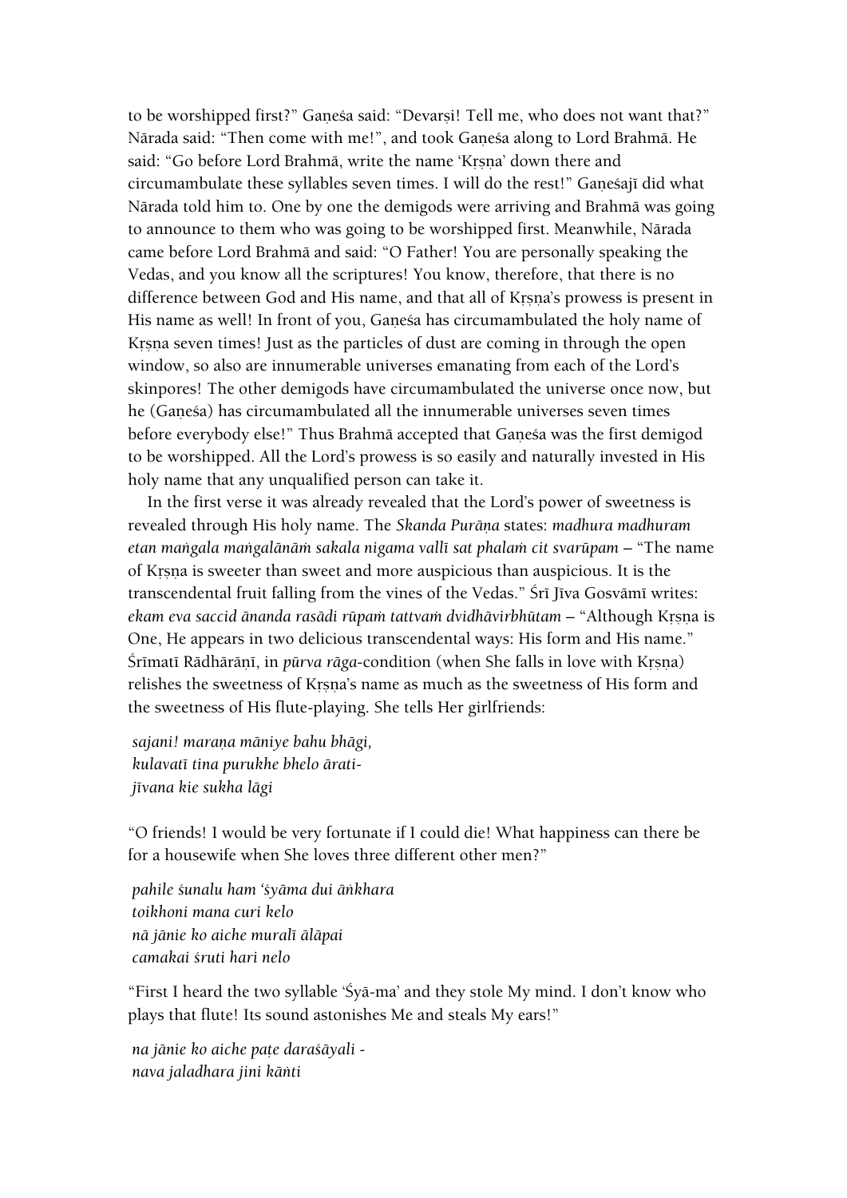to be worshipped first?" Gaṇeśa said: "Devarṣi! Tell me, who does not want that?" Nārada said: "Then come with me!", and took Gaṇeśa along to Lord Brahmā. He said: "Go before Lord Brahmā, write the name 'Kṛṣṇa' down there and circumambulate these syllables seven times. I will do the rest!" Gaṇeśajī did what Nārada told him to. One by one the demigods were arriving and Brahmā was going to announce to them who was going to be worshipped first. Meanwhile, Nārada came before Lord Brahmā and said: "O Father! You are personally speaking the Vedas, and you know all the scriptures! You know, therefore, that there is no difference between God and His name, and that all of Kṛṣṇa's prowess is present in His name as well! In front of you, Gaṇeśa has circumambulated the holy name of Kṛṣṇa seven times! Just as the particles of dust are coming in through the open window, so also are innumerable universes emanating from each of the Lord's skinpores! The other demigods have circumambulated the universe once now, but he (Gaṇeśa) has circumambulated all the innumerable universes seven times before everybody else!" Thus Brahmā accepted that Gaṇeśa was the first demigod to be worshipped. All the Lord's prowess is so easily and naturally invested in His holy name that any unqualified person can take it.

In the first verse it was already revealed that the Lord's power of sweetness is revealed through His holy name. The *Skanda Purāṇa* states: *madhura madhuram etan maṅgala maṅgalānāṁ sakala nigama vallī sat phalaṁ cit svarūpam* – "The name of Kṛṣṇa is sweeter than sweet and more auspicious than auspicious. It is the transcendental fruit falling from the vines of the Vedas." Śrī Jīva Gosvāmī writes: *ekam eva saccid ānanda rasādi rūpaṁ tattvaṁ dvidhāvirbhūtam* – "Although Kṛṣṇa is One, He appears in two delicious transcendental ways: His form and His name." Śrīmatī Rādhārāṇī, in *pūrva rāga*-condition (when She falls in love with Kṛṣṇa) relishes the sweetness of Kṛṣṇa's name as much as the sweetness of His form and the sweetness of His flute-playing. She tells Her girlfriends:

*sajani! maraṇa māniye bahu bhāgi,*
*kulavatī tina purukhe bhelo ārati-*
*jīvana kie sukha lāgi*

"O friends! I would be very fortunate if I could die! What happiness can there be for a housewife when She loves three different other men?"

*pahile śunalu ham 'śyāma dui āṅkhara*
*toikhoni mana curi kelo*
*nā jānie ko aiche muralī ālāpai*
*camakai śruti hari nelo*

"First I heard the two syllable 'Śyā-ma' and they stole My mind. I don't know who plays that flute! Its sound astonishes Me and steals My ears!"

*na jānie ko aiche paṭe daraśāyali -*
*nava jaladhara jini kānti*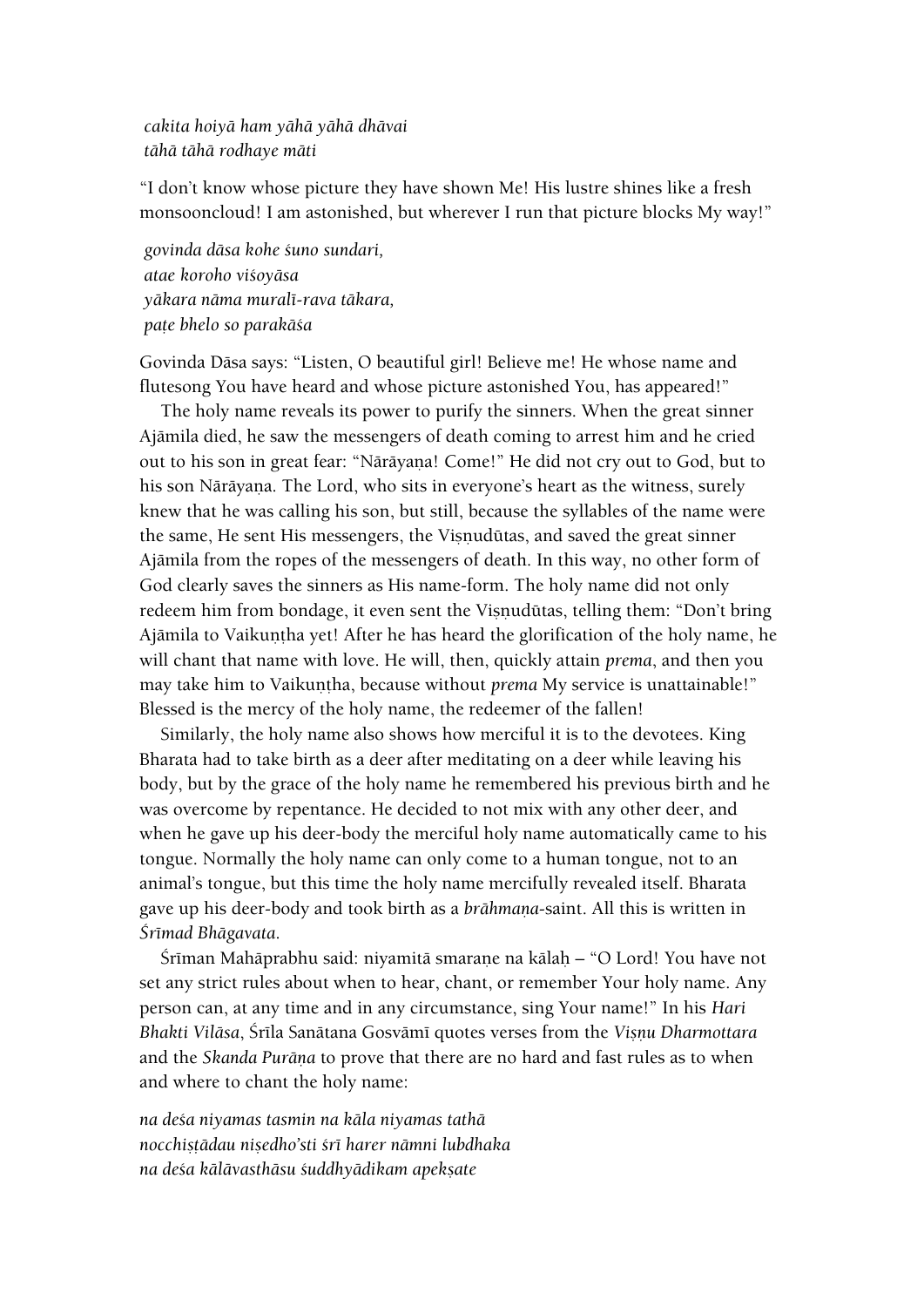*cakita hoiyā ham yāhā yāhā dhāvai*
*tāhā tāhā rodhaye māti*

"I don't know whose picture they have shown Me! His lustre shines like a fresh monsooncloud! I am astonished, but wherever I run that picture blocks My way!"

*govinda dāsa kohe śuno sundari,*
*atae koroho viśoyāsa*
*yākara nāma muralī-rava tākara,*
*paṭe bhelo so parakāśa*

Govinda Dāsa says: "Listen, O beautiful girl! Believe me! He whose name and flutesong You have heard and whose picture astonished You, has appeared!"

The holy name reveals its power to purify the sinners. When the great sinner Ajāmila died, he saw the messengers of death coming to arrest him and he cried out to his son in great fear: "Nārāyaṇa! Come!" He did not cry out to God, but to his son Nārāyaṇa. The Lord, who sits in everyone's heart as the witness, surely knew that he was calling his son, but still, because the syllables of the name were the same, He sent His messengers, the Viṣṇudūtas, and saved the great sinner Ajāmila from the ropes of the messengers of death. In this way, no other form of God clearly saves the sinners as His name-form. The holy name did not only redeem him from bondage, it even sent the Viṣṇudūtas, telling them: "Don't bring Ajāmila to Vaikuṇṭha yet! After he has heard the glorification of the holy name, he will chant that name with love. He will, then, quickly attain *prema*, and then you may take him to Vaikuṇṭha, because without *prema* My service is unattainable!" Blessed is the mercy of the holy name, the redeemer of the fallen!

Similarly, the holy name also shows how merciful it is to the devotees. King Bharata had to take birth as a deer after meditating on a deer while leaving his body, but by the grace of the holy name he remembered his previous birth and he was overcome by repentance. He decided to not mix with any other deer, and when he gave up his deer-body the merciful holy name automatically came to his tongue. Normally the holy name can only come to a human tongue, not to an animal's tongue, but this time the holy name mercifully revealed itself. Bharata gave up his deer-body and took birth as a *brāhmaṇa*-saint. All this is written in *Śrīmad Bhāgavata*.

Śrīman Mahāprabhu said: niyamitā smaraṇe na kālaḥ – "O Lord! You have not set any strict rules about when to hear, chant, or remember Your holy name. Any person can, at any time and in any circumstance, sing Your name!" In his *Hari Bhakti Vilāsa*, Śrīla Sanātana Gosvāmī quotes verses from the *Viṣṇu Dharmottara* and the *Skanda Purāṇa* to prove that there are no hard and fast rules as to when and where to chant the holy name:

*na deśa niyamas tasmin na kāla niyamas tathā*
*nocchiṣṭādau niṣedho'sti śrī harer nāmni lubdhaka*
*na deśa kālāvasthāsu śuddhyādikam apekṣate*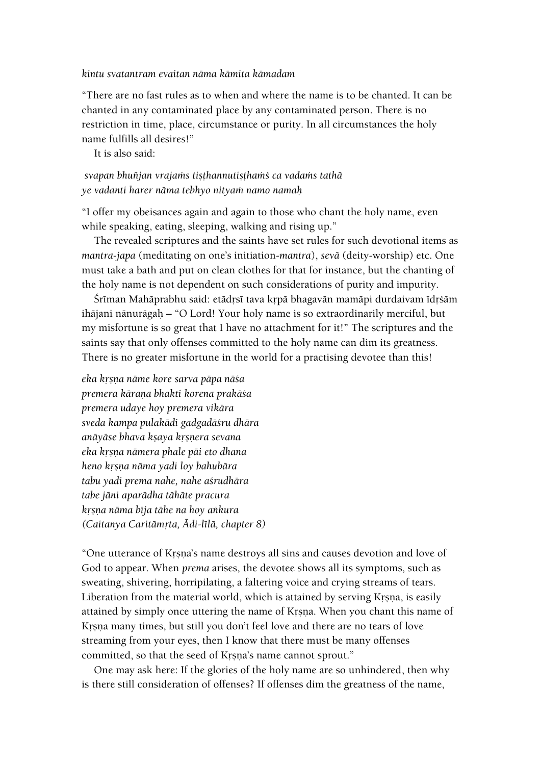*kintu svatantram evaitan nāma kāmita kāmadam*

"There are no fast rules as to when and where the name is to be chanted. It can be chanted in any contaminated place by any contaminated person. There is no restriction in time, place, circumstance or purity. In all circumstances the holy name fulfills all desires!"

It is also said:

*svapan bhuñjan vrajaṁs tiṣṭhannutiṣṭhaṁś ca vadaṁs tathā*
*ye vadanti harer nāma tebhyo nityaṁ namo namaḥ*

"I offer my obeisances again and again to those who chant the holy name, even while speaking, eating, sleeping, walking and rising up."

The revealed scriptures and the saints have set rules for such devotional items as *mantra-japa* (meditating on one's initiation-*mantra*), *sevā* (deity-worship) etc. One must take a bath and put on clean clothes for that for instance, but the chanting of the holy name is not dependent on such considerations of purity and impurity.

Śrīman Mahāprabhu said: etādṛsī tava kṛpā bhagavān mamāpi durdaivam īdṛśām ihājani nānurāgaḥ – "O Lord! Your holy name is so extraordinarily merciful, but my misfortune is so great that I have no attachment for it!" The scriptures and the saints say that only offenses committed to the holy name can dim its greatness. There is no greater misfortune in the world for a practising devotee than this!

*eka kṛṣṇa nāme kore sarva pāpa nāśa*
*premera kāraṇa bhakti korena prakāśa*
*premera udaye hoy premera vikāra*
*sveda kampa pulakādi gadgadāśru dhāra*
*anāyāse bhava kṣaya kṛṣnera sevana*
*eka kṛṣṇa nāmera phale pāi eto dhana*
*heno kṛṣṇa nāma yadi loy bahubāra*
*tabu yadi prema nahe, nahe aśrudhāra*
*tabe jāni aparādha tāhāte pracura*
*kṛṣṇa nāma bīja tāhe na hoy aṅkura*
*(Caitanya Caritāmṛta, Ādi-līlā, chapter 8)*

"One utterance of Kṛṣṇa's name destroys all sins and causes devotion and love of God to appear. When *prema* arises, the devotee shows all its symptoms, such as sweating, shivering, horripilating, a faltering voice and crying streams of tears. Liberation from the material world, which is attained by serving Kṛṣṇa, is easily attained by simply once uttering the name of Kṛṣṇa. When you chant this name of Kṛṣṇa many times, but still you don't feel love and there are no tears of love streaming from your eyes, then I know that there must be many offenses committed, so that the seed of Kṛṣṇa's name cannot sprout."

One may ask here: If the glories of the holy name are so unhindered, then why is there still consideration of offenses? If offenses dim the greatness of the name,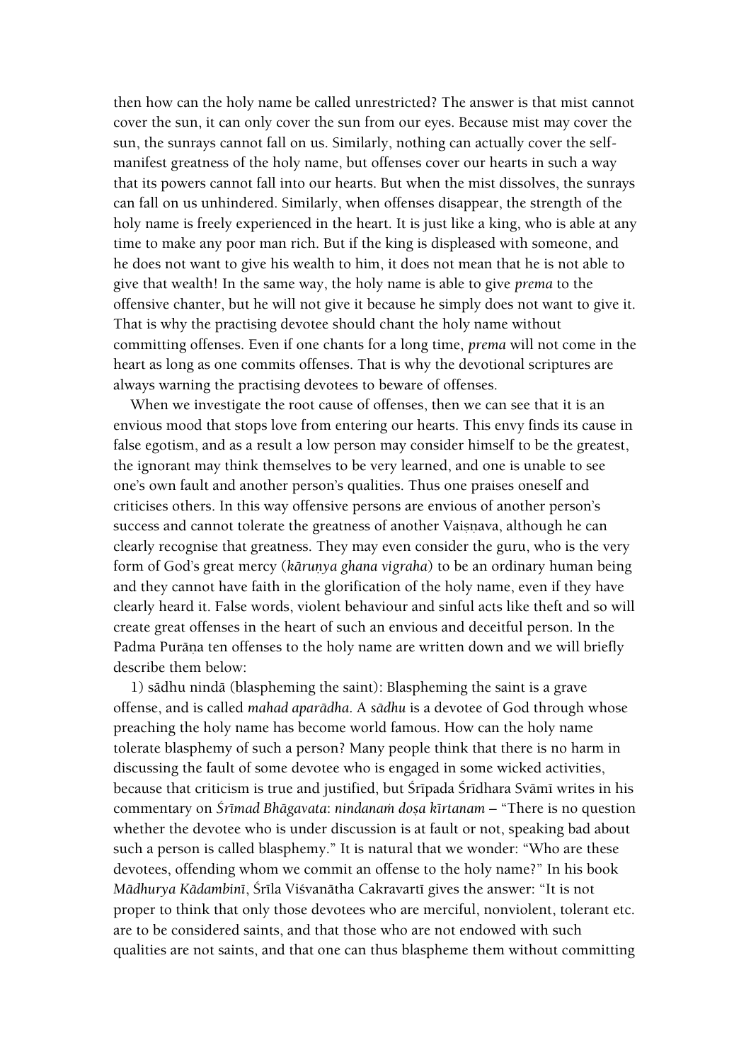then how can the holy name be called unrestricted? The answer is that mist cannot cover the sun, it can only cover the sun from our eyes. Because mist may cover the sun, the sunrays cannot fall on us. Similarly, nothing can actually cover the self-manifest greatness of the holy name, but offenses cover our hearts in such a way that its powers cannot fall into our hearts. But when the mist dissolves, the sunrays can fall on us unhindered. Similarly, when offenses disappear, the strength of the holy name is freely experienced in the heart. It is just like a king, who is able at any time to make any poor man rich. But if the king is displeased with someone, and he does not want to give his wealth to him, it does not mean that he is not able to give that wealth! In the same way, the holy name is able to give *prema* to the offensive chanter, but he will not give it because he simply does not want to give it. That is why the practising devotee should chant the holy name without committing offenses. Even if one chants for a long time, *prema* will not come in the heart as long as one commits offenses. That is why the devotional scriptures are always warning the practising devotees to beware of offenses.

When we investigate the root cause of offenses, then we can see that it is an envious mood that stops love from entering our hearts. This envy finds its cause in false egotism, and as a result a low person may consider himself to be the greatest, the ignorant may think themselves to be very learned, and one is unable to see one's own fault and another person's qualities. Thus one praises oneself and criticises others. In this way offensive persons are envious of another person's success and cannot tolerate the greatness of another Vaiṣṇava, although he can clearly recognise that greatness. They may even consider the guru, who is the very form of God's great mercy (*kāruṇya ghana vigraha*) to be an ordinary human being and they cannot have faith in the glorification of the holy name, even if they have clearly heard it. False words, violent behaviour and sinful acts like theft and so will create great offenses in the heart of such an envious and deceitful person. In the Padma Purāṇa ten offenses to the holy name are written down and we will briefly describe them below:

1) sādhu nindā (blaspheming the saint): Blaspheming the saint is a grave offense, and is called *mahad aparādha*. A *sādhu* is a devotee of God through whose preaching the holy name has become world famous. How can the holy name tolerate blasphemy of such a person? Many people think that there is no harm in discussing the fault of some devotee who is engaged in some wicked activities, because that criticism is true and justified, but Śrīpada Śrīdhara Svāmī writes in his commentary on *Śrīmad Bhāgavata*: *nindanaṁ doṣa kīrtanam* – "There is no question whether the devotee who is under discussion is at fault or not, speaking bad about such a person is called blasphemy." It is natural that we wonder: "Who are these devotees, offending whom we commit an offense to the holy name?" In his book *Mādhurya Kādambinī*, Śrīla Viśvanātha Cakravartī gives the answer: "It is not proper to think that only those devotees who are merciful, nonviolent, tolerant etc. are to be considered saints, and that those who are not endowed with such qualities are not saints, and that one can thus blaspheme them without committing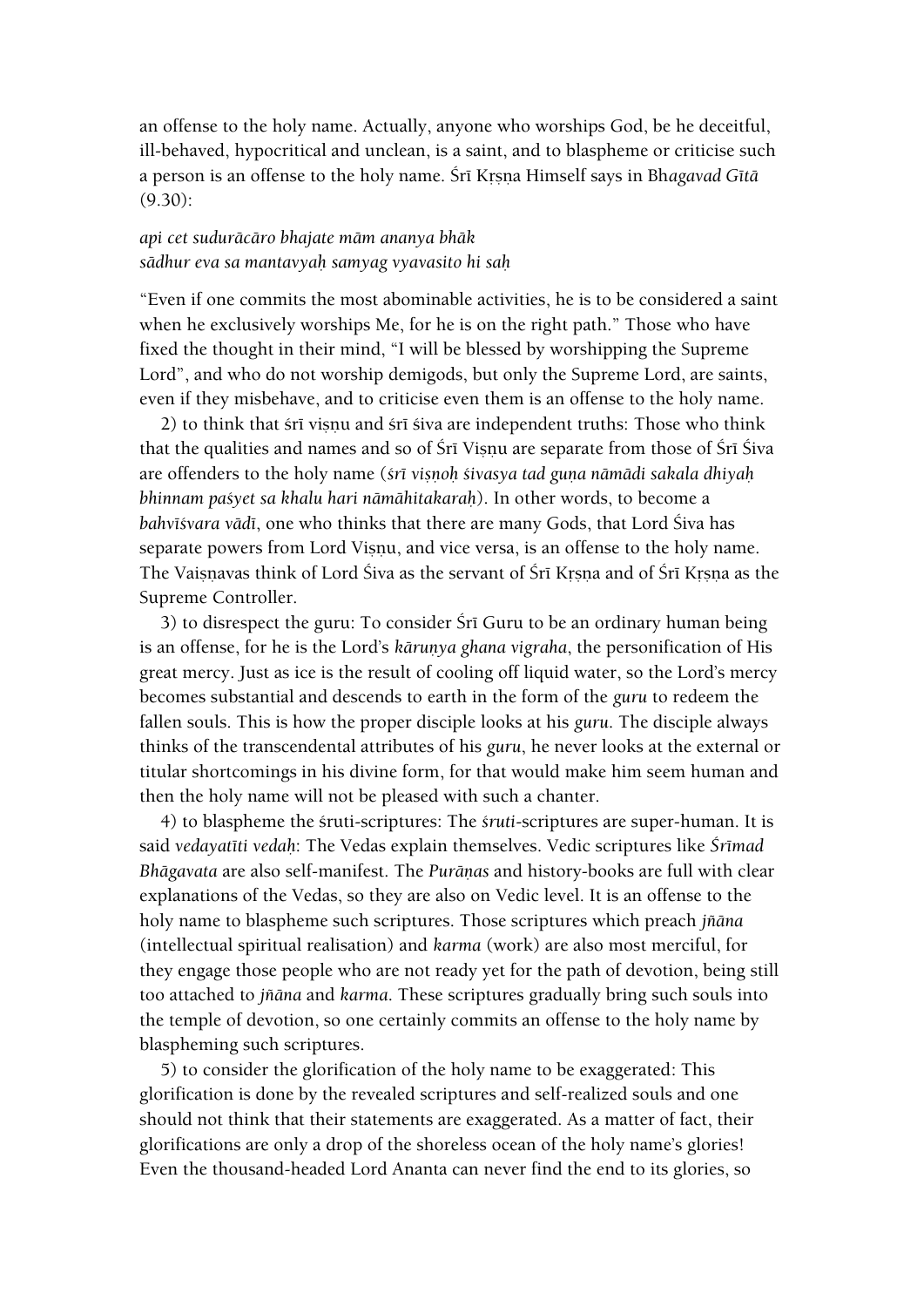an offense to the holy name. Actually, anyone who worships God, be he deceitful, ill-behaved, hypocritical and unclean, is a saint, and to blaspheme or criticise such a person is an offense to the holy name. Śrī Kṛṣṇa Himself says in B*hagavad Gītā* (9.30):

*api cet sudurācāro bhajate mām ananya bhāk*
*sādhur eva sa mantavyaḥ samyag vyavasito hi saḥ*

"Even if one commits the most abominable activities, he is to be considered a saint when he exclusively worships Me, for he is on the right path." Those who have fixed the thought in their mind, "I will be blessed by worshipping the Supreme Lord", and who do not worship demigods, but only the Supreme Lord, are saints, even if they misbehave, and to criticise even them is an offense to the holy name.

2) to think that śrī viṣṇu and śrī śiva are independent truths: Those who think that the qualities and names and so of Śrī Viṣṇu are separate from those of Śrī Śiva are offenders to the holy name (*śrī viṣṇoḥ śivasya tad guṇa nāmādi sakala dhiyaḥ bhinnam paśyet sa khalu hari nāmāhitakaraḥ*). In other words, to become a *bahvīśvara vādī*, one who thinks that there are many Gods, that Lord Śiva has separate powers from Lord Viṣṇu, and vice versa, is an offense to the holy name. The Vaiṣṇavas think of Lord Śiva as the servant of Śrī Kṛṣṇa and of Śrī Kṛṣṇa as the Supreme Controller.

3) to disrespect the guru: To consider Śrī Guru to be an ordinary human being is an offense, for he is the Lord's *kāruṇya ghana vigraha*, the personification of His great mercy. Just as ice is the result of cooling off liquid water, so the Lord's mercy becomes substantial and descends to earth in the form of the *guru* to redeem the fallen souls. This is how the proper disciple looks at his *guru*. The disciple always thinks of the transcendental attributes of his *guru*, he never looks at the external or titular shortcomings in his divine form, for that would make him seem human and then the holy name will not be pleased with such a chanter.

4) to blaspheme the śruti-scriptures: The *śruti*-scriptures are super-human. It is said *vedayatīti vedaḥ*: The Vedas explain themselves. Vedic scriptures like *Śrīmad Bhāgavata* are also self-manifest. The *Purāṇas* and history-books are full with clear explanations of the Vedas, so they are also on Vedic level. It is an offense to the holy name to blaspheme such scriptures. Those scriptures which preach *jñāna* (intellectual spiritual realisation) and *karma* (work) are also most merciful, for they engage those people who are not ready yet for the path of devotion, being still too attached to *jñāna* and *karma*. These scriptures gradually bring such souls into the temple of devotion, so one certainly commits an offense to the holy name by blaspheming such scriptures.

5) to consider the glorification of the holy name to be exaggerated: This glorification is done by the revealed scriptures and self-realized souls and one should not think that their statements are exaggerated. As a matter of fact, their glorifications are only a drop of the shoreless ocean of the holy name's glories! Even the thousand-headed Lord Ananta can never find the end to its glories, so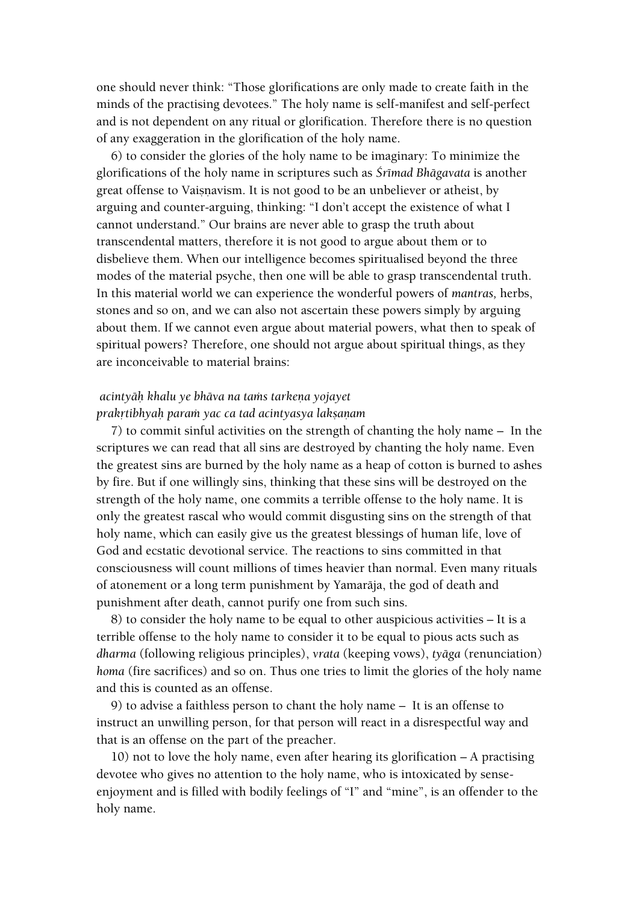one should never think: "Those glorifications are only made to create faith in the minds of the practising devotees." The holy name is self-manifest and self-perfect and is not dependent on any ritual or glorification. Therefore there is no question of any exaggeration in the glorification of the holy name.

6) to consider the glories of the holy name to be imaginary: To minimize the glorifications of the holy name in scriptures such as *Śrīmad Bhāgavata* is another great offense to Vaiṣṇavism. It is not good to be an unbeliever or atheist, by arguing and counter-arguing, thinking: "I don't accept the existence of what I cannot understand." Our brains are never able to grasp the truth about transcendental matters, therefore it is not good to argue about them or to disbelieve them. When our intelligence becomes spiritualised beyond the three modes of the material psyche, then one will be able to grasp transcendental truth. In this material world we can experience the wonderful powers of *mantras,* herbs, stones and so on, and we can also not ascertain these powers simply by arguing about them. If we cannot even argue about material powers, what then to speak of spiritual powers? Therefore, one should not argue about spiritual things, as they are inconceivable to material brains:

*acintyāḥ khalu ye bhāva na taṁs tarkeṇa yojayet*
*prakṛtibhyaḥ paraṁ yac ca tad acintyasya lakṣaṇam*

7) to commit sinful activities on the strength of chanting the holy name – In the scriptures we can read that all sins are destroyed by chanting the holy name. Even the greatest sins are burned by the holy name as a heap of cotton is burned to ashes by fire. But if one willingly sins, thinking that these sins will be destroyed on the strength of the holy name, one commits a terrible offense to the holy name. It is only the greatest rascal who would commit disgusting sins on the strength of that holy name, which can easily give us the greatest blessings of human life, love of God and ecstatic devotional service. The reactions to sins committed in that consciousness will count millions of times heavier than normal. Even many rituals of atonement or a long term punishment by Yamarāja, the god of death and punishment after death, cannot purify one from such sins.

8) to consider the holy name to be equal to other auspicious activities – It is a terrible offense to the holy name to consider it to be equal to pious acts such as *dharma* (following religious principles), *vrata* (keeping vows), *tyāga* (renunciation) *homa* (fire sacrifices) and so on. Thus one tries to limit the glories of the holy name and this is counted as an offense.

9) to advise a faithless person to chant the holy name – It is an offense to instruct an unwilling person, for that person will react in a disrespectful way and that is an offense on the part of the preacher.

10) not to love the holy name, even after hearing its glorification – A practising devotee who gives no attention to the holy name, who is intoxicated by sense-enjoyment and is filled with bodily feelings of "I" and "mine", is an offender to the holy name.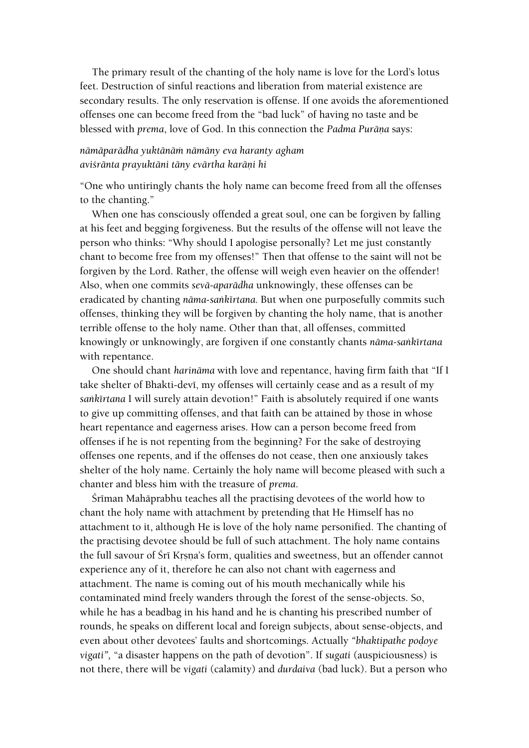The primary result of the chanting of the holy name is love for the Lord's lotus feet. Destruction of sinful reactions and liberation from material existence are secondary results. The only reservation is offense. If one avoids the aforementioned offenses one can become freed from the "bad luck" of having no taste and be blessed with *prema*, love of God. In this connection the *Padma Purāṇa* says:

*nāmāparādha yuktānāṁ nāmāny eva haranty agham*
*aviśrānta prayuktāni tāny evārtha karāṇi hi*

"One who untiringly chants the holy name can become freed from all the offenses to the chanting."

When one has consciously offended a great soul, one can be forgiven by falling at his feet and begging forgiveness. But the results of the offense will not leave the person who thinks: "Why should I apologise personally? Let me just constantly chant to become free from my offenses!" Then that offense to the saint will not be forgiven by the Lord. Rather, the offense will weigh even heavier on the offender! Also, when one commits *sevā-aparādha* unknowingly, these offenses can be eradicated by chanting *nāma-saṅkīrtana*. But when one purposefully commits such offenses, thinking they will be forgiven by chanting the holy name, that is another terrible offense to the holy name. Other than that, all offenses, committed knowingly or unknowingly, are forgiven if one constantly chants *nāma-saṅkīrtana* with repentance.

One should chant *harināma* with love and repentance, having firm faith that "If I take shelter of Bhakti-devī, my offenses will certainly cease and as a result of my *saṅkīrtana* I will surely attain devotion!" Faith is absolutely required if one wants to give up committing offenses, and that faith can be attained by those in whose heart repentance and eagerness arises. How can a person become freed from offenses if he is not repenting from the beginning? For the sake of destroying offenses one repents, and if the offenses do not cease, then one anxiously takes shelter of the holy name. Certainly the holy name will become pleased with such a chanter and bless him with the treasure of *prema*.

Śrīman Mahāprabhu teaches all the practising devotees of the world how to chant the holy name with attachment by pretending that He Himself has no attachment to it, although He is love of the holy name personified. The chanting of the practising devotee should be full of such attachment. The holy name contains the full savour of Śrī Kṛṣṇa's form, qualities and sweetness, but an offender cannot experience any of it, therefore he can also not chant with eagerness and attachment. The name is coming out of his mouth mechanically while his contaminated mind freely wanders through the forest of the sense-objects. So, while he has a beadbag in his hand and he is chanting his prescribed number of rounds, he speaks on different local and foreign subjects, about sense-objects, and even about other devotees' faults and shortcomings. Actually *"bhaktipathe poḍoye vigati"*, "a disaster happens on the path of devotion". If *sugati* (auspiciousness) is not there, there will be *vigati* (calamity) and *durdaiva* (bad luck). But a person who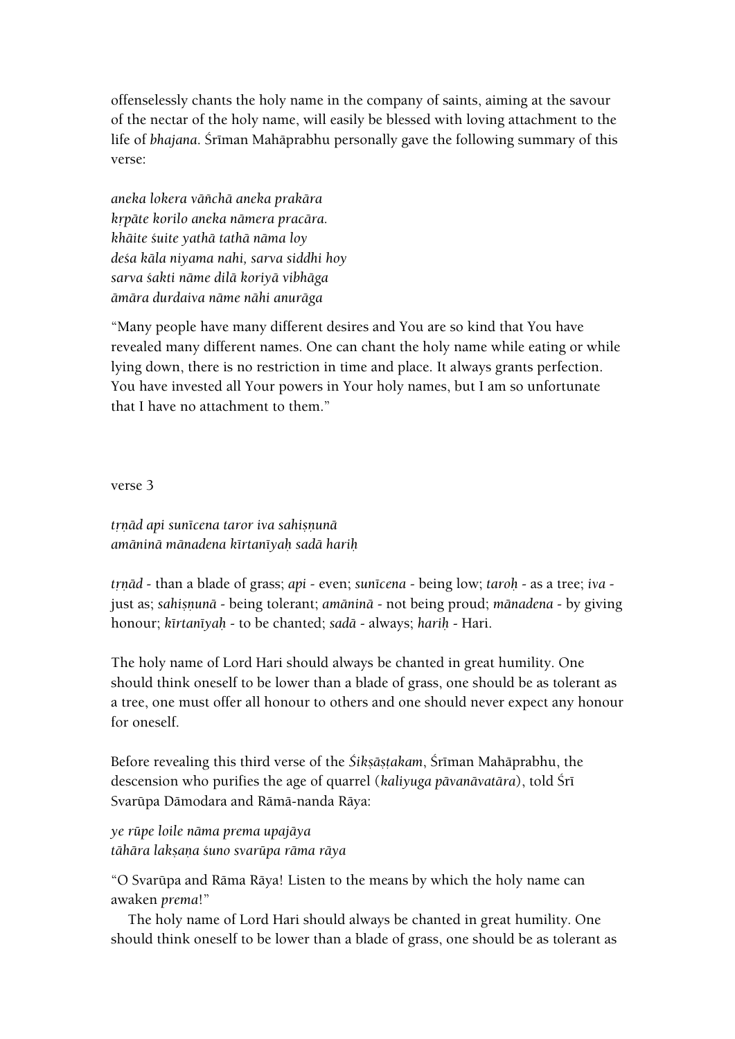offenselessly chants the holy name in the company of saints, aiming at the savour of the nectar of the holy name, will easily be blessed with loving attachment to the life of *bhajana*. Śrīman Mahāprabhu personally gave the following summary of this verse:

*aneka lokera vāñchā aneka prakāra*
*kṛpāte korilo aneka nāmera pracāra.*
*khāite śuite yathā tathā nāma loy*
*deśa kāla niyama nahi, sarva siddhi hoy*
*sarva śakti nāme dilā koriyā vibhāga*
*āmāra durdaiva nāme nāhi anurāga*

"Many people have many different desires and You are so kind that You have revealed many different names. One can chant the holy name while eating or while lying down, there is no restriction in time and place. It always grants perfection. You have invested all Your powers in Your holy names, but I am so unfortunate that I have no attachment to them."

verse 3

*tṛṇād api sunīcena taror iva sahiṣṇunā*
*amāninā mānadena kīrtanīyaḥ sadā hariḥ*

*tṛṇād* - than a blade of grass; *api* - even; *sunīcena* - being low; *taroḥ* - as a tree; *iva* - just as; *sahiṣṇunā* - being tolerant; *amāninā* - not being proud; *mānadena* - by giving honour; *kīrtanīyaḥ* - to be chanted; *sadā* - always; *hariḥ* - Hari.

The holy name of Lord Hari should always be chanted in great humility. One should think oneself to be lower than a blade of grass, one should be as tolerant as a tree, one must offer all honour to others and one should never expect any honour for oneself.

Before revealing this third verse of the *Śikṣāṣṭakam*, Śrīman Mahāprabhu, the descension who purifies the age of quarrel (*kaliyuga pāvanāvatāra*), told Śrī Svarūpa Dāmodara and Rāmā-nanda Rāya:

*ye rūpe loile nāma prema upajāya*
*tāhāra lakṣaṇa śuno svarūpa rāma rāya*

"O Svarūpa and Rāma Rāya! Listen to the means by which the holy name can awaken *prema*!"

The holy name of Lord Hari should always be chanted in great humility. One should think oneself to be lower than a blade of grass, one should be as tolerant as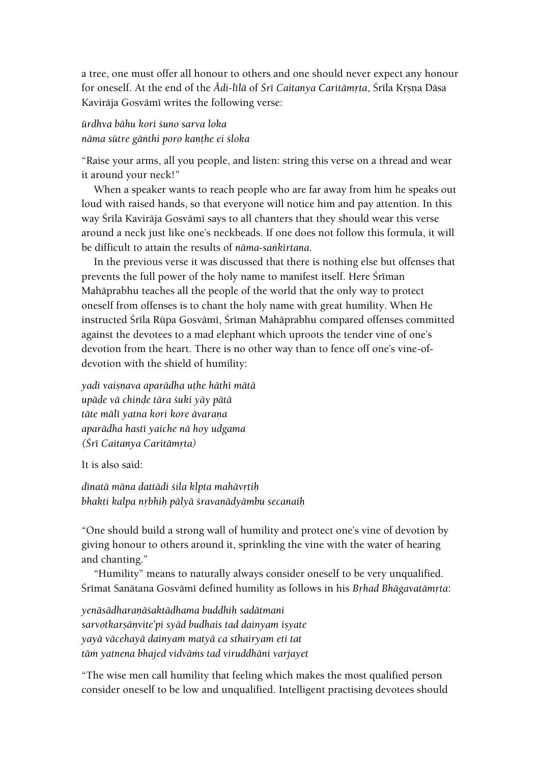a tree, one must offer all honour to others and one should never expect any honour for oneself. At the end of the *Ādi-līlā* of *Śrī Caitanya Caritāmṛta*, Śrīla Kṛṣṇa Dāsa Kavirāja Gosvāmī writes the following verse:

*ūrdhva bāhu kori śuno sarva loka*
*nāma sūtre gāṅthi poro kaṇṭhe ei śloka*

"Raise your arms, all you people, and listen: string this verse on a thread and wear it around your neck!"

When a speaker wants to reach people who are far away from him he speaks out loud with raised hands, so that everyone will notice him and pay attention. In this way Śrīla Kavirāja Gosvāmī says to all chanters that they should wear this verse around a neck just like one's neckbeads. If one does not follow this formula, it will be difficult to attain the results of *nāma-saṅkīrtana*.

In the previous verse it was discussed that there is nothing else but offenses that prevents the full power of the holy name to manifest itself. Here Śrīman Mahāprabhu teaches all the people of the world that the only way to protect oneself from offenses is to chant the holy name with great humility. When He instructed Śrīla Rūpa Gosvāmī, Śrīman Mahāprabhu compared offenses committed against the devotees to a mad elephant which uproots the tender vine of one's devotion from the heart. There is no other way than to fence off one's vine-of-devotion with the shield of humility:

*yadi vaiṣṇava aparādha uṭhe hāthī mātā*
*upāḍe vā chiṇḍe tāra śuki yāy pātā*
*tāte mālī yatna kori kore āvaraṇa*
*aparādha hastī yaiche nā hoy udgama*
*(Śrī Caitanya Caritāmṛta)*

It is also said:

*dīnatā māna dattādi śila kḷpta mahāvṛtiḥ*
*bhakti kalpa nṛbhiḥ pālyā śravaṇādyāmbu secanaiḥ*

"One should build a strong wall of humility and protect one's vine of devotion by giving honour to others around it, sprinkling the vine with the water of hearing and chanting."

"Humility" means to naturally always consider oneself to be very unqualified. Śrīmat Sanātana Gosvāmī defined humility as follows in his *Bṛhad Bhāgavatāmṛta*:

*yenāsādharaṇāśaktādhama buddhiḥ sadātmani*
*sarvotkarṣāṇvite'pi syād budhais tad dainyam iṣyate*
*yayā vācehayā dainyaṁ matyā ca sthairyam eti tat*
*tāṁ yatnena bhajed vidvāṁs tad viruddhāni varjayet*

"The wise men call humility that feeling which makes the most qualified person consider oneself to be low and unqualified. Intelligent practising devotees should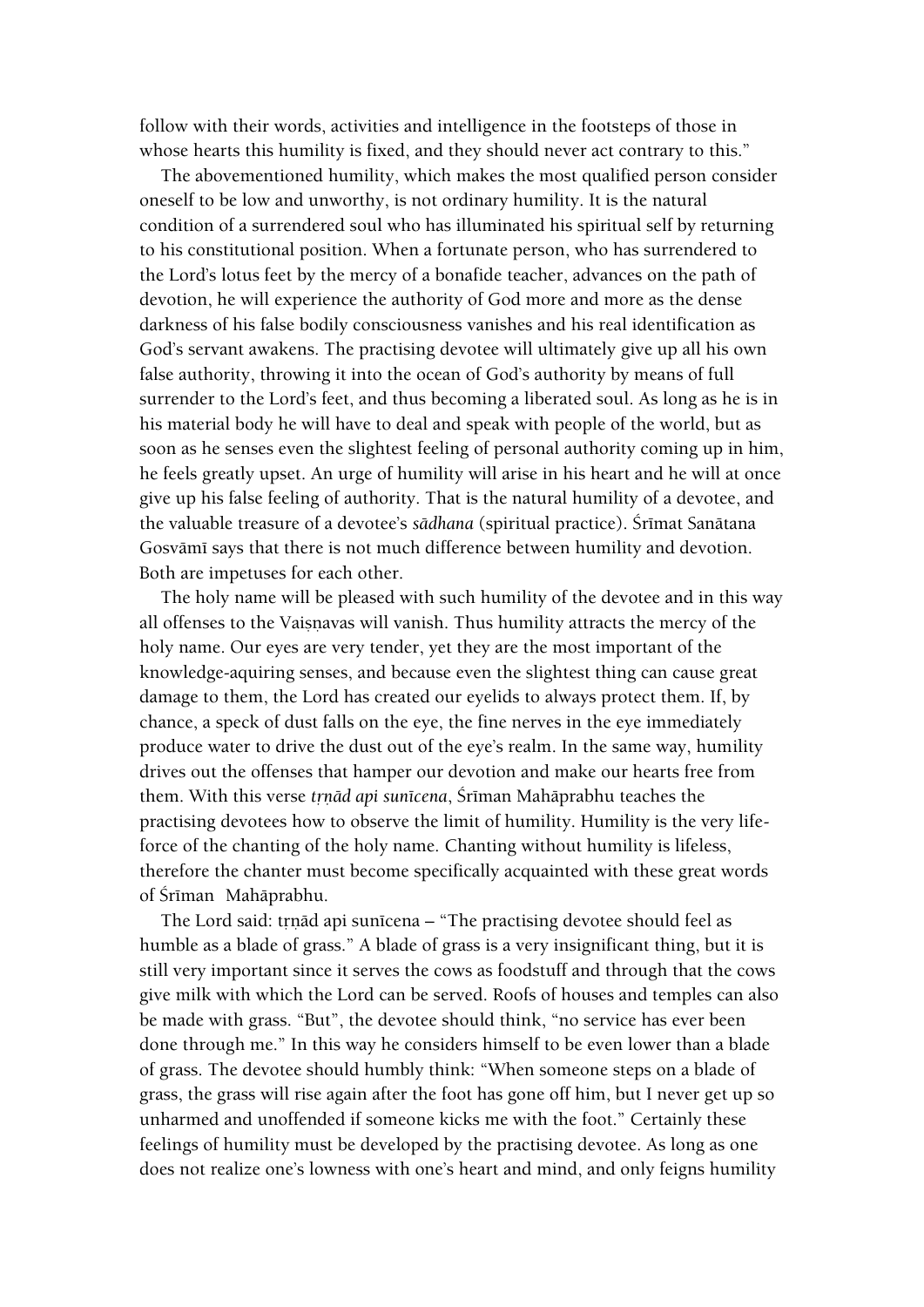follow with their words, activities and intelligence in the footsteps of those in whose hearts this humility is fixed, and they should never act contrary to this."

The abovementioned humility, which makes the most qualified person consider oneself to be low and unworthy, is not ordinary humility. It is the natural condition of a surrendered soul who has illuminated his spiritual self by returning to his constitutional position. When a fortunate person, who has surrendered to the Lord's lotus feet by the mercy of a bonafide teacher, advances on the path of devotion, he will experience the authority of God more and more as the dense darkness of his false bodily consciousness vanishes and his real identification as God's servant awakens. The practising devotee will ultimately give up all his own false authority, throwing it into the ocean of God's authority by means of full surrender to the Lord's feet, and thus becoming a liberated soul. As long as he is in his material body he will have to deal and speak with people of the world, but as soon as he senses even the slightest feeling of personal authority coming up in him, he feels greatly upset. An urge of humility will arise in his heart and he will at once give up his false feeling of authority. That is the natural humility of a devotee, and the valuable treasure of a devotee's *sādhana* (spiritual practice). Śrīmat Sanātana Gosvāmī says that there is not much difference between humility and devotion. Both are impetuses for each other.

The holy name will be pleased with such humility of the devotee and in this way all offenses to the Vaiṣṇavas will vanish. Thus humility attracts the mercy of the holy name. Our eyes are very tender, yet they are the most important of the knowledge-aquiring senses, and because even the slightest thing can cause great damage to them, the Lord has created our eyelids to always protect them. If, by chance, a speck of dust falls on the eye, the fine nerves in the eye immediately produce water to drive the dust out of the eye's realm. In the same way, humility drives out the offenses that hamper our devotion and make our hearts free from them. With this verse *tṛṇād api sunīcena*, Śrīman Mahāprabhu teaches the practising devotees how to observe the limit of humility. Humility is the very life-force of the chanting of the holy name. Chanting without humility is lifeless, therefore the chanter must become specifically acquainted with these great words of Śrīman Mahāprabhu.

The Lord said: tṛṇād api sunīcena – "The practising devotee should feel as humble as a blade of grass." A blade of grass is a very insignificant thing, but it is still very important since it serves the cows as foodstuff and through that the cows give milk with which the Lord can be served. Roofs of houses and temples can also be made with grass. "But", the devotee should think, "no service has ever been done through me." In this way he considers himself to be even lower than a blade of grass. The devotee should humbly think: "When someone steps on a blade of grass, the grass will rise again after the foot has gone off him, but I never get up so unharmed and unoffended if someone kicks me with the foot." Certainly these feelings of humility must be developed by the practising devotee. As long as one does not realize one's lowness with one's heart and mind, and only feigns humility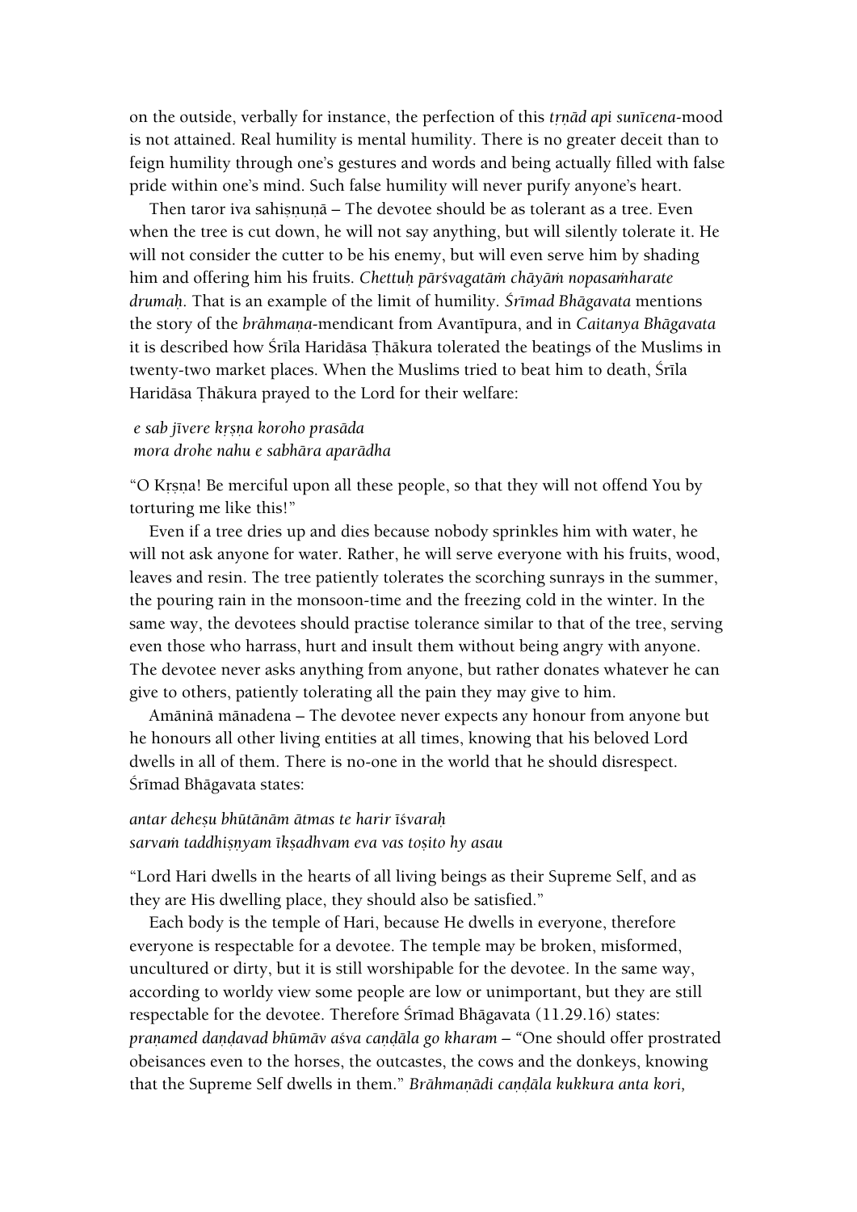on the outside, verbally for instance, the perfection of this *tṛṇād api sunīcena*-mood is not attained. Real humility is mental humility. There is no greater deceit than to feign humility through one's gestures and words and being actually filled with false pride within one's mind. Such false humility will never purify anyone's heart.

Then taror iva sahiṣṇuṇā – The devotee should be as tolerant as a tree. Even when the tree is cut down, he will not say anything, but will silently tolerate it. He will not consider the cutter to be his enemy, but will even serve him by shading him and offering him his fruits. *Chettuḥ pārśvagatāṁ chāyāṁ nopasaṁharate drumaḥ*. That is an example of the limit of humility. *Śrīmad Bhāgavata* mentions the story of the *brāhmaṇa*-mendicant from Avantīpura, and in *Caitanya Bhāgavata* it is described how Śrīla Haridāsa Ṭhākura tolerated the beatings of the Muslims in twenty-two market places. When the Muslims tried to beat him to death, Śrīla Haridāsa Ṭhākura prayed to the Lord for their welfare:

*e sab jīvere kṛṣṇa koroho prasāda*
*mora drohe nahu e sabhāra aparādha*

"O Kṛṣṇa! Be merciful upon all these people, so that they will not offend You by torturing me like this!"

Even if a tree dries up and dies because nobody sprinkles him with water, he will not ask anyone for water. Rather, he will serve everyone with his fruits, wood, leaves and resin. The tree patiently tolerates the scorching sunrays in the summer, the pouring rain in the monsoon-time and the freezing cold in the winter. In the same way, the devotees should practise tolerance similar to that of the tree, serving even those who harrass, hurt and insult them without being angry with anyone. The devotee never asks anything from anyone, but rather donates whatever he can give to others, patiently tolerating all the pain they may give to him.

Amāninā mānadena – The devotee never expects any honour from anyone but he honours all other living entities at all times, knowing that his beloved Lord dwells in all of them. There is no-one in the world that he should disrespect. Śrīmad Bhāgavata states:

*antar deheṣu bhūtānām ātmas te harir īśvaraḥ*
*sarvaṁ taddhiṣṇyam īkṣadhvam eva vas toṣito hy asau*

"Lord Hari dwells in the hearts of all living beings as their Supreme Self, and as they are His dwelling place, they should also be satisfied."

Each body is the temple of Hari, because He dwells in everyone, therefore everyone is respectable for a devotee. The temple may be broken, misformed, uncultured or dirty, but it is still worshipable for the devotee. In the same way, according to worldy view some people are low or unimportant, but they are still respectable for the devotee. Therefore Śrīmad Bhāgavata (11.29.16) states: *praṇamed daṇḍavad bhūmāv aśva caṇḍāla go kharam* – "One should offer prostrated obeisances even to the horses, the outcastes, the cows and the donkeys, knowing that the Supreme Self dwells in them." *Brāhmaṇādi caṇḍāla kukkura anta kori,*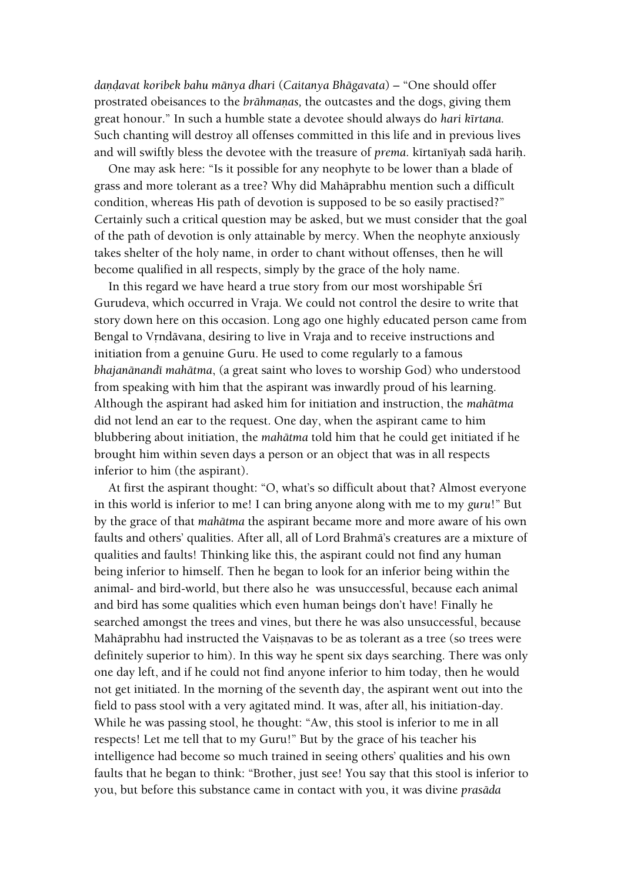*daṇḍavat koribek bahu mānya dhari* (*Caitanya Bhāgavata*) – "One should offer prostrated obeisances to the *brāhmaṇas,* the outcastes and the dogs, giving them great honour." In such a humble state a devotee should always do *hari kīrtana.* Such chanting will destroy all offenses committed in this life and in previous lives and will swiftly bless the devotee with the treasure of *prema.* kīrtanīyaḥ sadā hariḥ.

One may ask here: "Is it possible for any neophyte to be lower than a blade of grass and more tolerant as a tree? Why did Mahāprabhu mention such a difficult condition, whereas His path of devotion is supposed to be so easily practised?" Certainly such a critical question may be asked, but we must consider that the goal of the path of devotion is only attainable by mercy. When the neophyte anxiously takes shelter of the holy name, in order to chant without offenses, then he will become qualified in all respects, simply by the grace of the holy name.

In this regard we have heard a true story from our most worshipable Śrī Gurudeva, which occurred in Vraja. We could not control the desire to write that story down here on this occasion. Long ago one highly educated person came from Bengal to Vṛndāvana, desiring to live in Vraja and to receive instructions and initiation from a genuine Guru. He used to come regularly to a famous *bhajanānandī mahātma*, (a great saint who loves to worship God) who understood from speaking with him that the aspirant was inwardly proud of his learning. Although the aspirant had asked him for initiation and instruction, the *mahātma* did not lend an ear to the request. One day, when the aspirant came to him blubbering about initiation, the *mahātma* told him that he could get initiated if he brought him within seven days a person or an object that was in all respects inferior to him (the aspirant).

At first the aspirant thought: "O, what's so difficult about that? Almost everyone in this world is inferior to me! I can bring anyone along with me to my *guru*!" But by the grace of that *mahātma* the aspirant became more and more aware of his own faults and others' qualities. After all, all of Lord Brahmā's creatures are a mixture of qualities and faults! Thinking like this, the aspirant could not find any human being inferior to himself. Then he began to look for an inferior being within the animal- and bird-world, but there also he was unsuccessful, because each animal and bird has some qualities which even human beings don't have! Finally he searched amongst the trees and vines, but there he was also unsuccessful, because Mahāprabhu had instructed the Vaiṣṇavas to be as tolerant as a tree (so trees were definitely superior to him). In this way he spent six days searching. There was only one day left, and if he could not find anyone inferior to him today, then he would not get initiated. In the morning of the seventh day, the aspirant went out into the field to pass stool with a very agitated mind. It was, after all, his initiation-day. While he was passing stool, he thought: "Aw, this stool is inferior to me in all respects! Let me tell that to my Guru!" But by the grace of his teacher his intelligence had become so much trained in seeing others' qualities and his own faults that he began to think: "Brother, just see! You say that this stool is inferior to you, but before this substance came in contact with you, it was divine *prasāda*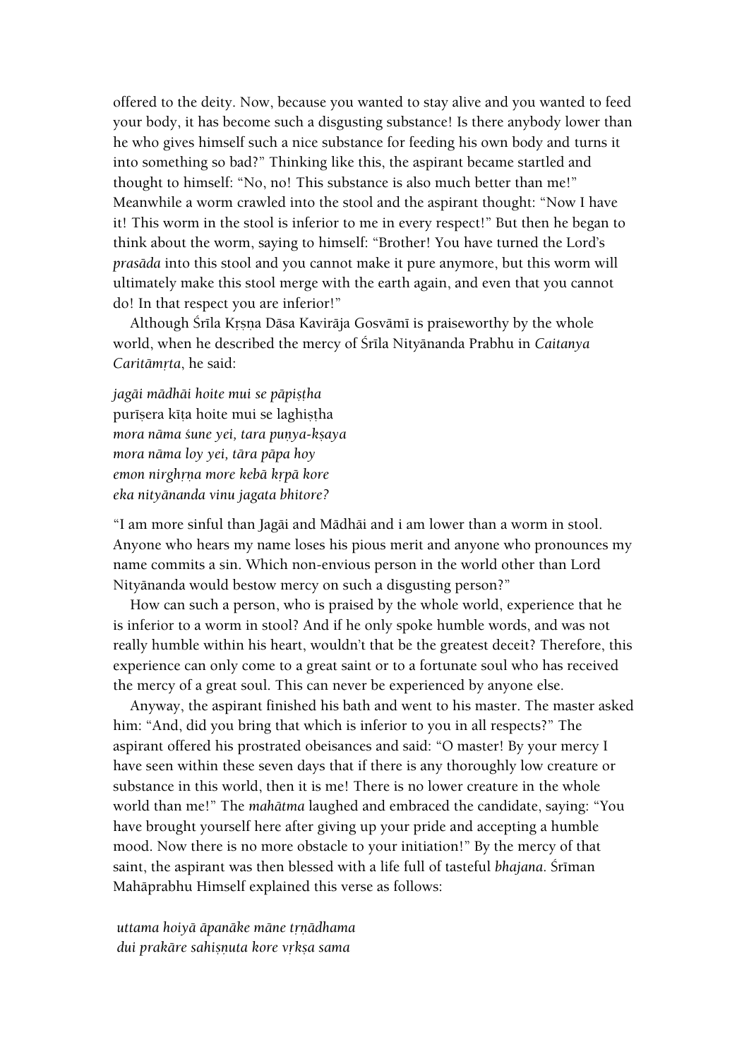offered to the deity. Now, because you wanted to stay alive and you wanted to feed your body, it has become such a disgusting substance! Is there anybody lower than he who gives himself such a nice substance for feeding his own body and turns it into something so bad?" Thinking like this, the aspirant became startled and thought to himself: "No, no! This substance is also much better than me!" Meanwhile a worm crawled into the stool and the aspirant thought: "Now I have it! This worm in the stool is inferior to me in every respect!" But then he began to think about the worm, saying to himself: "Brother! You have turned the Lord's *prasāda* into this stool and you cannot make it pure anymore, but this worm will ultimately make this stool merge with the earth again, and even that you cannot do! In that respect you are inferior!"

Although Śrīla Kṛṣṇa Dāsa Kavirāja Gosvāmī is praiseworthy by the whole world, when he described the mercy of Śrīla Nityānanda Prabhu in *Caitanya Caritāmṛta*, he said:

*jagāi mādhāi hoite mui se pāpiṣṭha*
purīṣera kīṭa hoite mui se laghiṣṭha
*mora nāma śune yei, tara puṇya-kṣaya*
*mora nāma loy yei, tāra pāpa hoy*
*emon nirghṛṇa more kebā kṛpā kore*
*eka nityānanda vinu jagata bhitore?*

"I am more sinful than Jagāi and Mādhāi and i am lower than a worm in stool. Anyone who hears my name loses his pious merit and anyone who pronounces my name commits a sin. Which non-envious person in the world other than Lord Nityānanda would bestow mercy on such a disgusting person?"

How can such a person, who is praised by the whole world, experience that he is inferior to a worm in stool? And if he only spoke humble words, and was not really humble within his heart, wouldn't that be the greatest deceit? Therefore, this experience can only come to a great saint or to a fortunate soul who has received the mercy of a great soul. This can never be experienced by anyone else.

Anyway, the aspirant finished his bath and went to his master. The master asked him: "And, did you bring that which is inferior to you in all respects?" The aspirant offered his prostrated obeisances and said: "O master! By your mercy I have seen within these seven days that if there is any thoroughly low creature or substance in this world, then it is me! There is no lower creature in the whole world than me!" The *mahātma* laughed and embraced the candidate, saying: "You have brought yourself here after giving up your pride and accepting a humble mood. Now there is no more obstacle to your initiation!" By the mercy of that saint, the aspirant was then blessed with a life full of tasteful *bhajana*. Śrīman Mahāprabhu Himself explained this verse as follows:

*uttama hoiyā āpanāke māne tṛṇādhama*
*dui prakāre sahiṣṇuta kore vṛkṣa sama*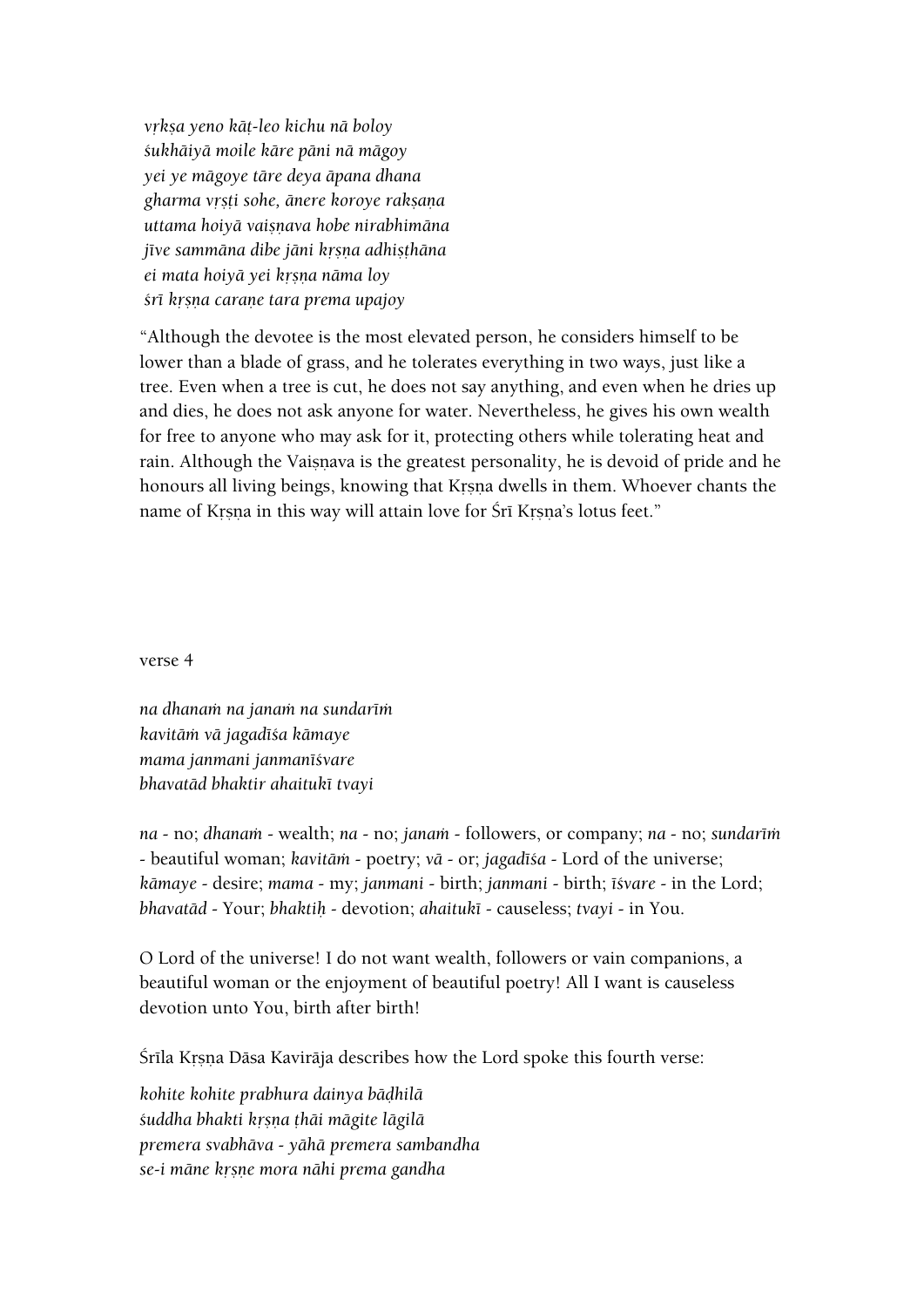*vṛkṣa yeno kāṭ-leo kichu nā boloy*
*śukhāiyā moile kāre pāni nā māgoy*
*yei ye māgoye tāre deya āpana dhana*
*gharma vṛṣṭi sohe, ānere koroye rakṣaṇa*
*uttama hoiyā vaiṣṇava hobe nirabhimāna*
*jīve sammāna dibe jāni kṛṣṇa adhiṣṭhāna*
*ei mata hoiyā yei kṛṣṇa nāma loy*
*śrī kṛṣṇa caraṇe tara prema upajoy*

"Although the devotee is the most elevated person, he considers himself to be lower than a blade of grass, and he tolerates everything in two ways, just like a tree. Even when a tree is cut, he does not say anything, and even when he dries up and dies, he does not ask anyone for water. Nevertheless, he gives his own wealth for free to anyone who may ask for it, protecting others while tolerating heat and rain. Although the Vaiṣṇava is the greatest personality, he is devoid of pride and he honours all living beings, knowing that Kṛṣṇa dwells in them. Whoever chants the name of Kṛṣṇa in this way will attain love for Śrī Kṛṣṇa's lotus feet."

verse 4

*na dhanaṁ na janaṁ na sundarīṁ*
*kavitāṁ vā jagadīśa kāmaye*
*mama janmani janmanīśvare*
*bhavatād bhaktir ahaitukī tvayi*

*na* - no; *dhanaṁ* - wealth; *na* - no; *janaṁ* - followers, or company; *na* - no; *sundarīṁ* - beautiful woman; *kavitāṁ* - poetry; *vā* - or; *jagadīśa* - Lord of the universe; *kāmaye* - desire; *mama* - my; *janmani* - birth; *janmani* - birth; *īśvare* - in the Lord; *bhavatād* - Your; *bhaktiḥ* - devotion; *ahaitukī* - causeless; *tvayi* - in You.

O Lord of the universe! I do not want wealth, followers or vain companions, a beautiful woman or the enjoyment of beautiful poetry! All I want is causeless devotion unto You, birth after birth!

Śrīla Kṛṣṇa Dāsa Kavirāja describes how the Lord spoke this fourth verse:

*kohite kohite prabhura dainya bāḍhilā*
*śuddha bhakti kṛṣṇa ṭhāi māgite lāgilā*
*premera svabhāva - yāhā premera sambandha*
*se-i māne kṛṣṇe mora nāhi prema gandha*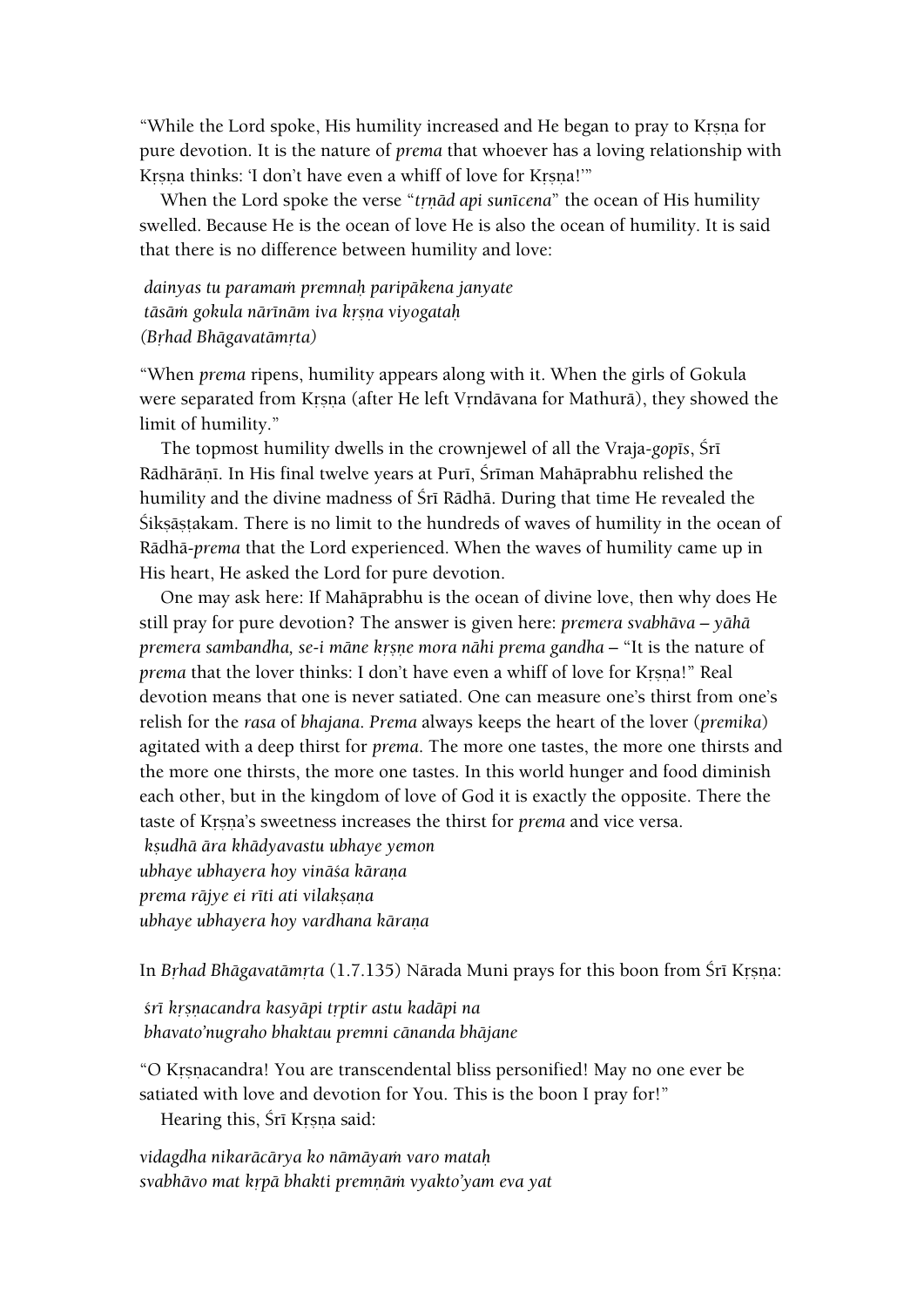"While the Lord spoke, His humility increased and He began to pray to Kṛṣṇa for pure devotion. It is the nature of *prema* that whoever has a loving relationship with Kṛṣṇa thinks: 'I don't have even a whiff of love for Kṛṣṇa!'"

When the Lord spoke the verse "*tṛṇād api sunīcena*" the ocean of His humility swelled. Because He is the ocean of love He is also the ocean of humility. It is said that there is no difference between humility and love:

*dainyas tu paramaṁ premnaḥ paripākena janyate*
*tāsāṁ gokula nārīnām iva kṛṣṇa viyogataḥ*
*(Bṛhad Bhāgavatāmṛta)*

"When *prema* ripens, humility appears along with it. When the girls of Gokula were separated from Kṛṣṇa (after He left Vṛndāvana for Mathurā), they showed the limit of humility."

The topmost humility dwells in the crownjewel of all the Vraja-*gopīs*, Śrī Rādhārāṇī. In His final twelve years at Purī, Śrīman Mahāprabhu relished the humility and the divine madness of Śrī Rādhā. During that time He revealed the Śikṣāṣṭakam. There is no limit to the hundreds of waves of humility in the ocean of Rādhā-*prema* that the Lord experienced. When the waves of humility came up in His heart, He asked the Lord for pure devotion.

One may ask here: If Mahāprabhu is the ocean of divine love, then why does He still pray for pure devotion? The answer is given here: *premera svabhāva – yāhā premera sambandha, se-i māne kṛṣṇe mora nāhi prema gandha* – "It is the nature of *prema* that the lover thinks: I don't have even a whiff of love for Kṛṣṇa!" Real devotion means that one is never satiated. One can measure one's thirst from one's relish for the *rasa* of *bhajana*. *Prema* always keeps the heart of the lover (*premika*) agitated with a deep thirst for *prema*. The more one tastes, the more one thirsts and the more one thirsts, the more one tastes. In this world hunger and food diminish each other, but in the kingdom of love of God it is exactly the opposite. There the taste of Kṛṣṇa's sweetness increases the thirst for *prema* and vice versa.

*kṣudhā āra khādyavastu ubhaye yemon*
*ubhaye ubhayera hoy vināśa kāraṇa*
*prema rājye ei rīti ati vilakṣaṇa*
*ubhaye ubhayera hoy vardhana kāraṇa*

In *Bṛhad Bhāgavatāmṛta* (1.7.135) Nārada Muni prays for this boon from Śrī Kṛṣṇa:

*śrī kṛṣṇacandra kasyāpi tṛptir astu kadāpi na*
*bhavato'nugraho bhaktau premni cānanda bhājane*

"O Kṛṣṇacandra! You are transcendental bliss personified! May no one ever be satiated with love and devotion for You. This is the boon I pray for!"

Hearing this, Śrī Kṛṣṇa said:

*vidagdha nikarācārya ko nāmāyaṁ varo mataḥ*
*svabhāvo mat kṛpā bhakti premṇāṁ vyakto'yam eva yat*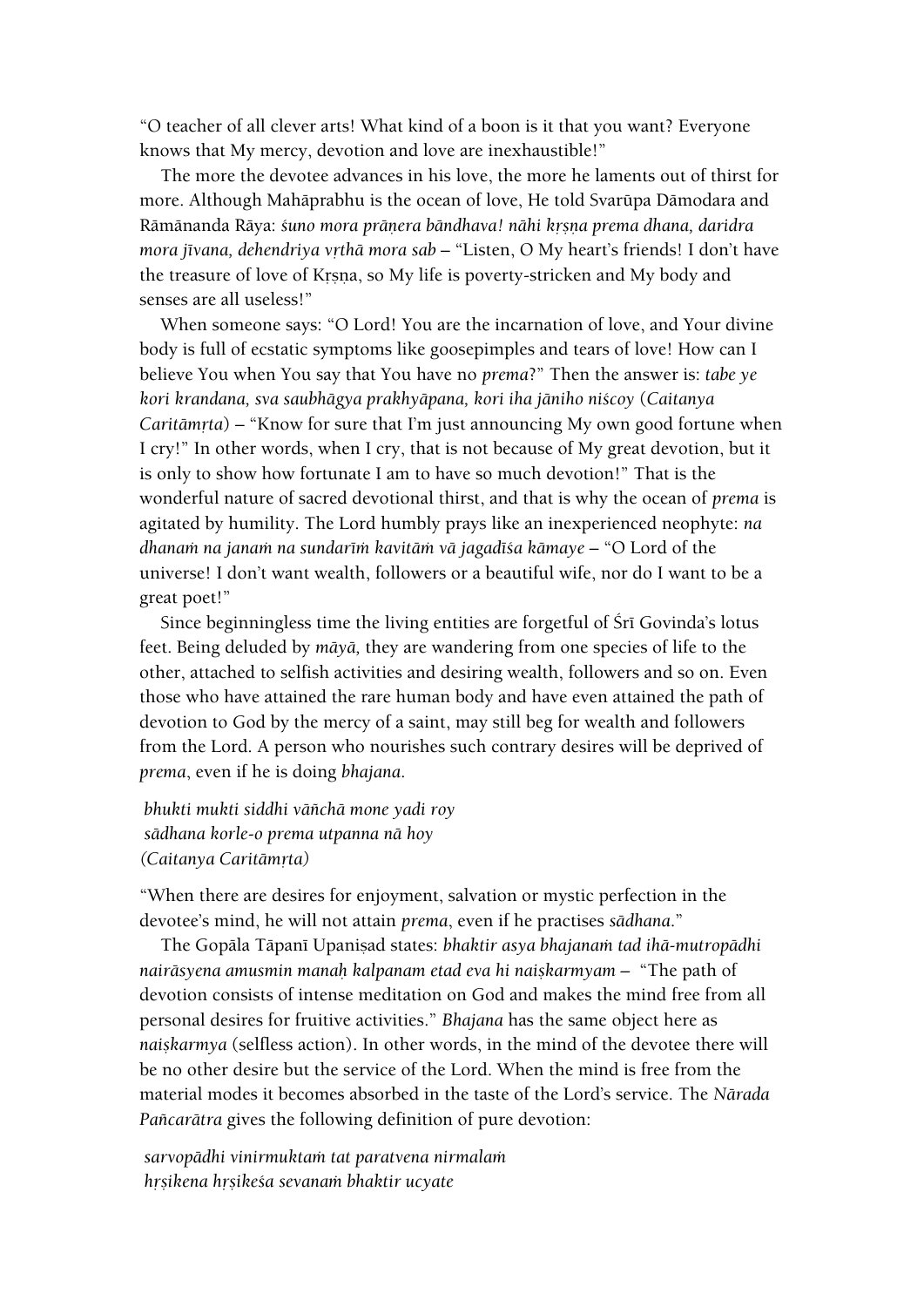"O teacher of all clever arts! What kind of a boon is it that you want? Everyone knows that My mercy, devotion and love are inexhaustible!"

The more the devotee advances in his love, the more he laments out of thirst for more. Although Mahāprabhu is the ocean of love, He told Svarūpa Dāmodara and Rāmānanda Rāya: *śuno mora prāṇera bāndhava! nāhi kṛṣṇa prema dhana, daridra mora jīvana, dehendriya vṛthā mora sab* – "Listen, O My heart's friends! I don't have the treasure of love of Kṛṣṇa, so My life is poverty-stricken and My body and senses are all useless!"

When someone says: "O Lord! You are the incarnation of love, and Your divine body is full of ecstatic symptoms like goosepimples and tears of love! How can I believe You when You say that You have no *prema*?" Then the answer is: *tabe ye kori krandana, sva saubhāgya prakhyāpana, kori iha jāniho niścoy* (*Caitanya Caritāmṛta*) – "Know for sure that I'm just announcing My own good fortune when I cry!" In other words, when I cry, that is not because of My great devotion, but it is only to show how fortunate I am to have so much devotion!" That is the wonderful nature of sacred devotional thirst, and that is why the ocean of *prema* is agitated by humility. The Lord humbly prays like an inexperienced neophyte: *na dhanaṁ na janaṁ na sundarīṁ kavitāṁ vā jagadīśa kāmaye* – "O Lord of the universe! I don't want wealth, followers or a beautiful wife, nor do I want to be a great poet!"

Since beginningless time the living entities are forgetful of Śrī Govinda's lotus feet. Being deluded by *māyā,* they are wandering from one species of life to the other, attached to selfish activities and desiring wealth, followers and so on. Even those who have attained the rare human body and have even attained the path of devotion to God by the mercy of a saint, may still beg for wealth and followers from the Lord. A person who nourishes such contrary desires will be deprived of *prema*, even if he is doing *bhajana*.

*bhukti mukti siddhi vāñchā mone yadi roy*
*sādhana korle-o prema utpanna nā hoy*
(*Caitanya Caritāmṛta*)

"When there are desires for enjoyment, salvation or mystic perfection in the devotee's mind, he will not attain *prema*, even if he practises *sādhana*."

The Gopāla Tāpanī Upaniṣad states: *bhaktir asya bhajanaṁ tad ihā-mutropādhi nairāsyena amusmin manaḥ kalpanam etad eva hi naiṣkarmyam* – "The path of devotion consists of intense meditation on God and makes the mind free from all personal desires for fruitive activities." *Bhajana* has the same object here as *naiṣkarmya* (selfless action). In other words, in the mind of the devotee there will be no other desire but the service of the Lord. When the mind is free from the material modes it becomes absorbed in the taste of the Lord's service. The *Nārada Pañcarātra* gives the following definition of pure devotion:

*sarvopādhi vinirmuktaṁ tat paratvena nirmalaṁ*
*hṛṣikena hṛṣikeśa sevanaṁ bhaktir ucyate*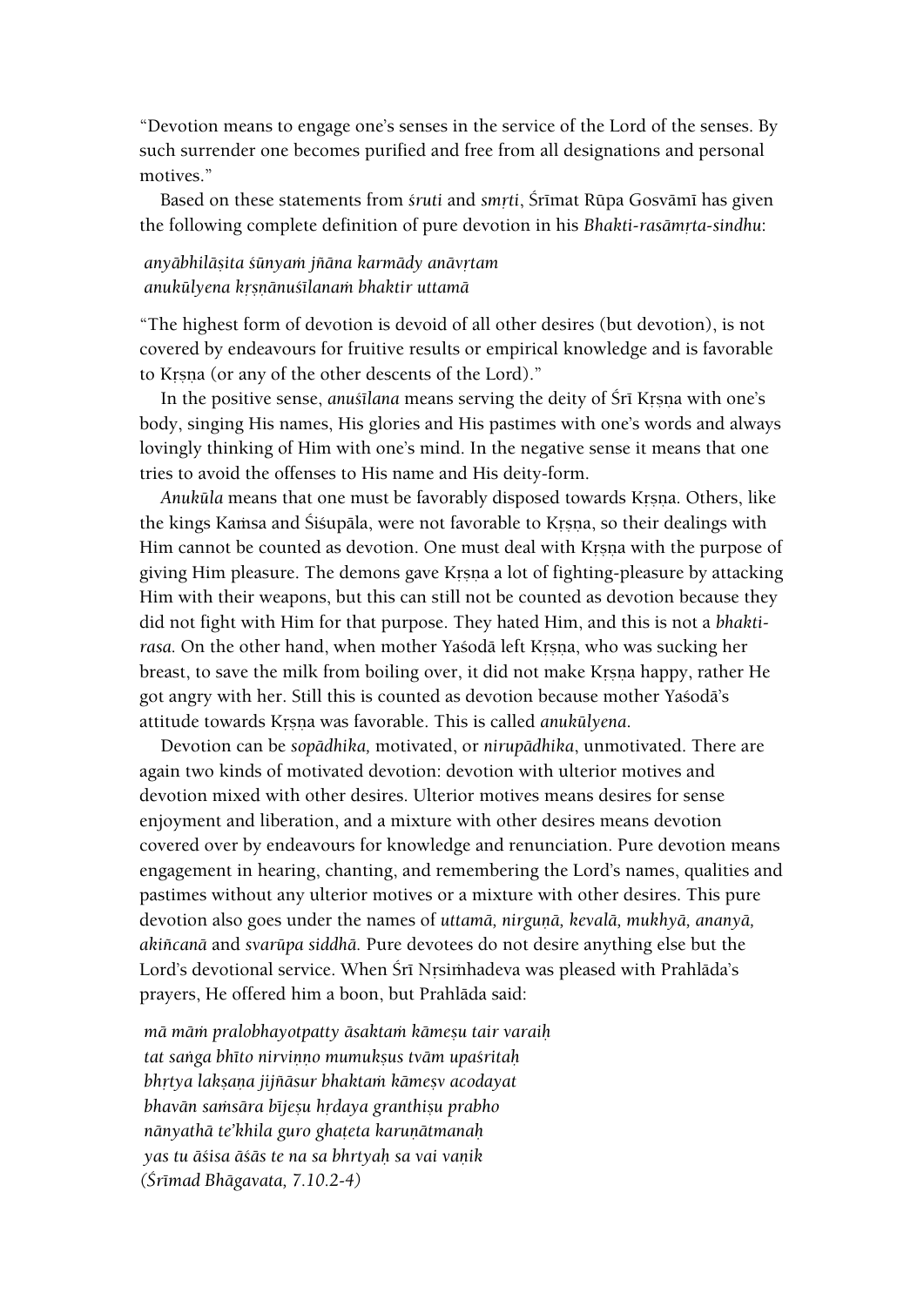"Devotion means to engage one's senses in the service of the Lord of the senses. By such surrender one becomes purified and free from all designations and personal motives."

Based on these statements from *śruti* and *smṛti*, Śrīmat Rūpa Gosvāmī has given the following complete definition of pure devotion in his *Bhakti-rasāmṛta-sindhu*:

*anyābhilāṣita śūnyaṁ jñāna karmādy anāvṛtam*
*anukūlyena kṛṣṇānuśīlanaṁ bhaktir uttamā*

"The highest form of devotion is devoid of all other desires (but devotion), is not covered by endeavours for fruitive results or empirical knowledge and is favorable to Kṛṣṇa (or any of the other descents of the Lord)."

In the positive sense, *anuśīlana* means serving the deity of Śrī Kṛṣṇa with one's body, singing His names, His glories and His pastimes with one's words and always lovingly thinking of Him with one's mind. In the negative sense it means that one tries to avoid the offenses to His name and His deity-form.

*Anukūla* means that one must be favorably disposed towards Kṛṣṇa. Others, like the kings Kaṁsa and Śiśupāla, were not favorable to Kṛṣṇa, so their dealings with Him cannot be counted as devotion. One must deal with Kṛṣṇa with the purpose of giving Him pleasure. The demons gave Kṛṣṇa a lot of fighting-pleasure by attacking Him with their weapons, but this can still not be counted as devotion because they did not fight with Him for that purpose. They hated Him, and this is not a *bhakti-rasa.* On the other hand, when mother Yaśodā left Kṛṣṇa, who was sucking her breast, to save the milk from boiling over, it did not make Kṛṣṇa happy, rather He got angry with her. Still this is counted as devotion because mother Yaśodā's attitude towards Kṛṣṇa was favorable. This is called *anukūlyena.*

Devotion can be *sopādhika,* motivated, or *nirupādhika*, unmotivated. There are again two kinds of motivated devotion: devotion with ulterior motives and devotion mixed with other desires. Ulterior motives means desires for sense enjoyment and liberation, and a mixture with other desires means devotion covered over by endeavours for knowledge and renunciation. Pure devotion means engagement in hearing, chanting, and remembering the Lord's names, qualities and pastimes without any ulterior motives or a mixture with other desires. This pure devotion also goes under the names of *uttamā, nirguṇā, kevalā, mukhyā, ananyā, akiñcanā* and *svarūpa siddhā.* Pure devotees do not desire anything else but the Lord's devotional service. When Śrī Nṛsiṁhadeva was pleased with Prahlāda's prayers, He offered him a boon, but Prahlāda said:

*mā māṁ pralobhayotpatty āsaktaṁ kāmeṣu tair varaiḥ*
*tat saṅga bhīto nirviṇṇo mumukṣus tvām upaśritaḥ*
*bhṛtya lakṣaṇa jijñāsur bhaktaṁ kāmeṣv acodayat*
*bhavān saṁsāra bījeṣu hṛdaya granthiṣu prabho*
*nānyathā te'khila guro ghaṭeta karuṇātmanaḥ*
*yas tu āśisa āśās te na sa bhṛtyaḥ sa vai vaṇik*
*(Śrīmad Bhāgavata, 7.10.2-4)*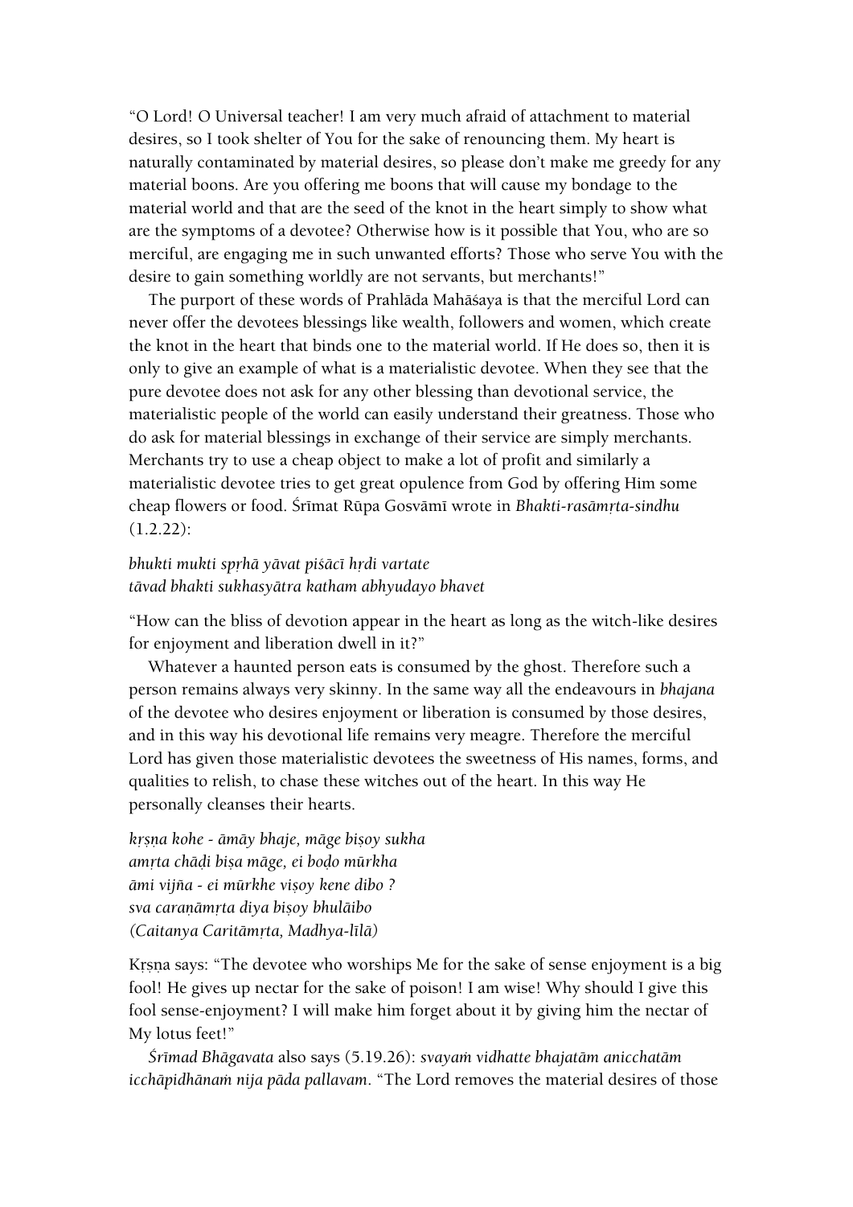"O Lord! O Universal teacher! I am very much afraid of attachment to material desires, so I took shelter of You for the sake of renouncing them. My heart is naturally contaminated by material desires, so please don't make me greedy for any material boons. Are you offering me boons that will cause my bondage to the material world and that are the seed of the knot in the heart simply to show what are the symptoms of a devotee? Otherwise how is it possible that You, who are so merciful, are engaging me in such unwanted efforts? Those who serve You with the desire to gain something worldly are not servants, but merchants!"

The purport of these words of Prahlāda Mahāśaya is that the merciful Lord can never offer the devotees blessings like wealth, followers and women, which create the knot in the heart that binds one to the material world. If He does so, then it is only to give an example of what is a materialistic devotee. When they see that the pure devotee does not ask for any other blessing than devotional service, the materialistic people of the world can easily understand their greatness. Those who do ask for material blessings in exchange of their service are simply merchants. Merchants try to use a cheap object to make a lot of profit and similarly a materialistic devotee tries to get great opulence from God by offering Him some cheap flowers or food. Śrīmat Rūpa Gosvāmī wrote in *Bhakti-rasāmṛta-sindhu* (1.2.22):

*bhukti mukti spṛhā yāvat piśācī hṛdi vartate*
*tāvad bhakti sukhasyātra katham abhyudayo bhavet*

"How can the bliss of devotion appear in the heart as long as the witch-like desires for enjoyment and liberation dwell in it?"

Whatever a haunted person eats is consumed by the ghost. Therefore such a person remains always very skinny. In the same way all the endeavours in *bhajana* of the devotee who desires enjoyment or liberation is consumed by those desires, and in this way his devotional life remains very meagre. Therefore the merciful Lord has given those materialistic devotees the sweetness of His names, forms, and qualities to relish, to chase these witches out of the heart. In this way He personally cleanses their hearts.

*kṛṣṇa kohe - āmāy bhaje, māge biṣoy sukha*
*amṛta chāḍi biṣa māge, ei boḍo mūrkha*
*āmi vijña - ei mūrkhe viṣoy kene dibo ?*
*sva caraṇāmṛta diya biṣoy bhulāibo*
*(Caitanya Caritāmṛta, Madhya-līlā)*

Kṛṣṇa says: "The devotee who worships Me for the sake of sense enjoyment is a big fool! He gives up nectar for the sake of poison! I am wise! Why should I give this fool sense-enjoyment? I will make him forget about it by giving him the nectar of My lotus feet!"

*Śrīmad Bhāgavata* also says (5.19.26): *svayaṁ vidhatte bhajatām anicchatām icchāpidhānaṁ nija pāda pallavam*. "The Lord removes the material desires of those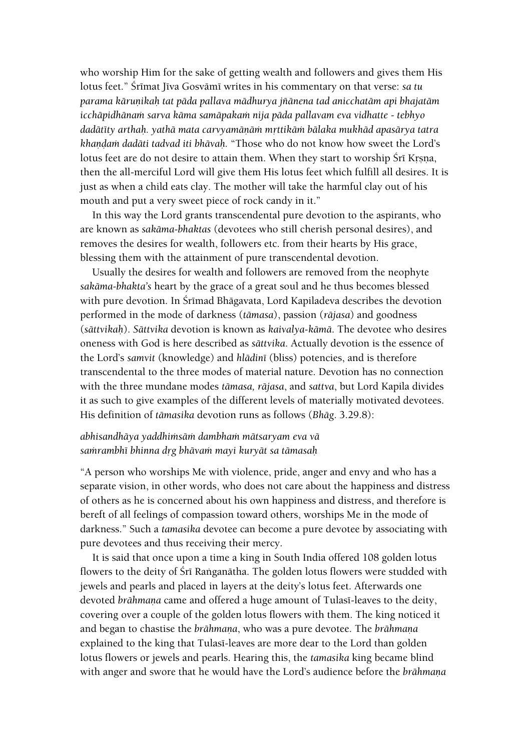who worship Him for the sake of getting wealth and followers and gives them His lotus feet." Śrīmat Jīva Gosvāmī writes in his commentary on that verse: *sa tu parama kāruṇikaḥ tat pāda pallava mādhurya jñānena tad anicchatām api bhajatām icchāpidhānaṁ sarva kāma samāpakaṁ nija pāda pallavam eva vidhatte - tebhyo dadātīty arthaḥ. yathā mata carvyamāṇāṁ mṛttikāṁ bālaka mukhād apasārya tatra khaṇḍaṁ dadāti tadvad iti bhāvaḥ.* "Those who do not know how sweet the Lord's lotus feet are do not desire to attain them. When they start to worship Śrī Kṛṣṇa, then the all-merciful Lord will give them His lotus feet which fulfill all desires. It is just as when a child eats clay. The mother will take the harmful clay out of his mouth and put a very sweet piece of rock candy in it."

In this way the Lord grants transcendental pure devotion to the aspirants, who are known as *sakāma-bhaktas* (devotees who still cherish personal desires), and removes the desires for wealth, followers etc. from their hearts by His grace, blessing them with the attainment of pure transcendental devotion.

Usually the desires for wealth and followers are removed from the neophyte *sakāma-bhakta's* heart by the grace of a great soul and he thus becomes blessed with pure devotion. In Śrīmad Bhāgavata, Lord Kapiladeva describes the devotion performed in the mode of darkness (*tāmasa*), passion (*rājasa*) and goodness (*sāttvikaḥ*). *Sāttvika* devotion is known as *kaivalya-kāmā*. The devotee who desires oneness with God is here described as *sāttvika*. Actually devotion is the essence of the Lord's *samvit* (knowledge) and *hlādinī* (bliss) potencies, and is therefore transcendental to the three modes of material nature. Devotion has no connection with the three mundane modes *tāmasa, rājasa*, and *sattva*, but Lord Kapila divides it as such to give examples of the different levels of materially motivated devotees. His definition of *tāmasika* devotion runs as follows (*Bhāg.* 3.29.8):

*abhisandhāya yaddhiṁsāṁ dambhaṁ mātsaryam eva vā*
*saṁrambhī bhinna dṛg bhāvaṁ mayi kuryāt sa tāmasaḥ*

"A person who worships Me with violence, pride, anger and envy and who has a separate vision, in other words, who does not care about the happiness and distress of others as he is concerned about his own happiness and distress, and therefore is bereft of all feelings of compassion toward others, worships Me in the mode of darkness." Such a *tamasika* devotee can become a pure devotee by associating with pure devotees and thus receiving their mercy.

It is said that once upon a time a king in South India offered 108 golden lotus flowers to the deity of Śrī Raṅganātha. The golden lotus flowers were studded with jewels and pearls and placed in layers at the deity's lotus feet. Afterwards one devoted *brāhmaṇa* came and offered a huge amount of Tulasī-leaves to the deity, covering over a couple of the golden lotus flowers with them. The king noticed it and began to chastise the *brāhmaṇa*, who was a pure devotee. The *brāhmaṇa* explained to the king that Tulasī-leaves are more dear to the Lord than golden lotus flowers or jewels and pearls. Hearing this, the *tamasika* king became blind with anger and swore that he would have the Lord's audience before the *brāhmaṇa*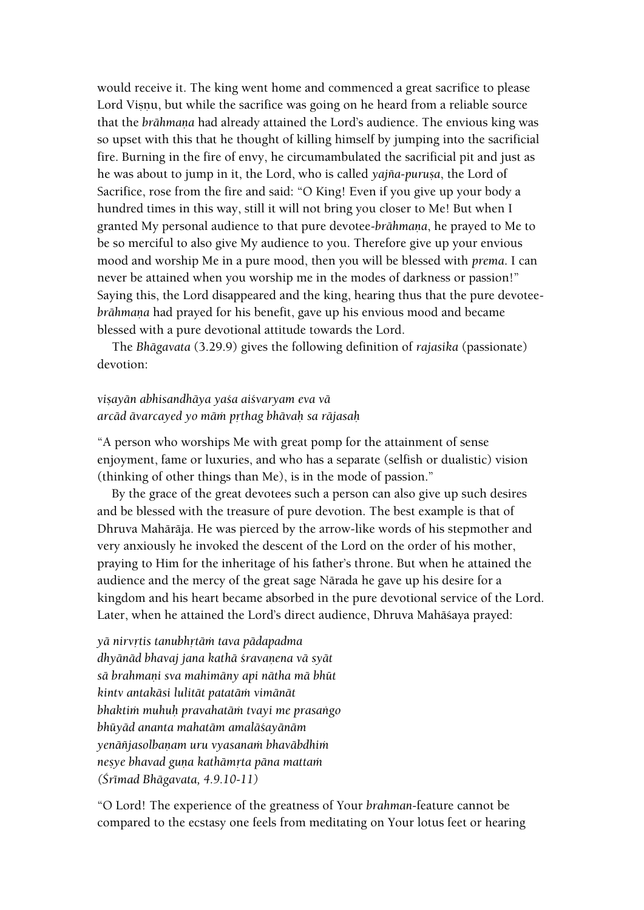would receive it. The king went home and commenced a great sacrifice to please Lord Viṣṇu, but while the sacrifice was going on he heard from a reliable source that the *brāhmaṇa* had already attained the Lord's audience. The envious king was so upset with this that he thought of killing himself by jumping into the sacrificial fire. Burning in the fire of envy, he circumambulated the sacrificial pit and just as he was about to jump in it, the Lord, who is called *yajña-puruṣa*, the Lord of Sacrifice, rose from the fire and said: "O King! Even if you give up your body a hundred times in this way, still it will not bring you closer to Me! But when I granted My personal audience to that pure devotee-*brāhmaṇa*, he prayed to Me to be so merciful to also give My audience to you. Therefore give up your envious mood and worship Me in a pure mood, then you will be blessed with *prema*. I can never be attained when you worship me in the modes of darkness or passion!" Saying this, the Lord disappeared and the king, hearing thus that the pure devotee-*brāhmaṇa* had prayed for his benefit, gave up his envious mood and became blessed with a pure devotional attitude towards the Lord.

The *Bhāgavata* (3.29.9) gives the following definition of *rajasika* (passionate) devotion:

*viṣayān abhisandhāya yaśa aiśvaryam eva vā*
*arcād āvarcayed yo māṁ pṛthag bhāvaḥ sa rājasaḥ*

"A person who worships Me with great pomp for the attainment of sense enjoyment, fame or luxuries, and who has a separate (selfish or dualistic) vision (thinking of other things than Me), is in the mode of passion."

By the grace of the great devotees such a person can also give up such desires and be blessed with the treasure of pure devotion. The best example is that of Dhruva Mahārāja. He was pierced by the arrow-like words of his stepmother and very anxiously he invoked the descent of the Lord on the order of his mother, praying to Him for the inheritage of his father's throne. But when he attained the audience and the mercy of the great sage Nārada he gave up his desire for a kingdom and his heart became absorbed in the pure devotional service of the Lord. Later, when he attained the Lord's direct audience, Dhruva Mahāśaya prayed:

*yā nirvṛtis tanubhṛtāṁ tava pādapadma*
*dhyānād bhavaj jana kathā śravaṇena vā syāt*
*sā brahmaṇi sva mahimāny api nātha mā bhūt*
*kintv antakāsi lulitāt patatāṁ vimānāt*
*bhaktiṁ muhuḥ pravahatāṁ tvayi me prasaṅgo*
*bhūyād ananta mahatām amalāśayānām*
*yenāñjasolbaṇam uru vyasanaṁ bhavābdhiṁ*
*neṣye bhavad guṇa kathāmṛta pāna mattaṁ*
*(Śrīmad Bhāgavata, 4.9.10-11)*

"O Lord! The experience of the greatness of Your *brahman*-feature cannot be compared to the ecstasy one feels from meditating on Your lotus feet or hearing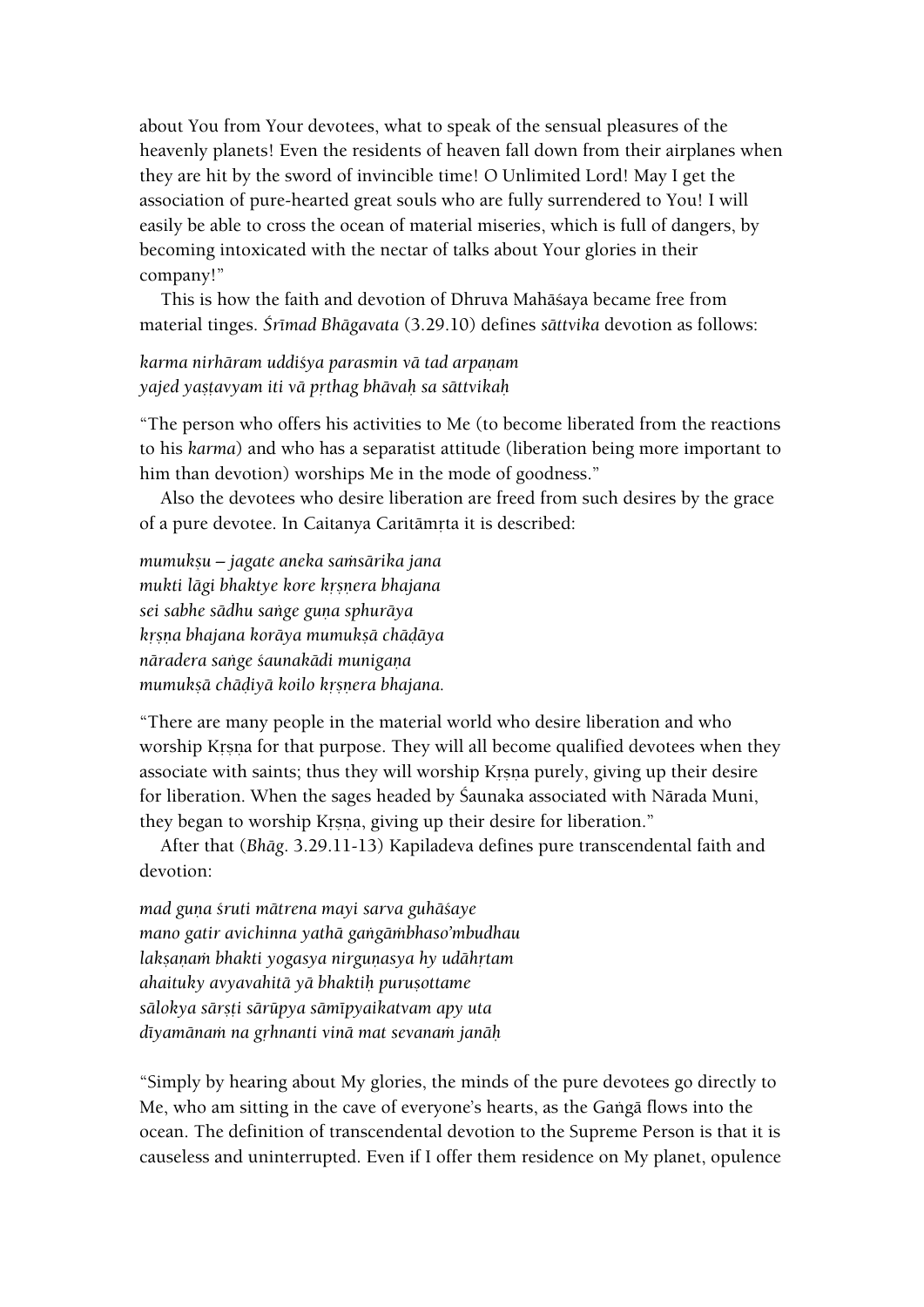about You from Your devotees, what to speak of the sensual pleasures of the heavenly planets! Even the residents of heaven fall down from their airplanes when they are hit by the sword of invincible time! O Unlimited Lord! May I get the association of pure-hearted great souls who are fully surrendered to You! I will easily be able to cross the ocean of material miseries, which is full of dangers, by becoming intoxicated with the nectar of talks about Your glories in their company!"

This is how the faith and devotion of Dhruva Mahāśaya became free from material tinges. *Śrīmad Bhāgavata* (3.29.10) defines *sāttvika* devotion as follows:

*karma nirhāram uddiśya parasmin vā tad arpaṇam*
*yajed yaṣṭavyam iti vā pṛthag bhāvaḥ sa sāttvikaḥ*

"The person who offers his activities to Me (to become liberated from the reactions to his *karma*) and who has a separatist attitude (liberation being more important to him than devotion) worships Me in the mode of goodness."

Also the devotees who desire liberation are freed from such desires by the grace of a pure devotee. In Caitanya Caritāmṛta it is described:

*mumukṣu – jagate aneka saṁsārika jana*
*mukti lāgi bhaktye kore kṛṣṇera bhajana*
*sei sabhe sādhu saṅge guṇa sphurāya*
*kṛṣṇa bhajana korāya mumukṣā chāḍāya*
*nāradera saṅge śaunakādi munigaṇa*
*mumukṣā chāḍiyā koilo kṛṣṇera bhajana.*

"There are many people in the material world who desire liberation and who worship Kṛṣṇa for that purpose. They will all become qualified devotees when they associate with saints; thus they will worship Kṛṣṇa purely, giving up their desire for liberation. When the sages headed by Śaunaka associated with Nārada Muni, they began to worship Kṛṣṇa, giving up their desire for liberation."

After that (*Bhāg*. 3.29.11-13) Kapiladeva defines pure transcendental faith and devotion:

*mad guṇa śruti mātrena mayi sarva guhāśaye*
*mano gatir avichinna yathā gaṅgāṁbhaso'mbudhau*
*lakṣaṇaṁ bhakti yogasya nirguṇasya hy udāhṛtam*
*ahaituky avyavahitā yā bhaktiḥ puruṣottame*
*sālokya sārṣṭi sārūpya sāmīpyaikatvam apy uta*
*dīyamānaṁ na gṛhnanti vinā mat sevanaṁ janāḥ*

"Simply by hearing about My glories, the minds of the pure devotees go directly to Me, who am sitting in the cave of everyone's hearts, as the Gaṅgā flows into the ocean. The definition of transcendental devotion to the Supreme Person is that it is causeless and uninterrupted. Even if I offer them residence on My planet, opulence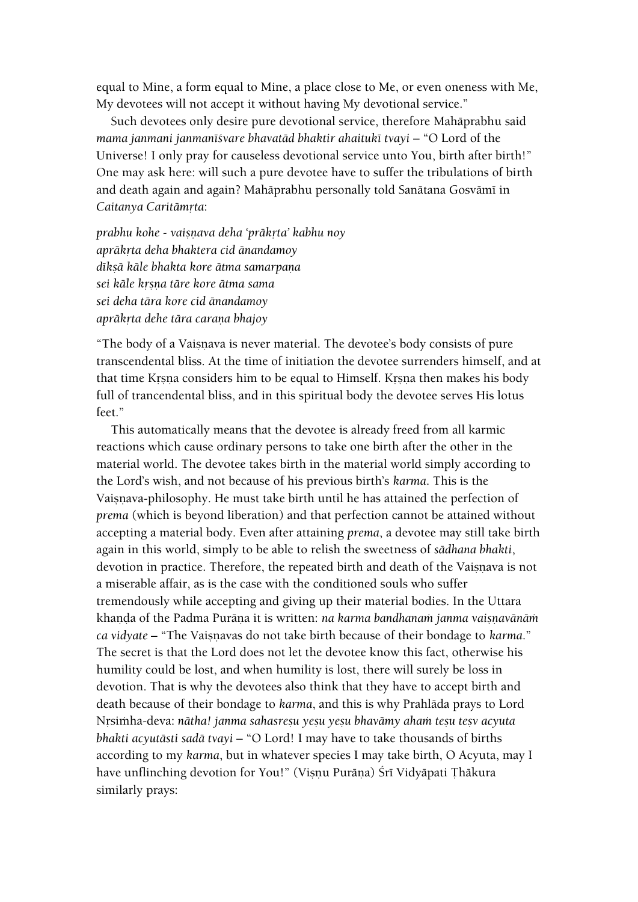equal to Mine, a form equal to Mine, a place close to Me, or even oneness with Me, My devotees will not accept it without having My devotional service."

Such devotees only desire pure devotional service, therefore Mahāprabhu said *mama janmani janmanīśvare bhavatād bhaktir ahaitukī tvayi* – "O Lord of the Universe! I only pray for causeless devotional service unto You, birth after birth!" One may ask here: will such a pure devotee have to suffer the tribulations of birth and death again and again? Mahāprabhu personally told Sanātana Gosvāmī in *Caitanya Caritāmṛta*:

*prabhu kohe - vaiṣṇava deha 'prākṛta' kabhu noy*
*aprākṛta deha bhaktera cid ānandamoy*
*dīkṣā kāle bhakta kore ātma samarpaṇa*
*sei kāle kṛṣṇa tāre kore ātma sama*
*sei deha tāra kore cid ānandamoy*
*aprākṛta dehe tāra caraṇa bhajoy*

"The body of a Vaiṣṇava is never material. The devotee's body consists of pure transcendental bliss. At the time of initiation the devotee surrenders himself, and at that time Kṛṣṇa considers him to be equal to Himself. Kṛṣṇa then makes his body full of trancendental bliss, and in this spiritual body the devotee serves His lotus feet."

This automatically means that the devotee is already freed from all karmic reactions which cause ordinary persons to take one birth after the other in the material world. The devotee takes birth in the material world simply according to the Lord's wish, and not because of his previous birth's *karma*. This is the Vaiṣṇava-philosophy. He must take birth until he has attained the perfection of *prema* (which is beyond liberation) and that perfection cannot be attained without accepting a material body. Even after attaining *prema*, a devotee may still take birth again in this world, simply to be able to relish the sweetness of *sādhana bhakti*, devotion in practice. Therefore, the repeated birth and death of the Vaiṣṇava is not a miserable affair, as is the case with the conditioned souls who suffer tremendously while accepting and giving up their material bodies. In the Uttara khaṇḍa of the Padma Purāṇa it is written: *na karma bandhanaṁ janma vaiṣṇavānāṁ ca vidyate* – "The Vaiṣṇavas do not take birth because of their bondage to *karma*." The secret is that the Lord does not let the devotee know this fact, otherwise his humility could be lost, and when humility is lost, there will surely be loss in devotion. That is why the devotees also think that they have to accept birth and death because of their bondage to *karma*, and this is why Prahlāda prays to Lord Nṛsiṁha-deva: *nātha! janma sahasreṣu yeṣu yeṣu bhavāmy ahaṁ teṣu teṣv acyuta bhakti acyutāsti sadā tvayi* – "O Lord! I may have to take thousands of births according to my *karma*, but in whatever species I may take birth, O Acyuta, may I have unflinching devotion for You!" (Viṣṇu Purāṇa) Śrī Vidyāpati Ṭhākura similarly prays: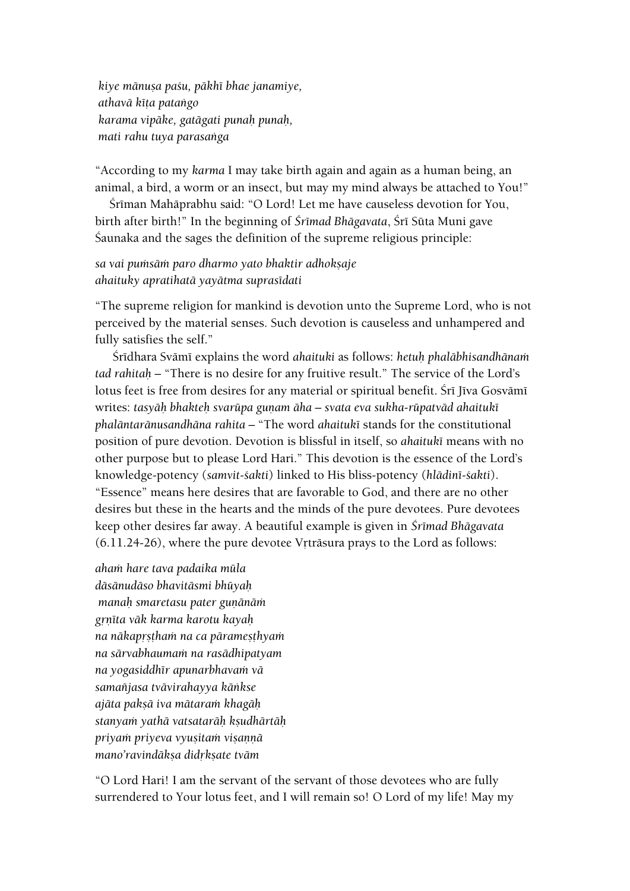*kiye mānuṣa paśu, pākhī bhae janamiye,*
*athavā kīṭa pataṅgo*
*karama vipāke, gatāgati punaḥ punaḥ,*
*mati rahu tuya parasaṅga*

"According to my *karma* I may take birth again and again as a human being, an animal, a bird, a worm or an insect, but may my mind always be attached to You!"

Śrīman Mahāprabhu said: "O Lord! Let me have causeless devotion for You, birth after birth!" In the beginning of *Śrīmad Bhāgavata*, Śrī Sūta Muni gave Śaunaka and the sages the definition of the supreme religious principle:

*sa vai puṁsāṁ paro dharmo yato bhaktir adhokṣaje*
*ahaituky apratihatā yayātma suprasīdati*

"The supreme religion for mankind is devotion unto the Supreme Lord, who is not perceived by the material senses. Such devotion is causeless and unhampered and fully satisfies the self."

Śrīdhara Svāmī explains the word *ahaituki* as follows: *hetuḥ phalābhisandhānaṁ tad rahitaḥ* – "There is no desire for any fruitive result." The service of the Lord's lotus feet is free from desires for any material or spiritual benefit. Śrī Jīva Gosvāmī writes: *tasyāḥ bhakteḥ svarūpa guṇam āha – svata eva sukha-rūpatvād ahaitukī phalāntarānusandhāna rahita* – "The word *ahaitukī* stands for the constitutional position of pure devotion. Devotion is blissful in itself, so *ahaitukī* means with no other purpose but to please Lord Hari." This devotion is the essence of the Lord's knowledge-potency (*samvit-śakti*) linked to His bliss-potency (*hlādinī-śakti*). "Essence" means here desires that are favorable to God, and there are no other desires but these in the hearts and the minds of the pure devotees. Pure devotees keep other desires far away. A beautiful example is given in *Śrīmad Bhāgavata* (6.11.24-26), where the pure devotee Vṛtrāsura prays to the Lord as follows:

*ahaṁ hare tava padaika mūla*
*dāsānudāso bhavitāsmi bhūyaḥ*
*manaḥ smaretasu pater guṇānāṁ*
*gṛṇīta vāk karma karotu kayaḥ*
*na nākapṛṣṭhaṁ na ca pārameṣṭhyaṁ*
*na sārvabhaumaṁ na rasādhipatyam*
*na yogasiddhīr apunarbhavaṁ vā*
*samañjasa tvāvirahayya kāṅkse*
*ajāta pakṣā iva mātaraṁ khagāḥ*
*stanyaṁ yathā vatsatarāḥ kṣudhārtāḥ*
*priyaṁ priyeva vyuṣitaṁ viṣaṇṇā*
*mano'ravindākṣa didṛkṣate tvām*

"O Lord Hari! I am the servant of the servant of those devotees who are fully surrendered to Your lotus feet, and I will remain so! O Lord of my life! May my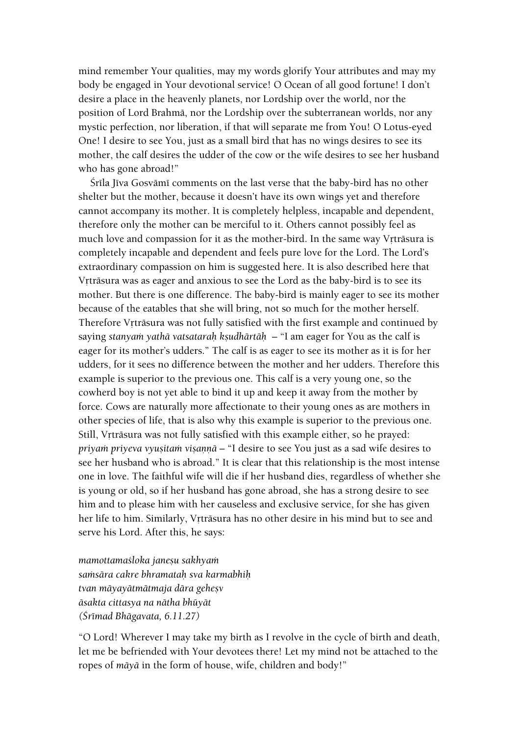mind remember Your qualities, may my words glorify Your attributes and may my body be engaged in Your devotional service! O Ocean of all good fortune! I don't desire a place in the heavenly planets, nor Lordship over the world, nor the position of Lord Brahmā, nor the Lordship over the subterranean worlds, nor any mystic perfection, nor liberation, if that will separate me from You! O Lotus-eyed One! I desire to see You, just as a small bird that has no wings desires to see its mother, the calf desires the udder of the cow or the wife desires to see her husband who has gone abroad!"

Śrīla Jīva Gosvāmī comments on the last verse that the baby-bird has no other shelter but the mother, because it doesn't have its own wings yet and therefore cannot accompany its mother. It is completely helpless, incapable and dependent, therefore only the mother can be merciful to it. Others cannot possibly feel as much love and compassion for it as the mother-bird. In the same way Vṛtrāsura is completely incapable and dependent and feels pure love for the Lord. The Lord's extraordinary compassion on him is suggested here. It is also described here that Vṛtrāsura was as eager and anxious to see the Lord as the baby-bird is to see its mother. But there is one difference. The baby-bird is mainly eager to see its mother because of the eatables that she will bring, not so much for the mother herself. Therefore Vṛtrāsura was not fully satisfied with the first example and continued by saying *stanyaṁ yathā vatsataraḥ kṣudhārtāḥ* – "I am eager for You as the calf is eager for its mother's udders." The calf is as eager to see its mother as it is for her udders, for it sees no difference between the mother and her udders. Therefore this example is superior to the previous one. This calf is a very young one, so the cowherd boy is not yet able to bind it up and keep it away from the mother by force. Cows are naturally more affectionate to their young ones as are mothers in other species of life, that is also why this example is superior to the previous one. Still, Vṛtrāsura was not fully satisfied with this example either, so he prayed: *priyaṁ priyeva vyuṣitaṁ viṣaṇṇā* – "I desire to see You just as a sad wife desires to see her husband who is abroad." It is clear that this relationship is the most intense one in love. The faithful wife will die if her husband dies, regardless of whether she is young or old, so if her husband has gone abroad, she has a strong desire to see him and to please him with her causeless and exclusive service, for she has given her life to him. Similarly, Vṛtrāsura has no other desire in his mind but to see and serve his Lord. After this, he says:

*mamottamaśloka janeṣu sakhyaṁ*
*saṁsāra cakre bhramataḥ sva karmabhiḥ*
*tvan māyayātmātmaja dāra geheṣv*
*āsakta cittasya na nātha bhūyāt*
*(Śrīmad Bhāgavata, 6.11.27)*

"O Lord! Wherever I may take my birth as I revolve in the cycle of birth and death, let me be befriended with Your devotees there! Let my mind not be attached to the ropes of *māyā* in the form of house, wife, children and body!"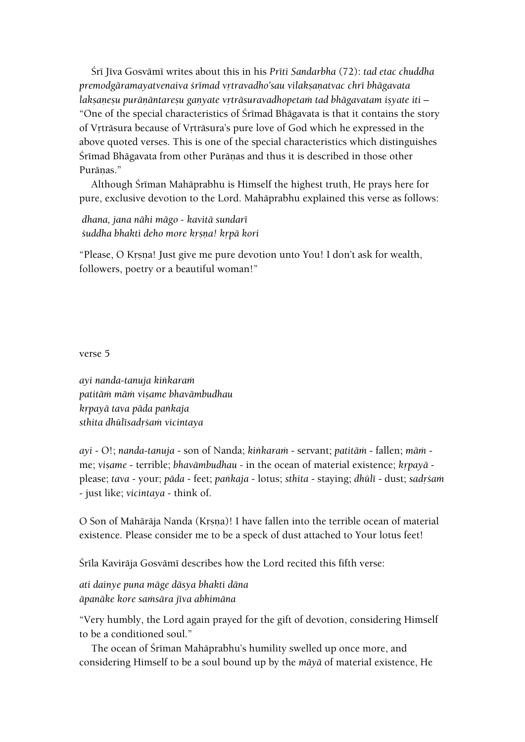Śrī Jīva Gosvāmī writes about this in his *Prīti Sandarbha* (72): *tad etac chuddha premodgāramayatvenaiva śrīmad vṛtravadho'sau vilakṣaṇatvac chrī bhāgavata lakṣaṇeṣu purāṇāntareṣu gaṇyate vṛtrāsuravadhopetaṁ tad bhāgavatam iṣyate iti* – "One of the special characteristics of Śrīmad Bhāgavata is that it contains the story of Vṛtrāsura because of Vṛtrāsura's pure love of God which he expressed in the above quoted verses. This is one of the special characteristics which distinguishes Śrīmad Bhāgavata from other Purāṇas and thus it is described in those other Purāṇas."

Although Śrīman Mahāprabhu is Himself the highest truth, He prays here for pure, exclusive devotion to the Lord. Mahāprabhu explained this verse as follows:

*dhana, jana nāhi māgo - kavitā sundarī*
*śuddha bhakti deho more kṛṣṇa! kṛpā kori*

"Please, O Kṛṣṇa! Just give me pure devotion unto You! I don't ask for wealth, followers, poetry or a beautiful woman!"

verse 5

*ayi nanda-tanuja kiṅkaraṁ*
*patitāṁ māṁ viṣame bhavāmbudhau*
*kṛpayā tava pāda paṅkaja*
*sthita dhūlīsadṛśaṁ vicintaya*

*ayi* - O!; *nanda-tanuja* - son of Nanda; *kiṅkaraṁ* - servant; *patitāṁ* - fallen; *māṁ* - me; *viṣame* - terrible; *bhavāmbudhau* - in the ocean of material existence; *kṛpayā* - please; *tava* - your; *pāda* - feet; *paṅkaja* - lotus; *sthita* - staying; *dhūlī* - dust; *sadṛśaṁ* - just like; *vicintaya* - think of.

O Son of Mahārāja Nanda (Kṛṣṇa)! I have fallen into the terrible ocean of material existence. Please consider me to be a speck of dust attached to Your lotus feet!

Śrīla Kavirāja Gosvāmī describes how the Lord recited this fifth verse:

*ati dainye puna māge dāsya bhakti dāna*
*āpanāke kore saṁsāra jīva abhimāna*

"Very humbly, the Lord again prayed for the gift of devotion, considering Himself to be a conditioned soul."

The ocean of Śrīman Mahāprabhu's humility swelled up once more, and considering Himself to be a soul bound up by the *māyā* of material existence, He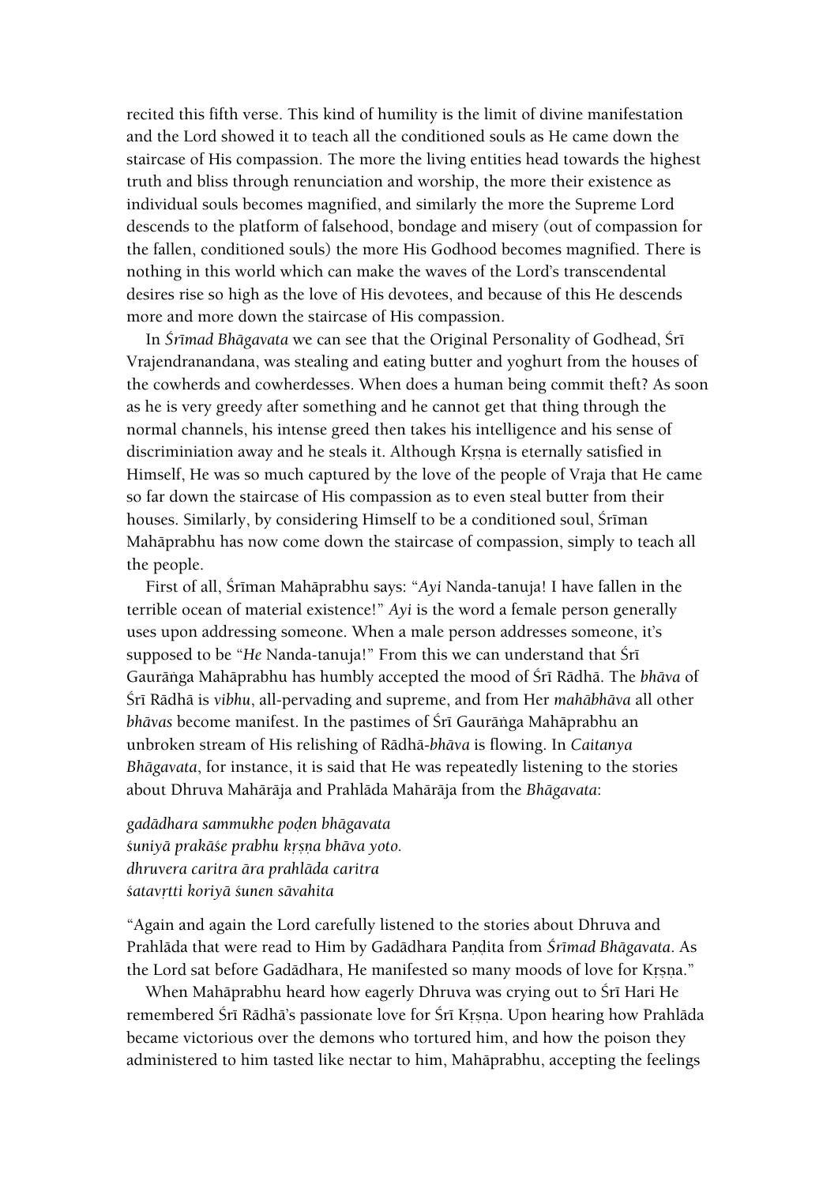recited this fifth verse. This kind of humility is the limit of divine manifestation and the Lord showed it to teach all the conditioned souls as He came down the staircase of His compassion. The more the living entities head towards the highest truth and bliss through renunciation and worship, the more their existence as individual souls becomes magnified, and similarly the more the Supreme Lord descends to the platform of falsehood, bondage and misery (out of compassion for the fallen, conditioned souls) the more His Godhood becomes magnified. There is nothing in this world which can make the waves of the Lord's transcendental desires rise so high as the love of His devotees, and because of this He descends more and more down the staircase of His compassion.

In *Śrīmad Bhāgavata* we can see that the Original Personality of Godhead, Śrī Vrajendranandana, was stealing and eating butter and yoghurt from the houses of the cowherds and cowherdesses. When does a human being commit theft? As soon as he is very greedy after something and he cannot get that thing through the normal channels, his intense greed then takes his intelligence and his sense of discriminiation away and he steals it. Although Kṛṣṇa is eternally satisfied in Himself, He was so much captured by the love of the people of Vraja that He came so far down the staircase of His compassion as to even steal butter from their houses. Similarly, by considering Himself to be a conditioned soul, Śrīman Mahāprabhu has now come down the staircase of compassion, simply to teach all the people.

First of all, Śrīman Mahāprabhu says: "*Ayi* Nanda-tanuja! I have fallen in the terrible ocean of material existence!" *Ayi* is the word a female person generally uses upon addressing someone. When a male person addresses someone, it's supposed to be "*He* Nanda-tanuja!" From this we can understand that Śrī Gaurāṅga Mahāprabhu has humbly accepted the mood of Śrī Rādhā. The *bhāva* of Śrī Rādhā is *vibhu*, all-pervading and supreme, and from Her *mahābhāva* all other *bhāvas* become manifest. In the pastimes of Śrī Gaurāṅga Mahāprabhu an unbroken stream of His relishing of Rādhā-*bhāva* is flowing. In *Caitanya Bhāgavata*, for instance, it is said that He was repeatedly listening to the stories about Dhruva Mahārāja and Prahlāda Mahārāja from the *Bhāgavata*:

*gadādhara sammukhe poḍen bhāgavata*
*śuniyā prakāśe prabhu kṛṣṇa bhāva yoto.*
*dhruvera caritra āra prahlāda caritra*
*śatavṛtti koriyā śunen sāvahita*

"Again and again the Lord carefully listened to the stories about Dhruva and Prahlāda that were read to Him by Gadādhara Paṇḍita from *Śrīmad Bhāgavata*. As the Lord sat before Gadādhara, He manifested so many moods of love for Kṛṣṇa."

When Mahāprabhu heard how eagerly Dhruva was crying out to Śrī Hari He remembered Śrī Rādhā's passionate love for Śrī Kṛṣṇa. Upon hearing how Prahlāda became victorious over the demons who tortured him, and how the poison they administered to him tasted like nectar to him, Mahāprabhu, accepting the feelings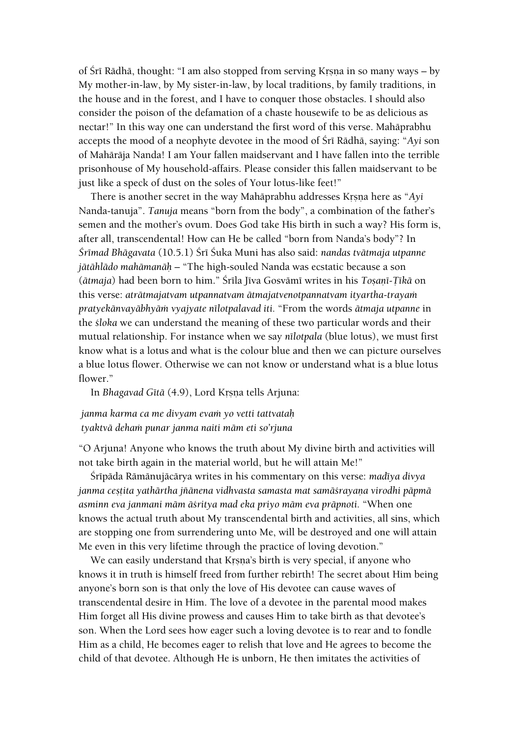of Śrī Rādhā, thought: "I am also stopped from serving Kṛṣṇa in so many ways – by My mother-in-law, by My sister-in-law, by local traditions, by family traditions, in the house and in the forest, and I have to conquer those obstacles. I should also consider the poison of the defamation of a chaste housewife to be as delicious as nectar!" In this way one can understand the first word of this verse. Mahāprabhu accepts the mood of a neophyte devotee in the mood of Śrī Rādhā, saying: "*Ayi* son of Mahārāja Nanda! I am Your fallen maidservant and I have fallen into the terrible prisonhouse of My household-affairs. Please consider this fallen maidservant to be just like a speck of dust on the soles of Your lotus-like feet!"

There is another secret in the way Mahāprabhu addresses Kṛṣṇa here as "*Ayi* Nanda-tanuja". *Tanuja* means "born from the body", a combination of the father's semen and the mother's ovum. Does God take His birth in such a way? His form is, after all, transcendental! How can He be called "born from Nanda's body"? In *Śrīmad Bhāgavata* (10.5.1) Śrī Śuka Muni has also said: *nandas tvātmaja utpanne jātāhlādo mahāmanāḥ* – "The high-souled Nanda was ecstatic because a son (*ātmaja*) had been born to him." Śrīla Jīva Gosvāmī writes in his *Toṣaṇī-Ṭīkā* on this verse: *atrātmajatvam utpannatvam ātmajatvenotpannatvam ityartha-trayaṁ pratyekānvayābhyāṁ vyajyate nīlotpalavad iti.* "From the words *ātmaja utpanne* in the *śloka* we can understand the meaning of these two particular words and their mutual relationship. For instance when we say *nīlotpala* (blue lotus), we must first know what is a lotus and what is the colour blue and then we can picture ourselves a blue lotus flower. Otherwise we can not know or understand what is a blue lotus flower."

In *Bhagavad Gītā* (4.9), Lord Kṛṣṇa tells Arjuna:

*janma karma ca me divyam evaṁ yo vetti tattvataḥ*
*tyaktvā dehaṁ punar janma naiti mām eti so'rjuna*

"O Arjuna! Anyone who knows the truth about My divine birth and activities will not take birth again in the material world, but he will attain Me!"

Śrīpāda Rāmānujācārya writes in his commentary on this verse: *madīya divya janma ceṣṭita yathārtha jñānena vidhvasta samasta mat samāśrayaṇa virodhi pāpmā asminn eva janmani māṁ āśritya mad eka priyo mām eva prāpnoti.* "When one knows the actual truth about My transcendental birth and activities, all sins, which are stopping one from surrendering unto Me, will be destroyed and one will attain Me even in this very lifetime through the practice of loving devotion."

We can easily understand that Kṛṣṇa's birth is very special, if anyone who knows it in truth is himself freed from further rebirth! The secret about Him being anyone's born son is that only the love of His devotee can cause waves of transcendental desire in Him. The love of a devotee in the parental mood makes Him forget all His divine prowess and causes Him to take birth as that devotee's son. When the Lord sees how eager such a loving devotee is to rear and to fondle Him as a child, He becomes eager to relish that love and He agrees to become the child of that devotee. Although He is unborn, He then imitates the activities of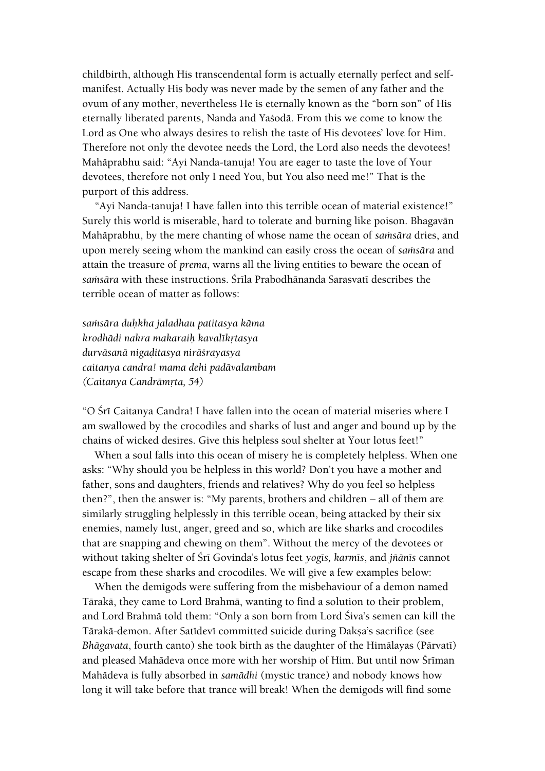childbirth, although His transcendental form is actually eternally perfect and self-manifest. Actually His body was never made by the semen of any father and the ovum of any mother, nevertheless He is eternally known as the "born son" of His eternally liberated parents, Nanda and Yaśodā. From this we come to know the Lord as One who always desires to relish the taste of His devotees' love for Him. Therefore not only the devotee needs the Lord, the Lord also needs the devotees! Mahāprabhu said: "Ayi Nanda-tanuja! You are eager to taste the love of Your devotees, therefore not only I need You, but You also need me!" That is the purport of this address.

"Ayi Nanda-tanuja! I have fallen into this terrible ocean of material existence!" Surely this world is miserable, hard to tolerate and burning like poison. Bhagavān Mahāprabhu, by the mere chanting of whose name the ocean of *saṁsāra* dries, and upon merely seeing whom the mankind can easily cross the ocean of *saṁsāra* and attain the treasure of *prema*, warns all the living entities to beware the ocean of *saṁsāra* with these instructions. Śrīla Prabodhānanda Sarasvatī describes the terrible ocean of matter as follows:

*saṁsāra duḥkha jaladhau patitasya kāma*
*krodhādi nakra makaraiḥ kavalīkṛtasya*
*durvāsanā nigaḍitasya nirāśrayasya*
*caitanya candra! mama dehi padāvalambam*
*(Caitanya Candrāmṛta, 54)*

"O Śrī Caitanya Candra! I have fallen into the ocean of material miseries where I am swallowed by the crocodiles and sharks of lust and anger and bound up by the chains of wicked desires. Give this helpless soul shelter at Your lotus feet!"

When a soul falls into this ocean of misery he is completely helpless. When one asks: "Why should you be helpless in this world? Don't you have a mother and father, sons and daughters, friends and relatives? Why do you feel so helpless then?", then the answer is: "My parents, brothers and children – all of them are similarly struggling helplessly in this terrible ocean, being attacked by their six enemies, namely lust, anger, greed and so, which are like sharks and crocodiles that are snapping and chewing on them". Without the mercy of the devotees or without taking shelter of Śrī Govinda's lotus feet *yogīs, karmīs*, and *jñānīs* cannot escape from these sharks and crocodiles. We will give a few examples below:

When the demigods were suffering from the misbehaviour of a demon named Tārakā, they came to Lord Brahmā, wanting to find a solution to their problem, and Lord Brahmā told them: "Only a son born from Lord Śiva's semen can kill the Tārakā-demon. After Satīdevī committed suicide during Dakṣa's sacrifice (see *Bhāgavata*, fourth canto) she took birth as the daughter of the Himālayas (Pārvatī) and pleased Mahādeva once more with her worship of Him. But until now Śrīman Mahādeva is fully absorbed in *samādhi* (mystic trance) and nobody knows how long it will take before that trance will break! When the demigods will find some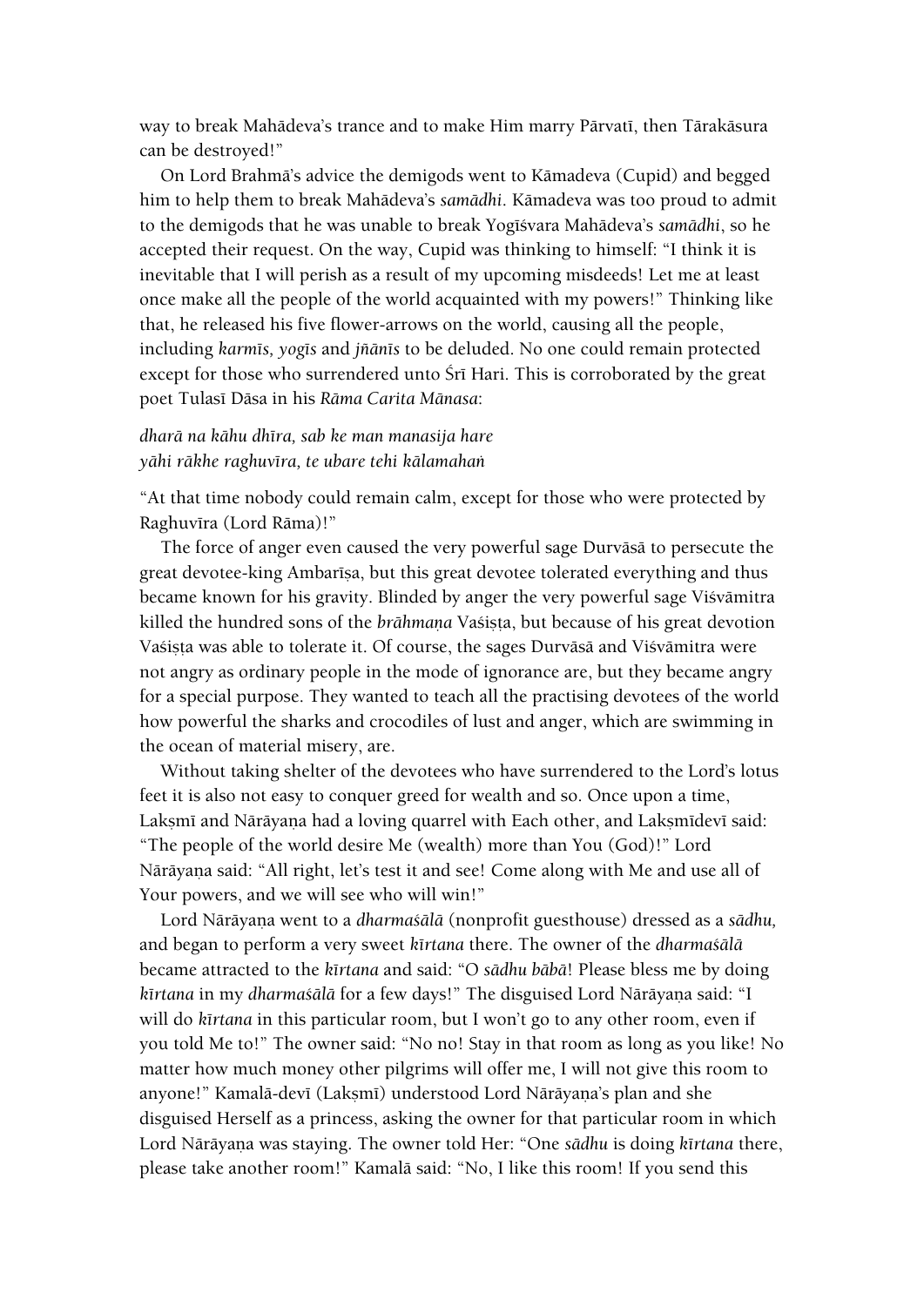way to break Mahādeva's trance and to make Him marry Pārvatī, then Tārakāsura can be destroyed!"

On Lord Brahmā's advice the demigods went to Kāmadeva (Cupid) and begged him to help them to break Mahādeva's *samādhi*. Kāmadeva was too proud to admit to the demigods that he was unable to break Yogīśvara Mahādeva's *samādhi*, so he accepted their request. On the way, Cupid was thinking to himself: "I think it is inevitable that I will perish as a result of my upcoming misdeeds! Let me at least once make all the people of the world acquainted with my powers!" Thinking like that, he released his five flower-arrows on the world, causing all the people, including *karmīs, yogīs* and *jñānīs* to be deluded. No one could remain protected except for those who surrendered unto Śrī Hari. This is corroborated by the great poet Tulasī Dāsa in his *Rāma Carita Mānasa*:

*dharā na kāhu dhīra, sab ke man manasija hare*
*yāhi rākhe raghuvīra, te ubare tehi kālamahaṅ*

"At that time nobody could remain calm, except for those who were protected by Raghuvīra (Lord Rāma)!"

The force of anger even caused the very powerful sage Durvāsā to persecute the great devotee-king Ambarīṣa, but this great devotee tolerated everything and thus became known for his gravity. Blinded by anger the very powerful sage Viśvāmitra killed the hundred sons of the *brāhmaṇa* Vaśiṣṭa, but because of his great devotion Vaśiṣṭa was able to tolerate it. Of course, the sages Durvāsā and Viśvāmitra were not angry as ordinary people in the mode of ignorance are, but they became angry for a special purpose. They wanted to teach all the practising devotees of the world how powerful the sharks and crocodiles of lust and anger, which are swimming in the ocean of material misery, are.

Without taking shelter of the devotees who have surrendered to the Lord's lotus feet it is also not easy to conquer greed for wealth and so. Once upon a time, Lakṣmī and Nārāyaṇa had a loving quarrel with Each other, and Lakṣmīdevī said: "The people of the world desire Me (wealth) more than You (God)!" Lord Nārāyaṇa said: "All right, let's test it and see! Come along with Me and use all of Your powers, and we will see who will win!"

Lord Nārāyaṇa went to a *dharmaśālā* (nonprofit guesthouse) dressed as a *sādhu,* and began to perform a very sweet *kīrtana* there. The owner of the *dharmaśālā* became attracted to the *kīrtana* and said: "O *sādhu bābā*! Please bless me by doing *kīrtana* in my *dharmaśālā* for a few days!" The disguised Lord Nārāyaṇa said: "I will do *kīrtana* in this particular room, but I won't go to any other room, even if you told Me to!" The owner said: "No no! Stay in that room as long as you like! No matter how much money other pilgrims will offer me, I will not give this room to anyone!" Kamalā-devī (Lakṣmī) understood Lord Nārāyaṇa's plan and she disguised Herself as a princess, asking the owner for that particular room in which Lord Nārāyaṇa was staying. The owner told Her: "One *sādhu* is doing *kīrtana* there, please take another room!" Kamalā said: "No, I like this room! If you send this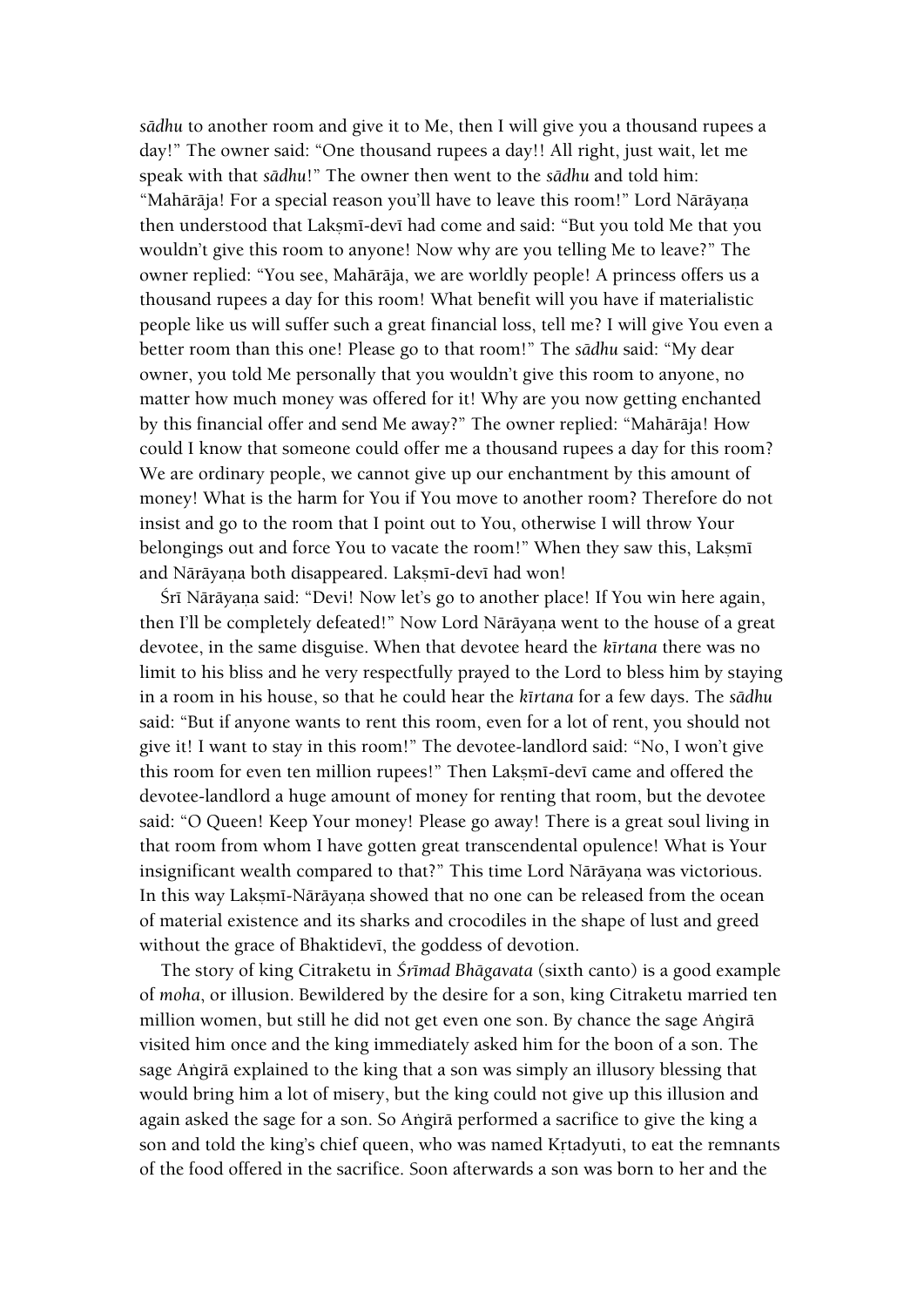*sādhu* to another room and give it to Me, then I will give you a thousand rupees a day!" The owner said: "One thousand rupees a day!! All right, just wait, let me speak with that *sādhu*!" The owner then went to the *sādhu* and told him: "Mahārāja! For a special reason you'll have to leave this room!" Lord Nārāyaṇa then understood that Lakṣmī-devī had come and said: "But you told Me that you wouldn't give this room to anyone! Now why are you telling Me to leave?" The owner replied: "You see, Mahārāja, we are worldly people! A princess offers us a thousand rupees a day for this room! What benefit will you have if materialistic people like us will suffer such a great financial loss, tell me? I will give You even a better room than this one! Please go to that room!" The *sādhu* said: "My dear owner, you told Me personally that you wouldn't give this room to anyone, no matter how much money was offered for it! Why are you now getting enchanted by this financial offer and send Me away?" The owner replied: "Mahārāja! How could I know that someone could offer me a thousand rupees a day for this room? We are ordinary people, we cannot give up our enchantment by this amount of money! What is the harm for You if You move to another room? Therefore do not insist and go to the room that I point out to You, otherwise I will throw Your belongings out and force You to vacate the room!" When they saw this, Lakṣmī and Nārāyaṇa both disappeared. Lakṣmī-devī had won!

Śrī Nārāyaṇa said: "Devi! Now let's go to another place! If You win here again, then I'll be completely defeated!" Now Lord Nārāyaṇa went to the house of a great devotee, in the same disguise. When that devotee heard the *kīrtana* there was no limit to his bliss and he very respectfully prayed to the Lord to bless him by staying in a room in his house, so that he could hear the *kīrtana* for a few days. The *sādhu* said: "But if anyone wants to rent this room, even for a lot of rent, you should not give it! I want to stay in this room!" The devotee-landlord said: "No, I won't give this room for even ten million rupees!" Then Lakṣmī-devī came and offered the devotee-landlord a huge amount of money for renting that room, but the devotee said: "O Queen! Keep Your money! Please go away! There is a great soul living in that room from whom I have gotten great transcendental opulence! What is Your insignificant wealth compared to that?" This time Lord Nārāyaṇa was victorious. In this way Lakṣmī-Nārāyaṇa showed that no one can be released from the ocean of material existence and its sharks and crocodiles in the shape of lust and greed without the grace of Bhaktidevī, the goddess of devotion.

The story of king Citraketu in *Śrīmad Bhāgavata* (sixth canto) is a good example of *moha*, or illusion. Bewildered by the desire for a son, king Citraketu married ten million women, but still he did not get even one son. By chance the sage Aṅgirā visited him once and the king immediately asked him for the boon of a son. The sage Aṅgirā explained to the king that a son was simply an illusory blessing that would bring him a lot of misery, but the king could not give up this illusion and again asked the sage for a son. So Aṅgirā performed a sacrifice to give the king a son and told the king's chief queen, who was named Kṛtadyuti, to eat the remnants of the food offered in the sacrifice. Soon afterwards a son was born to her and the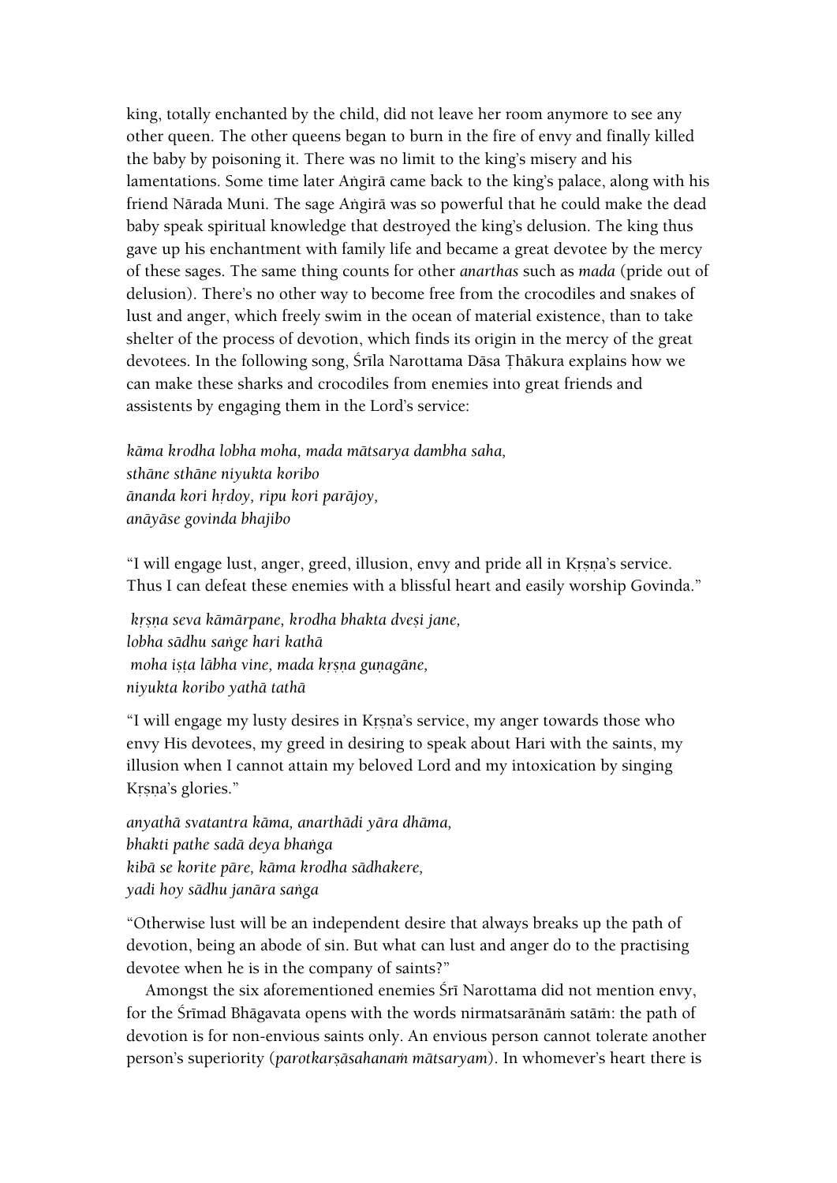king, totally enchanted by the child, did not leave her room anymore to see any other queen. The other queens began to burn in the fire of envy and finally killed the baby by poisoning it. There was no limit to the king's misery and his lamentations. Some time later Aṅgirā came back to the king's palace, along with his friend Nārada Muni. The sage Aṅgirā was so powerful that he could make the dead baby speak spiritual knowledge that destroyed the king's delusion. The king thus gave up his enchantment with family life and became a great devotee by the mercy of these sages. The same thing counts for other *anarthas* such as *mada* (pride out of delusion). There's no other way to become free from the crocodiles and snakes of lust and anger, which freely swim in the ocean of material existence, than to take shelter of the process of devotion, which finds its origin in the mercy of the great devotees. In the following song, Śrīla Narottama Dāsa Ṭhākura explains how we can make these sharks and crocodiles from enemies into great friends and assistents by engaging them in the Lord's service:

*kāma krodha lobha moha, mada mātsarya dambha saha,*
*sthāne sthāne niyukta koribo*
*ānanda kori hṛdoy, ripu kori parājoy,*
*anāyāse govinda bhajibo*

"I will engage lust, anger, greed, illusion, envy and pride all in Kṛṣṇa's service. Thus I can defeat these enemies with a blissful heart and easily worship Govinda."

*kṛṣṇa seva kāmārpane, krodha bhakta dveṣi jane,*
*lobha sādhu saṅge hari kathā*
*moha iṣṭa lābha vine, mada kṛṣṇa guṇagāne,*
*niyukta koribo yathā tathā*

"I will engage my lusty desires in Kṛṣṇa's service, my anger towards those who envy His devotees, my greed in desiring to speak about Hari with the saints, my illusion when I cannot attain my beloved Lord and my intoxication by singing Kṛṣṇa's glories."

*anyathā svatantra kāma, anarthādi yāra dhāma,*
*bhakti pathe sadā deya bhaṅga*
*kibā se korite pāre, kāma krodha sādhakere,*
*yadi hoy sādhu janāra saṅga*

"Otherwise lust will be an independent desire that always breaks up the path of devotion, being an abode of sin. But what can lust and anger do to the practising devotee when he is in the company of saints?"

Amongst the six aforementioned enemies Śrī Narottama did not mention envy, for the Śrīmad Bhāgavata opens with the words nirmatsarāṇāṁ satāṁ: the path of devotion is for non-envious saints only. An envious person cannot tolerate another person's superiority (*parotkarṣāsahanaṁ mātsaryam*). In whomever's heart there is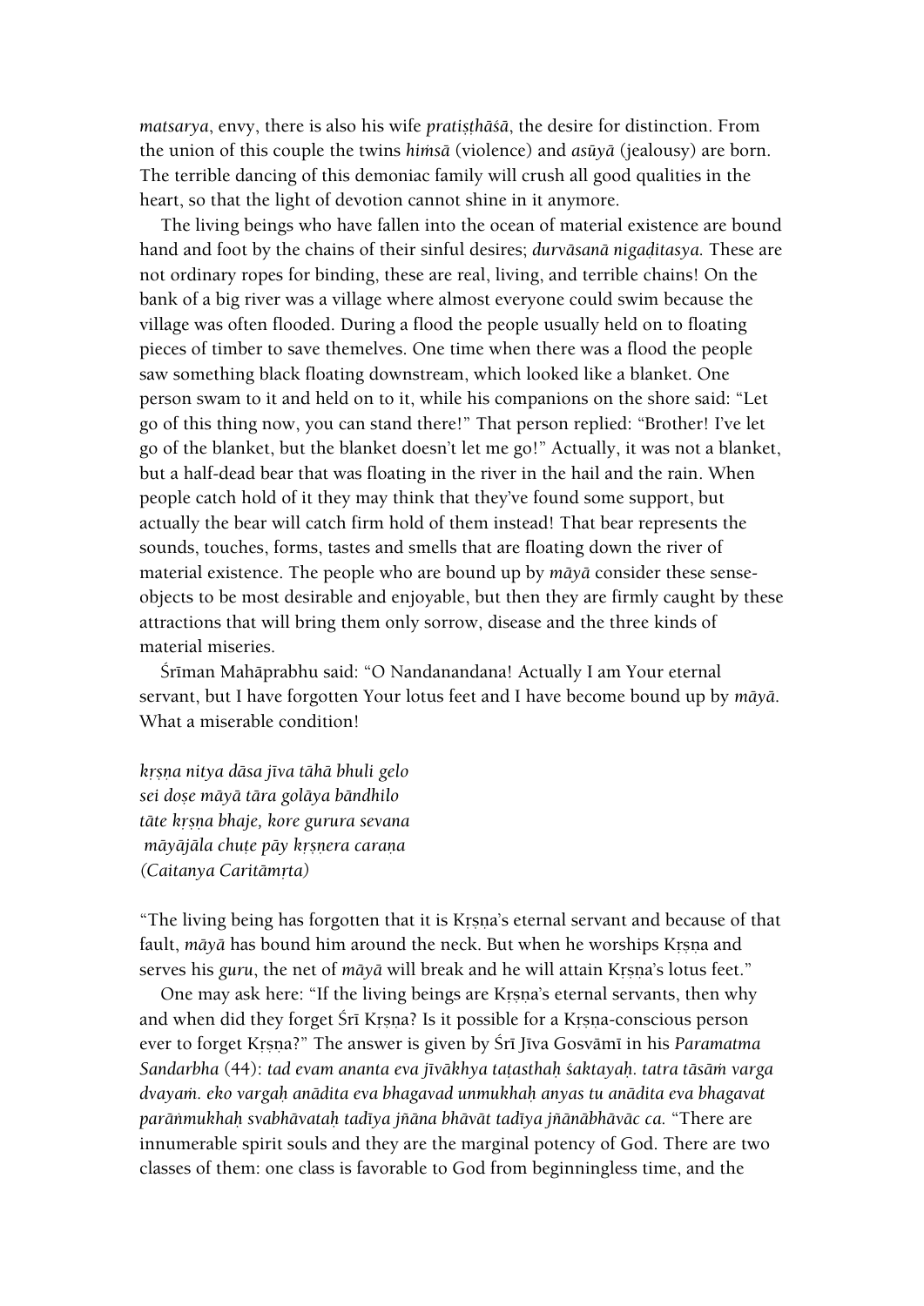*matsarya*, envy, there is also his wife *pratiṣṭhāśā*, the desire for distinction. From the union of this couple the twins *hiṁsā* (violence) and *asūyā* (jealousy) are born. The terrible dancing of this demoniac family will crush all good qualities in the heart, so that the light of devotion cannot shine in it anymore.

The living beings who have fallen into the ocean of material existence are bound hand and foot by the chains of their sinful desires; *durvāsanā nigaḍitasya.* These are not ordinary ropes for binding, these are real, living, and terrible chains! On the bank of a big river was a village where almost everyone could swim because the village was often flooded. During a flood the people usually held on to floating pieces of timber to save themelves. One time when there was a flood the people saw something black floating downstream, which looked like a blanket. One person swam to it and held on to it, while his companions on the shore said: "Let go of this thing now, you can stand there!" That person replied: "Brother! I've let go of the blanket, but the blanket doesn't let me go!" Actually, it was not a blanket, but a half-dead bear that was floating in the river in the hail and the rain. When people catch hold of it they may think that they've found some support, but actually the bear will catch firm hold of them instead! That bear represents the sounds, touches, forms, tastes and smells that are floating down the river of material existence. The people who are bound up by *māyā* consider these sense-objects to be most desirable and enjoyable, but then they are firmly caught by these attractions that will bring them only sorrow, disease and the three kinds of material miseries.

Śrīman Mahāprabhu said: "O Nandanandana! Actually I am Your eternal servant, but I have forgotten Your lotus feet and I have become bound up by *māyā.* What a miserable condition!

*kṛṣṇa nitya dāsa jīva tāhā bhuli gelo*
*sei doṣe māyā tāra golāya bāndhilo*
*tāte kṛṣṇa bhaje, kore gurura sevana*
*māyājāla chuṭe pāy kṛṣṇera caraṇa*
*(Caitanya Caritāmṛta)*

"The living being has forgotten that it is Kṛṣṇa's eternal servant and because of that fault, *māyā* has bound him around the neck. But when he worships Kṛṣṇa and serves his *guru*, the net of *māyā* will break and he will attain Kṛṣṇa's lotus feet."

One may ask here: "If the living beings are Kṛṣṇa's eternal servants, then why and when did they forget Śrī Kṛṣṇa? Is it possible for a Kṛṣṇa-conscious person ever to forget Kṛṣṇa?" The answer is given by Śrī Jīva Gosvāmī in his *Paramatma Sandarbha* (44): *tad evam ananta eva jīvākhya taṭasthaḥ śaktayaḥ. tatra tāsāṁ varga dvayaṁ. eko vargaḥ anādita eva bhagavad unmukhaḥ anyas tu anādita eva bhagavat parāṅmukhaḥ svabhāvataḥ tadīya jñāna bhāvāt tadīya jñānābhāvāc ca.* "There are innumerable spirit souls and they are the marginal potency of God. There are two classes of them: one class is favorable to God from beginningless time, and the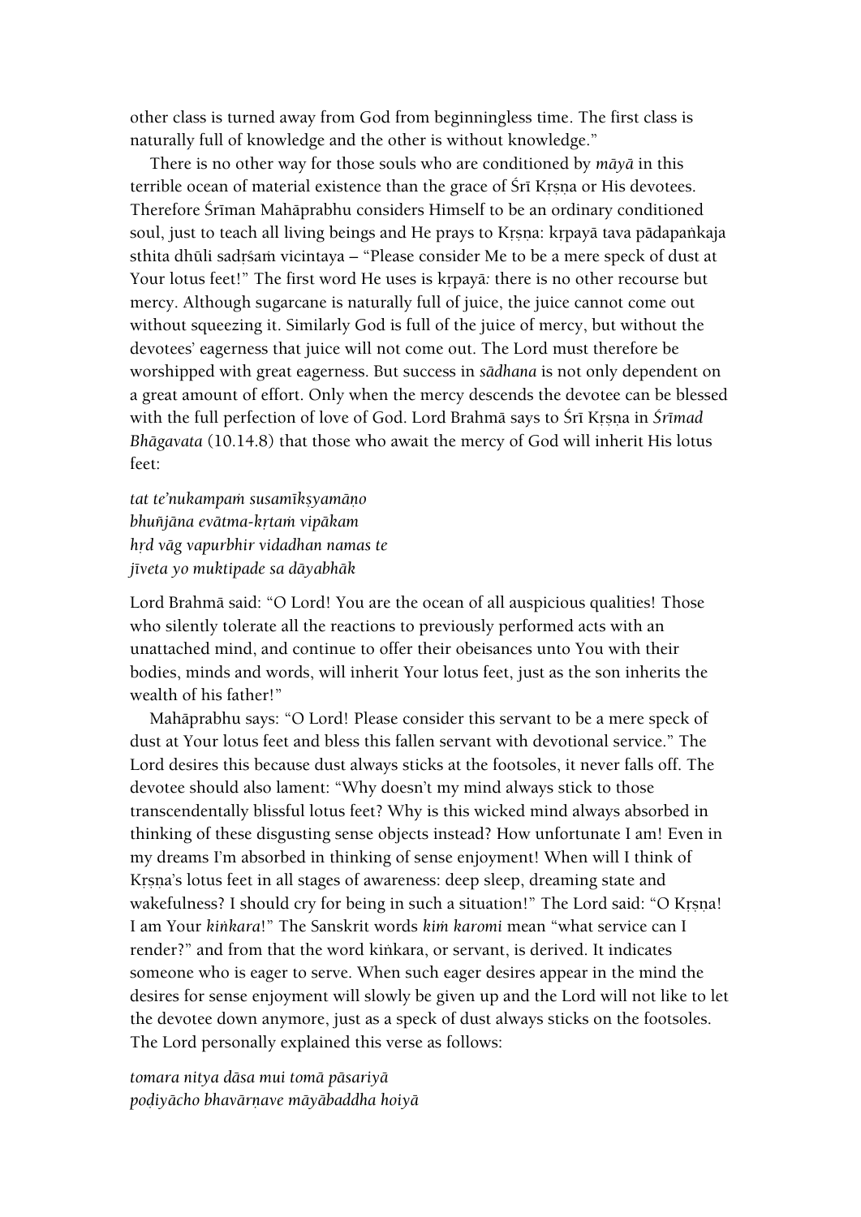other class is turned away from God from beginningless time. The first class is naturally full of knowledge and the other is without knowledge."

There is no other way for those souls who are conditioned by *māyā* in this terrible ocean of material existence than the grace of Śrī Kṛṣṇa or His devotees. Therefore Śrīman Mahāprabhu considers Himself to be an ordinary conditioned soul, just to teach all living beings and He prays to Kṛṣṇa: kṛpayā tava pādapaṅkaja sthita dhūli sadṛśaṁ vicintaya – "Please consider Me to be a mere speck of dust at Your lotus feet!" The first word He uses is kṛpayā*:* there is no other recourse but mercy. Although sugarcane is naturally full of juice, the juice cannot come out without squeezing it. Similarly God is full of the juice of mercy, but without the devotees' eagerness that juice will not come out. The Lord must therefore be worshipped with great eagerness. But success in *sādhana* is not only dependent on a great amount of effort. Only when the mercy descends the devotee can be blessed with the full perfection of love of God. Lord Brahmā says to Śrī Kṛṣṇa in *Śrīmad Bhāgavata* (10.14.8) that those who await the mercy of God will inherit His lotus feet:

*tat te'nukampaṁ susamīkṣyamāṇo*
*bhuñjāna evātma-kṛtaṁ vipākam*
*hṛd vāg vapurbhir vidadhan namas te*
*jīveta yo muktipade sa dāyabhāk*

Lord Brahmā said: "O Lord! You are the ocean of all auspicious qualities! Those who silently tolerate all the reactions to previously performed acts with an unattached mind, and continue to offer their obeisances unto You with their bodies, minds and words, will inherit Your lotus feet, just as the son inherits the wealth of his father!"

Mahāprabhu says: "O Lord! Please consider this servant to be a mere speck of dust at Your lotus feet and bless this fallen servant with devotional service." The Lord desires this because dust always sticks at the footsoles, it never falls off. The devotee should also lament: "Why doesn't my mind always stick to those transcendentally blissful lotus feet? Why is this wicked mind always absorbed in thinking of these disgusting sense objects instead? How unfortunate I am! Even in my dreams I'm absorbed in thinking of sense enjoyment! When will I think of Kṛṣṇa's lotus feet in all stages of awareness: deep sleep, dreaming state and wakefulness? I should cry for being in such a situation!" The Lord said: "O Kṛṣṇa! I am Your *kiṅkara*!" The Sanskrit words *kiṁ karomi* mean "what service can I render?" and from that the word kiṅkara, or servant, is derived. It indicates someone who is eager to serve. When such eager desires appear in the mind the desires for sense enjoyment will slowly be given up and the Lord will not like to let the devotee down anymore, just as a speck of dust always sticks on the footsoles. The Lord personally explained this verse as follows:

*tomara nitya dāsa mui tomā pāsariyā*
*poḍiyācho bhavārṇave māyābaddha hoiyā*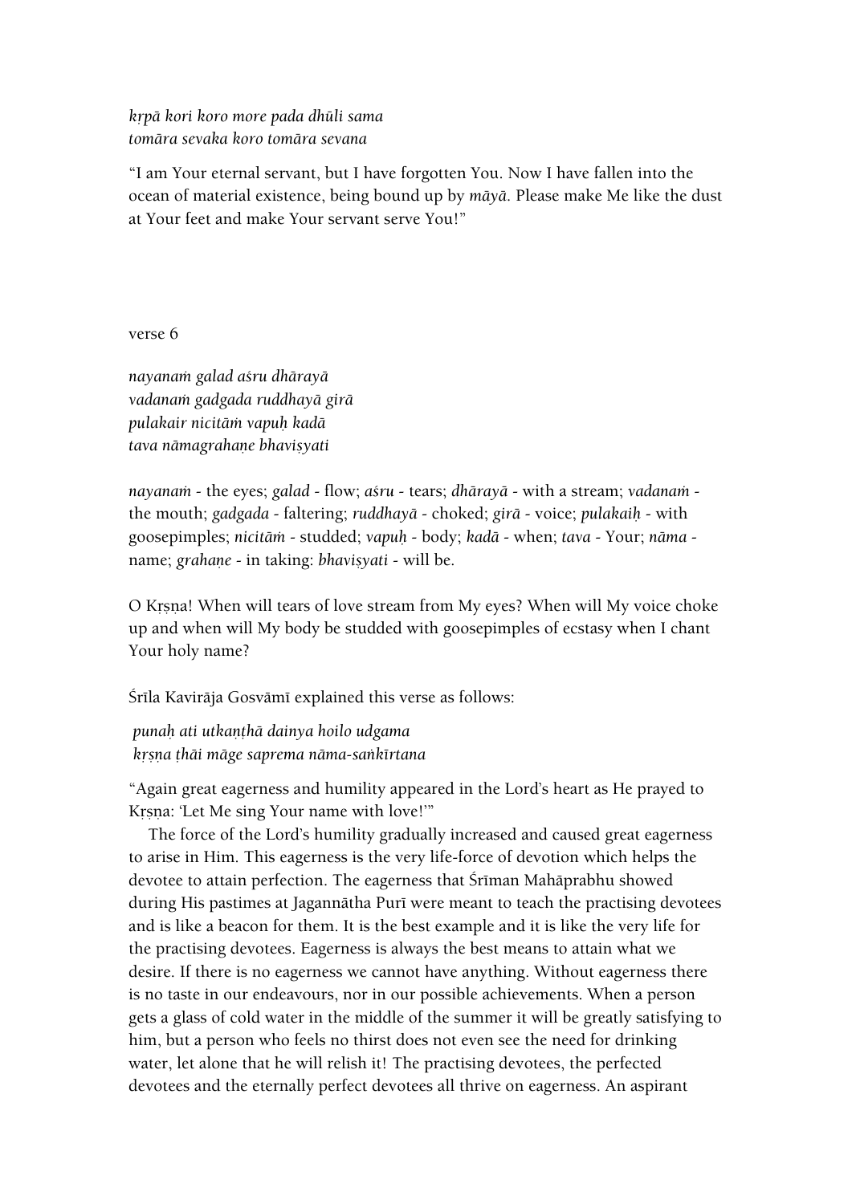*kṛpā kori koro more pada dhūli sama*
*tomāra sevaka koro tomāra sevana*

"I am Your eternal servant, but I have forgotten You. Now I have fallen into the ocean of material existence, being bound up by *māyā*. Please make Me like the dust at Your feet and make Your servant serve You!"

verse 6

*nayanaṁ galad aśru dhārayā*
*vadanaṁ gadgada ruddhayā girā*
*pulakair nicitāṁ vapuḥ kadā*
*tava nāmagrahaṇe bhaviṣyati*

*nayanaṁ* - the eyes; *galad* - flow; *aśru* - tears; *dhārayā* - with a stream; *vadanaṁ* - the mouth; *gadgada* - faltering; *ruddhayā* - choked; *girā* - voice; *pulakaiḥ* - with goosepimples; *nicitāṁ* - studded; *vapuḥ* - body; *kadā* - when; *tava* - Your; *nāma* - name; *grahaṇe* - in taking: *bhaviṣyati* - will be.

O Kṛṣṇa! When will tears of love stream from My eyes? When will My voice choke up and when will My body be studded with goosepimples of ecstasy when I chant Your holy name?

Śrīla Kavirāja Gosvāmī explained this verse as follows:

*punaḥ ati utkaṇṭhā dainya hoilo udgama*
*kṛṣna ṭhāi māge saprema nāma-saṅkīrtana*

"Again great eagerness and humility appeared in the Lord's heart as He prayed to Kṛṣṇa: 'Let Me sing Your name with love!'"

The force of the Lord's humility gradually increased and caused great eagerness to arise in Him. This eagerness is the very life-force of devotion which helps the devotee to attain perfection. The eagerness that Śrīman Mahāprabhu showed during His pastimes at Jagannātha Purī were meant to teach the practising devotees and is like a beacon for them. It is the best example and it is like the very life for the practising devotees. Eagerness is always the best means to attain what we desire. If there is no eagerness we cannot have anything. Without eagerness there is no taste in our endeavours, nor in our possible achievements. When a person gets a glass of cold water in the middle of the summer it will be greatly satisfying to him, but a person who feels no thirst does not even see the need for drinking water, let alone that he will relish it! The practising devotees, the perfected devotees and the eternally perfect devotees all thrive on eagerness. An aspirant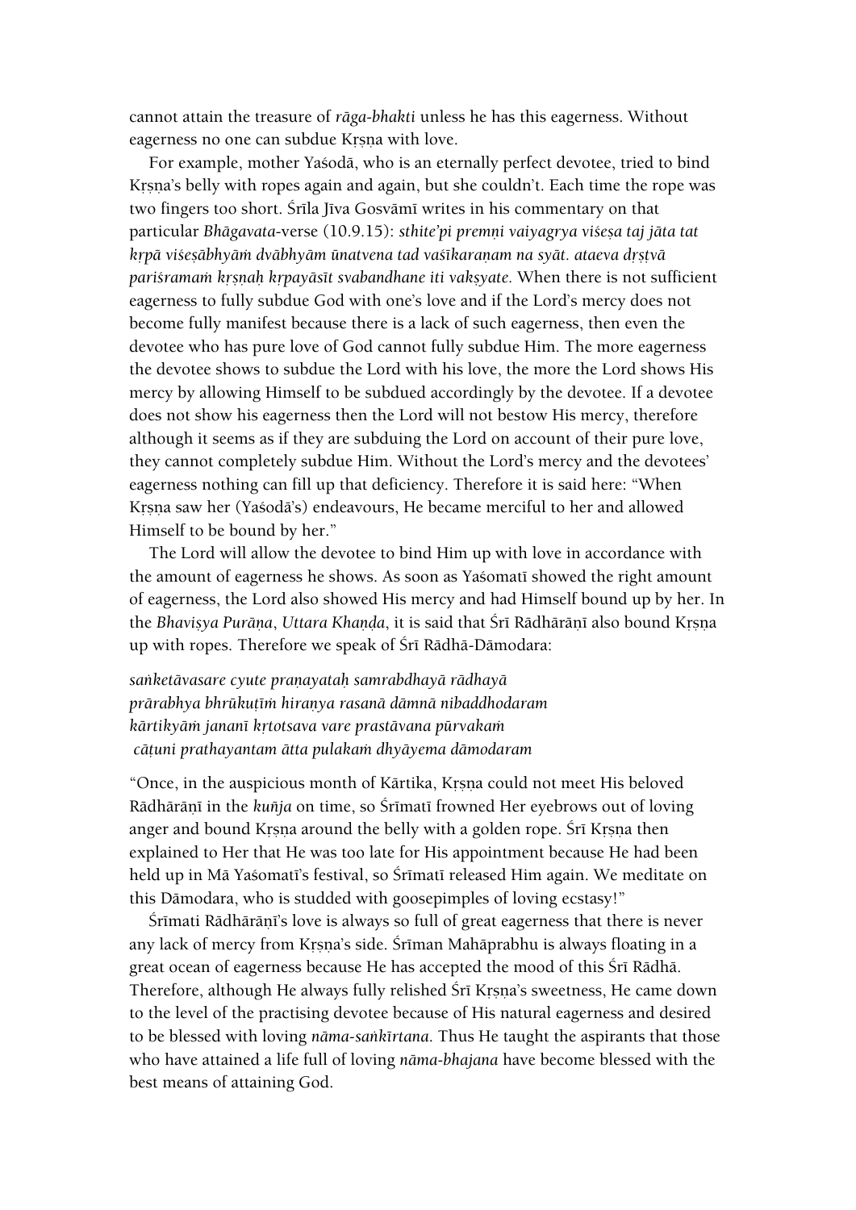cannot attain the treasure of *rāga-bhakti* unless he has this eagerness. Without eagerness no one can subdue Kṛṣṇa with love.

For example, mother Yaśodā, who is an eternally perfect devotee, tried to bind Kṛṣṇa's belly with ropes again and again, but she couldn't. Each time the rope was two fingers too short. Śrīla Jīva Gosvāmī writes in his commentary on that particular *Bhāgavata*-verse (10.9.15): *sthite'pi premṇi vaiyagrya viśeṣa taj jāta tat kṛpā viśeṣābhyāṁ dvābhyām ūnatvena tad vaśīkaraṇam na syāt. ataeva dṛṣṭvā pariśramaṁ kṛṣṇaḥ kṛpayāsīt svabandhane iti vakṣyate.* When there is not sufficient eagerness to fully subdue God with one's love and if the Lord's mercy does not become fully manifest because there is a lack of such eagerness, then even the devotee who has pure love of God cannot fully subdue Him. The more eagerness the devotee shows to subdue the Lord with his love, the more the Lord shows His mercy by allowing Himself to be subdued accordingly by the devotee. If a devotee does not show his eagerness then the Lord will not bestow His mercy, therefore although it seems as if they are subduing the Lord on account of their pure love, they cannot completely subdue Him. Without the Lord's mercy and the devotees' eagerness nothing can fill up that deficiency. Therefore it is said here: "When Kṛṣṇa saw her (Yaśodā's) endeavours, He became merciful to her and allowed Himself to be bound by her."

The Lord will allow the devotee to bind Him up with love in accordance with the amount of eagerness he shows. As soon as Yaśomatī showed the right amount of eagerness, the Lord also showed His mercy and had Himself bound up by her. In the *Bhaviṣya Purāṇa*, *Uttara Khaṇḍa*, it is said that Śrī Rādhārāṇī also bound Kṛṣṇa up with ropes. Therefore we speak of Śrī Rādhā-Dāmodara:

*saṅketāvasare cyute praṇayataḥ samrabdhayā rādhayā*
*prārabhya bhrūkuṭīṁ hiraṇya rasanā dāmnā nibaddhodaram*
*kārtikyāṁ jananī kṛtotsava vare prastāvana pūrvakaṁ*
*cāṭuni prathayantam ātta pulakaṁ dhyāyema dāmodaram*

"Once, in the auspicious month of Kārtika, Kṛṣṇa could not meet His beloved Rādhārāṇī in the *kuñja* on time, so Śrīmatī frowned Her eyebrows out of loving anger and bound Kṛṣṇa around the belly with a golden rope. Śrī Kṛṣṇa then explained to Her that He was too late for His appointment because He had been held up in Mā Yaśomatī's festival, so Śrīmatī released Him again. We meditate on this Dāmodara, who is studded with goosepimples of loving ecstasy!"

Śrīmati Rādhārāṇī's love is always so full of great eagerness that there is never any lack of mercy from Kṛṣṇa's side. Śrīman Mahāprabhu is always floating in a great ocean of eagerness because He has accepted the mood of this Śrī Rādhā. Therefore, although He always fully relished Śrī Kṛṣṇa's sweetness, He came down to the level of the practising devotee because of His natural eagerness and desired to be blessed with loving *nāma-saṅkīrtana*. Thus He taught the aspirants that those who have attained a life full of loving *nāma-bhajana* have become blessed with the best means of attaining God.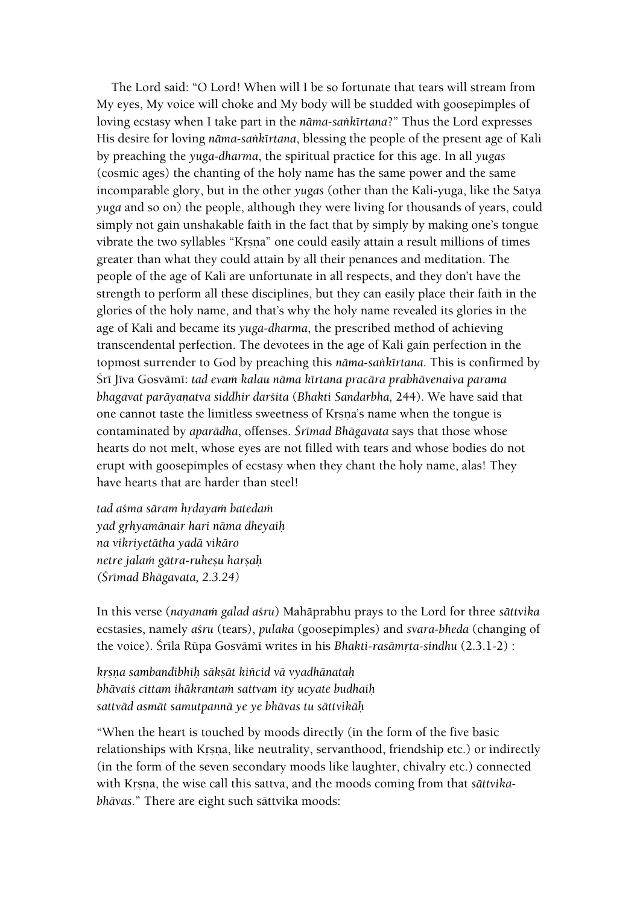The Lord said: "O Lord! When will I be so fortunate that tears will stream from My eyes, My voice will choke and My body will be studded with goosepimples of loving ecstasy when I take part in the *nāma-saṅkīrtana*?" Thus the Lord expresses His desire for loving *nāma-saṅkīrtana*, blessing the people of the present age of Kali by preaching the *yuga-dharma*, the spiritual practice for this age. In all *yugas* (cosmic ages) the chanting of the holy name has the same power and the same incomparable glory, but in the other *yugas* (other than the Kali-yuga, like the Satya *yuga* and so on) the people, although they were living for thousands of years, could simply not gain unshakable faith in the fact that by simply by making one's tongue vibrate the two syllables "Kṛṣṇa" one could easily attain a result millions of times greater than what they could attain by all their penances and meditation. The people of the age of Kali are unfortunate in all respects, and they don't have the strength to perform all these disciplines, but they can easily place their faith in the glories of the holy name, and that's why the holy name revealed its glories in the age of Kali and became its *yuga-dharma*, the prescribed method of achieving transcendental perfection. The devotees in the age of Kali gain perfection in the topmost surrender to God by preaching this *nāma-saṅkīrtana*. This is confirmed by Śrī Jīva Gosvāmī: *tad evaṁ kalau nāma kīrtana pracāra prabhāvenaiva parama bhagavat parāyaṇatva siddhir darśita* (*Bhakti Sandarbha,* 244). We have said that one cannot taste the limitless sweetness of Kṛṣṇa's name when the tongue is contaminated by *aparādha*, offenses. *Śrīmad Bhāgavata* says that those whose hearts do not melt, whose eyes are not filled with tears and whose bodies do not erupt with goosepimples of ecstasy when they chant the holy name, alas! They have hearts that are harder than steel!

*tad aśma sāram hṛdayaṁ batedaṁ*
*yad gṛhyamānair hari nāma dheyaiḥ*
*na vikriyetātha yadā vikāro*
*netre jalaṁ gātra-ruheṣu harṣaḥ*
*(Śrīmad Bhāgavata, 2.3.24)*

In this verse (*nayanaṁ galad aśru*) Mahāprabhu prays to the Lord for three *sāttvika* ecstasies, namely *aśru* (tears), *pulaka* (goosepimples) and *svara-bheda* (changing of the voice). Śrīla Rūpa Gosvāmī writes in his *Bhakti-rasāmṛta-sindhu* (2.3.1-2) :

*kṛṣṇa sambandibhiḥ sākṣāt kiñcid vā vyadhānataḥ*
*bhāvaiś cittam ihākrantaṁ sattvam ity ucyate budhaiḥ*
*sattvād asmāt samutpannā ye ye bhāvas tu sāttvikāḥ*

"When the heart is touched by moods directly (in the form of the five basic relationships with Kṛṣṇa, like neutrality, servanthood, friendship etc.) or indirectly (in the form of the seven secondary moods like laughter, chivalry etc.) connected with Kṛṣṇa, the wise call this sattva, and the moods coming from that *sāttvika-bhāvas*." There are eight such sāttvika moods: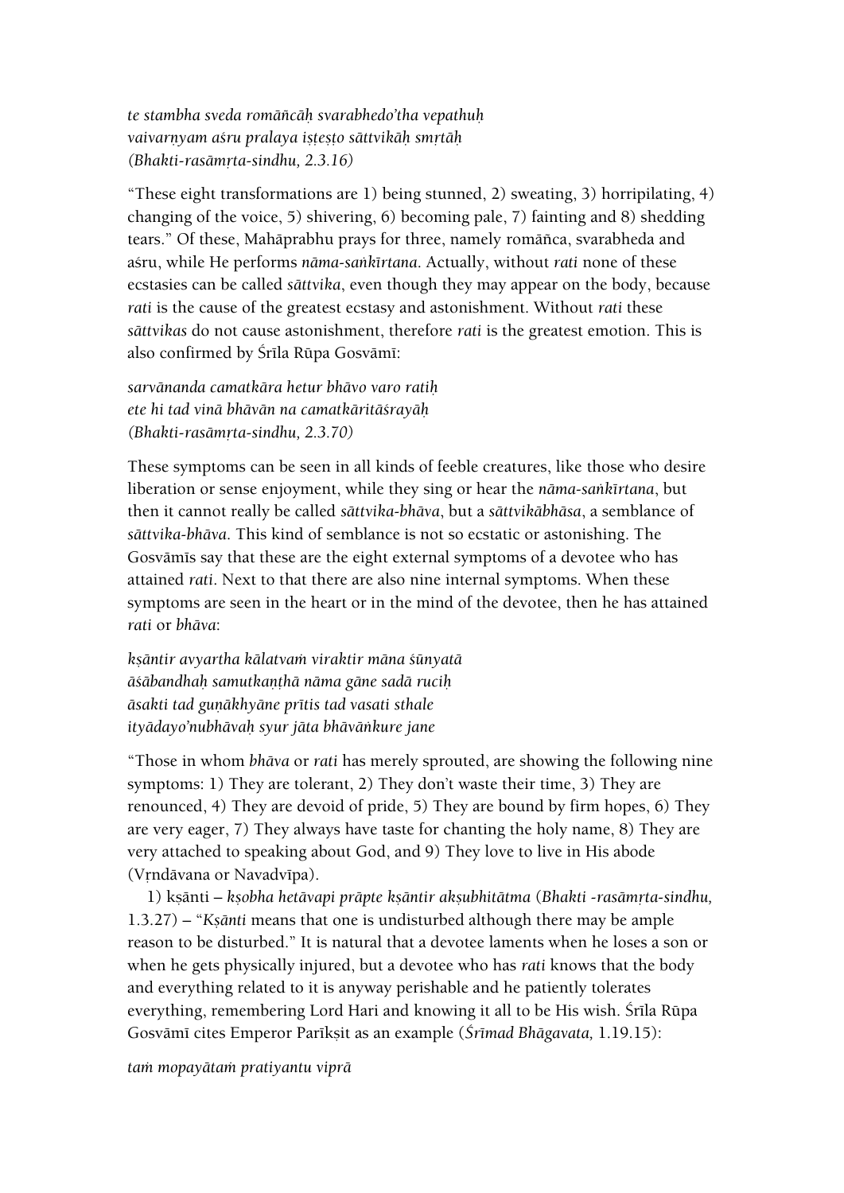*te stambha sveda romāñcāḥ svarabhedo'tha vepathuḥ*
*vaivarṇyam aśru pralaya iṣṭeṣto sāttvikāḥ smṛtāḥ*
*(Bhakti-rasāmṛta-sindhu, 2.3.16)*

"These eight transformations are 1) being stunned, 2) sweating, 3) horripilating, 4) changing of the voice, 5) shivering, 6) becoming pale, 7) fainting and 8) shedding tears." Of these, Mahāprabhu prays for three, namely romāñca, svarabheda and aśru, while He performs *nāma-saṅkīrtana*. Actually, without *rati* none of these ecstasies can be called *sāttvika*, even though they may appear on the body, because *rati* is the cause of the greatest ecstasy and astonishment. Without *rati* these *sāttvikas* do not cause astonishment, therefore *rati* is the greatest emotion. This is also confirmed by Śrīla Rūpa Gosvāmī:

*sarvānanda camatkāra hetur bhāvo varo ratiḥ*
*ete hi tad vinā bhāvān na camatkāritāśrayāḥ*
*(Bhakti-rasāmṛta-sindhu, 2.3.70)*

These symptoms can be seen in all kinds of feeble creatures, like those who desire liberation or sense enjoyment, while they sing or hear the *nāma-saṅkīrtana*, but then it cannot really be called *sāttvika-bhāva*, but a *sāttvikābhāsa*, a semblance of *sāttvika-bhāva*. This kind of semblance is not so ecstatic or astonishing. The Gosvāmīs say that these are the eight external symptoms of a devotee who has attained *rati*. Next to that there are also nine internal symptoms. When these symptoms are seen in the heart or in the mind of the devotee, then he has attained *rati* or *bhāva*:

*kṣāntir avyartha kālatvaṁ viraktir māna śūnyatā*
*āśābandhaḥ samutkaṇṭhā nāma gāne sadā ruciḥ*
*āsakti tad guṇākhyāne prītis tad vasati sthale*
*ityādayo'nubhāvaḥ syur jāta bhāvāṅkure jane*

"Those in whom *bhāva* or *rati* has merely sprouted, are showing the following nine symptoms: 1) They are tolerant, 2) They don't waste their time, 3) They are renounced, 4) They are devoid of pride, 5) They are bound by firm hopes, 6) They are very eager, 7) They always have taste for chanting the holy name, 8) They are very attached to speaking about God, and 9) They love to live in His abode (Vṛndāvana or Navadvīpa).

1) kṣānti – *kṣobha hetāvapi prāpte kṣāntir akṣubhitātma* (*Bhakti -rasāmṛta-sindhu,* 1.3.27) – "*Kṣānti* means that one is undisturbed although there may be ample reason to be disturbed." It is natural that a devotee laments when he loses a son or when he gets physically injured, but a devotee who has *rati* knows that the body and everything related to it is anyway perishable and he patiently tolerates everything, remembering Lord Hari and knowing it all to be His wish. Śrīla Rūpa Gosvāmī cites Emperor Parīkṣit as an example (*Śrīmad Bhāgavata,* 1.19.15):

*taṁ mopayātaṁ pratiyantu viprā*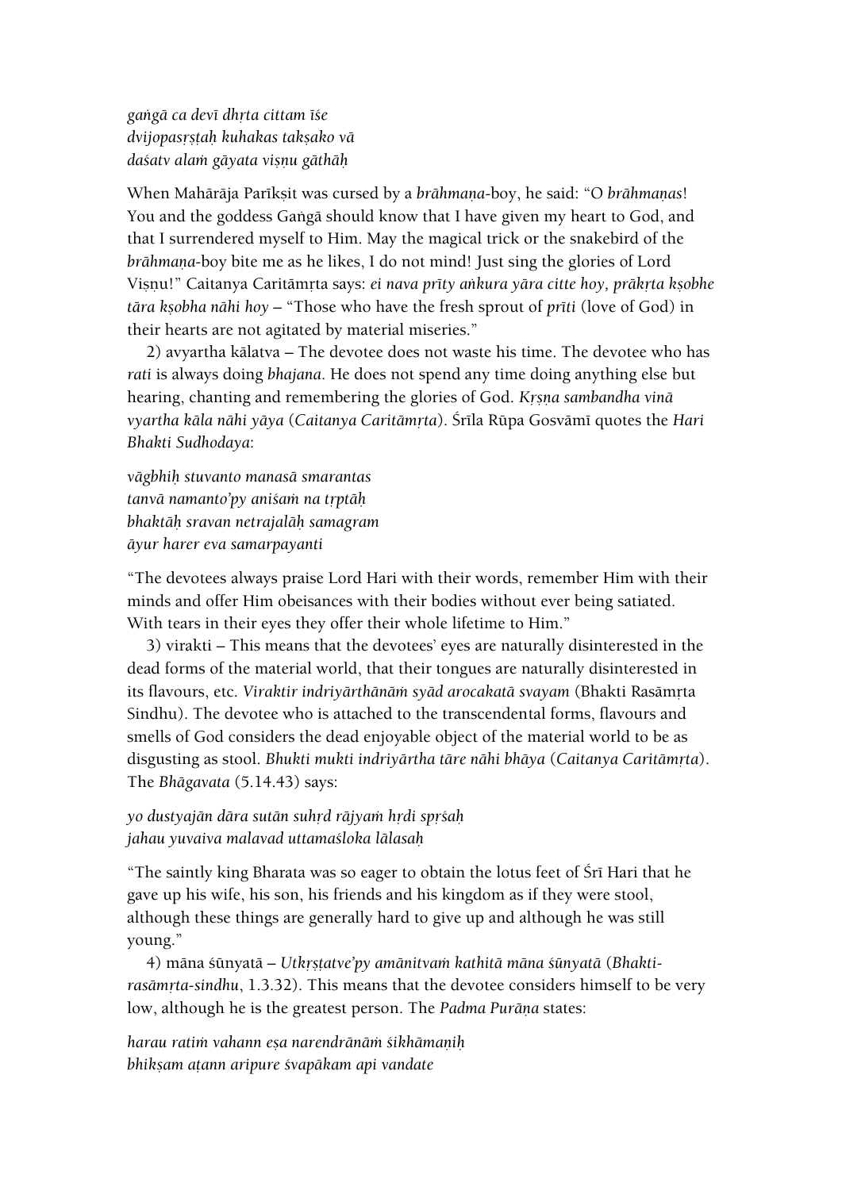*gaṅgā ca devī dhṛta cittam īśe*
*dvijopasṛṣṭaḥ kuhakas takṣako vā*
*daśatv alaṁ gāyata viṣṇu gāthāḥ*

When Mahārāja Parīkṣit was cursed by a *brāhmaṇa*-boy, he said: "O *brāhmaṇas*! You and the goddess Gaṅgā should know that I have given my heart to God, and that I surrendered myself to Him. May the magical trick or the snakebird of the *brāhmaṇa*-boy bite me as he likes, I do not mind! Just sing the glories of Lord Viṣṇu!" Caitanya Caritāmṛta says: *ei nava prīty aṅkura yāra citte hoy, prākṛta kṣobhe tāra kṣobha nāhi hoy* – "Those who have the fresh sprout of *prīti* (love of God) in their hearts are not agitated by material miseries."

2) avyartha kālatva – The devotee does not waste his time. The devotee who has *rati* is always doing *bhajana*. He does not spend any time doing anything else but hearing, chanting and remembering the glories of God. *Kṛṣṇa sambandha vinā vyartha kāla nāhi yāya* (*Caitanya Caritāmṛta*). Śrīla Rūpa Gosvāmī quotes the *Hari Bhakti Sudhodaya*:

*vāgbhiḥ stuvanto manasā smarantas*
*tanvā namanto'py aniśaṁ na tṛptāḥ*
*bhaktāḥ sravan netrajalāḥ samagram*
*āyur harer eva samarpayanti*

"The devotees always praise Lord Hari with their words, remember Him with their minds and offer Him obeisances with their bodies without ever being satiated. With tears in their eyes they offer their whole lifetime to Him."

3) virakti – This means that the devotees' eyes are naturally disinterested in the dead forms of the material world, that their tongues are naturally disinterested in its flavours, etc. *Viraktir indriyārthānāṁ syād arocakatā svayam* (Bhakti Rasāmṛta Sindhu). The devotee who is attached to the transcendental forms, flavours and smells of God considers the dead enjoyable object of the material world to be as disgusting as stool. *Bhukti mukti indriyārtha tāre nāhi bhāya* (*Caitanya Caritāmṛta*). The *Bhāgavata* (5.14.43) says:

*yo dustyajān dāra sutān suhṛd rājyaṁ hṛdi spṛśaḥ*
*jahau yuvaiva malavad uttamaśloka lālasaḥ*

"The saintly king Bharata was so eager to obtain the lotus feet of Śrī Hari that he gave up his wife, his son, his friends and his kingdom as if they were stool, although these things are generally hard to give up and although he was still young."

4) māna śūnyatā – *Utkṛṣṭatve'py amānitvaṁ kathitā māna śūnyatā* (*Bhakti-rasāmṛta-sindhu*, 1.3.32). This means that the devotee considers himself to be very low, although he is the greatest person. The *Padma Purāṇa* states:

*harau ratiṁ vahann eṣa narendrānāṁ śikhāmaṇiḥ*
*bhikṣam aṭann aripure śvapākam api vandate*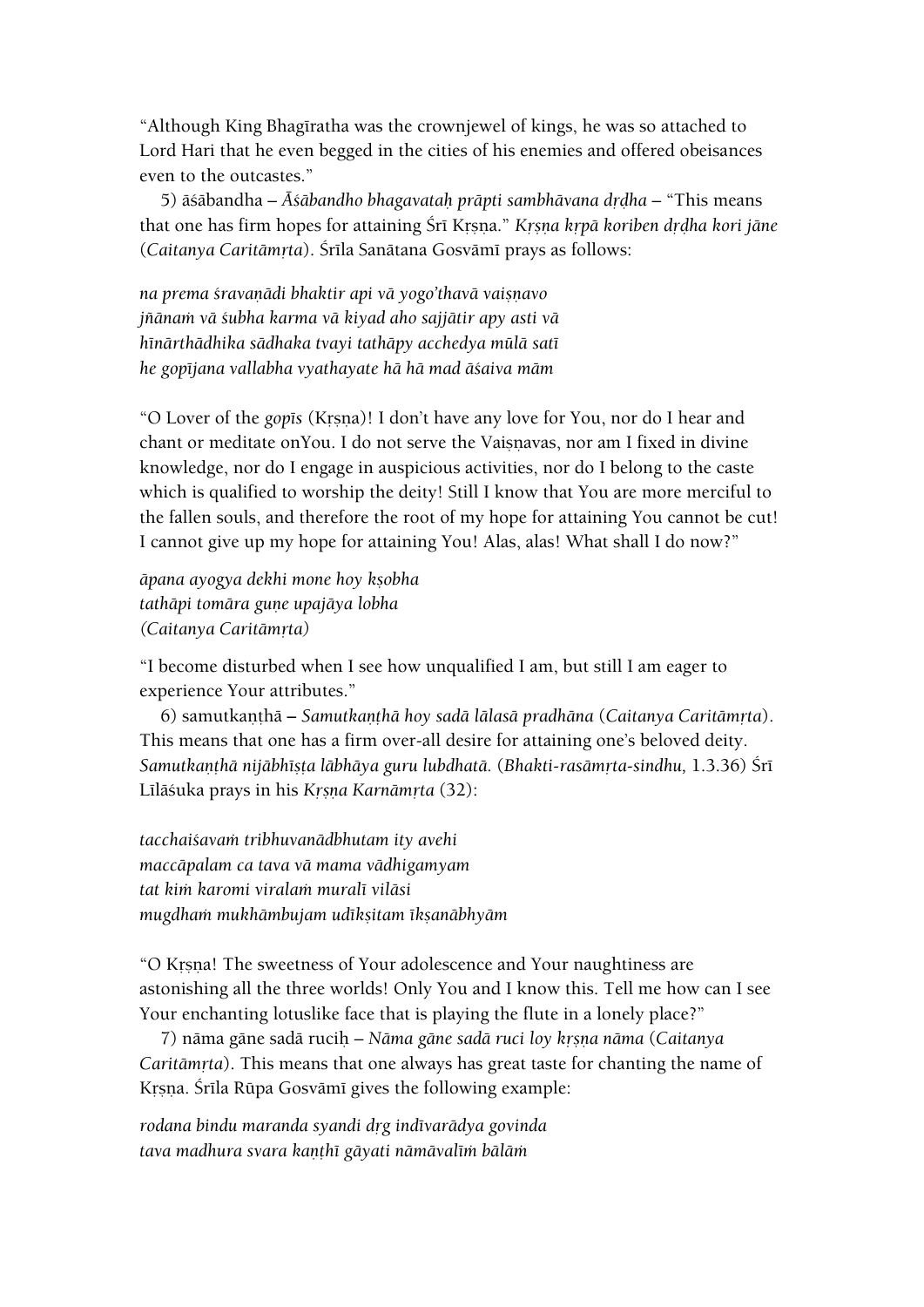"Although King Bhagīratha was the crownjewel of kings, he was so attached to Lord Hari that he even begged in the cities of his enemies and offered obeisances even to the outcastes."

5) āśābandha – *Āśābandho bhagavataḥ prāpti sambhāvana dṛḍha* – "This means that one has firm hopes for attaining Śrī Kṛṣṇa." *Kṛṣna kṛpā koriben dṛḍha kori jāne* (*Caitanya Caritāmṛta*). Śrīla Sanātana Gosvāmī prays as follows:

*na prema śravaṇādi bhaktir api vā yogo'thavā vaiṣṇavo*
*jñānaṁ vā śubha karma vā kiyad aho sajjātir apy asti vā*
*hīnārthādhika sādhaka tvayi tathāpy acchedya mūlā satī*
*he gopījana vallabha vyathayate hā hā mad āśaiva mām*

"O Lover of the *gopīs* (Kṛṣṇa)! I don't have any love for You, nor do I hear and chant or meditate onYou. I do not serve the Vaiṣṇavas, nor am I fixed in divine knowledge, nor do I engage in auspicious activities, nor do I belong to the caste which is qualified to worship the deity! Still I know that You are more merciful to the fallen souls, and therefore the root of my hope for attaining You cannot be cut! I cannot give up my hope for attaining You! Alas, alas! What shall I do now?"

*āpana ayogya dekhi mone hoy kṣobha*
*tathāpi tomāra guṇe upajāya lobha*
*(Caitanya Caritāmṛta)*

"I become disturbed when I see how unqualified I am, but still I am eager to experience Your attributes."

6) samutkaṇṭhā – *Samutkaṇṭhā hoy sadā lālasā pradhāna* (*Caitanya Caritāmṛta*). This means that one has a firm over-all desire for attaining one's beloved deity. *Samutkaṇṭhā nijābhiṣṭa lābhāya guru lubdhatā.* (*Bhakti-rasāmṛta-sindhu,* 1.3.36) Śrī Līlāśuka prays in his *Kṛṣṇa Karnāmṛta* (32):

*tacchaiśavaṁ tribhuvanādbhutam ity avehi*
*maccāpalam ca tava vā mama vādhigamyam*
*tat kiṁ karomi viralaṁ muralī vilāsi*
*mugdhaṁ mukhāmbujam udīkṣitam īkṣanābhyām*

"O Kṛṣṇa! The sweetness of Your adolescence and Your naughtiness are astonishing all the three worlds! Only You and I know this. Tell me how can I see Your enchanting lotuslike face that is playing the flute in a lonely place?"

7) nāma gāne sadā ruciḥ – *Nāma gāne sadā ruci loy kṛṣna nāma* (*Caitanya Caritāmṛta*). This means that one always has great taste for chanting the name of Kṛṣṇa. Śrīla Rūpa Gosvāmī gives the following example:

*rodana bindu maranda syandi dṛg indīvarādya govinda*
*tava madhura svara kaṇṭhī gāyati nāmāvalīṁ bālāṁ*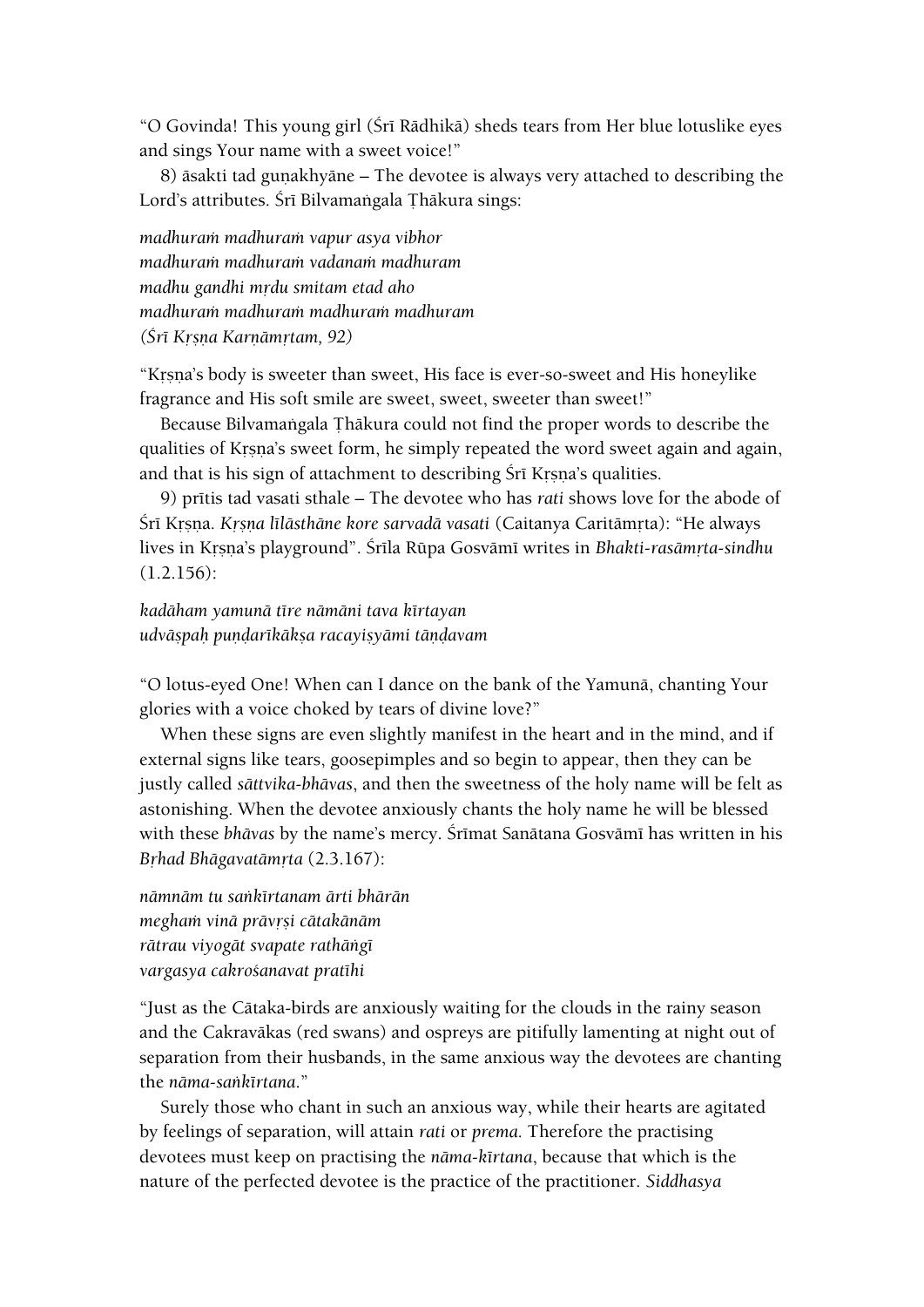"O Govinda! This young girl (Śrī Rādhikā) sheds tears from Her blue lotuslike eyes and sings Your name with a sweet voice!"

8) āsakti tad guṇakhyāne – The devotee is always very attached to describing the Lord's attributes. Śrī Bilvamaṅgala Ṭhākura sings:

*madhuraṁ madhuraṁ vapur asya vibhor*
*madhuraṁ madhuraṁ vadanaṁ madhuram*
*madhu gandhi mṛdu smitam etad aho*
*madhuraṁ madhuraṁ madhuraṁ madhuram*
*(Śrī Kṛṣna Karṇāmṛtam, 92)*

"Kṛṣṇa's body is sweeter than sweet, His face is ever-so-sweet and His honeylike fragrance and His soft smile are sweet, sweet, sweeter than sweet!"

Because Bilvamaṅgala Ṭhākura could not find the proper words to describe the qualities of Kṛṣṇa's sweet form, he simply repeated the word sweet again and again, and that is his sign of attachment to describing Śrī Kṛṣṇa's qualities.

9) prītis tad vasati sthale – The devotee who has *rati* shows love for the abode of Śrī Kṛṣṇa. *Kṛṣṇa līlāsthāne kore sarvadā vasati* (Caitanya Caritāmṛta): "He always lives in Kṛṣṇa's playground". Śrīla Rūpa Gosvāmī writes in *Bhakti-rasāmṛta-sindhu* (1.2.156):

*kadāham yamunā tīre nāmāni tava kīrtayan*
*udvāṣpaḥ puṇḍarīkākṣa racayiṣyāmi tāṇḍavam*

"O lotus-eyed One! When can I dance on the bank of the Yamunā, chanting Your glories with a voice choked by tears of divine love?"

When these signs are even slightly manifest in the heart and in the mind, and if external signs like tears, goosepimples and so begin to appear, then they can be justly called *sāttvika-bhāvas*, and then the sweetness of the holy name will be felt as astonishing. When the devotee anxiously chants the holy name he will be blessed with these *bhāvas* by the name's mercy. Śrīmat Sanātana Gosvāmī has written in his *Bṛhad Bhāgavatāmṛta* (2.3.167):

*nāmnām tu saṅkīrtanam ārti bhārān*
*meghaṁ vinā prāvṛṣi cātakānām*
*rātrau viyogāt svapate rathāṅgī*
*vargasya cakrośanavat pratīhi*

"Just as the Cātaka-birds are anxiously waiting for the clouds in the rainy season and the Cakravākas (red swans) and ospreys are pitifully lamenting at night out of separation from their husbands, in the same anxious way the devotees are chanting the *nāma-saṅkīrtana*."

Surely those who chant in such an anxious way, while their hearts are agitated by feelings of separation, will attain *rati* or *prema.* Therefore the practising devotees must keep on practising the *nāma-kīrtana*, because that which is the nature of the perfected devotee is the practice of the practitioner. *Siddhasya*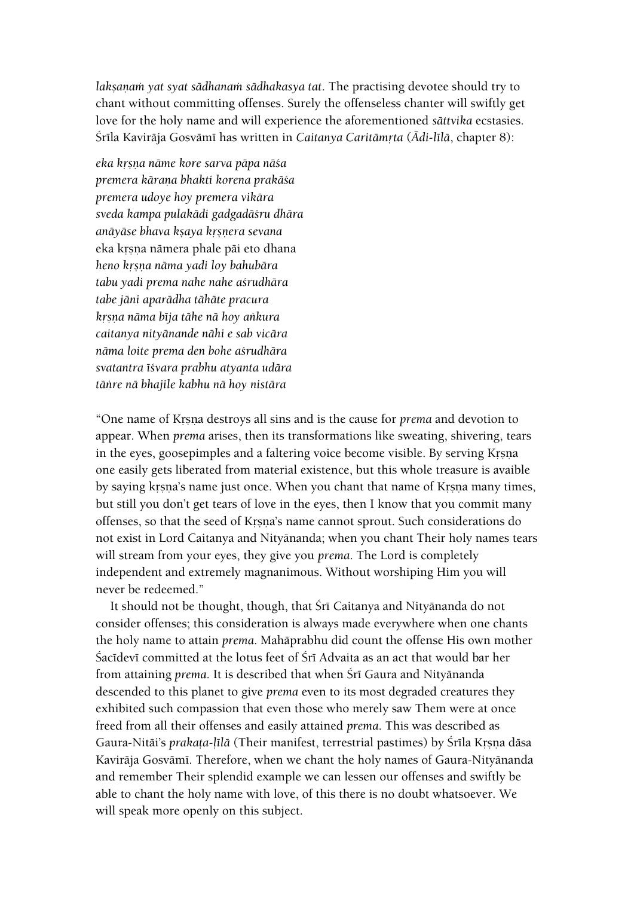*lakṣaṇaṁ yat syat sādhanaṁ sādhakasya tat*. The practising devotee should try to chant without committing offenses. Surely the offenseless chanter will swiftly get love for the holy name and will experience the aforementioned *sāttvika* ecstasies. Śrīla Kavirāja Gosvāmī has written in *Caitanya Caritāmṛta* (*Ādi-līlā*, chapter 8):

*eka kṛṣṇa nāme kore sarva pāpa nāśa*
*premera kāraṇa bhakti korena prakāśa*
*premera udoye hoy premera vikāra*
*sveda kampa pulakādi gadgadāśru dhāra*
*anāyāse bhava kṣaya kṛṣṇera sevana*
eka kṛṣṇa nāmera phale pāi eto dhana
*heno kṛṣṇa nāma yadi loy bahubāra*
*tabu yadi prema nahe nahe aśrudhāra*
*tabe jāni aparādha tāhāte pracura*
*kṛṣṇa nāma bīja tāhe nā hoy aṅkura*
*caitanya nityānande nāhi e sab vicāra*
*nāma loite prema den bohe aśrudhāra*
*svatantra īśvara prabhu atyanta udāra*
*tāṅre nā bhajile kabhu nā hoy nistāra*

"One name of Kṛṣṇa destroys all sins and is the cause for *prema* and devotion to appear. When *prema* arises, then its transformations like sweating, shivering, tears in the eyes, goosepimples and a faltering voice become visible. By serving Kṛṣṇa one easily gets liberated from material existence, but this whole treasure is avaible by saying kṛṣṇa's name just once. When you chant that name of Kṛṣṇa many times, but still you don't get tears of love in the eyes, then I know that you commit many offenses, so that the seed of Kṛṣṇa's name cannot sprout. Such considerations do not exist in Lord Caitanya and Nityānanda; when you chant Their holy names tears will stream from your eyes, they give you *prema*. The Lord is completely independent and extremely magnanimous. Without worshiping Him you will never be redeemed."

It should not be thought, though, that Śrī Caitanya and Nityānanda do not consider offenses; this consideration is always made everywhere when one chants the holy name to attain *prema*. Mahāprabhu did count the offense His own mother Śacīdevī committed at the lotus feet of Śrī Advaita as an act that would bar her from attaining *prema*. It is described that when Śrī Gaura and Nityānanda descended to this planet to give *prema* even to its most degraded creatures they exhibited such compassion that even those who merely saw Them were at once freed from all their offenses and easily attained *prema*. This was described as Gaura-Nitāi's *prakaṭa-līlā* (Their manifest, terrestrial pastimes) by Śrīla Kṛṣṇa dāsa Kavirāja Gosvāmī. Therefore, when we chant the holy names of Gaura-Nityānanda and remember Their splendid example we can lessen our offenses and swiftly be able to chant the holy name with love, of this there is no doubt whatsoever. We will speak more openly on this subject.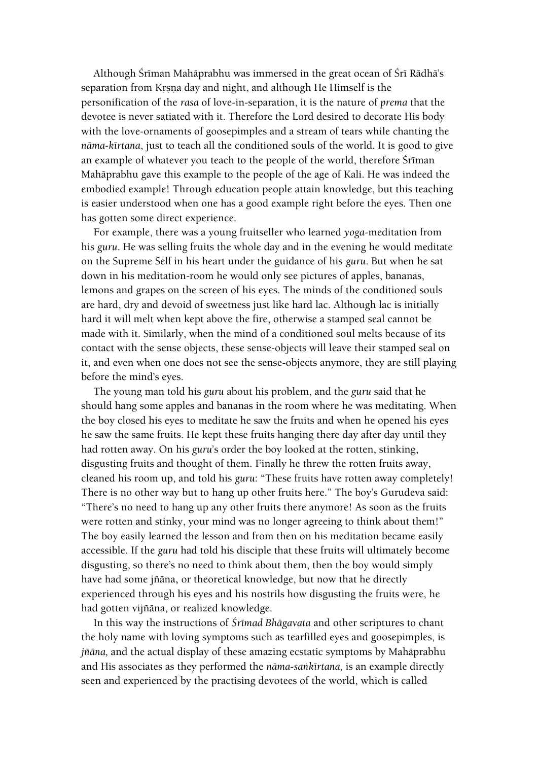Although Śrīman Mahāprabhu was immersed in the great ocean of Śrī Rādhā's separation from Kṛṣṇa day and night, and although He Himself is the personification of the *rasa* of love-in-separation, it is the nature of *prema* that the devotee is never satiated with it. Therefore the Lord desired to decorate His body with the love-ornaments of goosepimples and a stream of tears while chanting the *nāma-kīrtana*, just to teach all the conditioned souls of the world. It is good to give an example of whatever you teach to the people of the world, therefore Śrīman Mahāprabhu gave this example to the people of the age of Kali. He was indeed the embodied example! Through education people attain knowledge, but this teaching is easier understood when one has a good example right before the eyes. Then one has gotten some direct experience.

For example, there was a young fruitseller who learned *yoga*-meditation from his *guru*. He was selling fruits the whole day and in the evening he would meditate on the Supreme Self in his heart under the guidance of his *guru*. But when he sat down in his meditation-room he would only see pictures of apples, bananas, lemons and grapes on the screen of his eyes. The minds of the conditioned souls are hard, dry and devoid of sweetness just like hard lac. Although lac is initially hard it will melt when kept above the fire, otherwise a stamped seal cannot be made with it. Similarly, when the mind of a conditioned soul melts because of its contact with the sense objects, these sense-objects will leave their stamped seal on it, and even when one does not see the sense-objects anymore, they are still playing before the mind's eyes.

The young man told his *guru* about his problem, and the *guru* said that he should hang some apples and bananas in the room where he was meditating. When the boy closed his eyes to meditate he saw the fruits and when he opened his eyes he saw the same fruits. He kept these fruits hanging there day after day until they had rotten away. On his *guru*'s order the boy looked at the rotten, stinking, disgusting fruits and thought of them. Finally he threw the rotten fruits away, cleaned his room up, and told his *guru*: "These fruits have rotten away completely! There is no other way but to hang up other fruits here." The boy's Gurudeva said: "There's no need to hang up any other fruits there anymore! As soon as the fruits were rotten and stinky, your mind was no longer agreeing to think about them!" The boy easily learned the lesson and from then on his meditation became easily accessible. If the *guru* had told his disciple that these fruits will ultimately become disgusting, so there's no need to think about them, then the boy would simply have had some jñāna, or theoretical knowledge, but now that he directly experienced through his eyes and his nostrils how disgusting the fruits were, he had gotten vijñāna, or realized knowledge.

In this way the instructions of *Śrīmad Bhāgavata* and other scriptures to chant the holy name with loving symptoms such as tearfilled eyes and goosepimples, is *jñāna,* and the actual display of these amazing ecstatic symptoms by Mahāprabhu and His associates as they performed the *nāma-saṅkīrtana,* is an example directly seen and experienced by the practising devotees of the world, which is called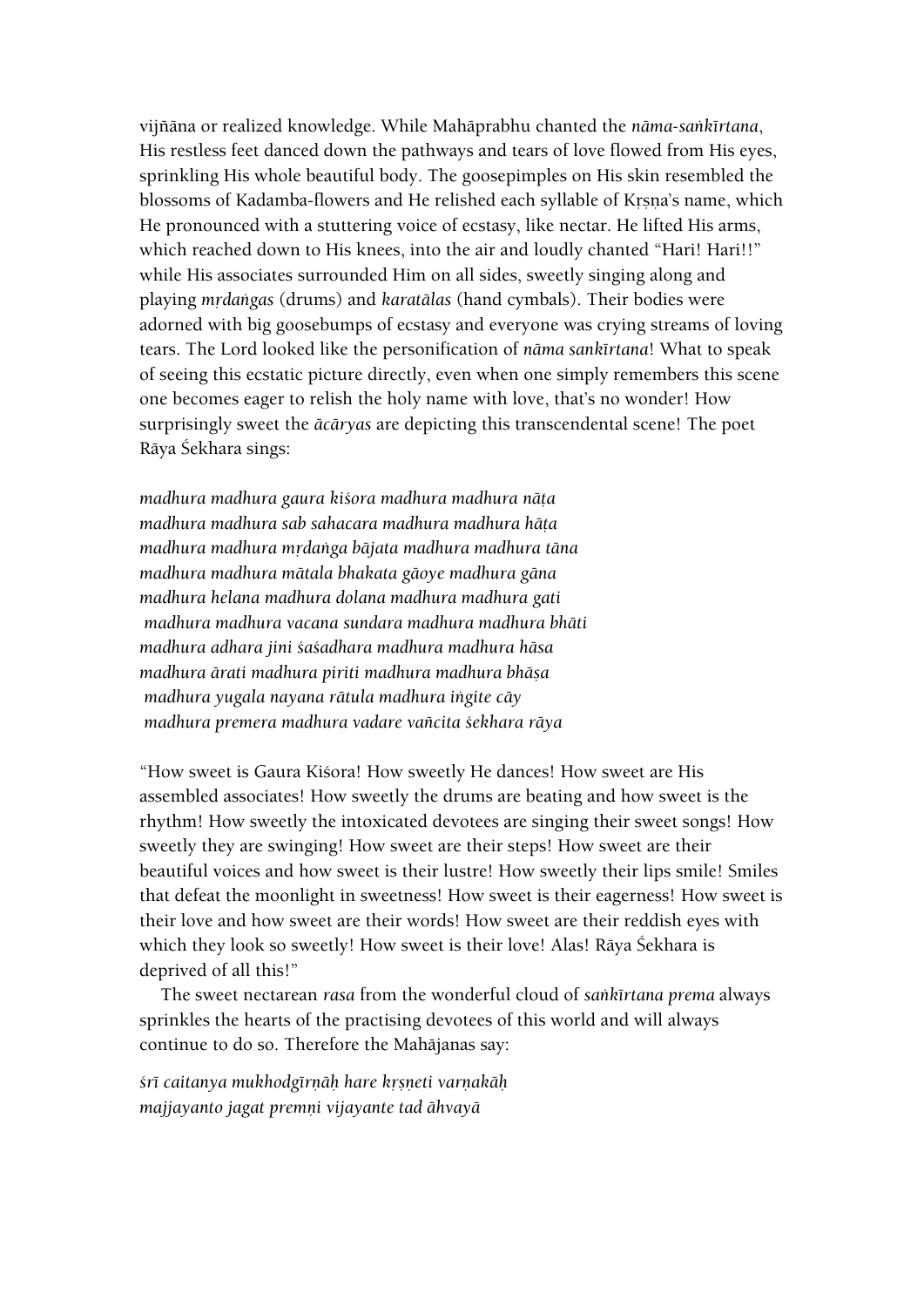vijñāna or realized knowledge. While Mahāprabhu chanted the *nāma-saṅkīrtana*, His restless feet danced down the pathways and tears of love flowed from His eyes, sprinkling His whole beautiful body. The goosepimples on His skin resembled the blossoms of Kadamba-flowers and He relished each syllable of Kṛṣṇa's name, which He pronounced with a stuttering voice of ecstasy, like nectar. He lifted His arms, which reached down to His knees, into the air and loudly chanted "Hari! Hari!!" while His associates surrounded Him on all sides, sweetly singing along and playing *mṛdaṅgas* (drums) and *karatālas* (hand cymbals). Their bodies were adorned with big goosebumps of ecstasy and everyone was crying streams of loving tears. The Lord looked like the personification of *nāma sankīrtana*! What to speak of seeing this ecstatic picture directly, even when one simply remembers this scene one becomes eager to relish the holy name with love, that's no wonder! How surprisingly sweet the *ācāryas* are depicting this transcendental scene! The poet Rāya Śekhara sings:

*madhura madhura gaura kiśora madhura madhura nāṭa*
*madhura madhura sab sahacara madhura madhura hāṭa*
*madhura madhura mṛdaṅga bājata madhura madhura tāna*
*madhura madhura mātala bhakata gāoye madhura gāna*
*madhura helana madhura dolana madhura madhura gati*
*madhura madhura vacana sundara madhura madhura bhāti*
*madhura adhara jini śaśadhara madhura madhura hāsa*
*madhura ārati madhura piriti madhura madhura bhāṣa*
*madhura yugala nayana rātula madhura iṅgite cāy*
*madhura premera madhura vadare vañcita śekhara rāya*

"How sweet is Gaura Kiśora! How sweetly He dances! How sweet are His assembled associates! How sweetly the drums are beating and how sweet is the rhythm! How sweetly the intoxicated devotees are singing their sweet songs! How sweetly they are swinging! How sweet are their steps! How sweet are their beautiful voices and how sweet is their lustre! How sweetly their lips smile! Smiles that defeat the moonlight in sweetness! How sweet is their eagerness! How sweet is their love and how sweet are their words! How sweet are their reddish eyes with which they look so sweetly! How sweet is their love! Alas! Rāya Śekhara is deprived of all this!"

The sweet nectarean *rasa* from the wonderful cloud of *saṅkīrtana prema* always sprinkles the hearts of the practising devotees of this world and will always continue to do so. Therefore the Mahājanas say:

*śrī caitanya mukhodgīrṇāḥ hare kṛṣṇeti varṇakāḥ*
*majjayanto jagat premṇi vijayante tad āhvayā*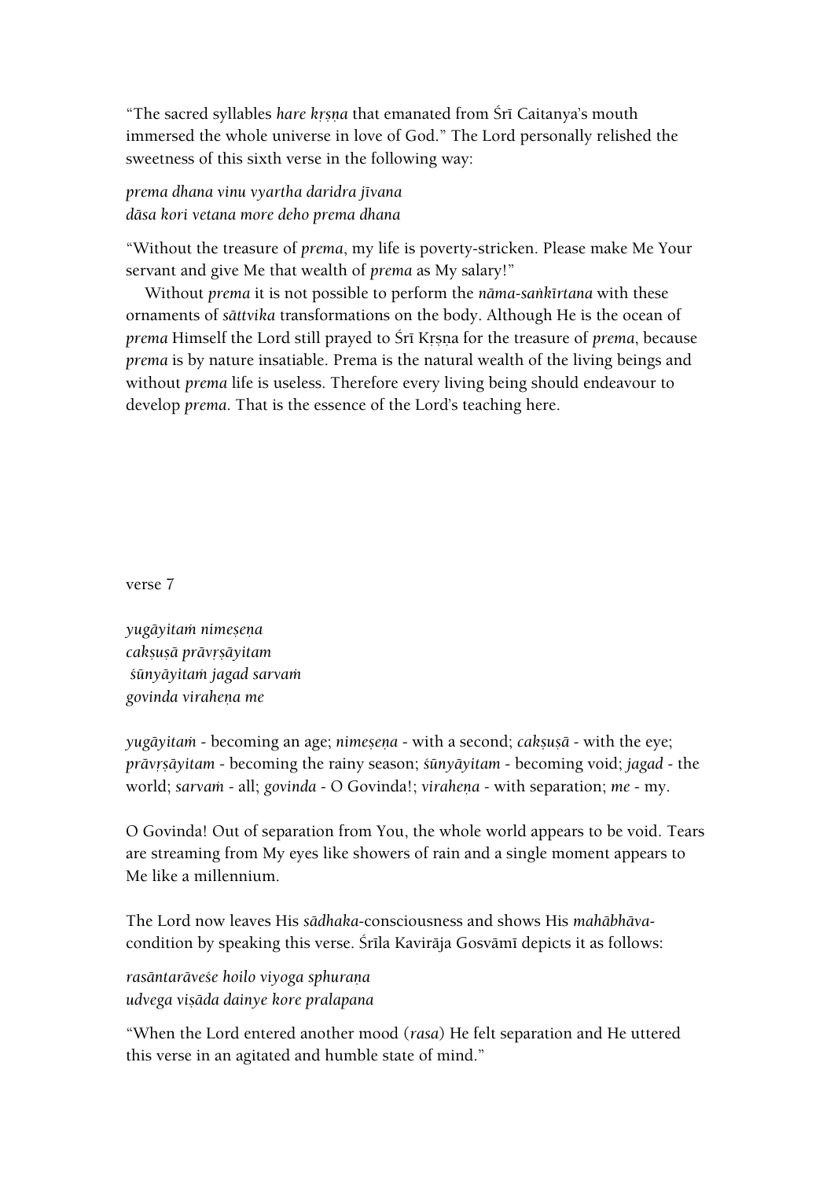"The sacred syllables *hare kṛṣṇa* that emanated from Śrī Caitanya's mouth immersed the whole universe in love of God." The Lord personally relished the sweetness of this sixth verse in the following way:

*prema dhana vinu vyartha daridra jīvana*
*dāsa kori vetana more deho prema dhana*

"Without the treasure of *prema*, my life is poverty-stricken. Please make Me Your servant and give Me that wealth of *prema* as My salary!"

Without *prema* it is not possible to perform the *nāma-saṅkīrtana* with these ornaments of *sāttvika* transformations on the body. Although He is the ocean of *prema* Himself the Lord still prayed to Śrī Kṛṣṇa for the treasure of *prema*, because *prema* is by nature insatiable. Prema is the natural wealth of the living beings and without *prema* life is useless. Therefore every living being should endeavour to develop *prema*. That is the essence of the Lord's teaching here.

verse 7

*yugāyitaṁ nimeṣeṇa*
*cakṣuṣā prāvṛṣāyitam*
*śūnyāyitaṁ jagad sarvaṁ*
*govinda viraheṇa me*

*yugāyitaṁ* - becoming an age; *nimeṣeṇa* - with a second; *cakṣuṣā* - with the eye; *prāvṛṣāyitam* - becoming the rainy season; *śūnyāyitam* - becoming void; *jagad* - the world; *sarvaṁ* - all; *govinda* - O Govinda!; *viraheṇa* - with separation; *me* - my.

O Govinda! Out of separation from You, the whole world appears to be void. Tears are streaming from My eyes like showers of rain and a single moment appears to Me like a millennium.

The Lord now leaves His *sādhaka*-consciousness and shows His *mahābhāva*-condition by speaking this verse. Śrīla Kavirāja Gosvāmī depicts it as follows:

*rasāntarāveśe hoilo viyoga sphuraṇa*
*udvega viṣāda dainye kore pralapana*

"When the Lord entered another mood (*rasa*) He felt separation and He uttered this verse in an agitated and humble state of mind."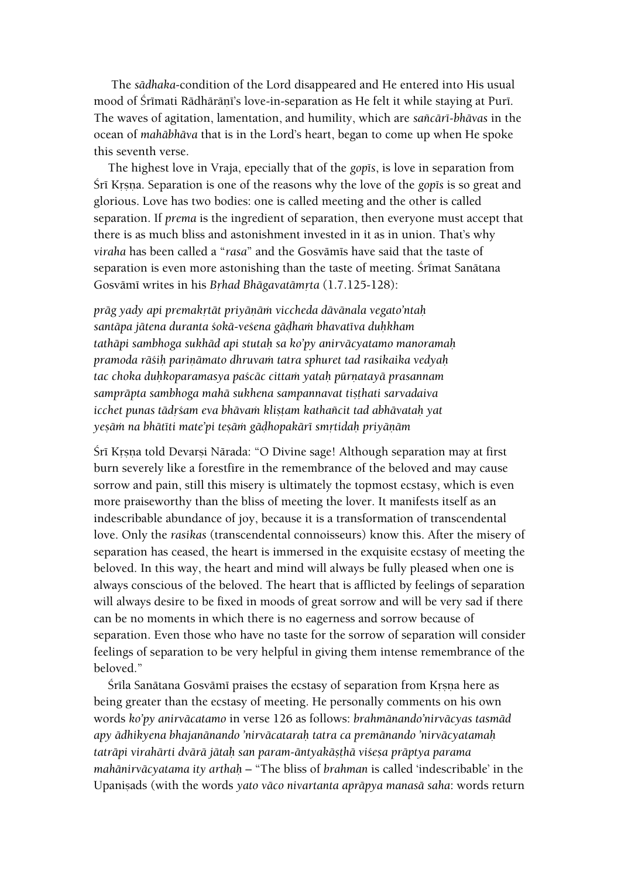The *sādhaka*-condition of the Lord disappeared and He entered into His usual mood of Śrīmati Rādhārāṇī's love-in-separation as He felt it while staying at Purī. The waves of agitation, lamentation, and humility, which are *sañcārī-bhāvas* in the ocean of *mahābhāva* that is in the Lord's heart, began to come up when He spoke this seventh verse.

The highest love in Vraja, epecially that of the *gopīs*, is love in separation from Śrī Kṛṣṇa. Separation is one of the reasons why the love of the *gopīs* is so great and glorious. Love has two bodies: one is called meeting and the other is called separation. If *prema* is the ingredient of separation, then everyone must accept that there is as much bliss and astonishment invested in it as in union. That's why *viraha* has been called a "*rasa*" and the Gosvāmīs have said that the taste of separation is even more astonishing than the taste of meeting. Śrīmat Sanātana Gosvāmī writes in his *Bṛhad Bhāgavatāmṛta* (1.7.125-128):

*prāg yady api premakṛtāt priyāṇāṁ viccheda dāvānala vegato'ntaḥ*
*santāpa jātena duranta śokā-veśena gāḍhaṁ bhavatīva duḥkham*
*tathāpi sambhoga sukhād api stutaḥ sa ko'py anirvācyatamo manoramaḥ*
*pramoda rāśiḥ pariṇāmato dhruvaṁ tatra sphuret tad rasikaika vedyaḥ*
*tac choka duḥkoparamasya paścāc cittaṁ yataḥ pūrṇatayā prasannam*
*samprāpta sambhoga mahā sukhena sampannavat tiṣṭhati sarvadaiva*
*icchet punas tādṛśam eva bhāvaṁ kliṣṭam kathañcit tad abhāvataḥ yat*
*yeṣāṁ na bhātīti mate'pi teṣāṁ gāḍhopakārī smṛtidaḥ priyāṇām*

Śrī Kṛṣṇa told Devarṣi Nārada: "O Divine sage! Although separation may at first burn severely like a forestfire in the remembrance of the beloved and may cause sorrow and pain, still this misery is ultimately the topmost ecstasy, which is even more praiseworthy than the bliss of meeting the lover. It manifests itself as an indescribable abundance of joy, because it is a transformation of transcendental love. Only the *rasikas* (transcendental connoisseurs) know this. After the misery of separation has ceased, the heart is immersed in the exquisite ecstasy of meeting the beloved. In this way, the heart and mind will always be fully pleased when one is always conscious of the beloved. The heart that is afflicted by feelings of separation will always desire to be fixed in moods of great sorrow and will be very sad if there can be no moments in which there is no eagerness and sorrow because of separation. Even those who have no taste for the sorrow of separation will consider feelings of separation to be very helpful in giving them intense remembrance of the beloved."

Śrīla Sanātana Gosvāmī praises the ecstasy of separation from Kṛṣṇa here as being greater than the ecstasy of meeting. He personally comments on his own words *ko'py anirvācatamo* in verse 126 as follows: *brahmānando'nirvācyas tasmād apy ādhikyena bhajanānando 'nirvācataraḥ tatra ca premānando 'nirvācyatamaḥ tatrāpi virahārti dvārā jātaḥ san param-āntyakāṣṭhā viśeṣa prāptya parama mahānirvācyatama ity arthaḥ* – "The bliss of *brahman* is called 'indescribable' in the Upaniṣads (with the words *yato vāco nivartanta aprāpya manasā saha*: words return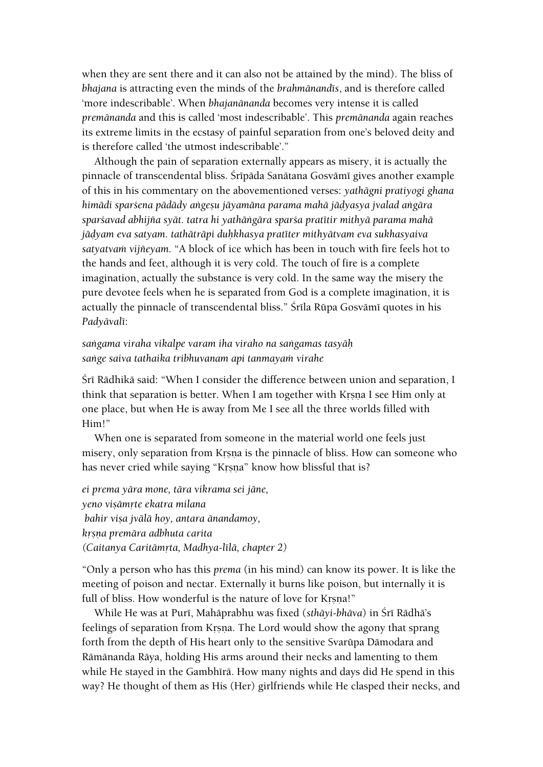when they are sent there and it can also not be attained by the mind). The bliss of *bhajana* is attracting even the minds of the *brahmānandīs*, and is therefore called 'more indescribable'. When *bhajanānanda* becomes very intense it is called *premānanda* and this is called 'most indescribable'. This *premānanda* again reaches its extreme limits in the ecstasy of painful separation from one's beloved deity and is therefore called 'the utmost indescribable'."

Although the pain of separation externally appears as misery, it is actually the pinnacle of transcendental bliss. Śrīpāda Sanātana Gosvāmī gives another example of this in his commentary on the abovementioned verses: *yathāgni pratiyogi ghana himādi sparśena pādādy aṅgeṣu jāyamāna parama mahā jāḍyasya jvalad aṅgāra sparśavad abhijña syāt. tatra hi yathāṅgāra sparśa pratītir mithyā parama mahā jāḍyam eva satyam. tathātrāpi duḥkhasya pratīter mithyātvam eva sukhasyaiva satyatvaṁ vijñeyam.* "A block of ice which has been in touch with fire feels hot to the hands and feet, although it is very cold. The touch of fire is a complete imagination, actually the substance is very cold. In the same way the misery the pure devotee feels when he is separated from God is a complete imagination, it is actually the pinnacle of transcendental bliss." Śrīla Rūpa Gosvāmī quotes in his *Padyāvalī*:

*saṅgama viraha vikalpe varam iha viraho na saṅgamas tasyāḥ*
*saṅge saiva tathaika tribhuvanam api tanmayaṁ virahe*

Śrī Rādhikā said: "When I consider the difference between union and separation, I think that separation is better. When I am together with Kṛṣṇa I see Him only at one place, but when He is away from Me I see all the three worlds filled with Him!"

When one is separated from someone in the material world one feels just misery, only separation from Kṛṣṇa is the pinnacle of bliss. How can someone who has never cried while saying "Kṛṣṇa" know how blissful that is?

*ei prema yāra mone, tāra vikrama sei jāne,*
*yeno viṣāmṛte ekatra milana*
*bahir viṣa jvālā hoy, antara ānandamoy,*
*kṛṣṇa premāra adbhuta carita*
*(Caitanya Caritāmṛta, Madhya-līlā, chapter 2)*

"Only a person who has this *prema* (in his mind) can know its power. It is like the meeting of poison and nectar. Externally it burns like poison, but internally it is full of bliss. How wonderful is the nature of love for Kṛṣṇa!"

While He was at Purī, Mahāprabhu was fixed (*sthāyi-bhāva*) in Śrī Rādhā's feelings of separation from Kṛṣṇa. The Lord would show the agony that sprang forth from the depth of His heart only to the sensitive Svarūpa Dāmodara and Rāmānanda Rāya, holding His arms around their necks and lamenting to them while He stayed in the Gambhīrā. How many nights and days did He spend in this way? He thought of them as His (Her) girlfriends while He clasped their necks, and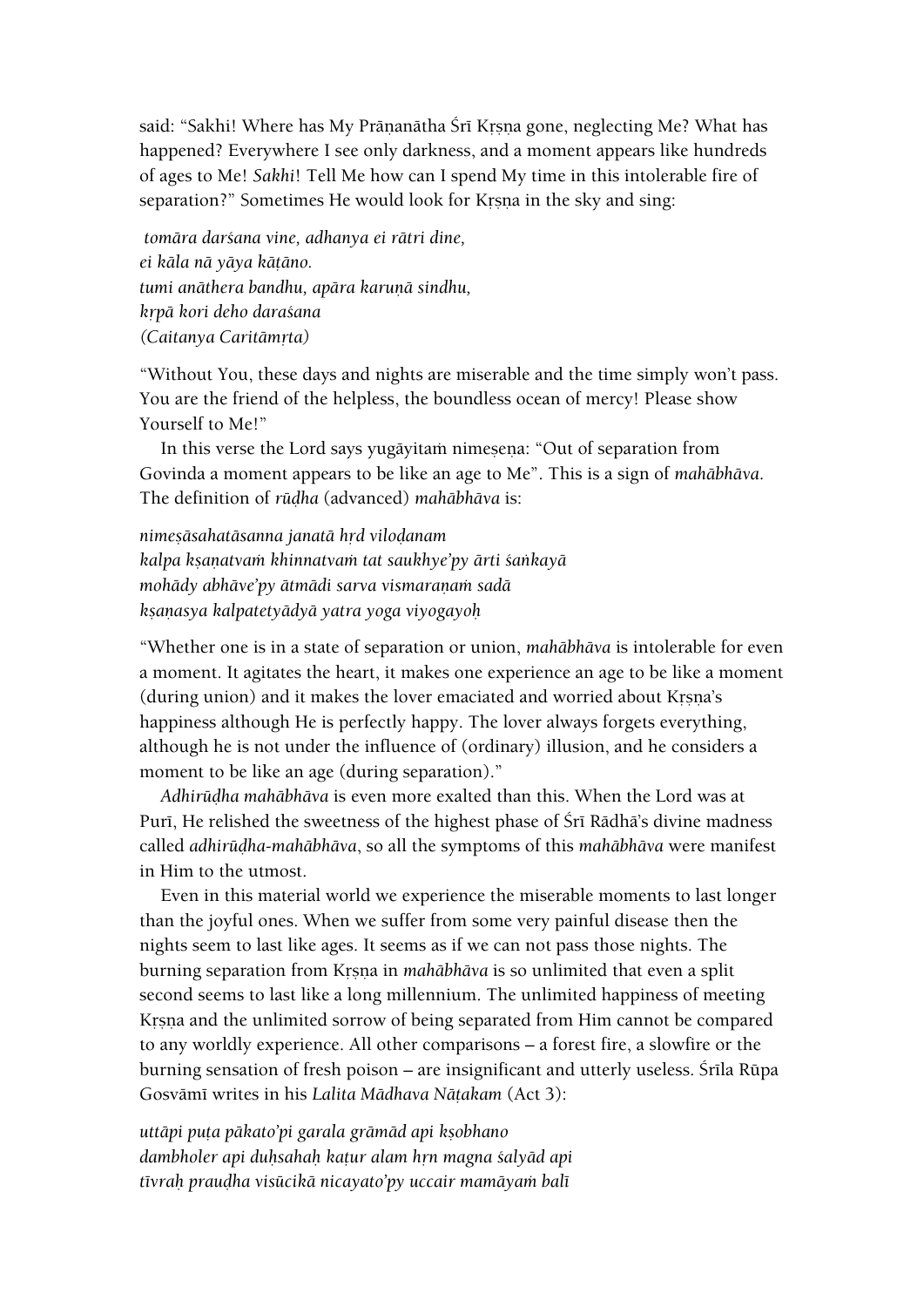said: "Sakhi! Where has My Prāṇanātha Śrī Kṛṣṇa gone, neglecting Me? What has happened? Everywhere I see only darkness, and a moment appears like hundreds of ages to Me! *Sakhi*! Tell Me how can I spend My time in this intolerable fire of separation?" Sometimes He would look for Kṛṣṇa in the sky and sing:

*tomāra darśana vine, adhanya ei rātri dine,*
*ei kāla nā yāya kāṭāno.*
*tumi anāthera bandhu, apāra karuṇā sindhu,*
*kṛpā kori deho daraśana*
*(Caitanya Caritāmṛta)*

"Without You, these days and nights are miserable and the time simply won't pass. You are the friend of the helpless, the boundless ocean of mercy! Please show Yourself to Me!"

In this verse the Lord says yugāyitaṁ nimeṣeṇa: "Out of separation from Govinda a moment appears to be like an age to Me". This is a sign of *mahābhāva*. The definition of *rūḍha* (advanced) *mahābhāva* is:

*nimeṣāsahatāsanna janatā hṛd viloḍanam*
*kalpa kṣaṇatvaṁ khinnatvaṁ tat saukhye'py ārti śaṅkayā*
*mohādy abhāve'py ātmādi sarva vismaraṇaṁ sadā*
*kṣaṇasya kalpatetyādyā yatra yoga viyogayoḥ*

"Whether one is in a state of separation or union, *mahābhāva* is intolerable for even a moment. It agitates the heart, it makes one experience an age to be like a moment (during union) and it makes the lover emaciated and worried about Kṛṣṇa's happiness although He is perfectly happy. The lover always forgets everything, although he is not under the influence of (ordinary) illusion, and he considers a moment to be like an age (during separation)."

*Adhirūḍha mahābhāva* is even more exalted than this. When the Lord was at Purī, He relished the sweetness of the highest phase of Śrī Rādhā's divine madness called *adhirūḍha-mahābhāva*, so all the symptoms of this *mahābhāva* were manifest in Him to the utmost.

Even in this material world we experience the miserable moments to last longer than the joyful ones. When we suffer from some very painful disease then the nights seem to last like ages. It seems as if we can not pass those nights. The burning separation from Kṛṣṇa in *mahābhāva* is so unlimited that even a split second seems to last like a long millennium. The unlimited happiness of meeting Kṛṣṇa and the unlimited sorrow of being separated from Him cannot be compared to any worldly experience. All other comparisons – a forest fire, a slowfire or the burning sensation of fresh poison – are insignificant and utterly useless. Śrīla Rūpa Gosvāmī writes in his *Lalita Mādhava Nāṭakam* (Act 3):

*uttāpi puṭa pākato'pi garala grāmād api kṣobhano*
*dambholer api duḥsahaḥ kaṭur alam hṛn magna śalyād api*
*tīvraḥ prauḍha visūcikā nicayato'py uccair mamāyaṁ balī*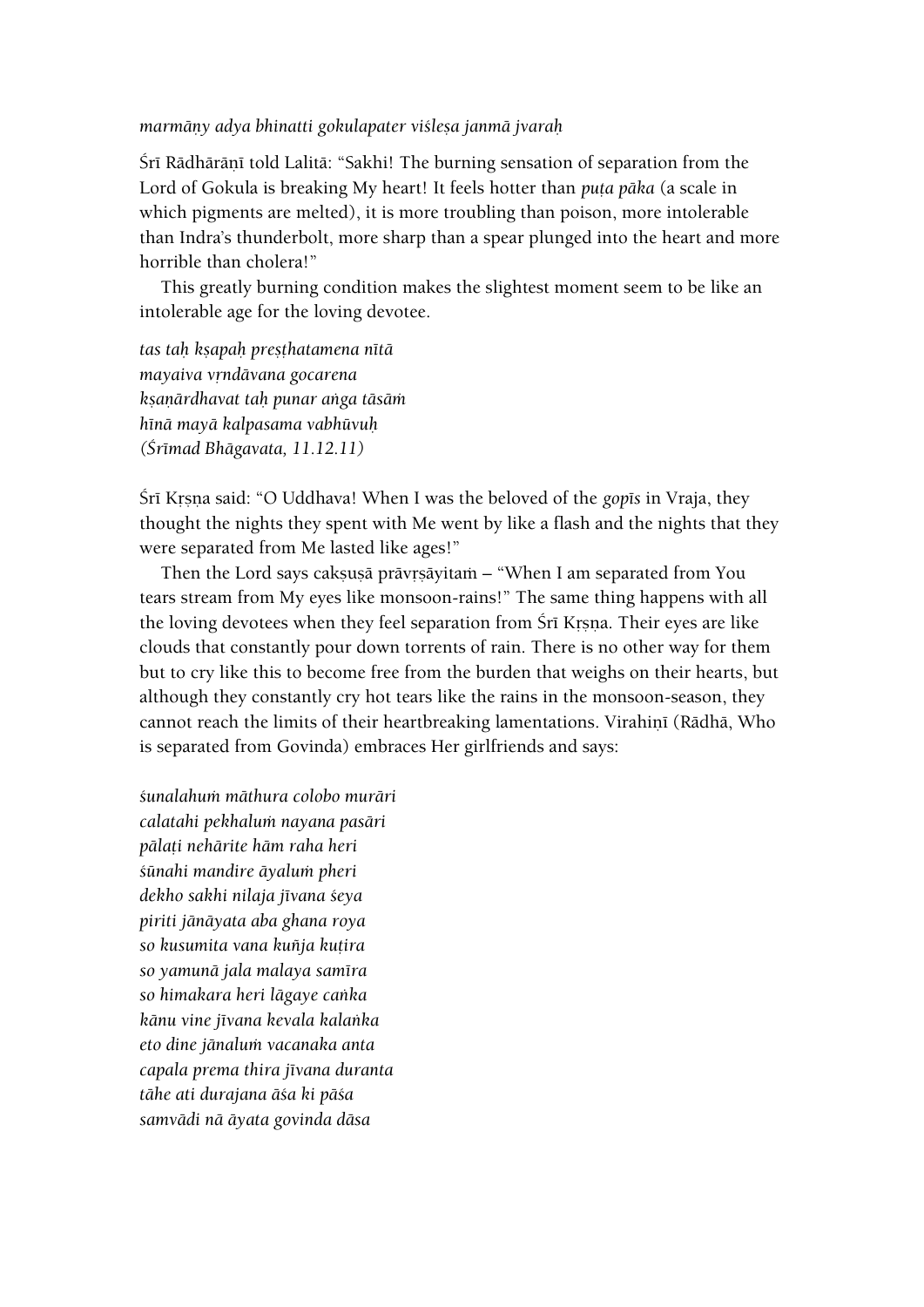*marmāṇy adya bhinatti gokulapater viśleṣa janmā jvaraḥ*

Śrī Rādhārāṇī told Lalitā: "Sakhi! The burning sensation of separation from the Lord of Gokula is breaking My heart! It feels hotter than *puṭa pāka* (a scale in which pigments are melted), it is more troubling than poison, more intolerable than Indra's thunderbolt, more sharp than a spear plunged into the heart and more horrible than cholera!"

This greatly burning condition makes the slightest moment seem to be like an intolerable age for the loving devotee.

*tas taḥ kṣapaḥ preṣṭhatamena nītā*
*mayaiva vṛndāvana gocarena*
*kṣaṇārdhavat taḥ punar aṅga tāsāṁ*
*hīnā mayā kalpasama vabhūvuḥ*
*(Śrīmad Bhāgavata, 11.12.11)*

Śrī Kṛṣṇa said: "O Uddhava! When I was the beloved of the *gopīs* in Vraja, they thought the nights they spent with Me went by like a flash and the nights that they were separated from Me lasted like ages!"

Then the Lord says cakṣuṣā prāvṛṣāyitaṁ – "When I am separated from You tears stream from My eyes like monsoon-rains!" The same thing happens with all the loving devotees when they feel separation from Śrī Kṛṣṇa. Their eyes are like clouds that constantly pour down torrents of rain. There is no other way for them but to cry like this to become free from the burden that weighs on their hearts, but although they constantly cry hot tears like the rains in the monsoon-season, they cannot reach the limits of their heartbreaking lamentations. Virahiṇī (Rādhā, Who is separated from Govinda) embraces Her girlfriends and says:

*śunalahuṁ māthura colobo murāri*
*calatahi pekhaluṁ nayana pasāri*
*pālaṭi nehārite hām raha heri*
*śūnahi mandire āyaluṁ pheri*
*dekho sakhi nilaja jīvana śeya*
*piriti jānāyata aba ghana roya*
*so kusumita vana kuñja kuṭira*
*so yamunā jala malaya samīra*
*so himakara heri lāgaye caṅka*
*kānu vine jīvana kevala kalaṅka*
*eto dine jānaluṁ vacanaka anta*
*capala prema thira jīvana duranta*
*tāhe ati durajana āśa ki pāśa*
*samvādi nā āyata govinda dāsa*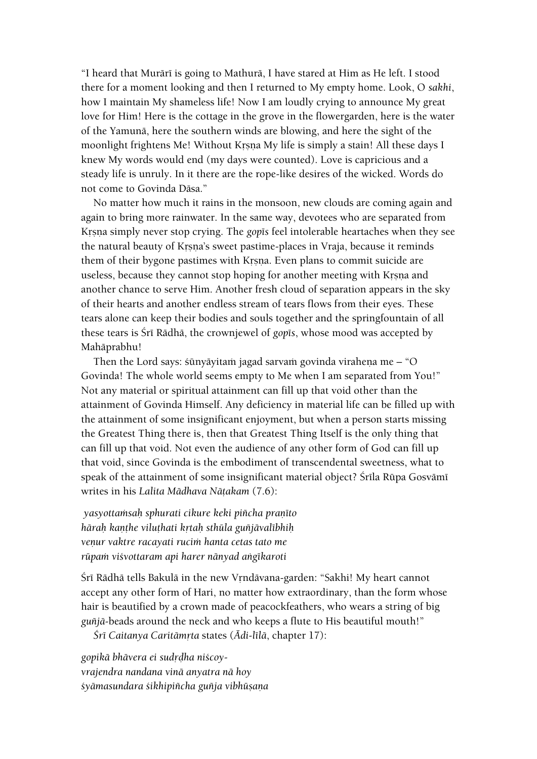"I heard that Murārī is going to Mathurā, I have stared at Him as He left. I stood there for a moment looking and then I returned to My empty home. Look, O *sakhi*, how I maintain My shameless life! Now I am loudly crying to announce My great love for Him! Here is the cottage in the grove in the flowergarden, here is the water of the Yamunā, here the southern winds are blowing, and here the sight of the moonlight frightens Me! Without Kṛṣṇa My life is simply a stain! All these days I knew My words would end (my days were counted). Love is capricious and a steady life is unruly. In it there are the rope-like desires of the wicked. Words do not come to Govinda Dāsa."

No matter how much it rains in the monsoon, new clouds are coming again and again to bring more rainwater. In the same way, devotees who are separated from Kṛṣṇa simply never stop crying. The *gopīs* feel intolerable heartaches when they see the natural beauty of Kṛṣṇa's sweet pastime-places in Vraja, because it reminds them of their bygone pastimes with Kṛṣṇa. Even plans to commit suicide are useless, because they cannot stop hoping for another meeting with Kṛṣṇa and another chance to serve Him. Another fresh cloud of separation appears in the sky of their hearts and another endless stream of tears flows from their eyes. These tears alone can keep their bodies and souls together and the springfountain of all these tears is Śrī Rādhā, the crownjewel of *gopīs*, whose mood was accepted by Mahāprabhu!

Then the Lord says: śūnyāyitaṁ jagad sarvaṁ govinda viraheṇa me – "O Govinda! The whole world seems empty to Me when I am separated from You!" Not any material or spiritual attainment can fill up that void other than the attainment of Govinda Himself. Any deficiency in material life can be filled up with the attainment of some insignificant enjoyment, but when a person starts missing the Greatest Thing there is, then that Greatest Thing Itself is the only thing that can fill up that void. Not even the audience of any other form of God can fill up that void, since Govinda is the embodiment of transcendental sweetness, what to speak of the attainment of some insignificant material object? Śrīla Rūpa Gosvāmī writes in his *Lalita Mādhava Nāṭakam* (7.6):

*yasyottaṁsaḥ sphurati cikure keki piñcha praṇīto*
*hāraḥ kaṇṭhe viluṭhati kṛtaḥ sthūla guñjāvalībhiḥ*
*veṇur vaktre racayati ruciṁ hanta cetas tato me*
*rūpaṁ viśvottaram api harer nānyad aṅgīkaroti*

Śrī Rādhā tells Bakulā in the new Vṛndāvana-garden: "Sakhi! My heart cannot accept any other form of Hari, no matter how extraordinary, than the form whose hair is beautified by a crown made of peacockfeathers, who wears a string of big *guñjā*-beads around the neck and who keeps a flute to His beautiful mouth!"

*Śrī Caitanya Caritāmṛta* states (*Ādi-līlā*, chapter 17):

*gopikā bhāvera ei sudṛḍha niścoy-*
*vrajendra nandana vinā anyatra nā hoy*
*śyāmasundara śikhipiñcha guñja vibhūṣaṇa*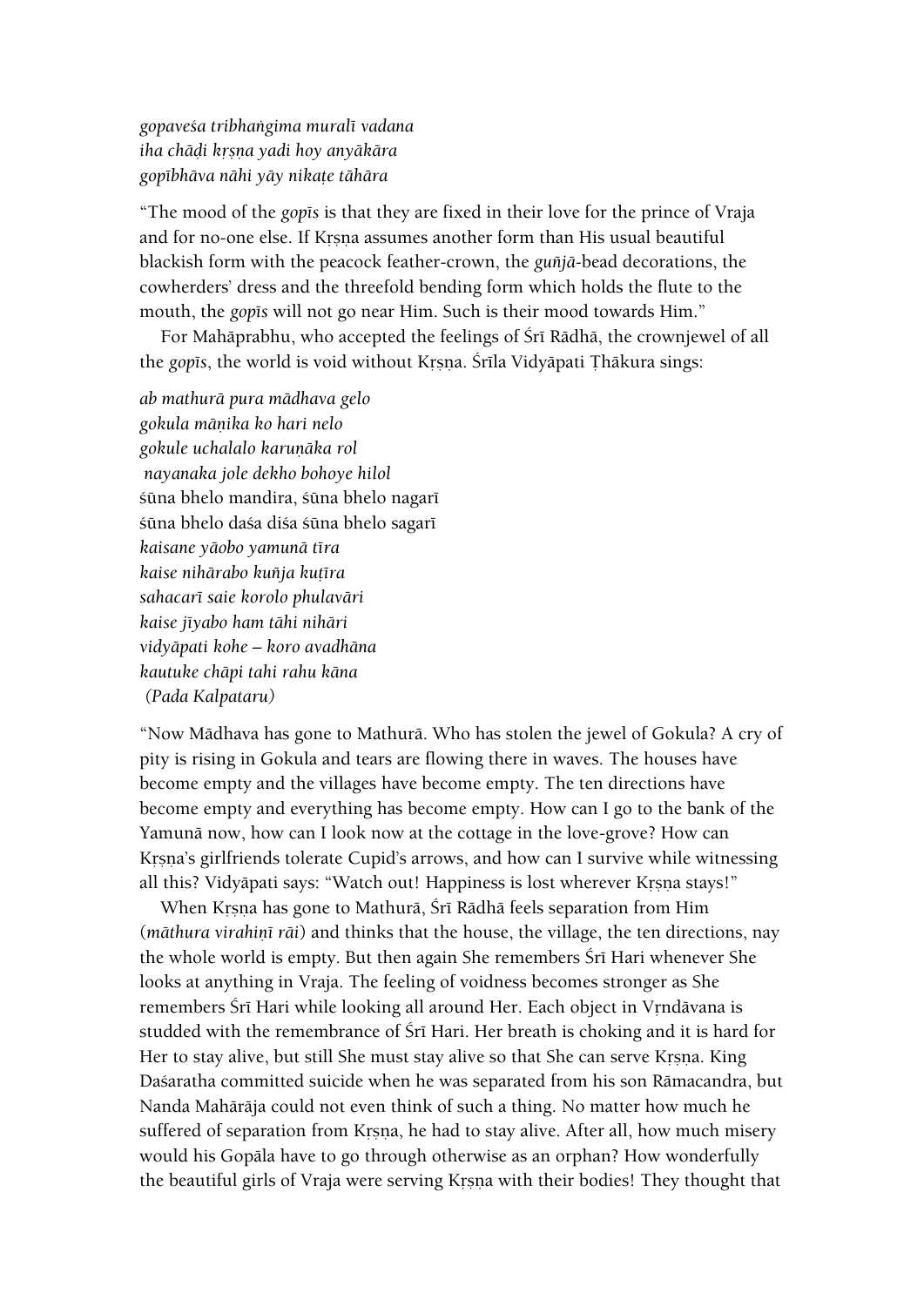*gopaveśa tribhaṅgima muralī vadana*
*iha chāḍi kṛṣṇa yadi hoy anyākāra*
*gopībhāva nāhi yāy nikaṭe tāhāra*

"The mood of the *gopīs* is that they are fixed in their love for the prince of Vraja and for no-one else. If Kṛṣṇa assumes another form than His usual beautiful blackish form with the peacock feather-crown, the *guñjā*-bead decorations, the cowherders' dress and the threefold bending form which holds the flute to the mouth, the *gopīs* will not go near Him. Such is their mood towards Him."

For Mahāprabhu, who accepted the feelings of Śrī Rādhā, the crownjewel of all the *gopīs*, the world is void without Kṛṣṇa. Śrīla Vidyāpati Ṭhākura sings:

*ab mathurā pura mādhava gelo*
*gokula māṇika ko hari nelo*
*gokule uchalalo karuṇāka rol*
*nayanaka jole dekho bohoye hilol*
śūna bhelo mandira, śūna bhelo nagarī
śūna bhelo daśa diśa śūna bhelo sagarī
*kaisane yāobo yamunā tīra*
*kaise nihārabo kuñja kuṭīra*
*sahacarī saie korolo phulavāri*
*kaise jīyabo ham tāhi nihāri*
*vidyāpati kohe – koro avadhāna*
*kautuke chāpi tahi rahu kāna*
*(Pada Kalpataru)*

"Now Mādhava has gone to Mathurā. Who has stolen the jewel of Gokula? A cry of pity is rising in Gokula and tears are flowing there in waves. The houses have become empty and the villages have become empty. The ten directions have become empty and everything has become empty. How can I go to the bank of the Yamunā now, how can I look now at the cottage in the love-grove? How can Kṛṣṇa's girlfriends tolerate Cupid's arrows, and how can I survive while witnessing all this? Vidyāpati says: "Watch out! Happiness is lost wherever Kṛṣṇa stays!"

When Kṛṣṇa has gone to Mathurā, Śrī Rādhā feels separation from Him (*māthura virahiṇī rāi*) and thinks that the house, the village, the ten directions, nay the whole world is empty. But then again She remembers Śrī Hari whenever She looks at anything in Vraja. The feeling of voidness becomes stronger as She remembers Śrī Hari while looking all around Her. Each object in Vṛndāvana is studded with the remembrance of Śrī Hari. Her breath is choking and it is hard for Her to stay alive, but still She must stay alive so that She can serve Kṛṣṇa. King Daśaratha committed suicide when he was separated from his son Rāmacandra, but Nanda Mahārāja could not even think of such a thing. No matter how much he suffered of separation from Kṛṣṇa, he had to stay alive. After all, how much misery would his Gopāla have to go through otherwise as an orphan? How wonderfully the beautiful girls of Vraja were serving Kṛṣṇa with their bodies! They thought that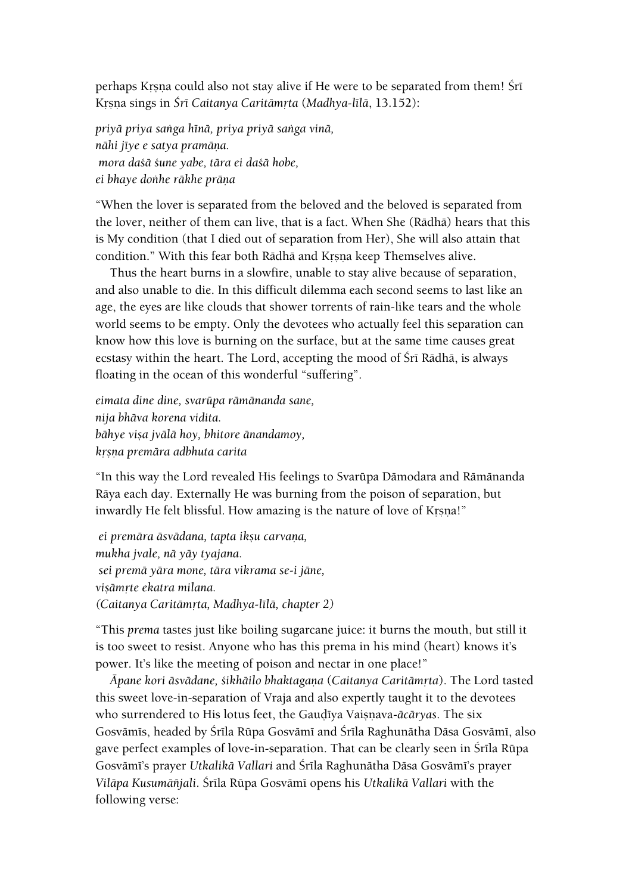perhaps Kṛṣṇa could also not stay alive if He were to be separated from them! Śrī Kṛṣṇa sings in *Śrī Caitanya Caritāmṛta* (*Madhya-līlā*, 13.152):

*priyā priya saṅga hīnā, priya priyā saṅga vinā,*
*nāhi jīye e satya pramāṇa.*
*mora daśā śune yabe, tāra ei daśā hobe,*
*ei bhaye doṅhe rākhe prāṇa*

"When the lover is separated from the beloved and the beloved is separated from the lover, neither of them can live, that is a fact. When She (Rādhā) hears that this is My condition (that I died out of separation from Her), She will also attain that condition." With this fear both Rādhā and Kṛṣṇa keep Themselves alive.

Thus the heart burns in a slowfire, unable to stay alive because of separation, and also unable to die. In this difficult dilemma each second seems to last like an age, the eyes are like clouds that shower torrents of rain-like tears and the whole world seems to be empty. Only the devotees who actually feel this separation can know how this love is burning on the surface, but at the same time causes great ecstasy within the heart. The Lord, accepting the mood of Śrī Rādhā, is always floating in the ocean of this wonderful "suffering".

*eimata dine dine, svarūpa rāmānanda sane,*
*nija bhāva korena vidita.*
*bāhye viṣa jvālā hoy, bhitore ānandamoy,*
*kṛṣṇa premāra adbhuta carita*

"In this way the Lord revealed His feelings to Svarūpa Dāmodara and Rāmānanda Rāya each day. Externally He was burning from the poison of separation, but inwardly He felt blissful. How amazing is the nature of love of Kṛṣṇa!"

*ei premāra āsvādana, tapta ikṣu carvaṇa,*
*mukha jvale, nā yāy tyajana.*
*sei premā yāra mone, tāra vikrama se-i jāne,*
*viṣāmṛte ekatra milana.*
*(Caitanya Caritāmṛta, Madhya-līlā, chapter 2)*

"This *prema* tastes just like boiling sugarcane juice: it burns the mouth, but still it is too sweet to resist. Anyone who has this prema in his mind (heart) knows it's power. It's like the meeting of poison and nectar in one place!"

*Āpane kori āsvādane, śikhāilo bhaktagaṇa* (*Caitanya Caritāmṛta*). The Lord tasted this sweet love-in-separation of Vraja and also expertly taught it to the devotees who surrendered to His lotus feet, the Gauḍīya Vaiṣṇava-*ācāryas*. The six Gosvāmīs, headed by Śrīla Rūpa Gosvāmī and Śrīla Raghunātha Dāsa Gosvāmī, also gave perfect examples of love-in-separation. That can be clearly seen in Śrīla Rūpa Gosvāmī's prayer *Utkalikā Vallari* and Śrīla Raghunātha Dāsa Gosvāmī's prayer *Vilāpa Kusumāñjali*. Śrīla Rūpa Gosvāmī opens his *Utkalikā Vallari* with the following verse: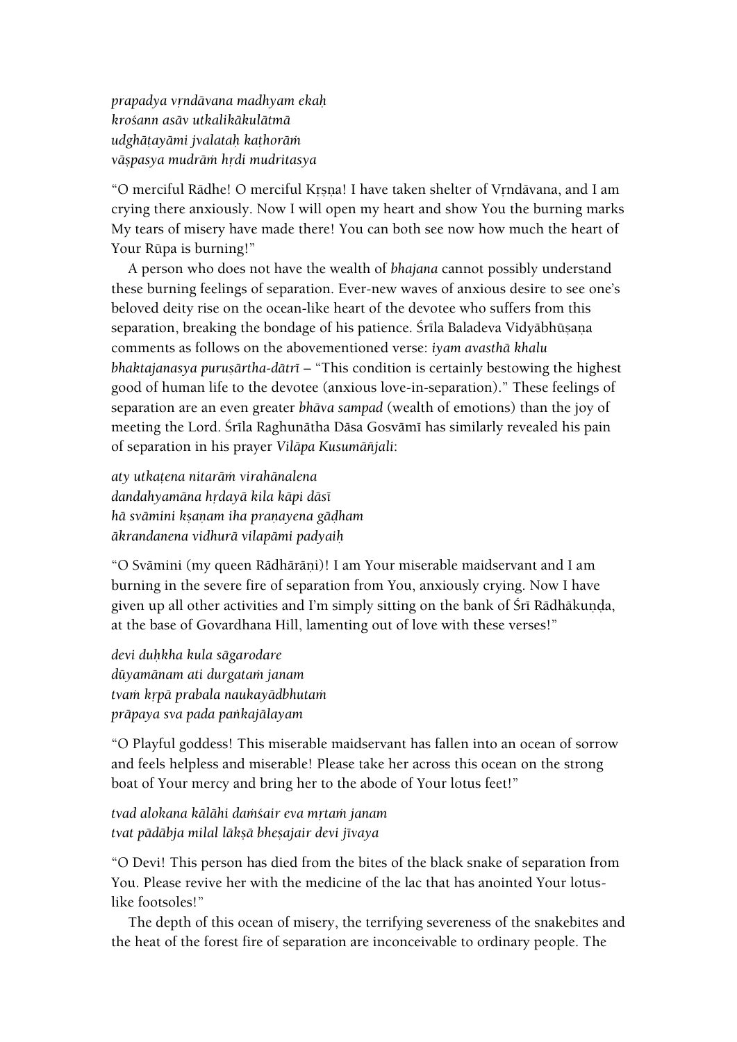*prapadya vṛndāvana madhyam ekaḥ*
*krośann asāv utkalikākulātmā*
*udghāṭayāmi jvalataḥ kaṭhorāṁ*
*vāṣpasya mudrāṁ hṛdi mudritasya*

"O merciful Rādhe! O merciful Kṛṣṇa! I have taken shelter of Vṛndāvana, and I am crying there anxiously. Now I will open my heart and show You the burning marks My tears of misery have made there! You can both see now how much the heart of Your Rūpa is burning!"

A person who does not have the wealth of *bhajana* cannot possibly understand these burning feelings of separation. Ever-new waves of anxious desire to see one's beloved deity rise on the ocean-like heart of the devotee who suffers from this separation, breaking the bondage of his patience. Śrīla Baladeva Vidyābhūṣaṇa comments as follows on the abovementioned verse: *iyam avasthā khalu bhaktajanasya puruṣārtha-dātrī* – "This condition is certainly bestowing the highest good of human life to the devotee (anxious love-in-separation)." These feelings of separation are an even greater *bhāva sampad* (wealth of emotions) than the joy of meeting the Lord. Śrīla Raghunātha Dāsa Gosvāmī has similarly revealed his pain of separation in his prayer *Vilāpa Kusumāñjali*:

*aty utkaṭena nitarāṁ virahānalena*
*dandahyamāna hṛdayā kila kāpi dāsī*
*hā svāmini kṣaṇam iha praṇayena gāḍham*
*ākrandanena vidhurā vilapāmi padyaiḥ*

"O Svāmini (my queen Rādhārāṇi)! I am Your miserable maidservant and I am burning in the severe fire of separation from You, anxiously crying. Now I have given up all other activities and I'm simply sitting on the bank of Śrī Rādhākuṇḍa, at the base of Govardhana Hill, lamenting out of love with these verses!"

*devi duḥkha kula sāgarodare*
*dūyamānam ati durgataṁ janam*
*tvaṁ kṛpā prabala naukayādbhutaṁ*
*prāpaya sva pada paṅkajālayam*

"O Playful goddess! This miserable maidservant has fallen into an ocean of sorrow and feels helpless and miserable! Please take her across this ocean on the strong boat of Your mercy and bring her to the abode of Your lotus feet!"

*tvad alokana kālāhi daṁśair eva mṛtaṁ janam*
*tvat pādābja milal lākṣā bheṣajair devi jīvaya*

"O Devi! This person has died from the bites of the black snake of separation from You. Please revive her with the medicine of the lac that has anointed Your lotus-like footsoles!"

The depth of this ocean of misery, the terrifying severeness of the snakebites and the heat of the forest fire of separation are inconceivable to ordinary people. The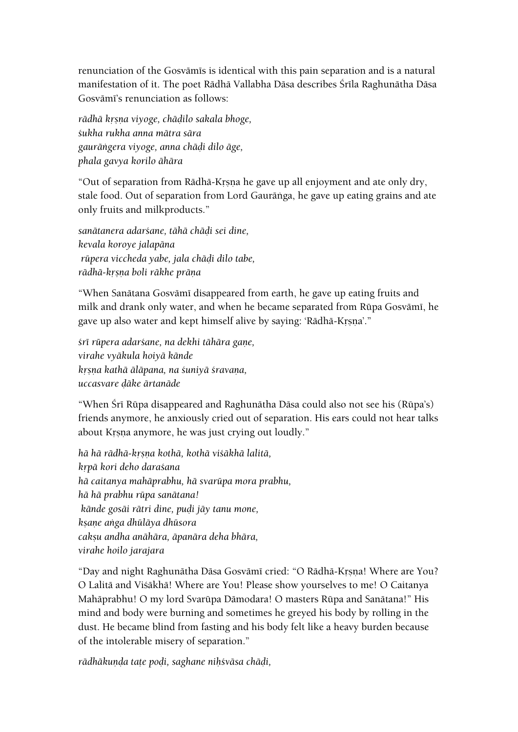renunciation of the Gosvāmīs is identical with this pain separation and is a natural manifestation of it. The poet Rādhā Vallabha Dāsa describes Śrīla Raghunātha Dāsa Gosvāmī's renunciation as follows:

*rādhā kṛṣṇa viyoge, chāḍilo sakala bhoge,*
*śukha rukha anna mātra sāra*
*gaurāṅgera viyoge, anna chāḍi dilo āge,*
*phala gavya korilo āhāra*

"Out of separation from Rādhā-Kṛṣṇa he gave up all enjoyment and ate only dry, stale food. Out of separation from Lord Gaurāṅga, he gave up eating grains and ate only fruits and milkproducts."

*sanātanera adarśane, tāhā chāḍi sei dine,*
*kevala koroye jalapāna*
*rūpera viccheda yabe, jala chāḍi dilo tabe,*
*rādhā-kṛṣṇa boli rākhe prāṇa*

"When Sanātana Gosvāmī disappeared from earth, he gave up eating fruits and milk and drank only water, and when he became separated from Rūpa Gosvāmī, he gave up also water and kept himself alive by saying: 'Rādhā-Kṛṣṇa'."

*śrī rūpera adarśane, na dekhi tāhāra gaṇe,*
*virahe vyākula hoiyā kānde*
*kṛṣṇa kathā ālāpana, na śuniyā śravaṇa,*
*uccasvare ḍāke ārtanāde*

"When Śrī Rūpa disappeared and Raghunātha Dāsa could also not see his (Rūpa's) friends anymore, he anxiously cried out of separation. His ears could not hear talks about Kṛṣṇa anymore, he was just crying out loudly."

*hā hā rādhā-kṛṣṇa kothā, kothā viśākhā lalitā,*
*kṛpā kori deho daraśana*
*hā caitanya mahāprabhu, hā svarūpa mora prabhu,*
*hā hā prabhu rūpa sanātana!*
*kānde gosāi rātri dine, puḍi jāy tanu mone,*
*kṣaṇe aṅga dhūlāya dhūsora*
*cakṣu andha anāhāra, āpanāra deha bhāra,*
*virahe hoilo jarajara*

"Day and night Raghunātha Dāsa Gosvāmī cried: "O Rādhā-Kṛṣṇa! Where are You? O Lalitā and Viśākhā! Where are You! Please show yourselves to me! O Caitanya Mahāprabhu! O my lord Svarūpa Dāmodara! O masters Rūpa and Sanātana!" His mind and body were burning and sometimes he greyed his body by rolling in the dust. He became blind from fasting and his body felt like a heavy burden because of the intolerable misery of separation."

*rādhākuṇḍa taṭe poḍi, saghane niḥśvāsa chāḍi,*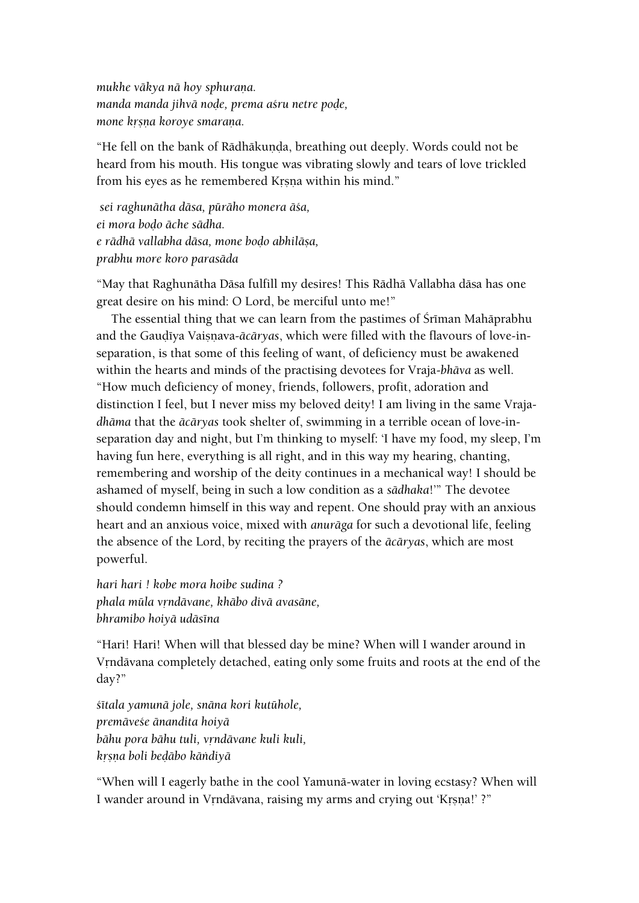*mukhe vākya nā hoy sphuraṇa.*
*manda manda jihvā noḍe, prema aśru netre poḍe,*
*mone kṛṣṇa koroye smaraṇa.*

"He fell on the bank of Rādhākuṇḍa, breathing out deeply. Words could not be heard from his mouth. His tongue was vibrating slowly and tears of love trickled from his eyes as he remembered Kṛṣṇa within his mind."

*sei raghunātha dāsa, pūrāho monera āśa,*
*ei mora boḍo āche sādha.*
*e rādhā vallabha dāsa, mone boḍo abhilāṣa,*
*prabhu more koro parasāda*

"May that Raghunātha Dāsa fulfill my desires! This Rādhā Vallabha dāsa has one great desire on his mind: O Lord, be merciful unto me!"

The essential thing that we can learn from the pastimes of Śrīman Mahāprabhu and the Gauḍīya Vaiṣṇava-*ācāryas*, which were filled with the flavours of love-in-separation, is that some of this feeling of want, of deficiency must be awakened within the hearts and minds of the practising devotees for Vraja-*bhāva* as well. "How much deficiency of money, friends, followers, profit, adoration and distinction I feel, but I never miss my beloved deity! I am living in the same Vraja-*dhāma* that the *ācāryas* took shelter of, swimming in a terrible ocean of love-in-separation day and night, but I'm thinking to myself: 'I have my food, my sleep, I'm having fun here, everything is all right, and in this way my hearing, chanting, remembering and worship of the deity continues in a mechanical way! I should be ashamed of myself, being in such a low condition as a *sādhaka*!'" The devotee should condemn himself in this way and repent. One should pray with an anxious heart and an anxious voice, mixed with *anurāga* for such a devotional life, feeling the absence of the Lord, by reciting the prayers of the *ācāryas*, which are most powerful.

*hari hari ! kobe mora hoibe sudina ?*
*phala mūla vṛndāvane, khābo divā avasāne,*
*bhramibo hoiyā udāsīna*

"Hari! Hari! When will that blessed day be mine? When will I wander around in Vṛndāvana completely detached, eating only some fruits and roots at the end of the day?"

*śītala yamunā jole, snāna kori kutūhole,*
*premāveśe ānandita hoiyā*
*bāhu pora bāhu tuli, vṛndāvane kuli kuli,*
*kṛṣṇa boli beḍābo kāṅdiyā*

"When will I eagerly bathe in the cool Yamunā-water in loving ecstasy? When will I wander around in Vṛndāvana, raising my arms and crying out 'Kṛṣṇa!' ?"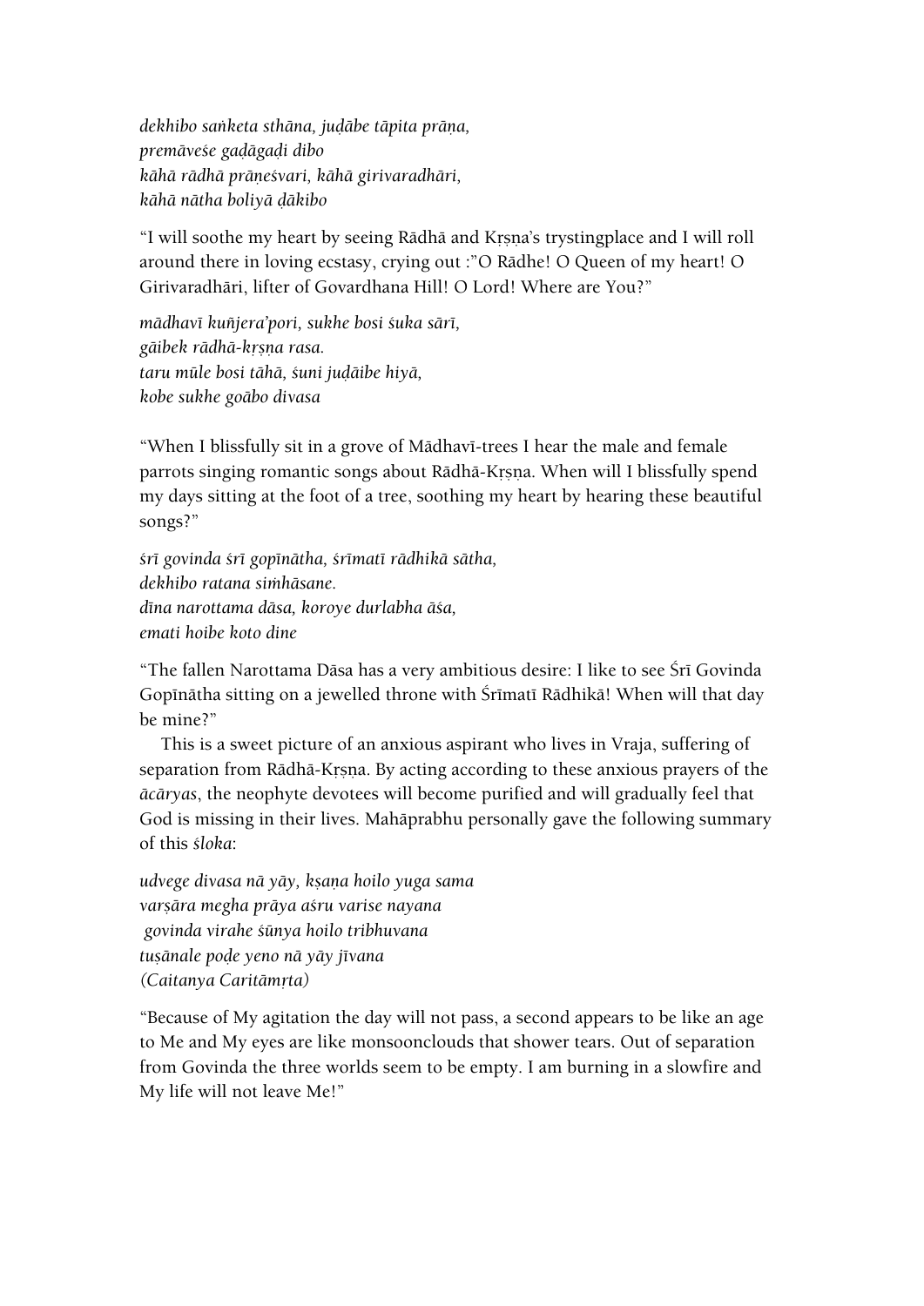*dekhibo saṅketa sthāna, juḍābe tāpita prāṇa,*
*premāveśe gaḍāgaḍi dibo*
*kāhā rādhā prāṇeśvari, kāhā girivaradhāri,*
*kāhā nātha boliyā ḍākibo*

"I will soothe my heart by seeing Rādhā and Kṛṣṇa's trystingplace and I will roll around there in loving ecstasy, crying out :"O Rādhe! O Queen of my heart! O Girivaradhāri, lifter of Govardhana Hill! O Lord! Where are You?"

*mādhavī kuñjera'pori, sukhe bosi śuka sārī,*
*gāibek rādhā-kṛṣṇa rasa.*
*taru mūle bosi tāhā, śuni juḍāibe hiyā,*
*kobe sukhe goābo divasa*

"When I blissfully sit in a grove of Mādhavī-trees I hear the male and female parrots singing romantic songs about Rādhā-Kṛṣṇa. When will I blissfully spend my days sitting at the foot of a tree, soothing my heart by hearing these beautiful songs?"

*śrī govinda śrī gopīnātha, śrīmatī rādhikā sātha,*
*dekhibo ratana siṁhāsane.*
*dīna narottama dāsa, koroye durlabha āśa,*
*emati hoibe koto dine*

"The fallen Narottama Dāsa has a very ambitious desire: I like to see Śrī Govinda Gopīnātha sitting on a jewelled throne with Śrīmatī Rādhikā! When will that day be mine?"

This is a sweet picture of an anxious aspirant who lives in Vraja, suffering of separation from Rādhā-Kṛṣṇa. By acting according to these anxious prayers of the *ācāryas*, the neophyte devotees will become purified and will gradually feel that God is missing in their lives. Mahāprabhu personally gave the following summary of this *śloka*:

*udvege divasa nā yāy, kṣaṇa hoilo yuga sama*
*varṣāra megha prāya aśru varise nayana*
*govinda virahe śūnya hoilo tribhuvana*
*tuṣānale poḍe yeno nā yāy jīvana*
*(Caitanya Caritāmṛta)*

"Because of My agitation the day will not pass, a second appears to be like an age to Me and My eyes are like monsoonclouds that shower tears. Out of separation from Govinda the three worlds seem to be empty. I am burning in a slowfire and My life will not leave Me!"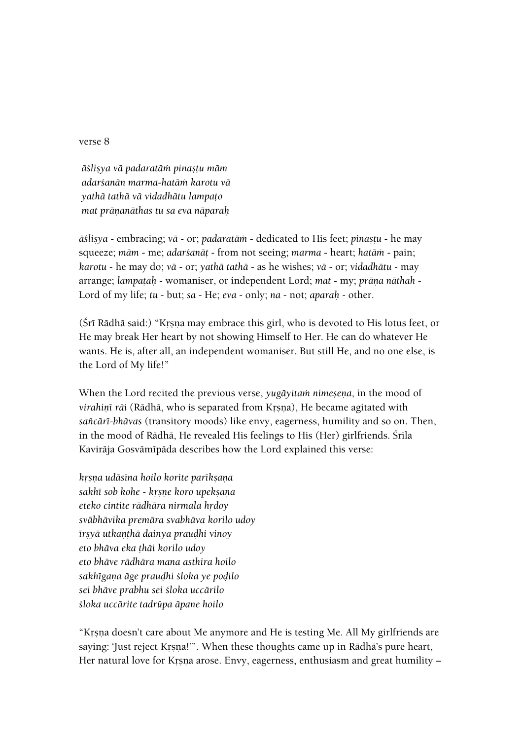verse 8

*āśliṣya vā padaratāṁ pinaṣṭu mām*
*adarśanān marma-hatāṁ karotu vā*
*yathā tathā vā vidadhātu lampaṭo*
*mat prāṇanāthas tu sa eva nāparaḥ*

*āśliṣya* - embracing; *vā* - or; *padaratāṁ* - dedicated to His feet; *pinaṣṭu* - he may squeeze; *mām* - me; *adarśanāt* - from not seeing; *marma* - heart; *hatāṁ* - pain; *karotu* - he may do; *vā* - or; *yathā tathā* - as he wishes; *vā* - or; *vidadhātu* - may arrange; *lampaṭaḥ* - womaniser, or independent Lord; *mat* - my; *prāṇa nāthah* - Lord of my life; *tu* - but; *sa* - He; *eva* - only; *na* - not; *aparaḥ* - other.

(Śrī Rādhā said:) "Kṛṣṇa may embrace this girl, who is devoted to His lotus feet, or He may break Her heart by not showing Himself to Her. He can do whatever He wants. He is, after all, an independent womaniser. But still He, and no one else, is the Lord of My life!"

When the Lord recited the previous verse, *yugāyitaṁ nimeṣeṇa*, in the mood of *virahiṇī rāi* (Rādhā, who is separated from Kṛṣṇa), He became agitated with *sañcārī-bhāvas* (transitory moods) like envy, eagerness, humility and so on. Then, in the mood of Rādhā, He revealed His feelings to His (Her) girlfriends. Śrīla Kavirāja Gosvāmīpāda describes how the Lord explained this verse:

*kṛṣṇa udāsīna hoilo korite parīkṣaṇa*
*sakhī sob kohe - kṛṣṇe koro upekṣaṇa*
*eteko cintite rādhāra nirmala hṛdoy*
*svābhāvika premāra svabhāva korilo udoy*
*īrṣyā utkaṇṭhā dainya prauḍhi vinoy*
*eto bhāva eka ṭhāi korilo udoy*
*eto bhāve rādhāra mana asthira hoilo*
*sakhīgaṇa āge prauḍhi śloka ye poḍilo*
*sei bhāve prabhu sei śloka uccārilo*
*śloka uccārite tadrūpa āpane hoilo*

"Kṛṣṇa doesn't care about Me anymore and He is testing Me. All My girlfriends are saying: 'Just reject Kṛṣṇa!'". When these thoughts came up in Rādhā's pure heart, Her natural love for Kṛṣṇa arose. Envy, eagerness, enthusiasm and great humility –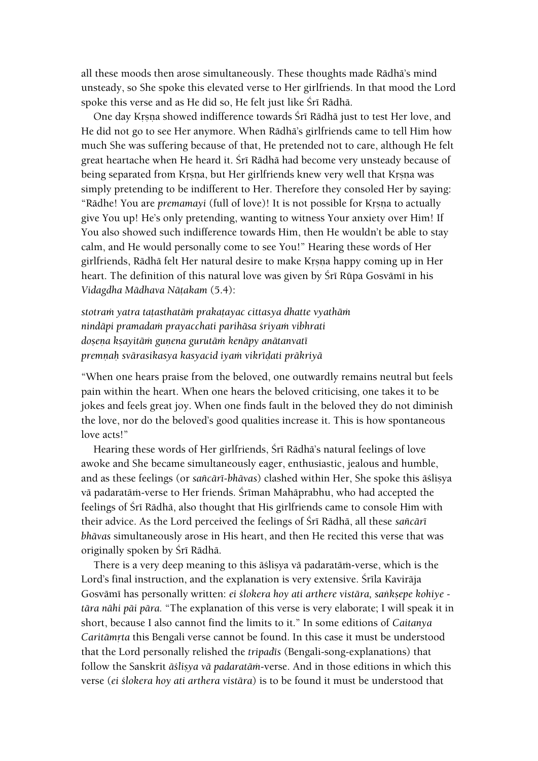all these moods then arose simultaneously. These thoughts made Rādhā's mind unsteady, so She spoke this elevated verse to Her girlfriends. In that mood the Lord spoke this verse and as He did so, He felt just like Śrī Rādhā.

One day Kṛṣṇa showed indifference towards Śrī Rādhā just to test Her love, and He did not go to see Her anymore. When Rādhā's girlfriends came to tell Him how much She was suffering because of that, He pretended not to care, although He felt great heartache when He heard it. Śrī Rādhā had become very unsteady because of being separated from Kṛṣṇa, but Her girlfriends knew very well that Kṛṣṇa was simply pretending to be indifferent to Her. Therefore they consoled Her by saying: "Rādhe! You are *premamayi* (full of love)! It is not possible for Kṛṣṇa to actually give You up! He's only pretending, wanting to witness Your anxiety over Him! If You also showed such indifference towards Him, then He wouldn't be able to stay calm, and He would personally come to see You!" Hearing these words of Her girlfriends, Rādhā felt Her natural desire to make Kṛṣṇa happy coming up in Her heart. The definition of this natural love was given by Śrī Rūpa Gosvāmī in his *Vidagdha Mādhava Nāṭakam* (5.4):

*stotraṁ yatra taṭasthatāṁ prakaṭayac cittasya dhatte vyathāṁ*
*nindāpi pramadaṁ prayacchati parihāsa śriyaṁ vibhrati*
*doṣeṇa kṣayitāṁ guṇena gurutāṁ kenāpy anātanvatī*
*premṇaḥ svārasikasya kasyacid iyaṁ vikrīḍati prākriyā*

"When one hears praise from the beloved, one outwardly remains neutral but feels pain within the heart. When one hears the beloved criticising, one takes it to be jokes and feels great joy. When one finds fault in the beloved they do not diminish the love, nor do the beloved's good qualities increase it. This is how spontaneous love acts!"

Hearing these words of Her girlfriends, Śrī Rādhā's natural feelings of love awoke and She became simultaneously eager, enthusiastic, jealous and humble, and as these feelings (or *sañcārī-bhāvas*) clashed within Her, She spoke this āśliṣya vā padaratāṁ-verse to Her friends. Śrīman Mahāprabhu, who had accepted the feelings of Śrī Rādhā, also thought that His girlfriends came to console Him with their advice. As the Lord perceived the feelings of Śrī Rādhā, all these *sañcārī bhāvas* simultaneously arose in His heart, and then He recited this verse that was originally spoken by Śrī Rādhā.

There is a very deep meaning to this āśliṣya vā padaratāṁ-verse, which is the Lord's final instruction, and the explanation is very extensive. Śrīla Kavirāja Gosvāmī has personally written: *ei ślokera hoy ati arthere vistāra, saṅkṣepe kohiye - tāra nāhi pāi pāra.* "The explanation of this verse is very elaborate; I will speak it in short, because I also cannot find the limits to it." In some editions of *Caitanya Caritāmṛta* this Bengali verse cannot be found. In this case it must be understood that the Lord personally relished the *tripadīs* (Bengali-song-explanations) that follow the Sanskrit *āśliṣya vā padaratāṁ*-verse. And in those editions in which this verse (*ei ślokera hoy ati arthera vistāra*) is to be found it must be understood that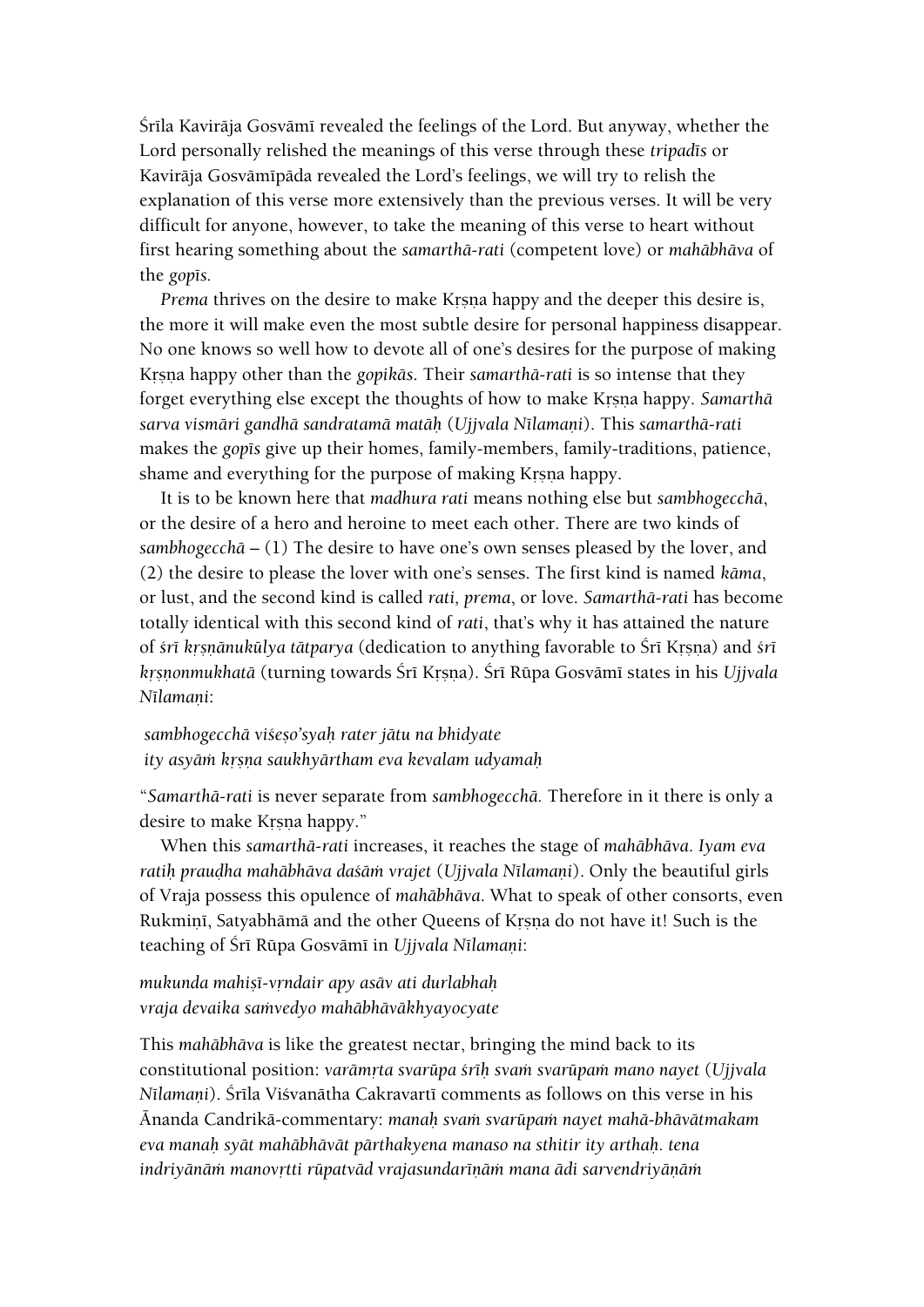Śrīla Kavirāja Gosvāmī revealed the feelings of the Lord. But anyway, whether the Lord personally relished the meanings of this verse through these *tripadīs* or Kavirāja Gosvāmīpāda revealed the Lord's feelings, we will try to relish the explanation of this verse more extensively than the previous verses. It will be very difficult for anyone, however, to take the meaning of this verse to heart without first hearing something about the *samarthā-rati* (competent love) or *mahābhāva* of the *gopīs*.

*Prema* thrives on the desire to make Kṛṣṇa happy and the deeper this desire is, the more it will make even the most subtle desire for personal happiness disappear. No one knows so well how to devote all of one's desires for the purpose of making Kṛṣṇa happy other than the *gopikās*. Their *samarthā-rati* is so intense that they forget everything else except the thoughts of how to make Kṛṣṇa happy. *Samarthā sarva vismāri gandhā sandratamā matāḥ* (*Ujjvala Nīlamaṇi*). This *samarthā-rati* makes the *gopīs* give up their homes, family-members, family-traditions, patience, shame and everything for the purpose of making Kṛṣṇa happy.

It is to be known here that *madhura rati* means nothing else but *sambhogecchā*, or the desire of a hero and heroine to meet each other. There are two kinds of *sambhogecchā* – (1) The desire to have one's own senses pleased by the lover, and (2) the desire to please the lover with one's senses. The first kind is named *kāma*, or lust, and the second kind is called *rati, prema*, or love. *Samarthā-rati* has become totally identical with this second kind of *rati*, that's why it has attained the nature of *śrī kṛṣṇānukūlya tātparya* (dedication to anything favorable to Śrī Kṛṣṇa) and *śrī kṛṣṇonmukhatā* (turning towards Śrī Kṛṣṇa). Śrī Rūpa Gosvāmī states in his *Ujjvala Nīlamaṇi*:

*sambhogecchā viśeṣo'syaḥ rater jātu na bhidyate*
*ity asyāṁ kṛṣna saukhyārtham eva kevalam udyamaḥ*

"*Samarthā-rati* is never separate from *sambhogecchā*. Therefore in it there is only a desire to make Kṛṣṇa happy."

When this *samarthā-rati* increases, it reaches the stage of *mahābhāva*. *Iyam eva ratiḥ prauḍha mahābhāva daśāṁ vrajet* (*Ujjvala Nīlamaṇi*). Only the beautiful girls of Vraja possess this opulence of *mahābhāva*. What to speak of other consorts, even Rukmiṇī, Satyabhāmā and the other Queens of Kṛṣṇa do not have it! Such is the teaching of Śrī Rūpa Gosvāmī in *Ujjvala Nīlamaṇi*:

*mukunda mahiṣī-vṛndair apy asāv ati durlabhaḥ*
*vraja devaika saṁvedyo mahābhāvākhyayocyate*

This *mahābhāva* is like the greatest nectar, bringing the mind back to its constitutional position: *varāmṛta svarūpa śrīḥ svaṁ svarūpaṁ mano nayet* (*Ujjvala Nīlamaṇi*). Śrīla Viśvanātha Cakravartī comments as follows on this verse in his Ānanda Candrikā-commentary: *manaḥ svaṁ svarūpaṁ nayet mahā-bhāvātmakam eva manaḥ syāt mahābhāvāt pārthakyena manaso na sthitir ity arthaḥ. tena indriyānāṁ manovṛtti rūpatvād vrajasundarīṇāṁ mana ādi sarvendriyāṇāṁ*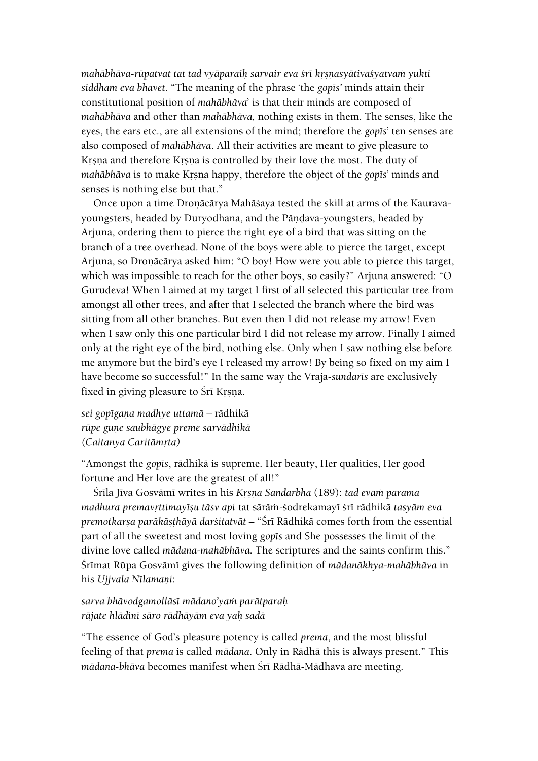*mahābhāva-rūpatvat tat tad vyāparaiḥ sarvair eva śrī kṛṣṇasyātivaśyatvaṁ yukti siddham eva bhavet.* "The meaning of the phrase 'the *gopīs*' minds attain their constitutional position of *mahābhāva*' is that their minds are composed of *mahābhāva* and other than *mahābhāva,* nothing exists in them. The senses, like the eyes, the ears etc., are all extensions of the mind; therefore the *gopīs*' ten senses are also composed of *mahābhāva*. All their activities are meant to give pleasure to Kṛṣṇa and therefore Kṛṣṇa is controlled by their love the most. The duty of *mahābhāva* is to make Kṛṣṇa happy, therefore the object of the *gopīs*' minds and senses is nothing else but that."

Once upon a time Droṇācārya Mahāśaya tested the skill at arms of the Kaurava-youngsters, headed by Duryodhana, and the Pāṇḍava-youngsters, headed by Arjuna, ordering them to pierce the right eye of a bird that was sitting on the branch of a tree overhead. None of the boys were able to pierce the target, except Arjuna, so Droṇācārya asked him: "O boy! How were you able to pierce this target, which was impossible to reach for the other boys, so easily?" Arjuna answered: "O Gurudeva! When I aimed at my target I first of all selected this particular tree from amongst all other trees, and after that I selected the branch where the bird was sitting from all other branches. But even then I did not release my arrow! Even when I saw only this one particular bird I did not release my arrow. Finally I aimed only at the right eye of the bird, nothing else. Only when I saw nothing else before me anymore but the bird's eye I released my arrow! By being so fixed on my aim I have become so successful!" In the same way the Vraja-*sundarīs* are exclusively fixed in giving pleasure to Śrī Kṛṣṇa.

*sei gopīgaṇa madhye uttamā* – rādhikā
*rūpe guṇe saubhāgye preme sarvādhikā*
*(Caitanya Caritāmṛta)*

"Amongst the *gopīs*, rādhikā is supreme. Her beauty, Her qualities, Her good fortune and Her love are the greatest of all!"

Śrīla Jīva Gosvāmī writes in his *Kṛṣṇa Sandarbha* (189): *tad evaṁ parama madhura premavṛttimayīṣu tāsv api* tat sārāṁ-śodrekamayī śrī rādhikā *tasyām eva premotkarṣa parākāṣṭhāyā darśitatvāt* – "Śrī Rādhikā comes forth from the essential part of all the sweetest and most loving *gopīs* and She possesses the limit of the divine love called *mādana-mahābhāva.* The scriptures and the saints confirm this." Śrīmat Rūpa Gosvāmī gives the following definition of *mādanākhya-mahābhāva* in his *Ujjvala Nīlamaṇi*:

*sarva bhāvodgamollāsī mādano'yaṁ parātparaḥ*
*rājate hlādinī sāro rādhāyām eva yaḥ sadā*

"The essence of God's pleasure potency is called *prema*, and the most blissful feeling of that *prema* is called *mādana*. Only in Rādhā this is always present." This *mādana-bhāva* becomes manifest when Śrī Rādhā-Mādhava are meeting.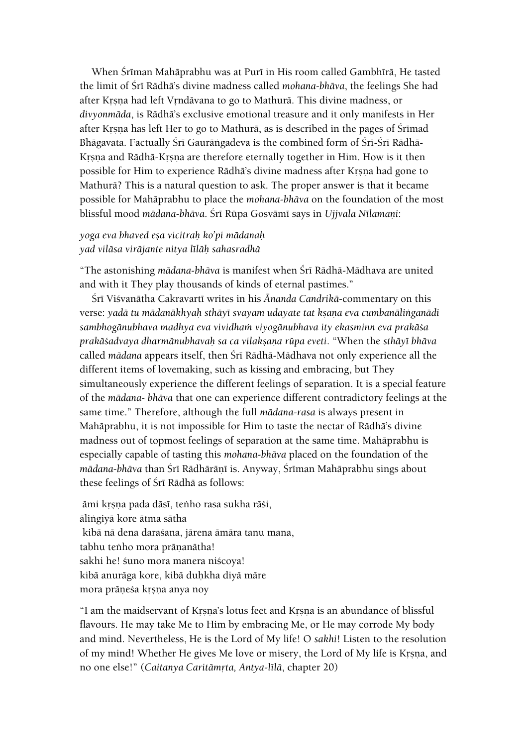When Śrīman Mahāprabhu was at Purī in His room called Gambhīrā, He tasted the limit of Śrī Rādhā's divine madness called *mohana-bhāva*, the feelings She had after Kṛṣṇa had left Vṛndāvana to go to Mathurā. This divine madness, or *divyonmāda*, is Rādhā's exclusive emotional treasure and it only manifests in Her after Kṛṣṇa has left Her to go to Mathurā, as is described in the pages of Śrīmad Bhāgavata. Factually Śrī Gaurāṅgadeva is the combined form of Śrī-Śrī Rādhā-Kṛṣṇa and Rādhā-Kṛṣṇa are therefore eternally together in Him. How is it then possible for Him to experience Rādhā's divine madness after Kṛṣṇa had gone to Mathurā? This is a natural question to ask. The proper answer is that it became possible for Mahāprabhu to place the *mohana-bhāva* on the foundation of the most blissful mood *mādana-bhāva*. Śrī Rūpa Gosvāmī says in *Ujjvala Nīlamaṇi*:

*yoga eva bhaved eṣa vicitraḥ ko'pi mādanaḥ*
*yad vilāsa virājante nitya līlāḥ sahasradhā*

"The astonishing *mādana-bhāva* is manifest when Śrī Rādhā-Mādhava are united and with it They play thousands of kinds of eternal pastimes."

Śrī Viśvanātha Cakravartī writes in his *Ānanda Candrikā*-commentary on this verse: *yadā tu mādanākhyaḥ sthāyī svayam udayate tat kṣaṇa eva cumbanāliṅganādi sambhogānubhava madhya eva vividhaṁ viyogānubhava ity ekasminn eva prakāśa prakāśadvaya dharmānubhavaḥ sa ca vilakṣaṇa rūpa eveti*. "When the *sthāyī bhāva* called *mādana* appears itself, then Śrī Rādhā-Mādhava not only experience all the different items of lovemaking, such as kissing and embracing, but They simultaneously experience the different feelings of separation. It is a special feature of the *mādana- bhāva* that one can experience different contradictory feelings at the same time." Therefore, although the full *mādana-rasa* is always present in Mahāprabhu, it is not impossible for Him to taste the nectar of Rādhā's divine madness out of topmost feelings of separation at the same time. Mahāprabhu is especially capable of tasting this *mohana-bhāva* placed on the foundation of the *mādana-bhāva* than Śrī Rādhārāṇī is. Anyway, Śrīman Mahāprabhu sings about these feelings of Śrī Rādhā as follows:

āmi kṛṣṇa pada dāsī, teṅho rasa sukha rāśi,
āliṅgiyā kore ātma sātha
kibā nā dena daraśana, jārena āmāra tanu mana,
tabhu teṅho mora prāṇanātha!
sakhi he! śuno mora manera niścoya!
kibā anurāga kore, kibā duḥkha diyā māre
mora prāṇeśa kṛṣṇa anya noy

"I am the maidservant of Kṛṣṇa's lotus feet and Kṛṣṇa is an abundance of blissful flavours. He may take Me to Him by embracing Me, or He may corrode My body and mind. Nevertheless, He is the Lord of My life! O *sakhi*! Listen to the resolution of my mind! Whether He gives Me love or misery, the Lord of My life is Kṛṣṇa, and no one else!" (*Caitanya Caritāmṛta, Antya-līlā*, chapter 20)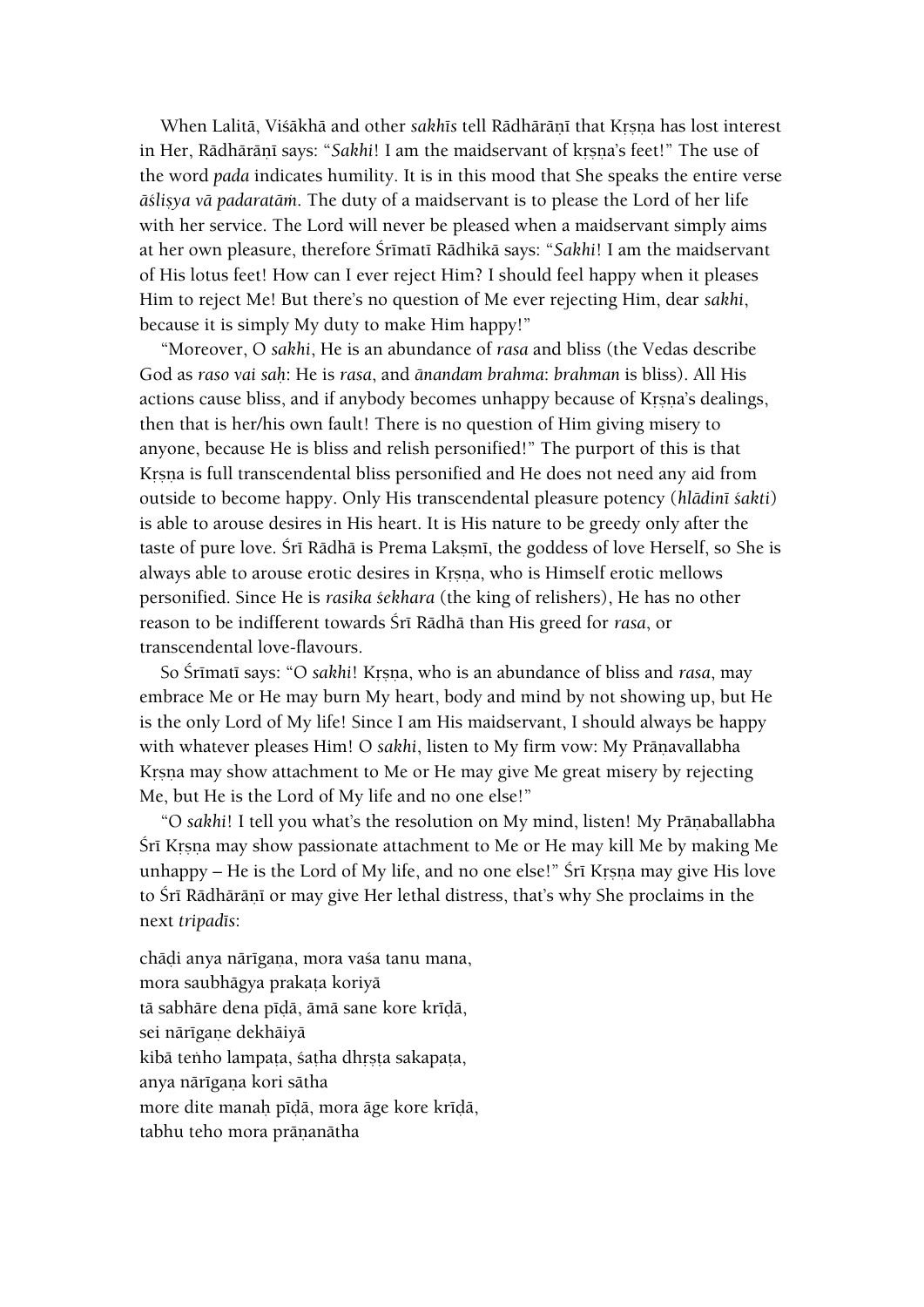When Lalitā, Viśākhā and other *sakhīs* tell Rādhārāṇī that Kṛṣṇa has lost interest in Her, Rādhārāṇī says: "*Sakhi*! I am the maidservant of kṛṣṇa's feet!" The use of the word *pada* indicates humility. It is in this mood that She speaks the entire verse *āśliṣya vā padaratāṁ*. The duty of a maidservant is to please the Lord of her life with her service. The Lord will never be pleased when a maidservant simply aims at her own pleasure, therefore Śrīmatī Rādhikā says: "*Sakhi*! I am the maidservant of His lotus feet! How can I ever reject Him? I should feel happy when it pleases Him to reject Me! But there's no question of Me ever rejecting Him, dear *sakhi*, because it is simply My duty to make Him happy!"

"Moreover, O *sakhi*, He is an abundance of *rasa* and bliss (the Vedas describe God as *raso vai saḥ*: He is *rasa*, and *ānandam brahma*: *brahman* is bliss). All His actions cause bliss, and if anybody becomes unhappy because of Kṛṣṇa's dealings, then that is her/his own fault! There is no question of Him giving misery to anyone, because He is bliss and relish personified!" The purport of this is that Kṛṣṇa is full transcendental bliss personified and He does not need any aid from outside to become happy. Only His transcendental pleasure potency (*hlādinī śakti*) is able to arouse desires in His heart. It is His nature to be greedy only after the taste of pure love. Śrī Rādhā is Prema Lakṣmī, the goddess of love Herself, so She is always able to arouse erotic desires in Kṛṣṇa, who is Himself erotic mellows personified. Since He is *rasika śekhara* (the king of relishers), He has no other reason to be indifferent towards Śrī Rādhā than His greed for *rasa*, or transcendental love-flavours.

So Śrīmatī says: "O *sakhi*! Kṛṣṇa, who is an abundance of bliss and *rasa*, may embrace Me or He may burn My heart, body and mind by not showing up, but He is the only Lord of My life! Since I am His maidservant, I should always be happy with whatever pleases Him! O *sakhi*, listen to My firm vow: My Prāṇavallabha Kṛṣṇa may show attachment to Me or He may give Me great misery by rejecting Me, but He is the Lord of My life and no one else!"

"O *sakhi*! I tell you what's the resolution on My mind, listen! My Prāṇaballabha Śrī Kṛṣṇa may show passionate attachment to Me or He may kill Me by making Me unhappy – He is the Lord of My life, and no one else!" Śrī Kṛṣṇa may give His love to Śrī Rādhārāṇī or may give Her lethal distress, that's why She proclaims in the next *tripadīs*:

chāḍi anya nārīgaṇa, mora vaśa tanu mana,
mora saubhāgya prakaṭa koriyā
tā sabhāre dena pīḍā, āmā sane kore krīḍā,
sei nārīgaṇe dekhāiyā
kibā teṅho lampaṭa, śaṭha dhṛṣṭa sakapaṭa,
anya nārīgaṇa kori sātha
more dite manaḥ pīḍā, mora āge kore krīḍā,
tabhu teho mora prāṇanātha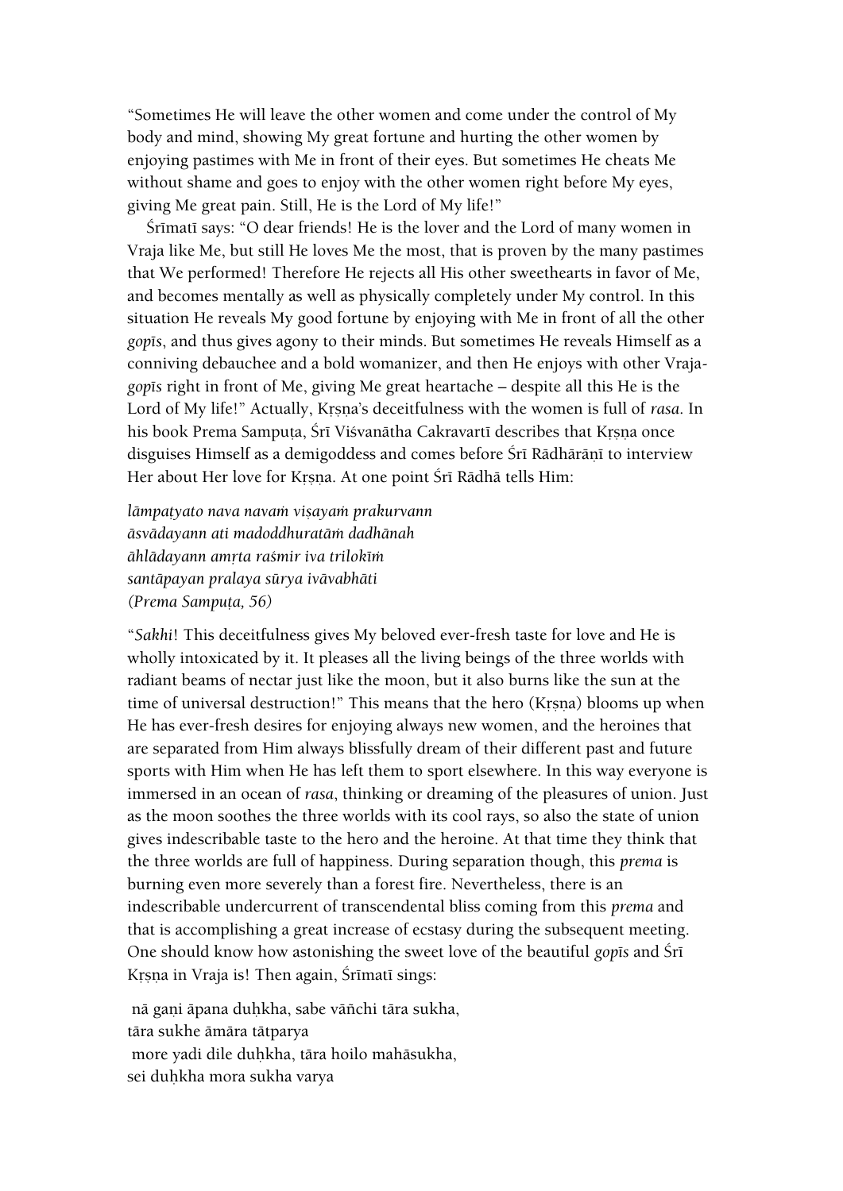"Sometimes He will leave the other women and come under the control of My body and mind, showing My great fortune and hurting the other women by enjoying pastimes with Me in front of their eyes. But sometimes He cheats Me without shame and goes to enjoy with the other women right before My eyes, giving Me great pain. Still, He is the Lord of My life!"

Śrīmatī says: "O dear friends! He is the lover and the Lord of many women in Vraja like Me, but still He loves Me the most, that is proven by the many pastimes that We performed! Therefore He rejects all His other sweethearts in favor of Me, and becomes mentally as well as physically completely under My control. In this situation He reveals My good fortune by enjoying with Me in front of all the other *gopīs*, and thus gives agony to their minds. But sometimes He reveals Himself as a conniving debauchee and a bold womanizer, and then He enjoys with other Vraja-*gopīs* right in front of Me, giving Me great heartache – despite all this He is the Lord of My life!" Actually, Kṛṣṇa's deceitfulness with the women is full of *rasa*. In his book Prema Sampuṭa, Śrī Viśvanātha Cakravartī describes that Kṛṣṇa once disguises Himself as a demigoddess and comes before Śrī Rādhārāṇī to interview Her about Her love for Kṛṣṇa. At one point Śrī Rādhā tells Him:

*lāmpaṭyato nava navaṁ viṣayaṁ prakurvann*
*āsvādayann ati madoddhuratāṁ dadhānah*
*āhlādayann amṛta raśmir iva trilokīṁ*
*santāpayan pralaya sūrya ivāvabhāti*
*(Prema Sampuṭa, 56)*

"*Sakhi*! This deceitfulness gives My beloved ever-fresh taste for love and He is wholly intoxicated by it. It pleases all the living beings of the three worlds with radiant beams of nectar just like the moon, but it also burns like the sun at the time of universal destruction!" This means that the hero (Kṛṣṇa) blooms up when He has ever-fresh desires for enjoying always new women, and the heroines that are separated from Him always blissfully dream of their different past and future sports with Him when He has left them to sport elsewhere. In this way everyone is immersed in an ocean of *rasa*, thinking or dreaming of the pleasures of union. Just as the moon soothes the three worlds with its cool rays, so also the state of union gives indescribable taste to the hero and the heroine. At that time they think that the three worlds are full of happiness. During separation though, this *prema* is burning even more severely than a forest fire. Nevertheless, there is an indescribable undercurrent of transcendental bliss coming from this *prema* and that is accomplishing a great increase of ecstasy during the subsequent meeting. One should know how astonishing the sweet love of the beautiful *gopīs* and Śrī Kṛṣṇa in Vraja is! Then again, Śrīmatī sings:

nā gaṇi āpana duḥkha, sabe vāñchi tāra sukha,
tāra sukhe āmāra tātparya
more yadi dile duḥkha, tāra hoilo mahāsukha,
sei duḥkha mora sukha varya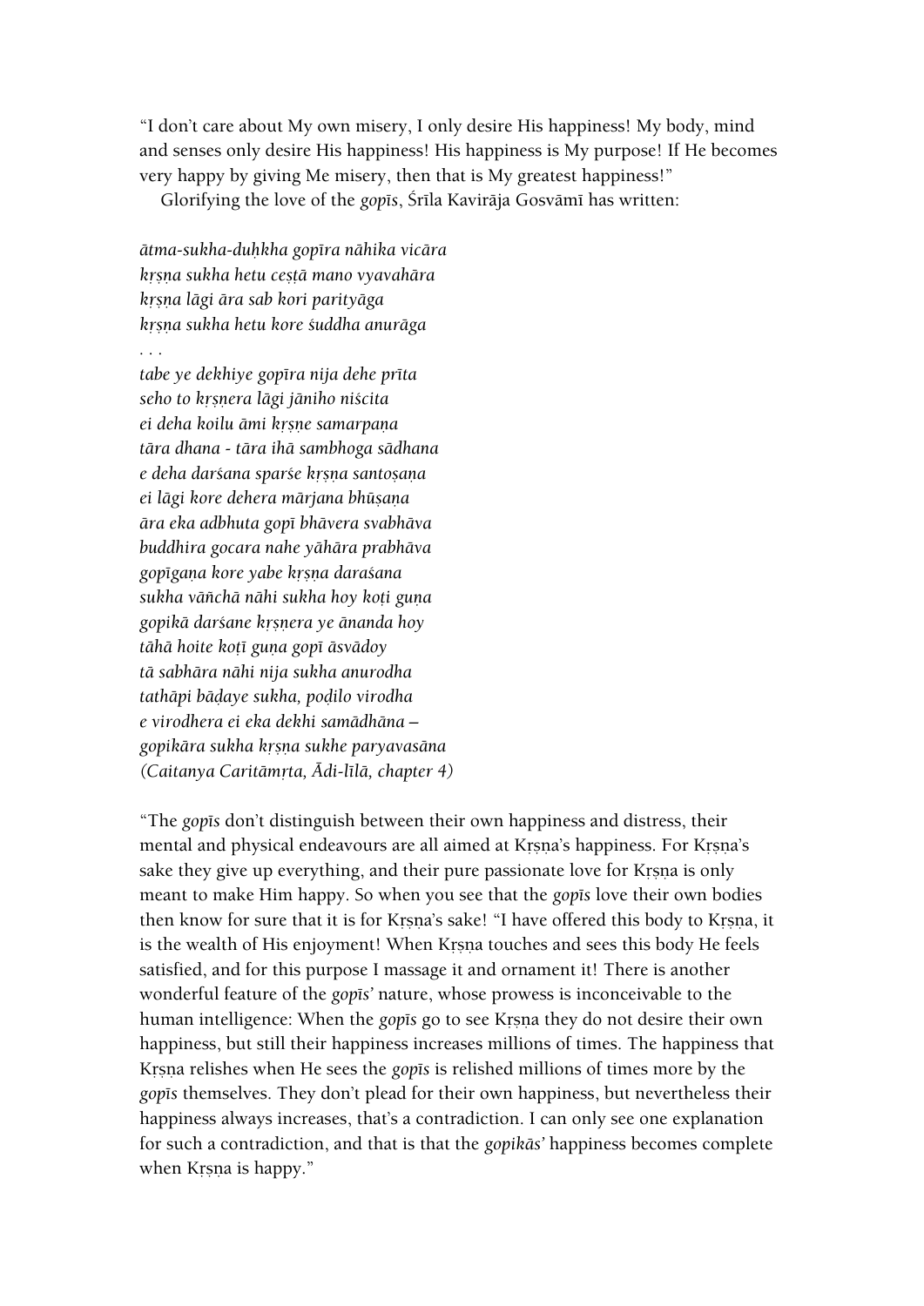"I don't care about My own misery, I only desire His happiness! My body, mind and senses only desire His happiness! His happiness is My purpose! If He becomes very happy by giving Me misery, then that is My greatest happiness!"

Glorifying the love of the *gopīs*, Śrīla Kavirāja Gosvāmī has written:

*ātma-sukha-duḥkha gopīra nāhika vicāra*
*kṛṣṇa sukha hetu ceṣṭā mano vyavahāra*
*kṛṣṇa lāgi āra sab kori parityāga*
*kṛṣṇa sukha hetu kore śuddha anurāga*
. . .
*tabe ye dekhiye gopīra nija dehe prīta*
*seho to kṛṣṇera lāgi jāniho niścita*
*ei deha koilu āmi kṛṣṇe samarpaṇa*
*tāra dhana - tāra ihā sambhoga sādhana*
*e deha darśana sparśe kṛṣṇa santoṣaṇa*
*ei lāgi kore dehera mārjana bhūṣaṇa*
*āra eka adbhuta gopī bhāvera svabhāva*
*buddhira gocara nahe yāhāra prabhāva*
*gopīgaṇa kore yabe kṛṣṇa daraśana*
*sukha vāñchā nāhi sukha hoy koṭi guṇa*
*gopikā darśane kṛṣṇera ye ānanda hoy*
*tāhā hoite koṭī guṇa gopī āsvādoy*
*tā sabhāra nāhi nija sukha anurodha*
*tathāpi bāḍaye sukha, poḍilo virodha*
*e virodhera ei eka dekhi samādhāna –*
*gopikāra sukha kṛṣṇa sukhe paryavasāna*
*(Caitanya Caritāmṛta, Ādi-līlā, chapter 4)*

"The *gopīs* don't distinguish between their own happiness and distress, their mental and physical endeavours are all aimed at Kṛṣṇa's happiness. For Kṛṣṇa's sake they give up everything, and their pure passionate love for Kṛṣṇa is only meant to make Him happy. So when you see that the *gopīs* love their own bodies then know for sure that it is for Kṛṣṇa's sake! "I have offered this body to Kṛṣṇa, it is the wealth of His enjoyment! When Kṛṣṇa touches and sees this body He feels satisfied, and for this purpose I massage it and ornament it! There is another wonderful feature of the *gopīs'* nature, whose prowess is inconceivable to the human intelligence: When the *gopīs* go to see Kṛṣṇa they do not desire their own happiness, but still their happiness increases millions of times. The happiness that Kṛṣṇa relishes when He sees the *gopīs* is relished millions of times more by the *gopīs* themselves. They don't plead for their own happiness, but nevertheless their happiness always increases, that's a contradiction. I can only see one explanation for such a contradiction, and that is that the *gopikās'* happiness becomes complete when Kṛṣṇa is happy."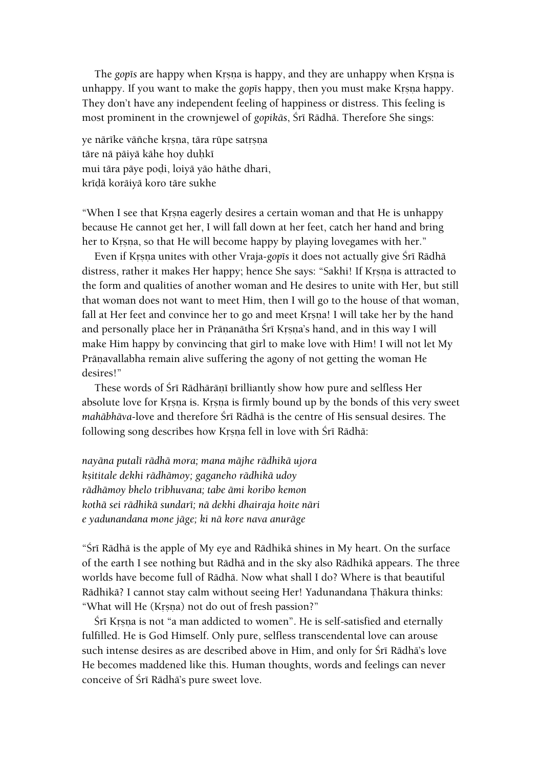The *gopīs* are happy when Kṛṣṇa is happy, and they are unhappy when Kṛṣṇa is unhappy. If you want to make the *gopīs* happy, then you must make Kṛṣṇa happy. They don't have any independent feeling of happiness or distress. This feeling is most prominent in the crownjewel of *gopikās*, Śrī Rādhā. Therefore She sings:

ye nārīke vāñche kṛṣṇa, tāra rūpe satṛṣṇa  
tāre nā pāiyā kāhe hoy duḥkī  
mui tāra pāye poḍi, loiyā yāo hāthe dhari,  
krīḍā korāiyā koro tāre sukhe

"When I see that Kṛṣṇa eagerly desires a certain woman and that He is unhappy because He cannot get her, I will fall down at her feet, catch her hand and bring her to Kṛṣṇa, so that He will become happy by playing lovegames with her."

Even if Kṛṣṇa unites with other Vraja-*gopīs* it does not actually give Śrī Rādhā distress, rather it makes Her happy; hence She says: "Sakhi! If Kṛṣṇa is attracted to the form and qualities of another woman and He desires to unite with Her, but still that woman does not want to meet Him, then I will go to the house of that woman, fall at Her feet and convince her to go and meet Kṛṣṇa! I will take her by the hand and personally place her in Prāṇanātha Śrī Kṛṣṇa's hand, and in this way I will make Him happy by convincing that girl to make love with Him! I will not let My Prāṇavallabha remain alive suffering the agony of not getting the woman He desires!"

These words of Śrī Rādhārāṇī brilliantly show how pure and selfless Her absolute love for Kṛṣṇa is. Kṛṣṇa is firmly bound up by the bonds of this very sweet *mahābhāva*-love and therefore Śrī Rādhā is the centre of His sensual desires. The following song describes how Kṛṣṇa fell in love with Śrī Rādhā:

*nayāna putalī rādhā mora; mana mājhe rādhikā ujora*  
*kṣititale dekhi rādhāmoy; gaganeho rādhikā udoy*  
*rādhāmoy bhelo tribhuvana; tabe āmi koribo kemon*  
*kothā sei rādhikā sundarī; nā dekhi dhairaja hoite nāri*  
*e yadunandana mone jāge; ki nā kore nava anurāge*

"Śrī Rādhā is the apple of My eye and Rādhikā shines in My heart. On the surface of the earth I see nothing but Rādhā and in the sky also Rādhikā appears. The three worlds have become full of Rādhā. Now what shall I do? Where is that beautiful Rādhikā? I cannot stay calm without seeing Her! Yadunandana Ṭhākura thinks: "What will He (Kṛṣṇa) not do out of fresh passion?"

Śrī Kṛṣṇa is not "a man addicted to women". He is self-satisfied and eternally fulfilled. He is God Himself. Only pure, selfless transcendental love can arouse such intense desires as are described above in Him, and only for Śrī Rādhā's love He becomes maddened like this. Human thoughts, words and feelings can never conceive of Śrī Rādhā's pure sweet love.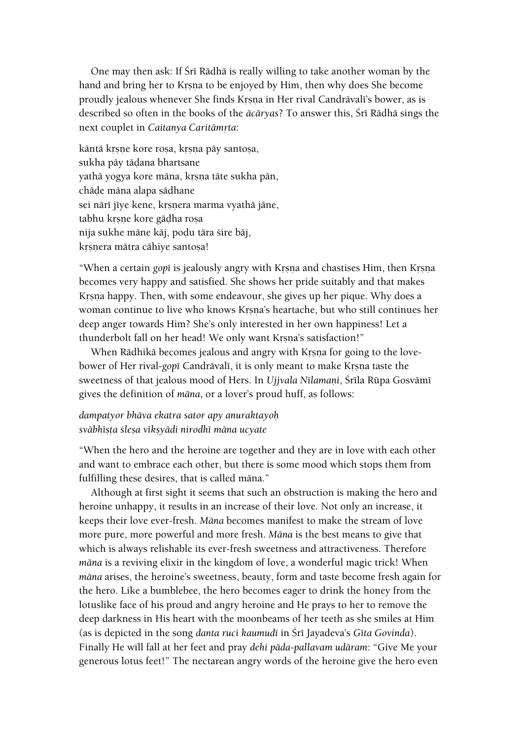One may then ask: If Śrī Rādhā is really willing to take another woman by the hand and bring her to Kṛṣṇa to be enjoyed by Him, then why does She become proudly jealous whenever She finds Kṛṣṇa in Her rival Candrāvalī's bower, as is described so often in the books of the *ācāryas*? To answer this, Śrī Rādhā sings the next couplet in *Caitanya Caritāmṛta*:

kāntā kṛṣṇe kore roṣa, kṛṣṇa pāy santoṣa,
sukha pāy tāḍana bhartsane
yathā yogya kore māna, kṛṣṇa tāte sukha pān,
chāḍe māna alapa sādhane
sei nārī jīye kene, kṛṣṇera marma vyathā jāne,
tabhu kṛṣṇe kore gāḍha roṣa
nija sukhe māne kāj, poḍu tāra śire bāj,
kṛṣṇera mātra cāhiye santoṣa!

"When a certain *gopī* is jealously angry with Kṛṣṇa and chastises Him, then Kṛṣṇa becomes very happy and satisfied. She shows her pride suitably and that makes Kṛṣṇa happy. Then, with some endeavour, she gives up her pique. Why does a woman continue to live who knows Kṛṣṇa's heartache, but who still continues her deep anger towards Him? She's only interested in her own happiness! Let a thunderbolt fall on her head! We only want Kṛṣṇa's satisfaction!"

When Rādhikā becomes jealous and angry with Kṛṣṇa for going to the love-bower of Her rival-*gopī* Candrāvalī, it is only meant to make Kṛṣṇa taste the sweetness of that jealous mood of Hers. In *Ujjvala Nīlamaṇi*, Śrīla Rūpa Gosvāmī gives the definition of *māna*, or a lover's proud huff, as follows:

*dampatyor bhāva ekatra sator apy anuraktayoḥ*
*svābhīṣṭa śleṣa vīkṣyādi nirodhī māna ucyate*

"When the hero and the heroine are together and they are in love with each other and want to embrace each other, but there is some mood which stops them from fulfilling these desires, that is called māna."

Although at first sight it seems that such an obstruction is making the hero and heroine unhappy, it results in an increase of their love. Not only an increase, it keeps their love ever-fresh. *Māna* becomes manifest to make the stream of love more pure, more powerful and more fresh. *Māna* is the best means to give that which is always relishable its ever-fresh sweetness and attractiveness. Therefore *māna* is a reviving elixir in the kingdom of love, a wonderful magic trick! When *māna* arises, the heroine's sweetness, beauty, form and taste become fresh again for the hero. Like a bumblebee, the hero becomes eager to drink the honey from the lotuslike face of his proud and angry heroine and He prays to her to remove the deep darkness in His heart with the moonbeams of her teeth as she smiles at Him (as is depicted in the song *danta ruci kaumudī* in Śrī Jayadeva's *Gīta Govinda*). Finally He will fall at her feet and pray *dehi pāda-pallavam udāram*: "Give Me your generous lotus feet!" The nectarean angry words of the heroine give the hero even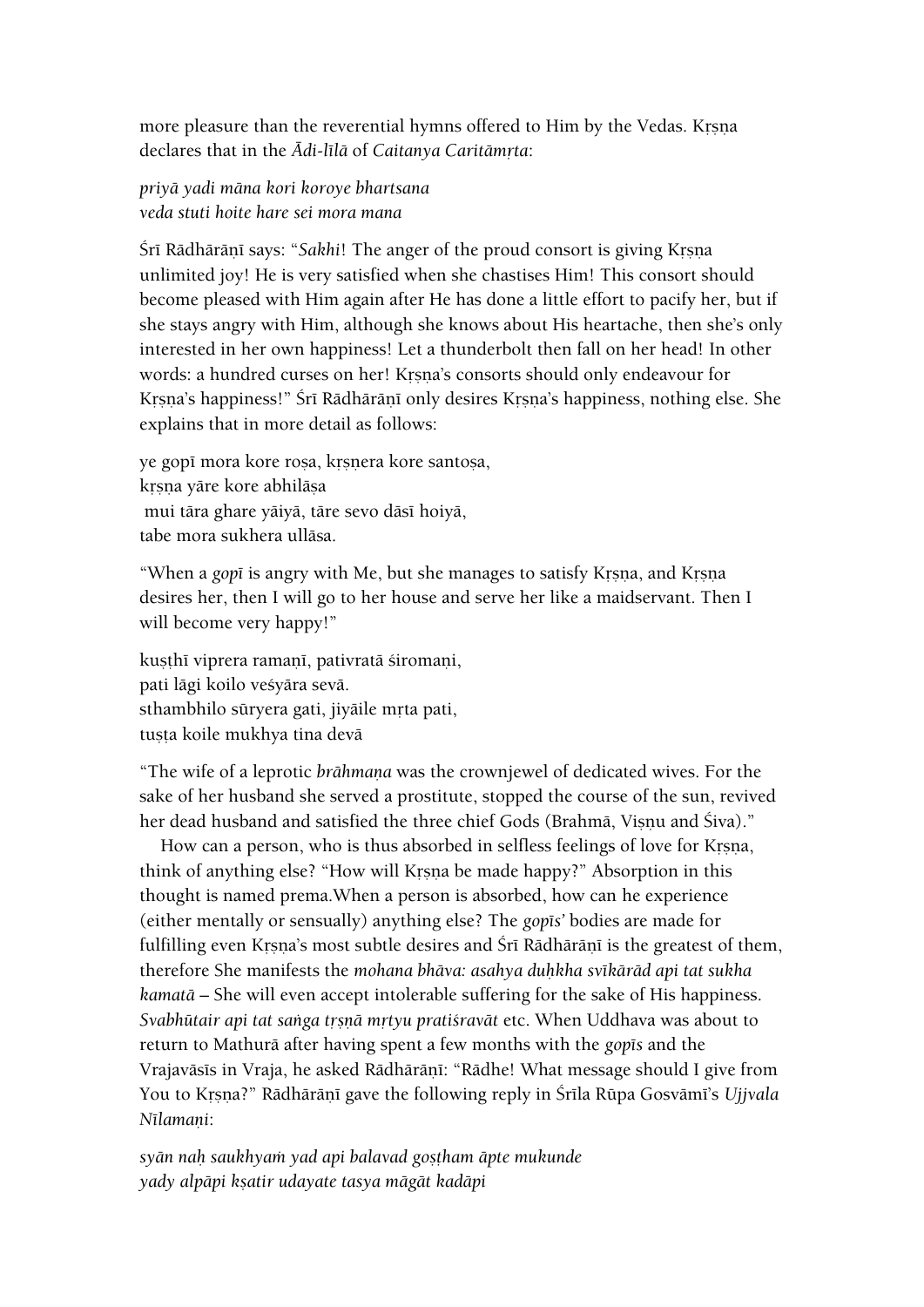more pleasure than the reverential hymns offered to Him by the Vedas. Kṛṣṇa declares that in the *Ādi-līlā* of *Caitanya Caritāmṛta*:

*priyā yadi māna kori koroye bhartsana*
*veda stuti hoite hare sei mora mana*

Śrī Rādhārāṇī says: "*Sakhi*! The anger of the proud consort is giving Kṛṣṇa unlimited joy! He is very satisfied when she chastises Him! This consort should become pleased with Him again after He has done a little effort to pacify her, but if she stays angry with Him, although she knows about His heartache, then she's only interested in her own happiness! Let a thunderbolt then fall on her head! In other words: a hundred curses on her! Kṛṣṇa's consorts should only endeavour for Kṛṣṇa's happiness!" Śrī Rādhārāṇī only desires Kṛṣṇa's happiness, nothing else. She explains that in more detail as follows:

ye gopī mora kore roṣa, kṛṣṇera kore santoṣa,
kṛṣṇa yāre kore abhilāṣa
mui tāra ghare yāiyā, tāre sevo dāsī hoiyā,
tabe mora sukhera ullāsa.

"When a *gopī* is angry with Me, but she manages to satisfy Kṛṣṇa, and Kṛṣṇa desires her, then I will go to her house and serve her like a maidservant. Then I will become very happy!"

kuṣṭhī viprera ramaṇī, pativratā śiromaṇi,
pati lāgi koilo veśyāra sevā.
sthambhilo sūryera gati, jiyāile mṛta pati,
tuṣṭa koile mukhya tina devā

"The wife of a leprotic *brāhmaṇa* was the crownjewel of dedicated wives. For the sake of her husband she served a prostitute, stopped the course of the sun, revived her dead husband and satisfied the three chief Gods (Brahmā, Viṣṇu and Śiva)."

How can a person, who is thus absorbed in selfless feelings of love for Kṛṣṇa, think of anything else? "How will Kṛṣṇa be made happy?" Absorption in this thought is named prema.When a person is absorbed, how can he experience (either mentally or sensually) anything else? The *gopīs'* bodies are made for fulfilling even Kṛṣṇa's most subtle desires and Śrī Rādhārāṇī is the greatest of them, therefore She manifests the *mohana bhāva: asahya duḥkha svīkārād api tat sukha kamatā* – She will even accept intolerable suffering for the sake of His happiness. *Svabhūtair api tat saṅga tṛṣṇā mṛtyu pratiśravāt* etc. When Uddhava was about to return to Mathurā after having spent a few months with the *gopīs* and the Vrajavāsīs in Vraja, he asked Rādhārāṇī: "Rādhe! What message should I give from You to Kṛṣṇa?" Rādhārāṇī gave the following reply in Śrīla Rūpa Gosvāmī's *Ujjvala Nīlamaṇi*:

*syān naḥ saukhyaṁ yad api balavad goṣṭham āpte mukunde*
*yady alpāpi kṣatir udayate tasya māgāt kadāpi*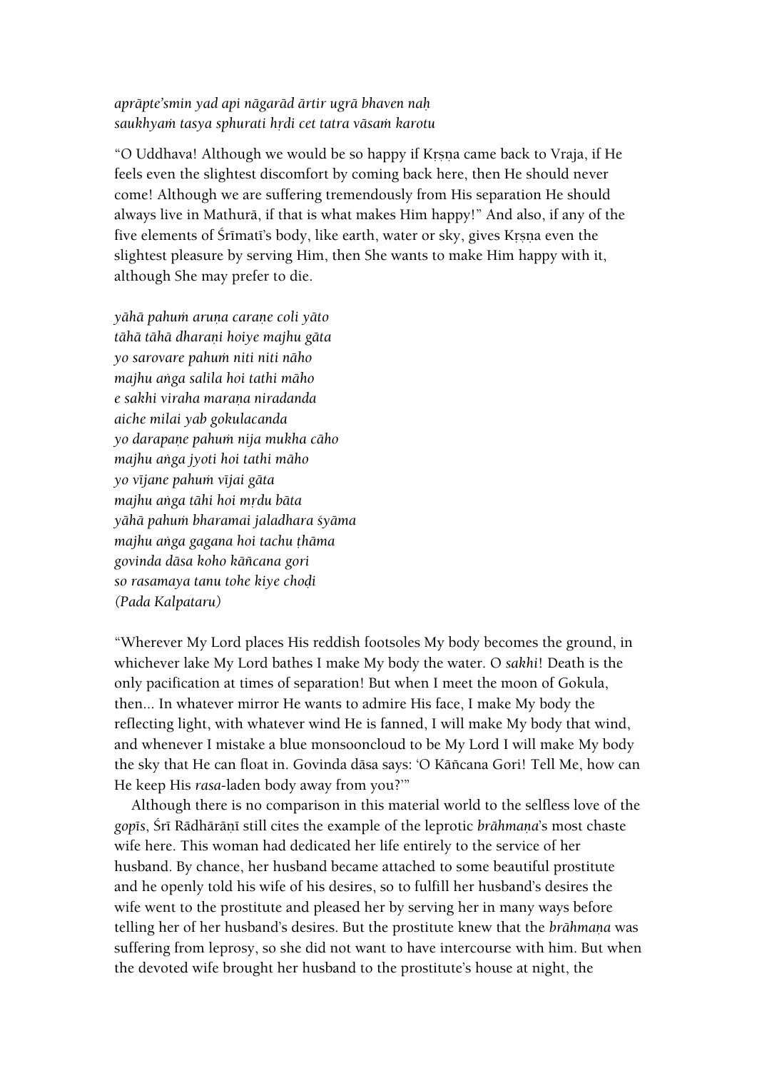*aprāpte'smin yad api nāgarād ārtir ugrā bhaven naḥ*
*saukhyaṁ tasya sphurati hṛdi cet tatra vāsaṁ karotu*

"O Uddhava! Although we would be so happy if Kṛṣṇa came back to Vraja, if He feels even the slightest discomfort by coming back here, then He should never come! Although we are suffering tremendously from His separation He should always live in Mathurā, if that is what makes Him happy!" And also, if any of the five elements of Śrīmatī's body, like earth, water or sky, gives Kṛṣṇa even the slightest pleasure by serving Him, then She wants to make Him happy with it, although She may prefer to die.

*yāhā pahuṁ aruṇa caraṇe coli yāto*
*tāhā tāhā dharaṇi hoiye majhu gāta*
*yo sarovare pahuṁ niti niti nāho*
*majhu aṅga salila hoi tathi māho*
*e sakhi viraha maraṇa niradanda*
*aiche milai yab gokulacanda*
*yo darapaṇe pahuṁ nija mukha cāho*
*majhu aṅga jyoti hoi tathi māho*
*yo vījane pahuṁ vījai gāta*
*majhu aṅga tāhi hoi mṛdu bāta*
*yāhā pahuṁ bharamai jaladhara śyāma*
*majhu aṅga gagana hoi tachu ṭhāma*
*govinda dāsa koho kāñcana gori*
*so rasamaya tanu tohe kiye choḍi*
*(Pada Kalpataru)*

"Wherever My Lord places His reddish footsoles My body becomes the ground, in whichever lake My Lord bathes I make My body the water. O *sakhi*! Death is the only pacification at times of separation! But when I meet the moon of Gokula, then... In whatever mirror He wants to admire His face, I make My body the reflecting light, with whatever wind He is fanned, I will make My body that wind, and whenever I mistake a blue monsooncloud to be My Lord I will make My body the sky that He can float in. Govinda dāsa says: 'O Kāñcana Gori! Tell Me, how can He keep His *rasa*-laden body away from you?'"

Although there is no comparison in this material world to the selfless love of the *gopīs*, Śrī Rādhārāṇī still cites the example of the leprotic *brāhmaṇa*'s most chaste wife here. This woman had dedicated her life entirely to the service of her husband. By chance, her husband became attached to some beautiful prostitute and he openly told his wife of his desires, so to fulfill her husband's desires the wife went to the prostitute and pleased her by serving her in many ways before telling her of her husband's desires. But the prostitute knew that the *brāhmaṇa* was suffering from leprosy, so she did not want to have intercourse with him. But when the devoted wife brought her husband to the prostitute's house at night, the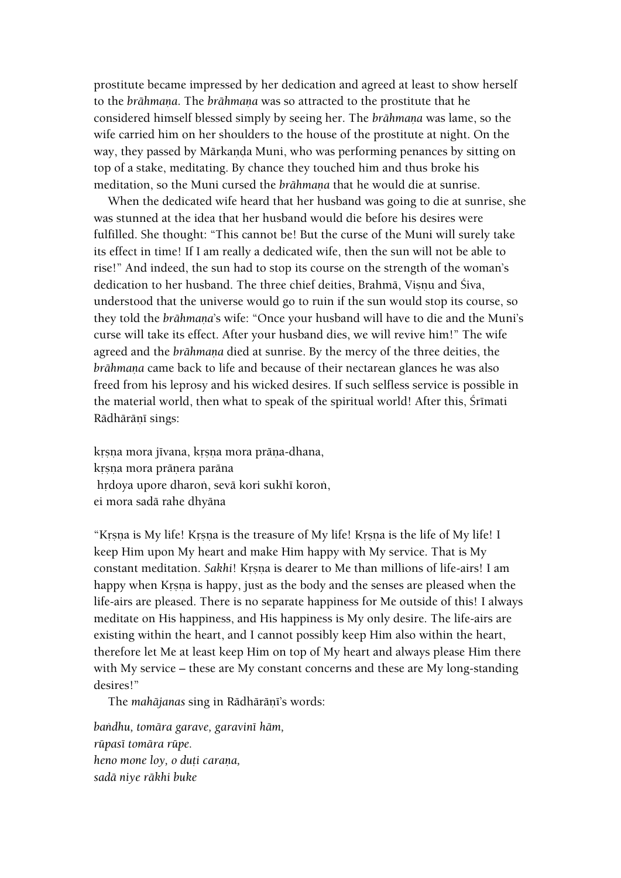prostitute became impressed by her dedication and agreed at least to show herself to the *brāhmaṇa*. The *brāhmaṇa* was so attracted to the prostitute that he considered himself blessed simply by seeing her. The *brāhmaṇa* was lame, so the wife carried him on her shoulders to the house of the prostitute at night. On the way, they passed by Mārkaṇḍa Muni, who was performing penances by sitting on top of a stake, meditating. By chance they touched him and thus broke his meditation, so the Muni cursed the *brāhmaṇa* that he would die at sunrise.

When the dedicated wife heard that her husband was going to die at sunrise, she was stunned at the idea that her husband would die before his desires were fulfilled. She thought: "This cannot be! But the curse of the Muni will surely take its effect in time! If I am really a dedicated wife, then the sun will not be able to rise!" And indeed, the sun had to stop its course on the strength of the woman's dedication to her husband. The three chief deities, Brahmā, Viṣṇu and Śiva, understood that the universe would go to ruin if the sun would stop its course, so they told the *brāhmaṇa*'s wife: "Once your husband will have to die and the Muni's curse will take its effect. After your husband dies, we will revive him!" The wife agreed and the *brāhmaṇa* died at sunrise. By the mercy of the three deities, the *brāhmaṇa* came back to life and because of their nectarean glances he was also freed from his leprosy and his wicked desires. If such selfless service is possible in the material world, then what to speak of the spiritual world! After this, Śrīmati Rādhārāṇī sings:

kṛṣṇa mora jīvana, kṛṣṇa mora prāṇa-dhana,
kṛṣṇa mora prāṇera parāna
hṛdoya upore dharoṅ, sevā kori sukhī koroṅ,
ei mora sadā rahe dhyāna

"Kṛṣṇa is My life! Kṛṣṇa is the treasure of My life! Kṛṣṇa is the life of My life! I keep Him upon My heart and make Him happy with My service. That is My constant meditation. *Sakhi*! Kṛṣṇa is dearer to Me than millions of life-airs! I am happy when Kṛṣṇa is happy, just as the body and the senses are pleased when the life-airs are pleased. There is no separate happiness for Me outside of this! I always meditate on His happiness, and His happiness is My only desire. The life-airs are existing within the heart, and I cannot possibly keep Him also within the heart, therefore let Me at least keep Him on top of My heart and always please Him there with My service – these are My constant concerns and these are My long-standing desires!"

The *mahājanas* sing in Rādhārāṇī's words:

*baṅdhu, tomāra garave, garavinī hām,*
*rūpasī tomāra rūpe.*
*heno mone loy, o duṭi caraṇa,*
*sadā niye rākhi buke*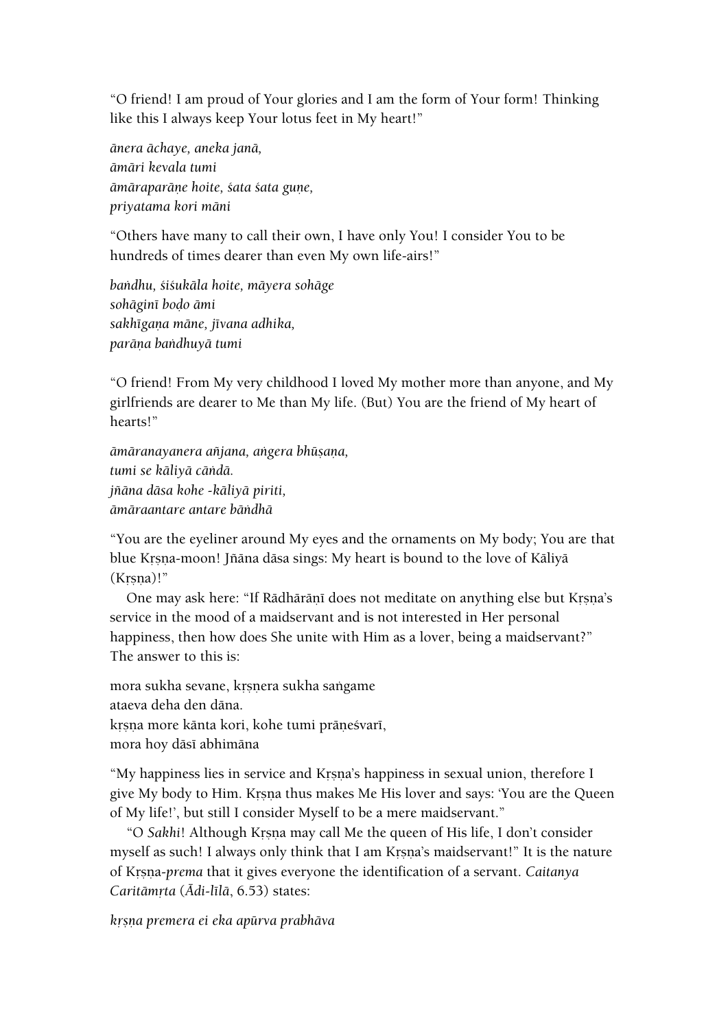"O friend! I am proud of Your glories and I am the form of Your form! Thinking like this I always keep Your lotus feet in My heart!"

*ānera āchaye, aneka janā,*
*āmāri kevala tumi*
*āmāraparāṇe hoite, śata śata guṇe,*
*priyatama kori māni*

"Others have many to call their own, I have only You! I consider You to be hundreds of times dearer than even My own life-airs!"

*baṅdhu, śiśukāla hoite, māyera sohāge*
*sohāginī boḍo āmi*
*sakhīgaṇa māne, jīvana adhika,*
*parāṇa baṅdhuyā tumi*

"O friend! From My very childhood I loved My mother more than anyone, and My girlfriends are dearer to Me than My life. (But) You are the friend of My heart of hearts!"

*āmāranayanera añjana, aṅgera bhūṣaṇa,*
*tumi se kāliyā cāṅdā.*
*jñāna dāsa kohe -kāliyā piriti,*
*āmāraantare antare bāṅdhā*

"You are the eyeliner around My eyes and the ornaments on My body; You are that blue Kṛṣṇa-moon! Jñāna dāsa sings: My heart is bound to the love of Kāliyā (Kṛṣṇa)!"

One may ask here: "If Rādhārāṇī does not meditate on anything else but Kṛṣṇa's service in the mood of a maidservant and is not interested in Her personal happiness, then how does She unite with Him as a lover, being a maidservant?" The answer to this is:

mora sukha sevane, kṛṣṇera sukha saṅgame
ataeva deha den dāna.
kṛṣṇa more kānta kori, kohe tumi prāṇeśvarī,
mora hoy dāsī abhimāna

"My happiness lies in service and Kṛṣṇa's happiness in sexual union, therefore I give My body to Him. Kṛṣṇa thus makes Me His lover and says: 'You are the Queen of My life!', but still I consider Myself to be a mere maidservant."

"O *Sakhi*! Although Kṛṣṇa may call Me the queen of His life, I don't consider myself as such! I always only think that I am Kṛṣṇa's maidservant!" It is the nature of Kṛṣṇa-*prema* that it gives everyone the identification of a servant. *Caitanya Caritāmṛta* (*Ādi-līlā*, 6.53) states:

*kṛṣṇa premera ei eka apūrva prabhāva*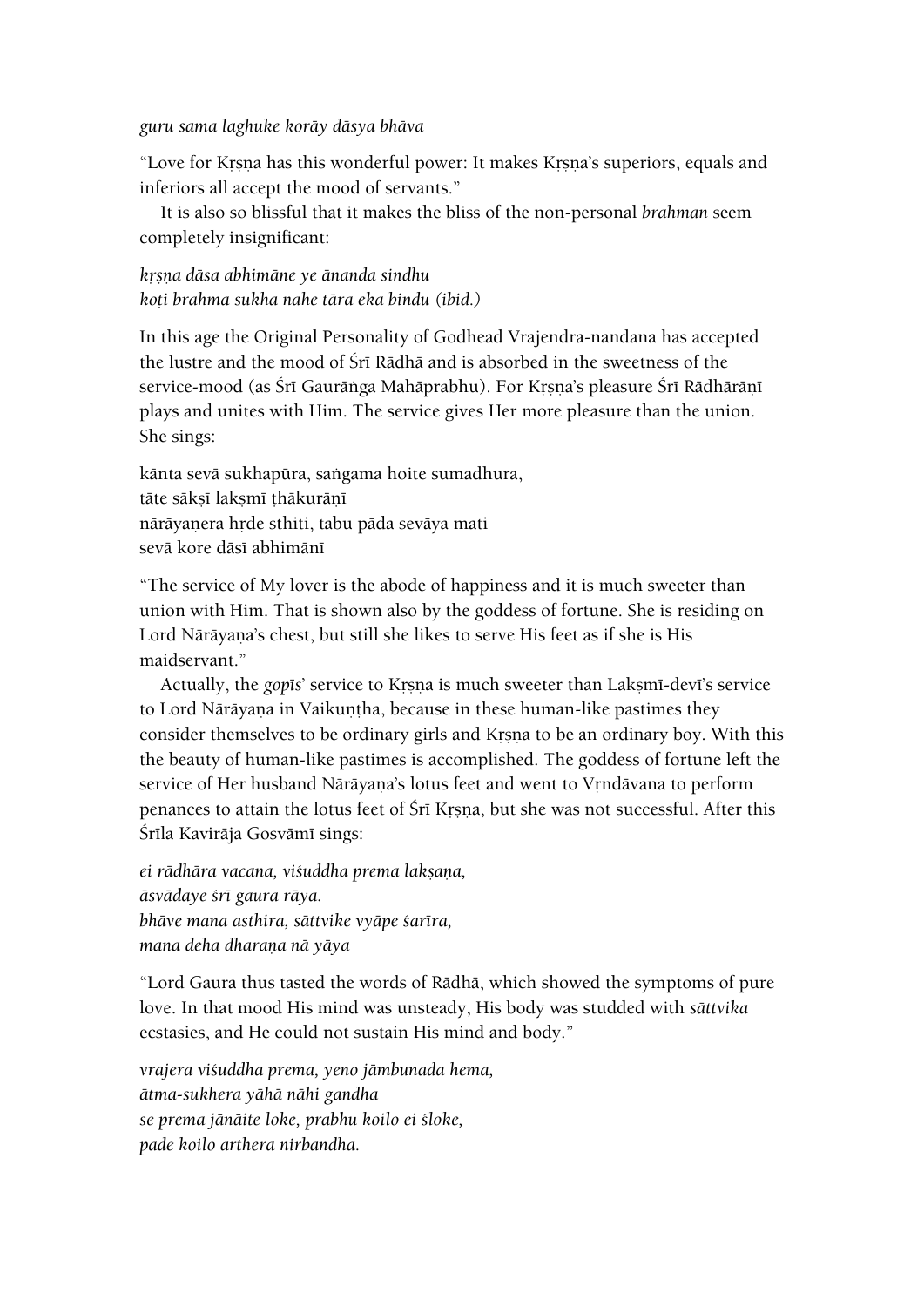*guru sama laghuke korāy dāsya bhāva*

"Love for Kṛṣṇa has this wonderful power: It makes Kṛṣṇa's superiors, equals and inferiors all accept the mood of servants."

It is also so blissful that it makes the bliss of the non-personal *brahman* seem completely insignificant:

*kṛṣṇa dāsa abhimāne ye ānanda sindhu*
*koṭi brahma sukha nahe tāra eka bindu (ibid.)*

In this age the Original Personality of Godhead Vrajendra-nandana has accepted the lustre and the mood of Śrī Rādhā and is absorbed in the sweetness of the service-mood (as Śrī Gaurāṅga Mahāprabhu). For Kṛṣṇa's pleasure Śrī Rādhārāṇī plays and unites with Him. The service gives Her more pleasure than the union. She sings:

kānta sevā sukhapūra, saṅgama hoite sumadhura,
tāte sākṣī lakṣmī ṭhākurāṇī
nārāyaṇera hṛde sthiti, tabu pāda sevāya mati
sevā kore dāsī abhimānī

"The service of My lover is the abode of happiness and it is much sweeter than union with Him. That is shown also by the goddess of fortune. She is residing on Lord Nārāyaṇa's chest, but still she likes to serve His feet as if she is His maidservant."

Actually, the *gopīs*' service to Kṛṣṇa is much sweeter than Lakṣmī-devī's service to Lord Nārāyaṇa in Vaikuṇṭha, because in these human-like pastimes they consider themselves to be ordinary girls and Kṛṣṇa to be an ordinary boy. With this the beauty of human-like pastimes is accomplished. The goddess of fortune left the service of Her husband Nārāyaṇa's lotus feet and went to Vṛndāvana to perform penances to attain the lotus feet of Śrī Kṛṣṇa, but she was not successful. After this Śrīla Kavirāja Gosvāmī sings:

*ei rādhāra vacana, viśuddha prema lakṣaṇa,*
*āsvādaye śrī gaura rāya.*
*bhāve mana asthira, sāttvike vyāpe śarīra,*
*mana deha dharaṇa nā yāya*

"Lord Gaura thus tasted the words of Rādhā, which showed the symptoms of pure love. In that mood His mind was unsteady, His body was studded with *sāttvika* ecstasies, and He could not sustain His mind and body."

*vrajera viśuddha prema, yeno jāmbunada hema,*
*ātma-sukhera yāhā nāhi gandha*
*se prema jānāite loke, prabhu koilo ei śloke,*
*pade koilo arthera nirbandha.*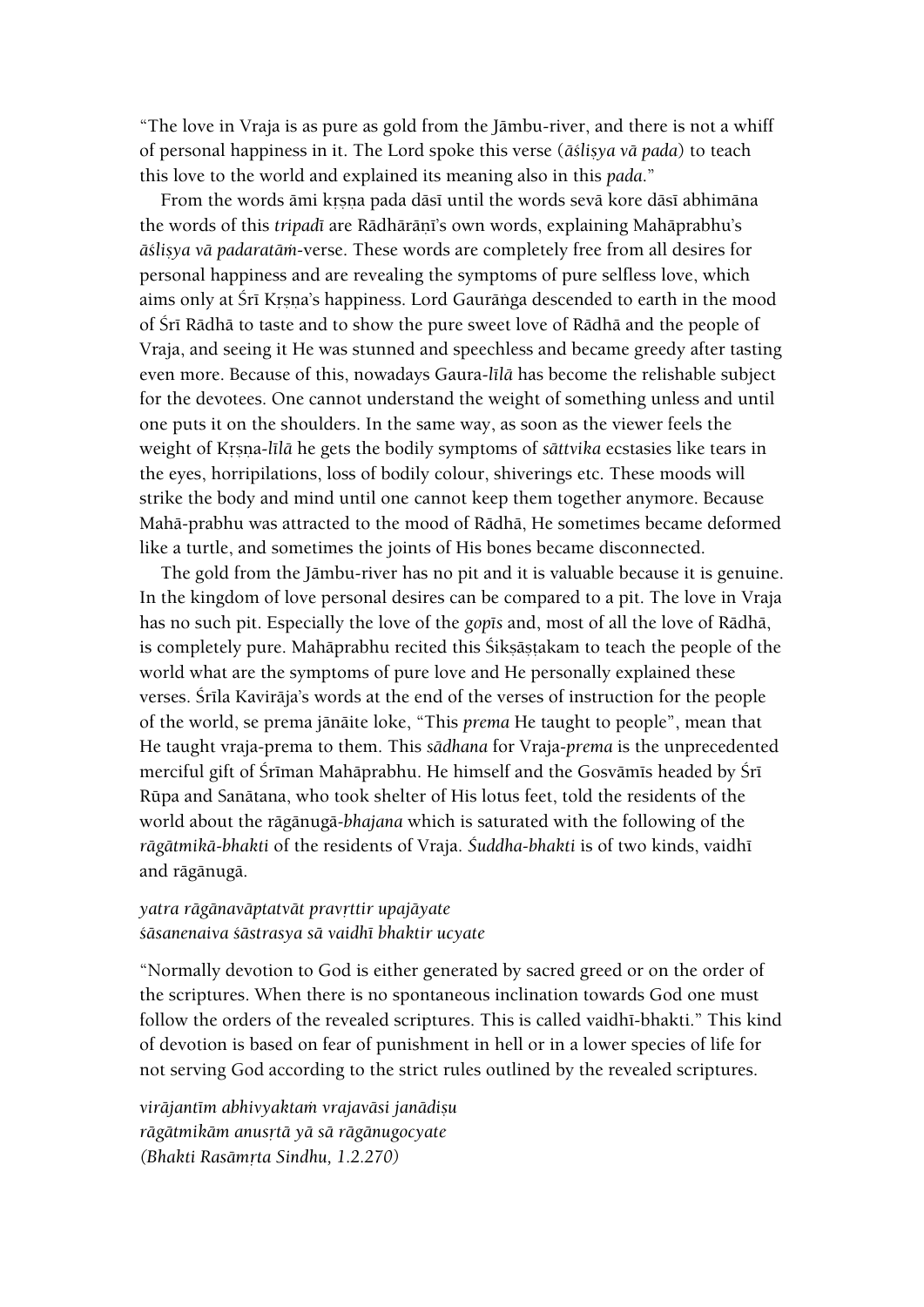"The love in Vraja is as pure as gold from the Jāmbu-river, and there is not a whiff of personal happiness in it. The Lord spoke this verse (*āśliṣya vā pada*) to teach this love to the world and explained its meaning also in this *pada*."

From the words āmi kṛṣṇa pada dāsī until the words sevā kore dāsī abhimāna the words of this *tripadī* are Rādhārāṇī's own words, explaining Mahāprabhu's *āśliṣya vā padaratāṁ*-verse. These words are completely free from all desires for personal happiness and are revealing the symptoms of pure selfless love, which aims only at Śrī Kṛṣṇa's happiness. Lord Gaurāṅga descended to earth in the mood of Śrī Rādhā to taste and to show the pure sweet love of Rādhā and the people of Vraja, and seeing it He was stunned and speechless and became greedy after tasting even more. Because of this, nowadays Gaura-*līlā* has become the relishable subject for the devotees. One cannot understand the weight of something unless and until one puts it on the shoulders. In the same way, as soon as the viewer feels the weight of Kṛṣṇa-*līlā* he gets the bodily symptoms of *sāttvika* ecstasies like tears in the eyes, horripilations, loss of bodily colour, shiverings etc. These moods will strike the body and mind until one cannot keep them together anymore. Because Mahā-prabhu was attracted to the mood of Rādhā, He sometimes became deformed like a turtle, and sometimes the joints of His bones became disconnected.

The gold from the Jāmbu-river has no pit and it is valuable because it is genuine. In the kingdom of love personal desires can be compared to a pit. The love in Vraja has no such pit. Especially the love of the *gopīs* and, most of all the love of Rādhā, is completely pure. Mahāprabhu recited this Śikṣāṣṭakam to teach the people of the world what are the symptoms of pure love and He personally explained these verses. Śrīla Kavirāja's words at the end of the verses of instruction for the people of the world, se prema jānāite loke, "This *prema* He taught to people", mean that He taught vraja-prema to them. This *sādhana* for Vraja-*prema* is the unprecedented merciful gift of Śrīman Mahāprabhu. He himself and the Gosvāmīs headed by Śrī Rūpa and Sanātana, who took shelter of His lotus feet, told the residents of the world about the rāgānugā-*bhajana* which is saturated with the following of the *rāgātmikā-bhakti* of the residents of Vraja. *Śuddha-bhakti* is of two kinds, vaidhī and rāgānugā.

*yatra rāgānavāptatvāt pravṛttir upajāyate*
*śāsanenaiva śāstrasya sā vaidhī bhaktir ucyate*

"Normally devotion to God is either generated by sacred greed or on the order of the scriptures. When there is no spontaneous inclination towards God one must follow the orders of the revealed scriptures. This is called vaidhī-bhakti." This kind of devotion is based on fear of punishment in hell or in a lower species of life for not serving God according to the strict rules outlined by the revealed scriptures.

*virājantīm abhivyaktaṁ vrajavāsi janādiṣu*
*rāgātmikām anusṛtā yā sā rāgānugocyate*
*(Bhakti Rasāmṛta Sindhu, 1.2.270)*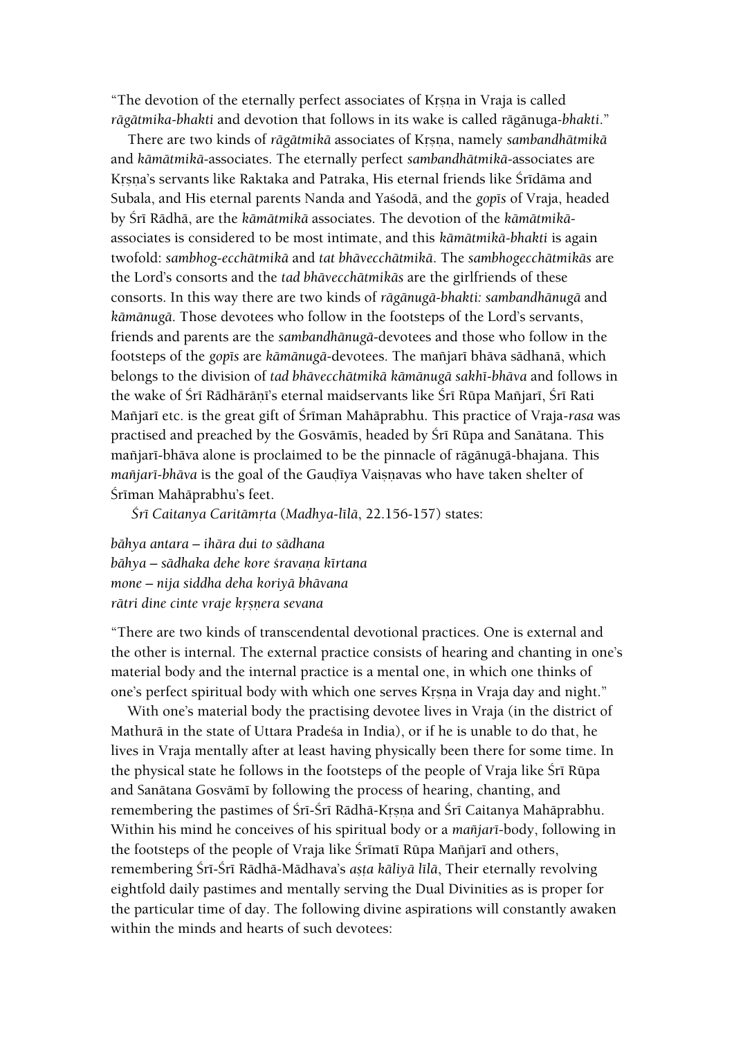"The devotion of the eternally perfect associates of Kṛṣṇa in Vraja is called *rāgātmika-bhakti* and devotion that follows in its wake is called rāgānuga-*bhakti*."

There are two kinds of *rāgātmikā* associates of Kṛṣṇa, namely *sambandhātmikā* and *kāmātmikā*-associates. The eternally perfect *sambandhātmikā*-associates are Kṛṣṇa's servants like Raktaka and Patraka, His eternal friends like Śrīdāma and Subala, and His eternal parents Nanda and Yaśodā, and the *gopīs* of Vraja, headed by Śrī Rādhā, are the *kāmātmikā* associates. The devotion of the *kāmātmikā*-associates is considered to be most intimate, and this *kāmātmikā-bhakti* is again twofold: *sambhog-ecchātmikā* and *tat bhāvecchātmikā*. The *sambhogecchātmikās* are the Lord's consorts and the *tad bhāvecchātmikās* are the girlfriends of these consorts. In this way there are two kinds of *rāgānugā-bhakti: sambandhānugā* and *kāmānugā*. Those devotees who follow in the footsteps of the Lord's servants, friends and parents are the *sambandhānugā*-devotees and those who follow in the footsteps of the *gopīs* are *kāmānugā*-devotees. The mañjarī bhāva sādhanā, which belongs to the division of *tad bhāvecchātmikā kāmānugā sakhī-bhāva* and follows in the wake of Śrī Rādhārāṇī's eternal maidservants like Śrī Rūpa Mañjarī, Śrī Rati Mañjarī etc. is the great gift of Śrīman Mahāprabhu. This practice of Vraja-*rasa* was practised and preached by the Gosvāmīs, headed by Śrī Rūpa and Sanātana. This mañjarī-bhāva alone is proclaimed to be the pinnacle of rāgānugā-bhajana. This *mañjarī-bhāva* is the goal of the Gauḍīya Vaiṣṇavas who have taken shelter of Śrīman Mahāprabhu's feet.

*Śrī Caitanya Caritāmṛta* (*Madhya-līlā*, 22.156-157) states:

*bāhya antara – ihāra dui to sādhana*
*bāhya – sādhaka dehe kore śravaṇa kīrtana*
*mone – nija siddha deha koriyā bhāvana*
*rātri dine cinte vraje kṛṣṇera sevana*

"There are two kinds of transcendental devotional practices. One is external and the other is internal. The external practice consists of hearing and chanting in one's material body and the internal practice is a mental one, in which one thinks of one's perfect spiritual body with which one serves Kṛṣṇa in Vraja day and night."

With one's material body the practising devotee lives in Vraja (in the district of Mathurā in the state of Uttara Pradeśa in India), or if he is unable to do that, he lives in Vraja mentally after at least having physically been there for some time. In the physical state he follows in the footsteps of the people of Vraja like Śrī Rūpa and Sanātana Gosvāmī by following the process of hearing, chanting, and remembering the pastimes of Śrī-Śrī Rādhā-Kṛṣṇa and Śrī Caitanya Mahāprabhu. Within his mind he conceives of his spiritual body or a *mañjarī*-body, following in the footsteps of the people of Vraja like Śrīmatī Rūpa Mañjarī and others, remembering Śrī-Śrī Rādhā-Mādhava's *aṣṭa kāliyā līlā*, Their eternally revolving eightfold daily pastimes and mentally serving the Dual Divinities as is proper for the particular time of day. The following divine aspirations will constantly awaken within the minds and hearts of such devotees: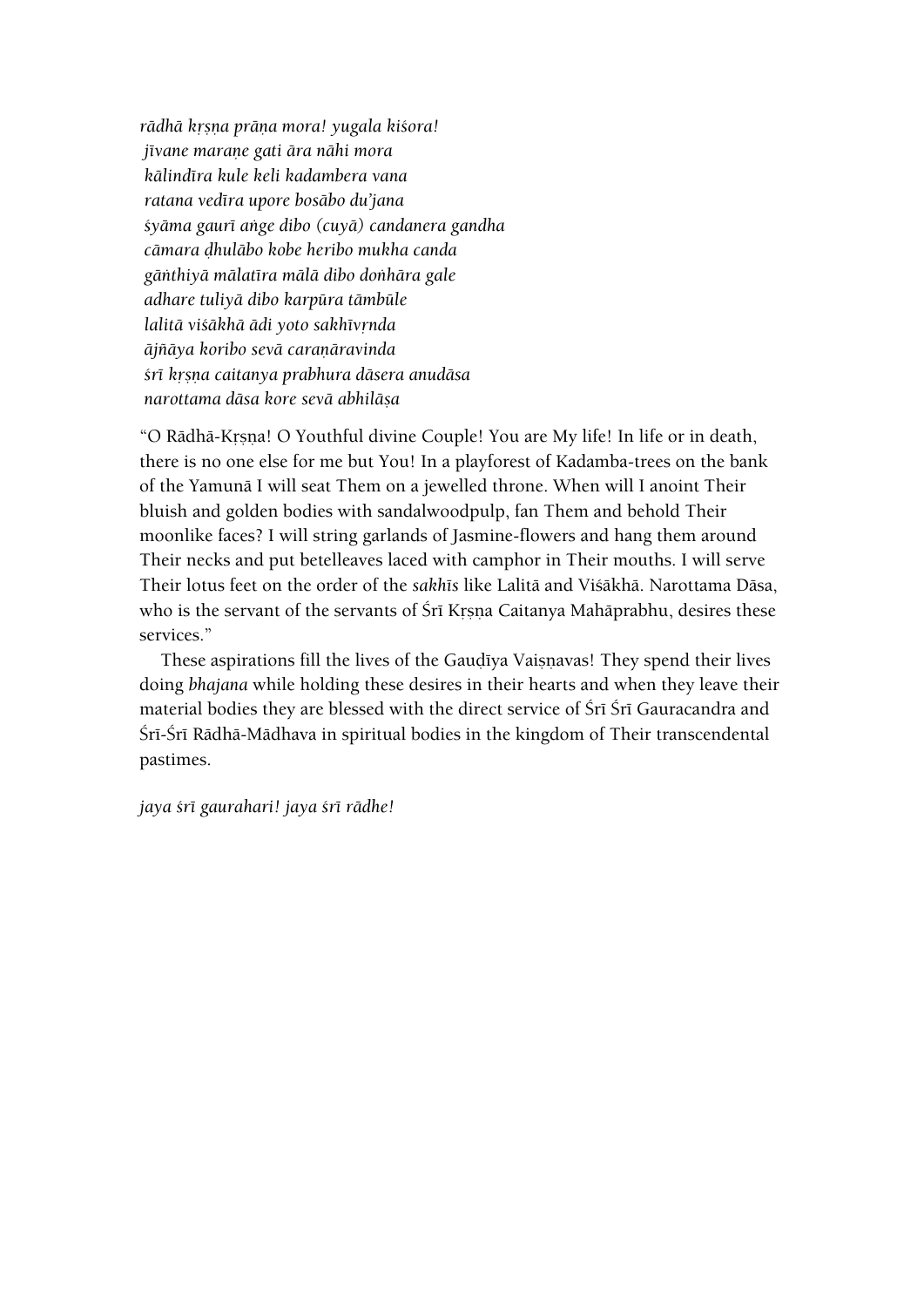*rādhā kṛṣṇa prāṇa mora! yugala kiśora!*
*jīvane maraṇe gati āra nāhi mora*
*kālindīra kule keli kadambera vana*
*ratana vedīra upore bosābo du'jana*
*śyāma gaurī aṅge dibo (cuyā) candanera gandha*
*cāmara ḍhulābo kobe heribo mukha canda*
*gāṅthiyā mālatīra mālā dibo doṅhāra gale*
*adhare tuliyā dibo karpūra tāmbūle*
*lalitā viśākhā ādi yoto sakhīvṛnda*
*ājñāya koribo sevā caraṇāravinda*
*śrī kṛṣṇa caitanya prabhura dāsera anudāsa*
*narottama dāsa kore sevā abhilāṣa*

"O Rādhā-Kṛṣṇa! O Youthful divine Couple! You are My life! In life or in death, there is no one else for me but You! In a playforest of Kadamba-trees on the bank of the Yamunā I will seat Them on a jewelled throne. When will I anoint Their bluish and golden bodies with sandalwoodpulp, fan Them and behold Their moonlike faces? I will string garlands of Jasmine-flowers and hang them around Their necks and put betelleaves laced with camphor in Their mouths. I will serve Their lotus feet on the order of the *sakhīs* like Lalitā and Viśākhā. Narottama Dāsa, who is the servant of the servants of Śrī Kṛṣṇa Caitanya Mahāprabhu, desires these services."

These aspirations fill the lives of the Gauḍīya Vaiṣṇavas! They spend their lives doing *bhajana* while holding these desires in their hearts and when they leave their material bodies they are blessed with the direct service of Śrī Śrī Gauracandra and Śrī-Śrī Rādhā-Mādhava in spiritual bodies in the kingdom of Their transcendental pastimes.

*jaya śrī gaurahari! jaya śrī rādhe!*